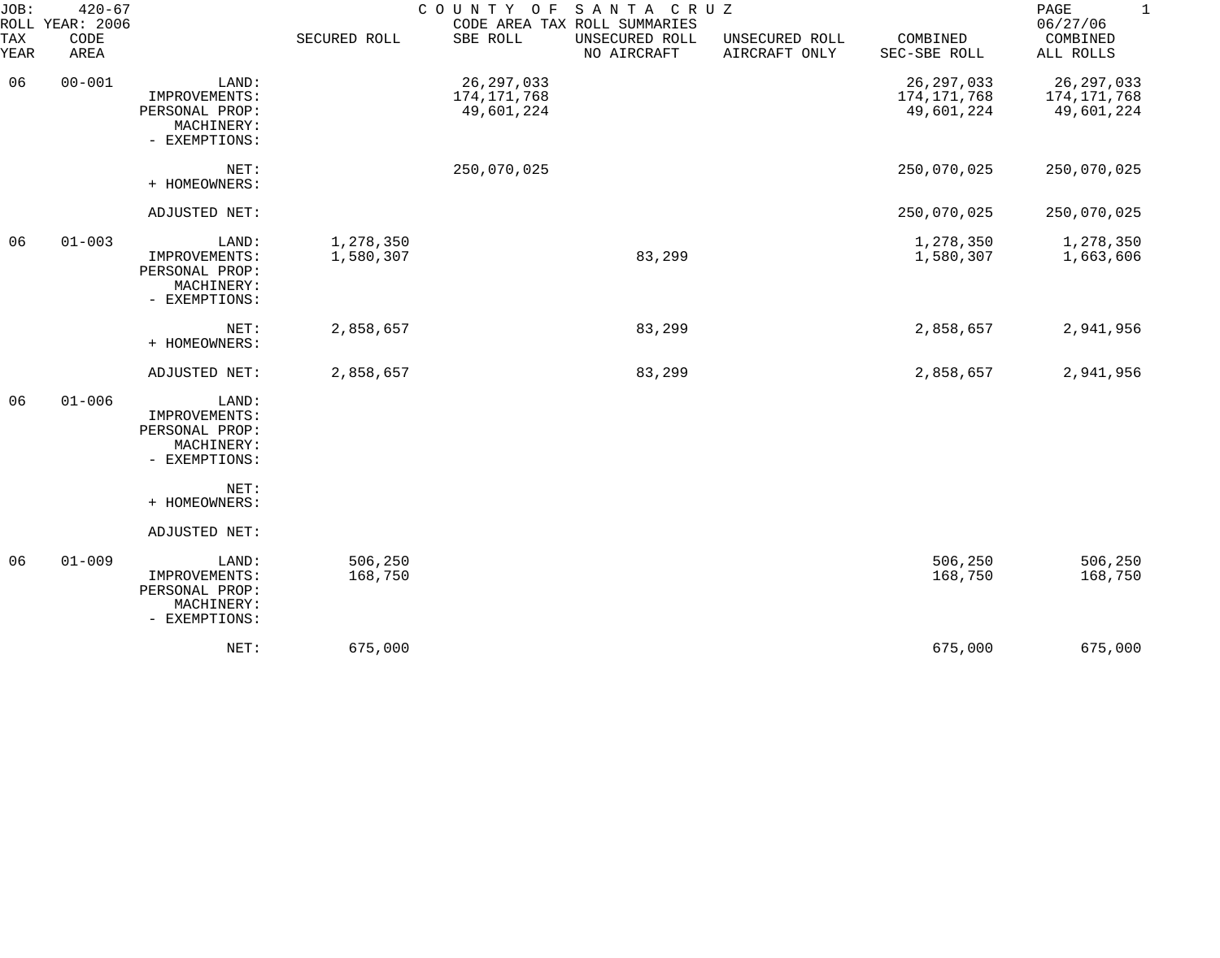JOB: 420-67 COUNTY OF SANTA CRUZ
ROLL YEAR: 2006 CODE AREA TAX ROLL SUMMARIES 06/27/06

| TAX YEAR | CODE AREA | | SECURED ROLL | SBE ROLL | UNSECURED ROLL NO AIRCRAFT | UNSECURED ROLL AIRCRAFT ONLY | COMBINED SEC-SBE ROLL | COMBINED ALL ROLLS |
|---|---|---|---|---|---|---|---|---|
| 06 | 00-001 | LAND: | | 26,297,033 | | | 26,297,033 | 26,297,033 |
| | | IMPROVEMENTS: | | 174,171,768 | | | 174,171,768 | 174,171,768 |
| | | PERSONAL PROP: | | 49,601,224 | | | 49,601,224 | 49,601,224 |
| | | MACHINERY: | | | | | | |
| | | - EXEMPTIONS: | | | | | | |
| | | NET: | | 250,070,025 | | | 250,070,025 | 250,070,025 |
| | | + HOMEOWNERS: | | | | | | |
| | | ADJUSTED NET: | | | | | 250,070,025 | 250,070,025 |
| 06 | 01-003 | LAND: | 1,278,350 | | | | 1,278,350 | 1,278,350 |
| | | IMPROVEMENTS: | 1,580,307 | | 83,299 | | 1,580,307 | 1,663,606 |
| | | PERSONAL PROP: | | | | | | |
| | | MACHINERY: | | | | | | |
| | | - EXEMPTIONS: | | | | | | |
| | | NET: | 2,858,657 | | 83,299 | | 2,858,657 | 2,941,956 |
| | | + HOMEOWNERS: | | | | | | |
| | | ADJUSTED NET: | 2,858,657 | | 83,299 | | 2,858,657 | 2,941,956 |
| 06 | 01-006 | LAND: | | | | | | |
| | | IMPROVEMENTS: | | | | | | |
| | | PERSONAL PROP: | | | | | | |
| | | MACHINERY: | | | | | | |
| | | - EXEMPTIONS: | | | | | | |
| | | NET: | | | | | | |
| | | + HOMEOWNERS: | | | | | | |
| | | ADJUSTED NET: | | | | | | |
| 06 | 01-009 | LAND: | 506,250 | | | | 506,250 | 506,250 |
| | | IMPROVEMENTS: | 168,750 | | | | 168,750 | 168,750 |
| | | PERSONAL PROP: | | | | | | |
| | | MACHINERY: | | | | | | |
| | | - EXEMPTIONS: | | | | | | |
| | | NET: | 675,000 | | | | 675,000 | 675,000 |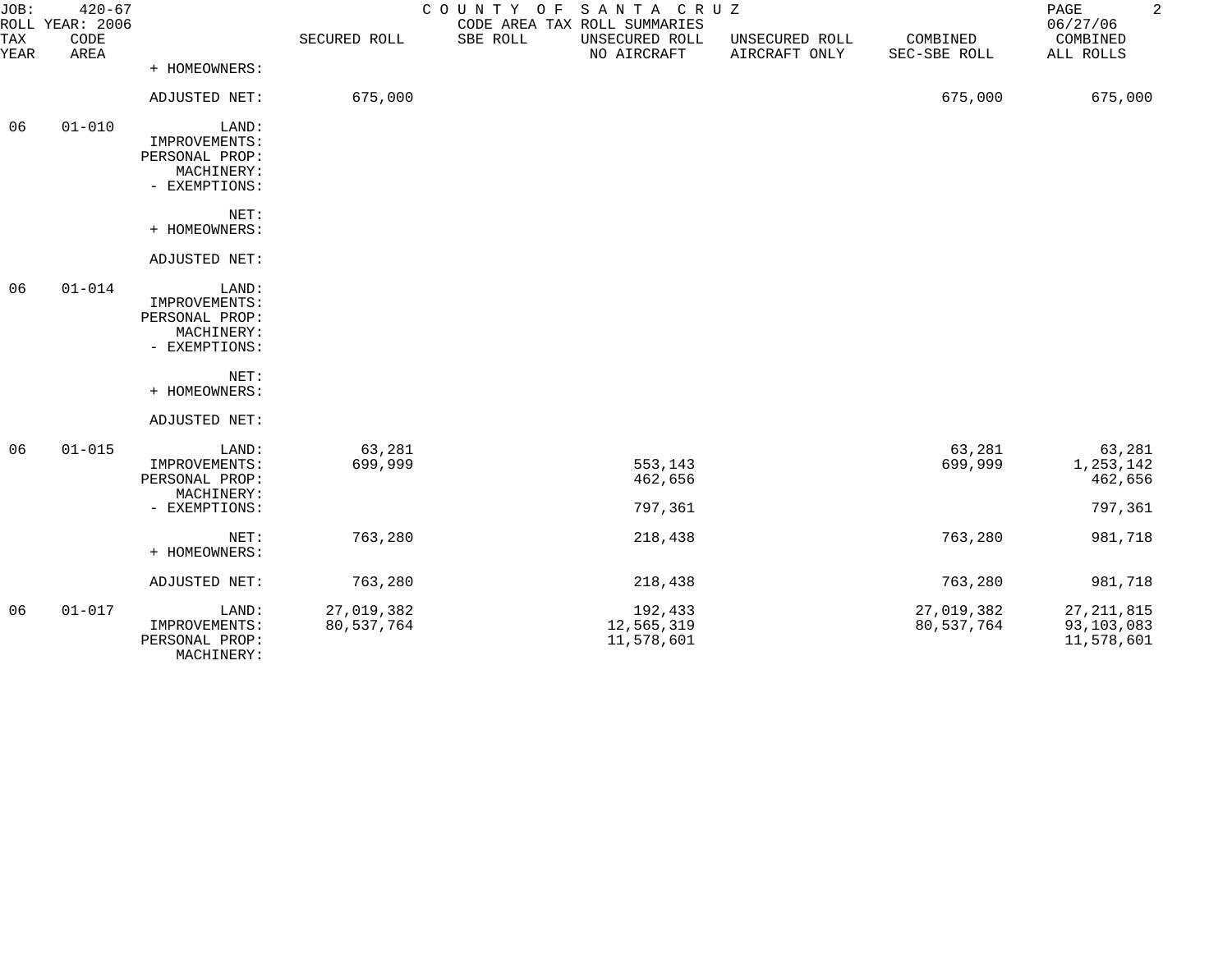JOB: 420-67 COUNTY OF SANTA CRUZ
ROLL YEAR: 2006 CODE AREA TAX ROLL SUMMARIES 06/27/06

| TAX YEAR | CODE AREA | | SECURED ROLL | SBE ROLL | UNSECURED ROLL NO AIRCRAFT | UNSECURED ROLL AIRCRAFT ONLY | COMBINED SEC-SBE ROLL | COMBINED ALL ROLLS |
|---|---|---|---|---|---|---|---|---|
| | | + HOMEOWNERS: | | | | | | |
| | | ADJUSTED NET: | 675,000 | | | | 675,000 | 675,000 |
| 06 | 01-010 | LAND: | | | | | | |
| | | IMPROVEMENTS: | | | | | | |
| | | PERSONAL PROP: | | | | | | |
| | | MACHINERY: | | | | | | |
| | | - EXEMPTIONS: | | | | | | |
| | | NET: | | | | | | |
| | | + HOMEOWNERS: | | | | | | |
| | | ADJUSTED NET: | | | | | | |
| 06 | 01-014 | LAND: | | | | | | |
| | | IMPROVEMENTS: | | | | | | |
| | | PERSONAL PROP: | | | | | | |
| | | MACHINERY: | | | | | | |
| | | - EXEMPTIONS: | | | | | | |
| | | NET: | | | | | | |
| | | + HOMEOWNERS: | | | | | | |
| | | ADJUSTED NET: | | | | | | |
| 06 | 01-015 | LAND: | 63,281 | | | | 63,281 | 63,281 |
| | | IMPROVEMENTS: | 699,999 | | 553,143 | | 699,999 | 1,253,142 |
| | | PERSONAL PROP: | | | 462,656 | | | 462,656 |
| | | MACHINERY: | | | | | | |
| | | - EXEMPTIONS: | | | 797,361 | | | 797,361 |
| | | NET: | 763,280 | | 218,438 | | 763,280 | 981,718 |
| | | + HOMEOWNERS: | | | | | | |
| | | ADJUSTED NET: | 763,280 | | 218,438 | | 763,280 | 981,718 |
| 06 | 01-017 | LAND: | 27,019,382 | | 192,433 | | 27,019,382 | 27,211,815 |
| | | IMPROVEMENTS: | 80,537,764 | | 12,565,319 | | 80,537,764 | 93,103,083 |
| | | PERSONAL PROP: | | | 11,578,601 | | | 11,578,601 |
| | | MACHINERY: | | | | | | |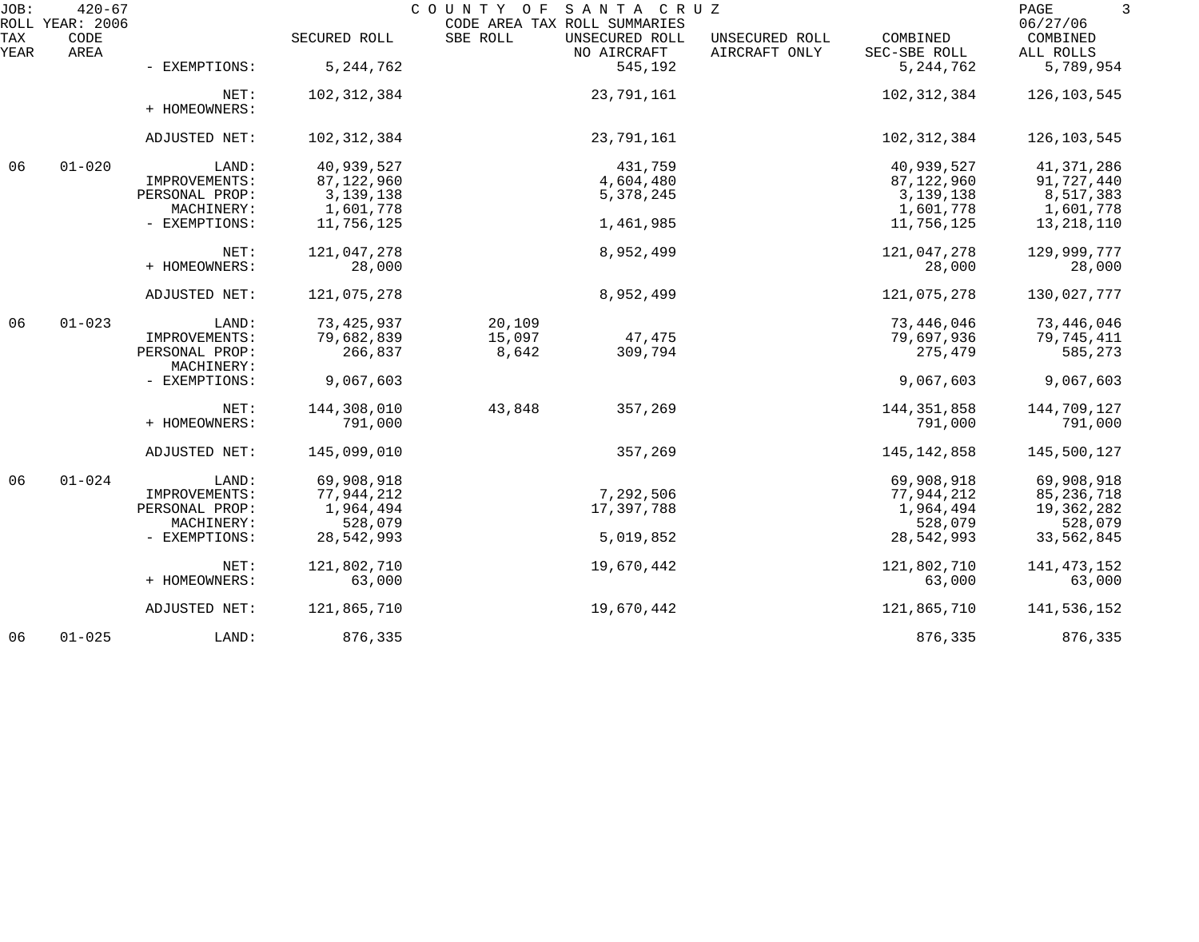JOB: 420-67 COUNTY OF SANTA CRUZ PAGE 3
ROLL YEAR: 2006 CODE AREA TAX ROLL SUMMARIES 06/27/06

| TAX YEAR | CODE AREA | | SECURED ROLL | SBE ROLL | UNSECURED ROLL NO AIRCRAFT | UNSECURED ROLL AIRCRAFT ONLY | COMBINED SEC-SBE ROLL | COMBINED ALL ROLLS |
|---|---|---|---|---|---|---|---|---|
| | | - EXEMPTIONS: | 5,244,762 | | 545,192 | | 5,244,762 | 5,789,954 |
| | | NET: | 102,312,384 | | 23,791,161 | | 102,312,384 | 126,103,545 |
| | | + HOMEOWNERS: | | | | | | |
| | | ADJUSTED NET: | 102,312,384 | | 23,791,161 | | 102,312,384 | 126,103,545 |
| 06 | 01-020 | LAND: | 40,939,527 | | 431,759 | | 40,939,527 | 41,371,286 |
| | | IMPROVEMENTS: | 87,122,960 | | 4,604,480 | | 87,122,960 | 91,727,440 |
| | | PERSONAL PROP: | 3,139,138 | | 5,378,245 | | 3,139,138 | 8,517,383 |
| | | MACHINERY: | 1,601,778 | | | | 1,601,778 | 1,601,778 |
| | | - EXEMPTIONS: | 11,756,125 | | 1,461,985 | | 11,756,125 | 13,218,110 |
| | | NET: | 121,047,278 | | 8,952,499 | | 121,047,278 | 129,999,777 |
| | | + HOMEOWNERS: | 28,000 | | | | 28,000 | 28,000 |
| | | ADJUSTED NET: | 121,075,278 | | 8,952,499 | | 121,075,278 | 130,027,777 |
| 06 | 01-023 | LAND: | 73,425,937 | 20,109 | | | 73,446,046 | 73,446,046 |
| | | IMPROVEMENTS: | 79,682,839 | 15,097 | 47,475 | | 79,697,936 | 79,745,411 |
| | | PERSONAL PROP: | 266,837 | 8,642 | 309,794 | | 275,479 | 585,273 |
| | | MACHINERY: | | | | | | |
| | | - EXEMPTIONS: | 9,067,603 | | | | 9,067,603 | 9,067,603 |
| | | NET: | 144,308,010 | 43,848 | 357,269 | | 144,351,858 | 144,709,127 |
| | | + HOMEOWNERS: | 791,000 | | | | 791,000 | 791,000 |
| | | ADJUSTED NET: | 145,099,010 | | 357,269 | | 145,142,858 | 145,500,127 |
| 06 | 01-024 | LAND: | 69,908,918 | | | | 69,908,918 | 69,908,918 |
| | | IMPROVEMENTS: | 77,944,212 | | 7,292,506 | | 77,944,212 | 85,236,718 |
| | | PERSONAL PROP: | 1,964,494 | | 17,397,788 | | 1,964,494 | 19,362,282 |
| | | MACHINERY: | 528,079 | | | | 528,079 | 528,079 |
| | | - EXEMPTIONS: | 28,542,993 | | 5,019,852 | | 28,542,993 | 33,562,845 |
| | | NET: | 121,802,710 | | 19,670,442 | | 121,802,710 | 141,473,152 |
| | | + HOMEOWNERS: | 63,000 | | | | 63,000 | 63,000 |
| | | ADJUSTED NET: | 121,865,710 | | 19,670,442 | | 121,865,710 | 141,536,152 |
| 06 | 01-025 | LAND: | 876,335 | | | | 876,335 | 876,335 |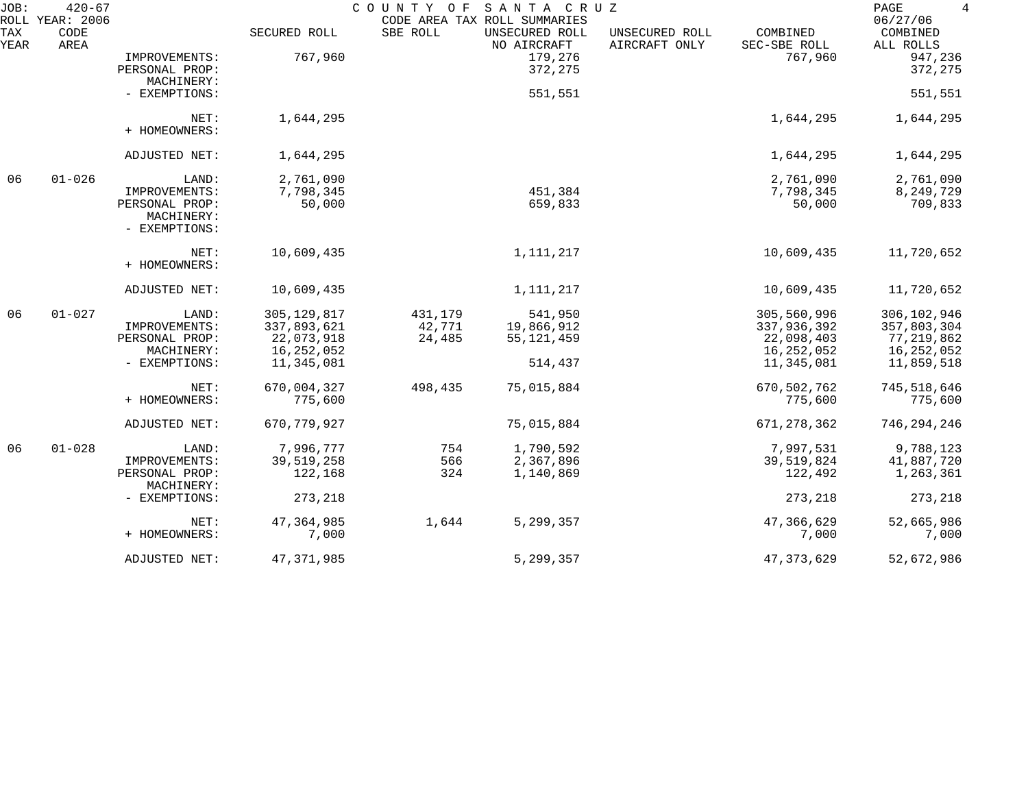| TAX YEAR | CODE AREA | | SECURED ROLL | SBE ROLL | UNSECURED ROLL NO AIRCRAFT | UNSECURED ROLL AIRCRAFT ONLY | COMBINED SEC-SBE ROLL | COMBINED ALL ROLLS |
|---|---|---|---|---|---|---|---|---|
| | | IMPROVEMENTS: | 767,960 | | 179,276 | | 767,960 | 947,236 |
| | | PERSONAL PROP: | | | 372,275 | | | 372,275 |
| | | MACHINERY: | | | | | | |
| | | - EXEMPTIONS: | | | 551,551 | | | 551,551 |
| | | NET: | 1,644,295 | | | | 1,644,295 | 1,644,295 |
| | | + HOMEOWNERS: | | | | | | |
| | | ADJUSTED NET: | 1,644,295 | | | | 1,644,295 | 1,644,295 |
| 06 | 01-026 | LAND: | 2,761,090 | | | | 2,761,090 | 2,761,090 |
| | | IMPROVEMENTS: | 7,798,345 | | 451,384 | | 7,798,345 | 8,249,729 |
| | | PERSONAL PROP: | 50,000 | | 659,833 | | 50,000 | 709,833 |
| | | MACHINERY: | | | | | | |
| | | - EXEMPTIONS: | | | | | | |
| | | NET: | 10,609,435 | | 1,111,217 | | 10,609,435 | 11,720,652 |
| | | + HOMEOWNERS: | | | | | | |
| | | ADJUSTED NET: | 10,609,435 | | 1,111,217 | | 10,609,435 | 11,720,652 |
| 06 | 01-027 | LAND: | 305,129,817 | 431,179 | 541,950 | | 305,560,996 | 306,102,946 |
| | | IMPROVEMENTS: | 337,893,621 | 42,771 | 19,866,912 | | 337,936,392 | 357,803,304 |
| | | PERSONAL PROP: | 22,073,918 | 24,485 | 55,121,459 | | 22,098,403 | 77,219,862 |
| | | MACHINERY: | 16,252,052 | | | | 16,252,052 | 16,252,052 |
| | | - EXEMPTIONS: | 11,345,081 | | 514,437 | | 11,345,081 | 11,859,518 |
| | | NET: | 670,004,327 | 498,435 | 75,015,884 | | 670,502,762 | 745,518,646 |
| | | + HOMEOWNERS: | 775,600 | | | | 775,600 | 775,600 |
| | | ADJUSTED NET: | 670,779,927 | | 75,015,884 | | 671,278,362 | 746,294,246 |
| 06 | 01-028 | LAND: | 7,996,777 | 754 | 1,790,592 | | 7,997,531 | 9,788,123 |
| | | IMPROVEMENTS: | 39,519,258 | 566 | 2,367,896 | | 39,519,824 | 41,887,720 |
| | | PERSONAL PROP: | 122,168 | 324 | 1,140,869 | | 122,492 | 1,263,361 |
| | | MACHINERY: | | | | | | |
| | | - EXEMPTIONS: | 273,218 | | | | 273,218 | 273,218 |
| | | NET: | 47,364,985 | 1,644 | 5,299,357 | | 47,366,629 | 52,665,986 |
| | | + HOMEOWNERS: | 7,000 | | | | 7,000 | 7,000 |
| | | ADJUSTED NET: | 47,371,985 | | 5,299,357 | | 47,373,629 | 52,672,986 |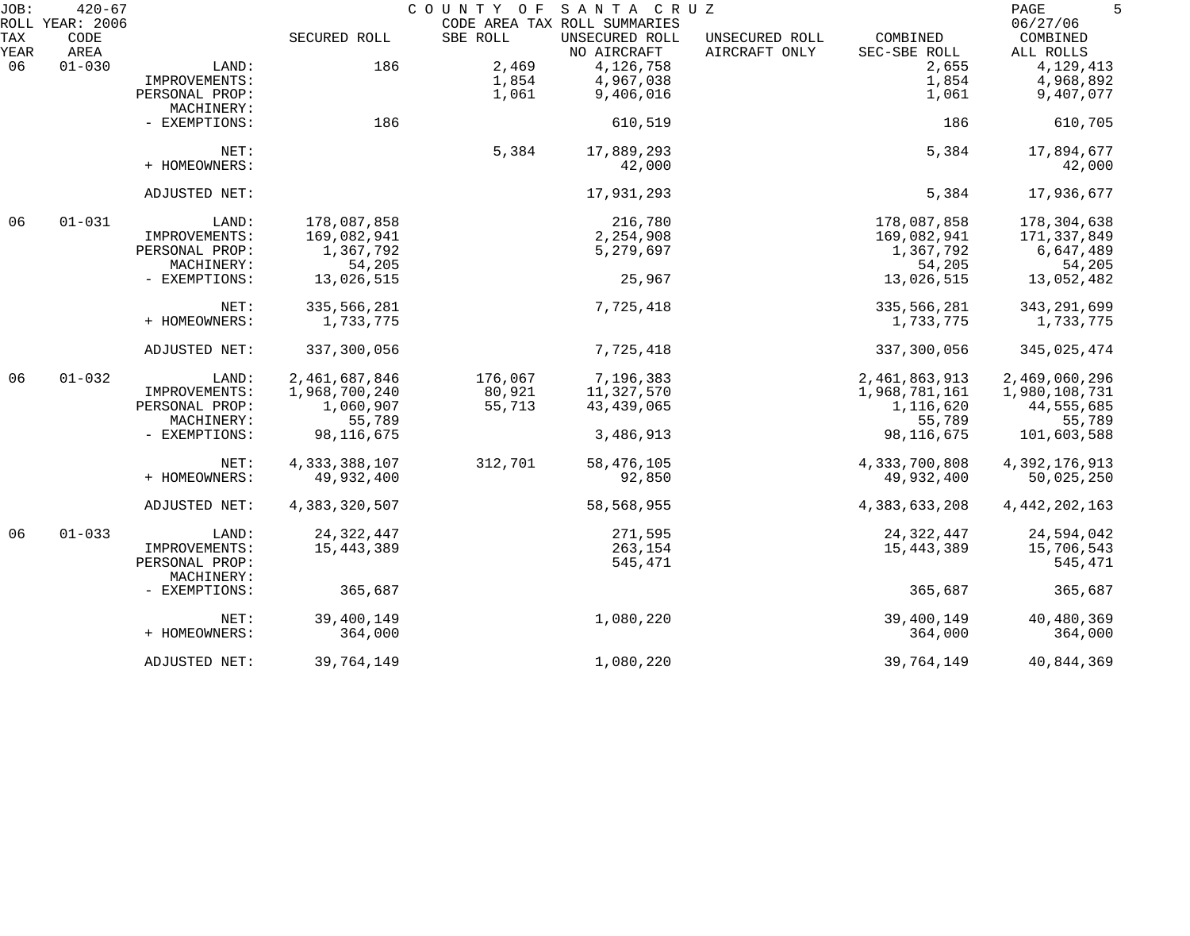JOB: 420-67 COUNTY OF SANTA CRUZ
ROLL YEAR: 2006 CODE AREA TAX ROLL SUMMARIES 06/27/06

| TAX YEAR | CODE AREA | | SECURED ROLL | SBE ROLL | UNSECURED ROLL NO AIRCRAFT | UNSECURED ROLL AIRCRAFT ONLY | COMBINED SEC-SBE ROLL | COMBINED ALL ROLLS |
|---|---|---|---|---|---|---|---|---|
| 06 | 01-030 | LAND: | 186 | 2,469 | 4,126,758 | | 2,655 | 4,129,413 |
| | | IMPROVEMENTS: | | 1,854 | 4,967,038 | | 1,854 | 4,968,892 |
| | | PERSONAL PROP: | | 1,061 | 9,406,016 | | 1,061 | 9,407,077 |
| | | MACHINERY: | | | | | | |
| | | - EXEMPTIONS: | 186 | | 610,519 | | 186 | 610,705 |
| | | NET: | | 5,384 | 17,889,293 | | 5,384 | 17,894,677 |
| | | + HOMEOWNERS: | | | 42,000 | | | 42,000 |
| | | ADJUSTED NET: | | | 17,931,293 | | 5,384 | 17,936,677 |
| 06 | 01-031 | LAND: | 178,087,858 | | 216,780 | | 178,087,858 | 178,304,638 |
| | | IMPROVEMENTS: | 169,082,941 | | 2,254,908 | | 169,082,941 | 171,337,849 |
| | | PERSONAL PROP: | 1,367,792 | | 5,279,697 | | 1,367,792 | 6,647,489 |
| | | MACHINERY: | 54,205 | | | | 54,205 | 54,205 |
| | | - EXEMPTIONS: | 13,026,515 | | 25,967 | | 13,026,515 | 13,052,482 |
| | | NET: | 335,566,281 | | 7,725,418 | | 335,566,281 | 343,291,699 |
| | | + HOMEOWNERS: | 1,733,775 | | | | 1,733,775 | 1,733,775 |
| | | ADJUSTED NET: | 337,300,056 | | 7,725,418 | | 337,300,056 | 345,025,474 |
| 06 | 01-032 | LAND: | 2,461,687,846 | 176,067 | 7,196,383 | | 2,461,863,913 | 2,469,060,296 |
| | | IMPROVEMENTS: | 1,968,700,240 | 80,921 | 11,327,570 | | 1,968,781,161 | 1,980,108,731 |
| | | PERSONAL PROP: | 1,060,907 | 55,713 | 43,439,065 | | 1,116,620 | 44,555,685 |
| | | MACHINERY: | 55,789 | | | | 55,789 | 55,789 |
| | | - EXEMPTIONS: | 98,116,675 | | 3,486,913 | | 98,116,675 | 101,603,588 |
| | | NET: | 4,333,388,107 | 312,701 | 58,476,105 | | 4,333,700,808 | 4,392,176,913 |
| | | + HOMEOWNERS: | 49,932,400 | | 92,850 | | 49,932,400 | 50,025,250 |
| | | ADJUSTED NET: | 4,383,320,507 | | 58,568,955 | | 4,383,633,208 | 4,442,202,163 |
| 06 | 01-033 | LAND: | 24,322,447 | | 271,595 | | 24,322,447 | 24,594,042 |
| | | IMPROVEMENTS: | 15,443,389 | | 263,154 | | 15,443,389 | 15,706,543 |
| | | PERSONAL PROP: | | | 545,471 | | | 545,471 |
| | | MACHINERY: | | | | | | |
| | | - EXEMPTIONS: | 365,687 | | | | 365,687 | 365,687 |
| | | NET: | 39,400,149 | | 1,080,220 | | 39,400,149 | 40,480,369 |
| | | + HOMEOWNERS: | 364,000 | | | | 364,000 | 364,000 |
| | | ADJUSTED NET: | 39,764,149 | | 1,080,220 | | 39,764,149 | 40,844,369 |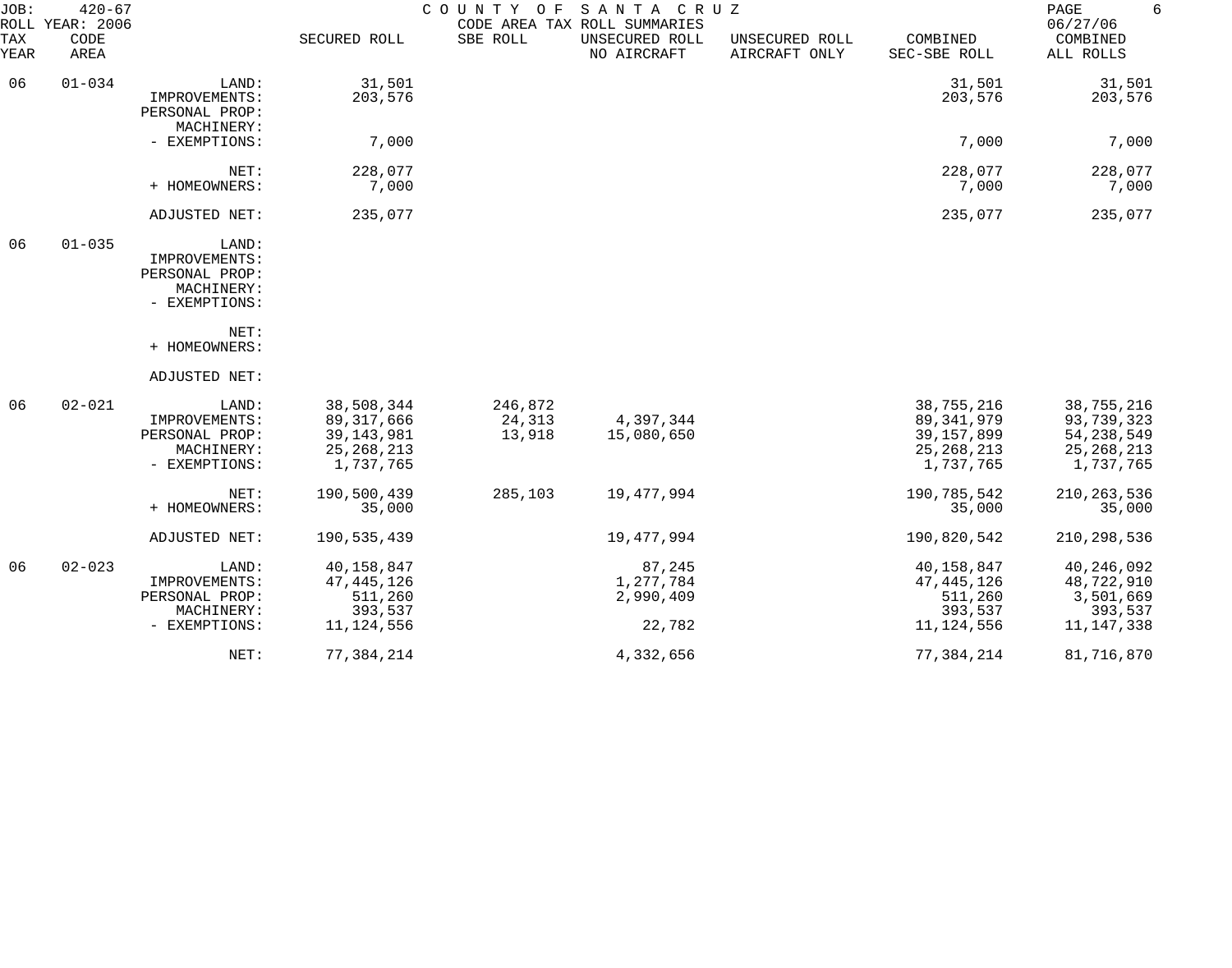JOB: 420-67 COUNTY OF SANTA CRUZ PAGE 6
ROLL YEAR: 2006 CODE AREA TAX ROLL SUMMARIES 06/27/06

| TAX YEAR | CODE AREA | | SECURED ROLL | SBE ROLL | UNSECURED ROLL NO AIRCRAFT | UNSECURED ROLL AIRCRAFT ONLY | COMBINED SEC-SBE ROLL | COMBINED ALL ROLLS |
|---|---|---|---|---|---|---|---|---|
| 06 | 01-034 | LAND: | 31,501 | | | | 31,501 | 31,501 |
| | | IMPROVEMENTS: | 203,576 | | | | 203,576 | 203,576 |
| | | PERSONAL PROP: | | | | | | |
| | | MACHINERY: | | | | | | |
| | | - EXEMPTIONS: | 7,000 | | | | 7,000 | 7,000 |
| | | NET: | 228,077 | | | | 228,077 | 228,077 |
| | | + HOMEOWNERS: | 7,000 | | | | 7,000 | 7,000 |
| | | ADJUSTED NET: | 235,077 | | | | 235,077 | 235,077 |
| 06 | 01-035 | LAND: | | | | | | |
| | | IMPROVEMENTS: | | | | | | |
| | | PERSONAL PROP: | | | | | | |
| | | MACHINERY: | | | | | | |
| | | - EXEMPTIONS: | | | | | | |
| | | NET: | | | | | | |
| | | + HOMEOWNERS: | | | | | | |
| | | ADJUSTED NET: | | | | | | |
| 06 | 02-021 | LAND: | 38,508,344 | 246,872 | | | 38,755,216 | 38,755,216 |
| | | IMPROVEMENTS: | 89,317,666 | 24,313 | 4,397,344 | | 89,341,979 | 93,739,323 |
| | | PERSONAL PROP: | 39,143,981 | 13,918 | 15,080,650 | | 39,157,899 | 54,238,549 |
| | | MACHINERY: | 25,268,213 | | | | 25,268,213 | 25,268,213 |
| | | - EXEMPTIONS: | 1,737,765 | | | | 1,737,765 | 1,737,765 |
| | | NET: | 190,500,439 | 285,103 | 19,477,994 | | 190,785,542 | 210,263,536 |
| | | + HOMEOWNERS: | 35,000 | | | | 35,000 | 35,000 |
| | | ADJUSTED NET: | 190,535,439 | | 19,477,994 | | 190,820,542 | 210,298,536 |
| 06 | 02-023 | LAND: | 40,158,847 | | 87,245 | | 40,158,847 | 40,246,092 |
| | | IMPROVEMENTS: | 47,445,126 | | 1,277,784 | | 47,445,126 | 48,722,910 |
| | | PERSONAL PROP: | 511,260 | | 2,990,409 | | 511,260 | 3,501,669 |
| | | MACHINERY: | 393,537 | | | | 393,537 | 393,537 |
| | | - EXEMPTIONS: | 11,124,556 | | 22,782 | | 11,124,556 | 11,147,338 |
| | | NET: | 77,384,214 | | 4,332,656 | | 77,384,214 | 81,716,870 |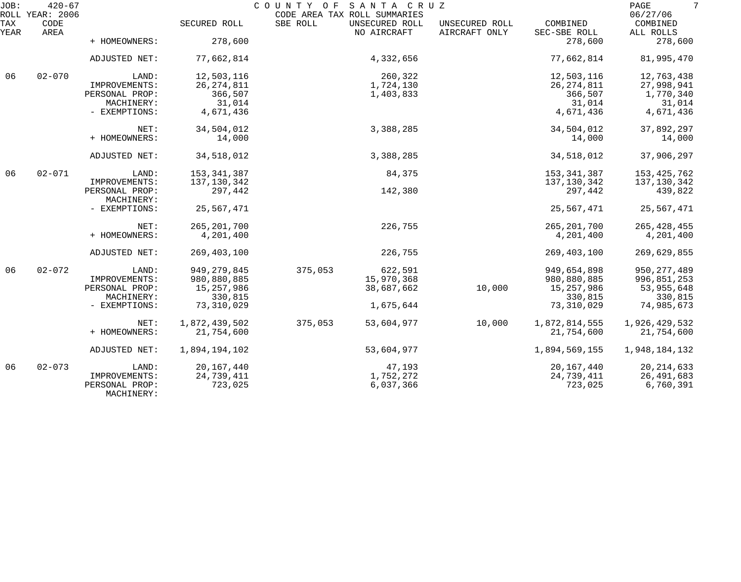JOB: 420-67 COUNTY OF SANTA CRUZ
ROLL YEAR: 2006 CODE AREA TAX ROLL SUMMARIES 06/27/06

| TAX YEAR | CODE AREA | | SECURED ROLL | SBE ROLL | UNSECURED ROLL NO AIRCRAFT | UNSECURED ROLL AIRCRAFT ONLY | COMBINED SEC-SBE ROLL | COMBINED ALL ROLLS |
|---|---|---|---|---|---|---|---|---|
| | | + HOMEOWNERS: | 278,600 | | | | 278,600 | 278,600 |
| | | ADJUSTED NET: | 77,662,814 | | 4,332,656 | | 77,662,814 | 81,995,470 |
| 06 | 02-070 | LAND: | 12,503,116 | | 260,322 | | 12,503,116 | 12,763,438 |
| | | IMPROVEMENTS: | 26,274,811 | | 1,724,130 | | 26,274,811 | 27,998,941 |
| | | PERSONAL PROP: | 366,507 | | 1,403,833 | | 366,507 | 1,770,340 |
| | | MACHINERY: | 31,014 | | | | 31,014 | 31,014 |
| | | - EXEMPTIONS: | 4,671,436 | | | | 4,671,436 | 4,671,436 |
| | | NET: | 34,504,012 | | 3,388,285 | | 34,504,012 | 37,892,297 |
| | | + HOMEOWNERS: | 14,000 | | | | 14,000 | 14,000 |
| | | ADJUSTED NET: | 34,518,012 | | 3,388,285 | | 34,518,012 | 37,906,297 |
| 06 | 02-071 | LAND: | 153,341,387 | | 84,375 | | 153,341,387 | 153,425,762 |
| | | IMPROVEMENTS: | 137,130,342 | | | | 137,130,342 | 137,130,342 |
| | | PERSONAL PROP: | 297,442 | | 142,380 | | 297,442 | 439,822 |
| | | MACHINERY: | | | | | | |
| | | - EXEMPTIONS: | 25,567,471 | | | | 25,567,471 | 25,567,471 |
| | | NET: | 265,201,700 | | 226,755 | | 265,201,700 | 265,428,455 |
| | | + HOMEOWNERS: | 4,201,400 | | | | 4,201,400 | 4,201,400 |
| | | ADJUSTED NET: | 269,403,100 | | 226,755 | | 269,403,100 | 269,629,855 |
| 06 | 02-072 | LAND: | 949,279,845 | 375,053 | 622,591 | | 949,654,898 | 950,277,489 |
| | | IMPROVEMENTS: | 980,880,885 | | 15,970,368 | | 980,880,885 | 996,851,253 |
| | | PERSONAL PROP: | 15,257,986 | | 38,687,662 | 10,000 | 15,257,986 | 53,955,648 |
| | | MACHINERY: | 330,815 | | | | 330,815 | 330,815 |
| | | - EXEMPTIONS: | 73,310,029 | | 1,675,644 | | 73,310,029 | 74,985,673 |
| | | NET: | 1,872,439,502 | 375,053 | 53,604,977 | 10,000 | 1,872,814,555 | 1,926,429,532 |
| | | + HOMEOWNERS: | 21,754,600 | | | | 21,754,600 | 21,754,600 |
| | | ADJUSTED NET: | 1,894,194,102 | | 53,604,977 | | 1,894,569,155 | 1,948,184,132 |
| 06 | 02-073 | LAND: | 20,167,440 | | 47,193 | | 20,167,440 | 20,214,633 |
| | | IMPROVEMENTS: | 24,739,411 | | 1,752,272 | | 24,739,411 | 26,491,683 |
| | | PERSONAL PROP: | 723,025 | | 6,037,366 | | 723,025 | 6,760,391 |
| | | MACHINERY: | | | | | | |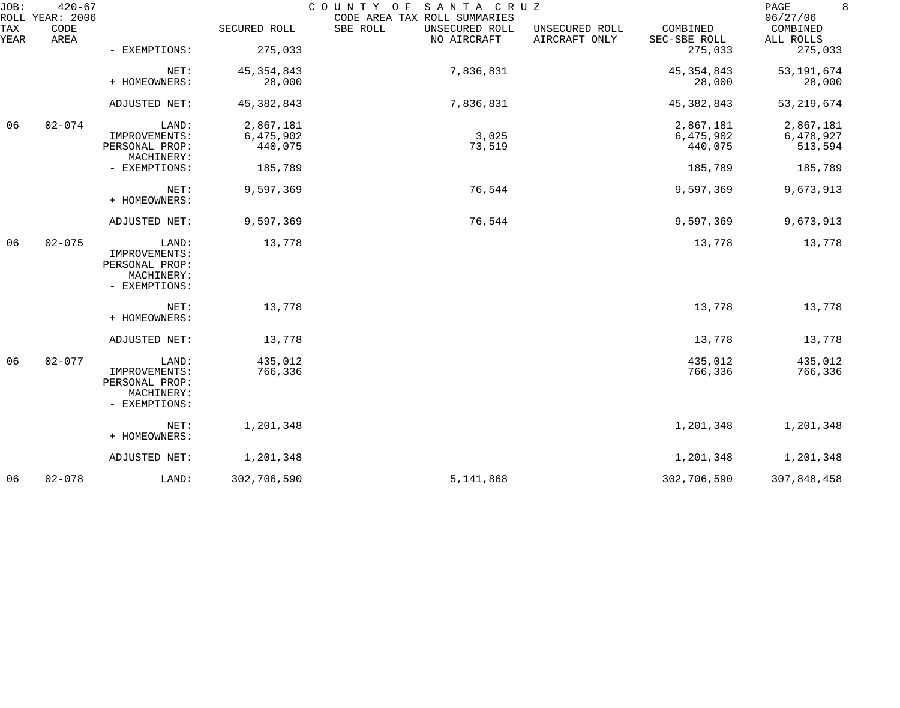JOB: 420-67 COUNTY OF SANTA CRUZ
ROLL YEAR: 2006 CODE AREA TAX ROLL SUMMARIES 06/27/06

| TAX YEAR | CODE AREA | | SECURED ROLL | SBE ROLL | UNSECURED ROLL NO AIRCRAFT | UNSECURED ROLL AIRCRAFT ONLY | COMBINED SEC-SBE ROLL | COMBINED ALL ROLLS |
|---|---|---|---|---|---|---|---|---|
| | | - EXEMPTIONS: | 275,033 | | | | 275,033 | 275,033 |
| | | NET: | 45,354,843 | | 7,836,831 | | 45,354,843 | 53,191,674 |
| | | + HOMEOWNERS: | 28,000 | | | | 28,000 | 28,000 |
| | | ADJUSTED NET: | 45,382,843 | | 7,836,831 | | 45,382,843 | 53,219,674 |
| 06 | 02-074 | LAND: | 2,867,181 | | | | 2,867,181 | 2,867,181 |
| | | IMPROVEMENTS: | 6,475,902 | | 3,025 | | 6,475,902 | 6,478,927 |
| | | PERSONAL PROP: | 440,075 | | 73,519 | | 440,075 | 513,594 |
| | | MACHINERY: | | | | | | |
| | | - EXEMPTIONS: | 185,789 | | | | 185,789 | 185,789 |
| | | NET: | 9,597,369 | | 76,544 | | 9,597,369 | 9,673,913 |
| | | + HOMEOWNERS: | | | | | | |
| | | ADJUSTED NET: | 9,597,369 | | 76,544 | | 9,597,369 | 9,673,913 |
| 06 | 02-075 | LAND: | 13,778 | | | | 13,778 | 13,778 |
| | | IMPROVEMENTS: | | | | | | |
| | | PERSONAL PROP: | | | | | | |
| | | MACHINERY: | | | | | | |
| | | - EXEMPTIONS: | | | | | | |
| | | NET: | 13,778 | | | | 13,778 | 13,778 |
| | | + HOMEOWNERS: | | | | | | |
| | | ADJUSTED NET: | 13,778 | | | | 13,778 | 13,778 |
| 06 | 02-077 | LAND: | 435,012 | | | | 435,012 | 435,012 |
| | | IMPROVEMENTS: | 766,336 | | | | 766,336 | 766,336 |
| | | PERSONAL PROP: | | | | | | |
| | | MACHINERY: | | | | | | |
| | | - EXEMPTIONS: | | | | | | |
| | | NET: | 1,201,348 | | | | 1,201,348 | 1,201,348 |
| | | + HOMEOWNERS: | | | | | | |
| | | ADJUSTED NET: | 1,201,348 | | | | 1,201,348 | 1,201,348 |
| 06 | 02-078 | LAND: | 302,706,590 | | 5,141,868 | | 302,706,590 | 307,848,458 |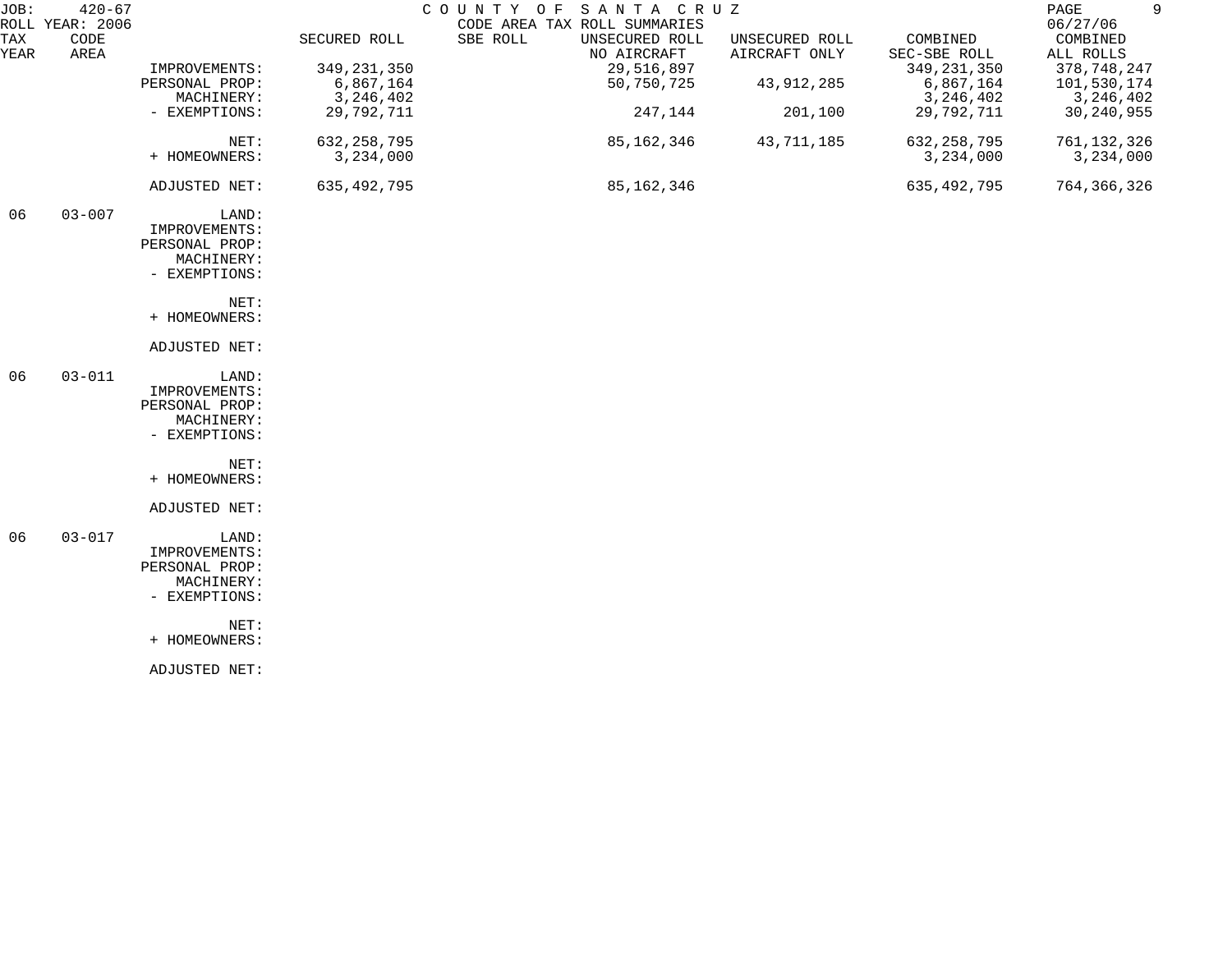JOB: 420-67 COUNTY OF SANTA CRUZ
ROLL YEAR: 2006 CODE AREA TAX ROLL SUMMARIES 06/27/06

| TAX YEAR | CODE AREA | | SECURED ROLL | SBE ROLL | UNSECURED ROLL NO AIRCRAFT | UNSECURED ROLL AIRCRAFT ONLY | COMBINED SEC-SBE ROLL | COMBINED ALL ROLLS |
|---|---|---|---|---|---|---|---|---|
| | | IMPROVEMENTS: | 349,231,350 | | 29,516,897 | | 349,231,350 | 378,748,247 |
| | | PERSONAL PROP: | 6,867,164 | | 50,750,725 | 43,912,285 | 6,867,164 | 101,530,174 |
| | | MACHINERY: | 3,246,402 | | | | 3,246,402 | 3,246,402 |
| | | - EXEMPTIONS: | 29,792,711 | | 247,144 | 201,100 | 29,792,711 | 30,240,955 |
| | | NET: | 632,258,795 | | 85,162,346 | 43,711,185 | 632,258,795 | 761,132,326 |
| | | + HOMEOWNERS: | 3,234,000 | | | | 3,234,000 | 3,234,000 |
| | | ADJUSTED NET: | 635,492,795 | | 85,162,346 | | 635,492,795 | 764,366,326 |
| 06 | 03-007 | LAND: | | | | | | |
| | | IMPROVEMENTS: | | | | | | |
| | | PERSONAL PROP: | | | | | | |
| | | MACHINERY: | | | | | | |
| | | - EXEMPTIONS: | | | | | | |
| | | NET: | | | | | | |
| | | + HOMEOWNERS: | | | | | | |
| | | ADJUSTED NET: | | | | | | |
| 06 | 03-011 | LAND: | | | | | | |
| | | IMPROVEMENTS: | | | | | | |
| | | PERSONAL PROP: | | | | | | |
| | | MACHINERY: | | | | | | |
| | | - EXEMPTIONS: | | | | | | |
| | | NET: | | | | | | |
| | | + HOMEOWNERS: | | | | | | |
| | | ADJUSTED NET: | | | | | | |
| 06 | 03-017 | LAND: | | | | | | |
| | | IMPROVEMENTS: | | | | | | |
| | | PERSONAL PROP: | | | | | | |
| | | MACHINERY: | | | | | | |
| | | - EXEMPTIONS: | | | | | | |
| | | NET: | | | | | | |
| | | + HOMEOWNERS: | | | | | | |
| | | ADJUSTED NET: | | | | | | |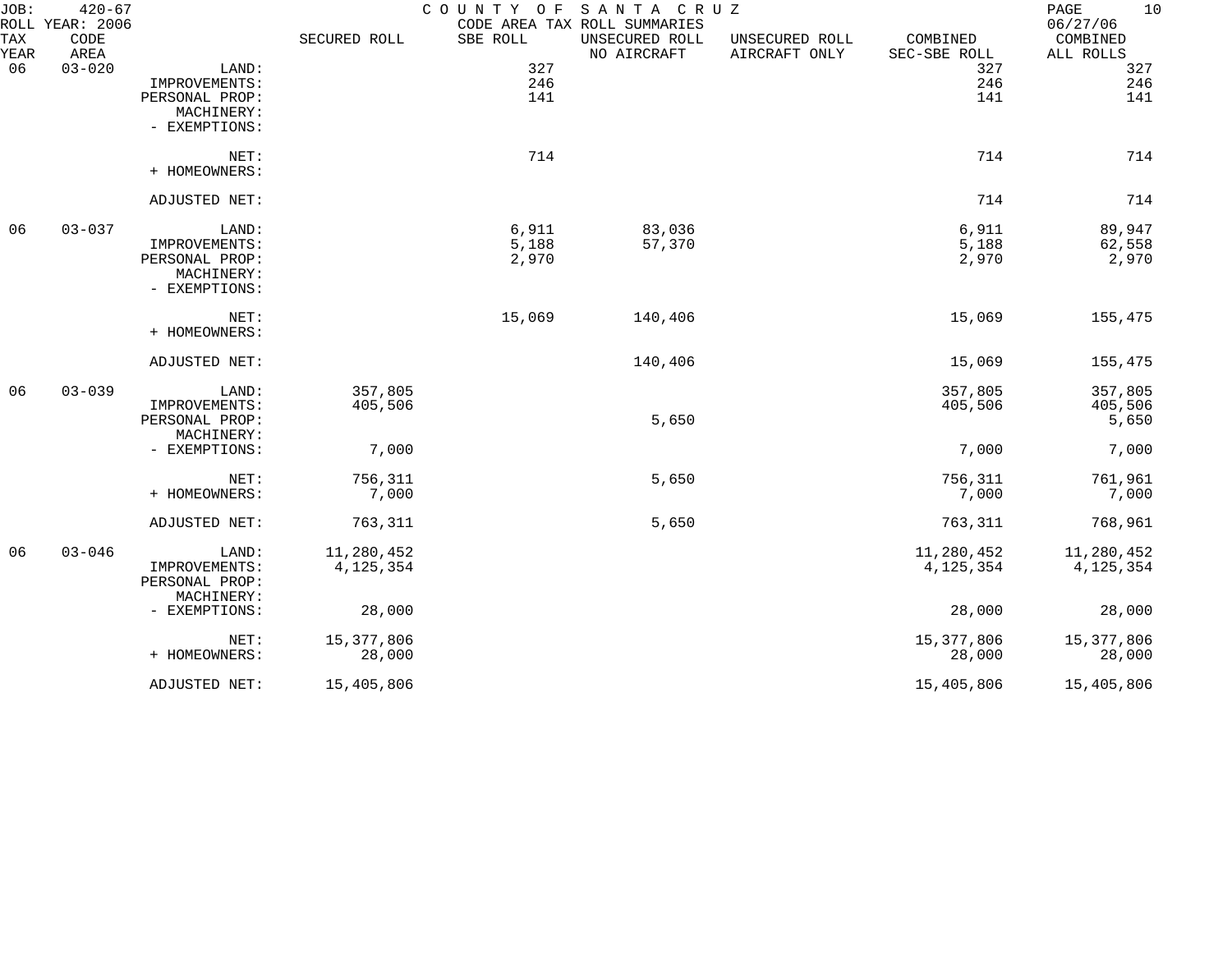JOB: 420-67 COUNTY OF SANTA CRUZ
ROLL YEAR: 2006 CODE AREA TAX ROLL SUMMARIES 06/27/06

| TAX YEAR | CODE AREA | | SECURED ROLL | SBE ROLL | UNSECURED ROLL NO AIRCRAFT | UNSECURED ROLL AIRCRAFT ONLY | COMBINED SEC-SBE ROLL | COMBINED ALL ROLLS |
|---|---|---|---|---|---|---|---|---|
| 06 | 03-020 | LAND: | | 327 | | | 327 | 327 |
| | | IMPROVEMENTS: | | 246 | | | 246 | 246 |
| | | PERSONAL PROP: | | 141 | | | 141 | 141 |
| | | MACHINERY: | | | | | | |
| | | - EXEMPTIONS: | | | | | | |
| | | NET: | | 714 | | | 714 | 714 |
| | | + HOMEOWNERS: | | | | | | |
| | | ADJUSTED NET: | | | | | 714 | 714 |
| 06 | 03-037 | LAND: | | 6,911 | 83,036 | | 6,911 | 89,947 |
| | | IMPROVEMENTS: | | 5,188 | 57,370 | | 5,188 | 62,558 |
| | | PERSONAL PROP: | | 2,970 | | | 2,970 | 2,970 |
| | | MACHINERY: | | | | | | |
| | | - EXEMPTIONS: | | | | | | |
| | | NET: | | 15,069 | 140,406 | | 15,069 | 155,475 |
| | | + HOMEOWNERS: | | | | | | |
| | | ADJUSTED NET: | | | 140,406 | | 15,069 | 155,475 |
| 06 | 03-039 | LAND: | 357,805 | | | | 357,805 | 357,805 |
| | | IMPROVEMENTS: | 405,506 | | | | 405,506 | 405,506 |
| | | PERSONAL PROP: | | | 5,650 | | | 5,650 |
| | | MACHINERY: | | | | | | |
| | | - EXEMPTIONS: | 7,000 | | | | 7,000 | 7,000 |
| | | NET: | 756,311 | | 5,650 | | 756,311 | 761,961 |
| | | + HOMEOWNERS: | 7,000 | | | | 7,000 | 7,000 |
| | | ADJUSTED NET: | 763,311 | | 5,650 | | 763,311 | 768,961 |
| 06 | 03-046 | LAND: | 11,280,452 | | | | 11,280,452 | 11,280,452 |
| | | IMPROVEMENTS: | 4,125,354 | | | | 4,125,354 | 4,125,354 |
| | | PERSONAL PROP: | | | | | | |
| | | MACHINERY: | | | | | | |
| | | - EXEMPTIONS: | 28,000 | | | | 28,000 | 28,000 |
| | | NET: | 15,377,806 | | | | 15,377,806 | 15,377,806 |
| | | + HOMEOWNERS: | 28,000 | | | | 28,000 | 28,000 |
| | | ADJUSTED NET: | 15,405,806 | | | | 15,405,806 | 15,405,806 |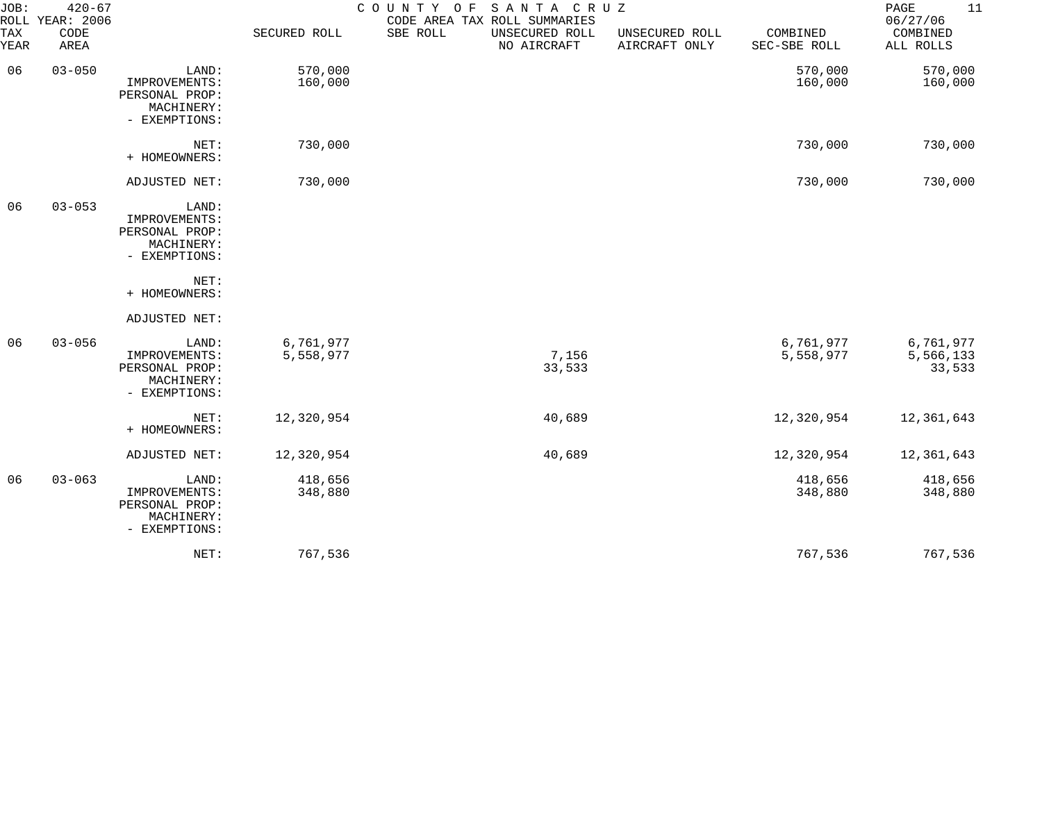JOB: 420-67
ROLL YEAR: 2006

COUNTY OF SANTA CRUZ
CODE AREA TAX ROLL SUMMARIES

06/27/06

| TAX YEAR | CODE AREA | | SECURED ROLL | SBE ROLL | UNSECURED ROLL NO AIRCRAFT | UNSECURED ROLL AIRCRAFT ONLY | COMBINED SEC-SBE ROLL | COMBINED ALL ROLLS |
|---|---|---|---|---|---|---|---|---|
| 06 | 03-050 | LAND: | 570,000 | | | | 570,000 | 570,000 |
| | | IMPROVEMENTS: | 160,000 | | | | 160,000 | 160,000 |
| | | PERSONAL PROP: | | | | | | |
| | | MACHINERY: | | | | | | |
| | | - EXEMPTIONS: | | | | | | |
| | | NET: | 730,000 | | | | 730,000 | 730,000 |
| | | + HOMEOWNERS: | | | | | | |
| | | ADJUSTED NET: | 730,000 | | | | 730,000 | 730,000 |
| 06 | 03-053 | LAND: | | | | | | |
| | | IMPROVEMENTS: | | | | | | |
| | | PERSONAL PROP: | | | | | | |
| | | MACHINERY: | | | | | | |
| | | - EXEMPTIONS: | | | | | | |
| | | NET: | | | | | | |
| | | + HOMEOWNERS: | | | | | | |
| | | ADJUSTED NET: | | | | | | |
| 06 | 03-056 | LAND: | 6,761,977 | | | | 6,761,977 | 6,761,977 |
| | | IMPROVEMENTS: | 5,558,977 | | 7,156 | | 5,558,977 | 5,566,133 |
| | | PERSONAL PROP: | | | 33,533 | | | 33,533 |
| | | MACHINERY: | | | | | | |
| | | - EXEMPTIONS: | | | | | | |
| | | NET: | 12,320,954 | | 40,689 | | 12,320,954 | 12,361,643 |
| | | + HOMEOWNERS: | | | | | | |
| | | ADJUSTED NET: | 12,320,954 | | 40,689 | | 12,320,954 | 12,361,643 |
| 06 | 03-063 | LAND: | 418,656 | | | | 418,656 | 418,656 |
| | | IMPROVEMENTS: | 348,880 | | | | 348,880 | 348,880 |
| | | PERSONAL PROP: | | | | | | |
| | | MACHINERY: | | | | | | |
| | | - EXEMPTIONS: | | | | | | |
| | | NET: | 767,536 | | | | 767,536 | 767,536 |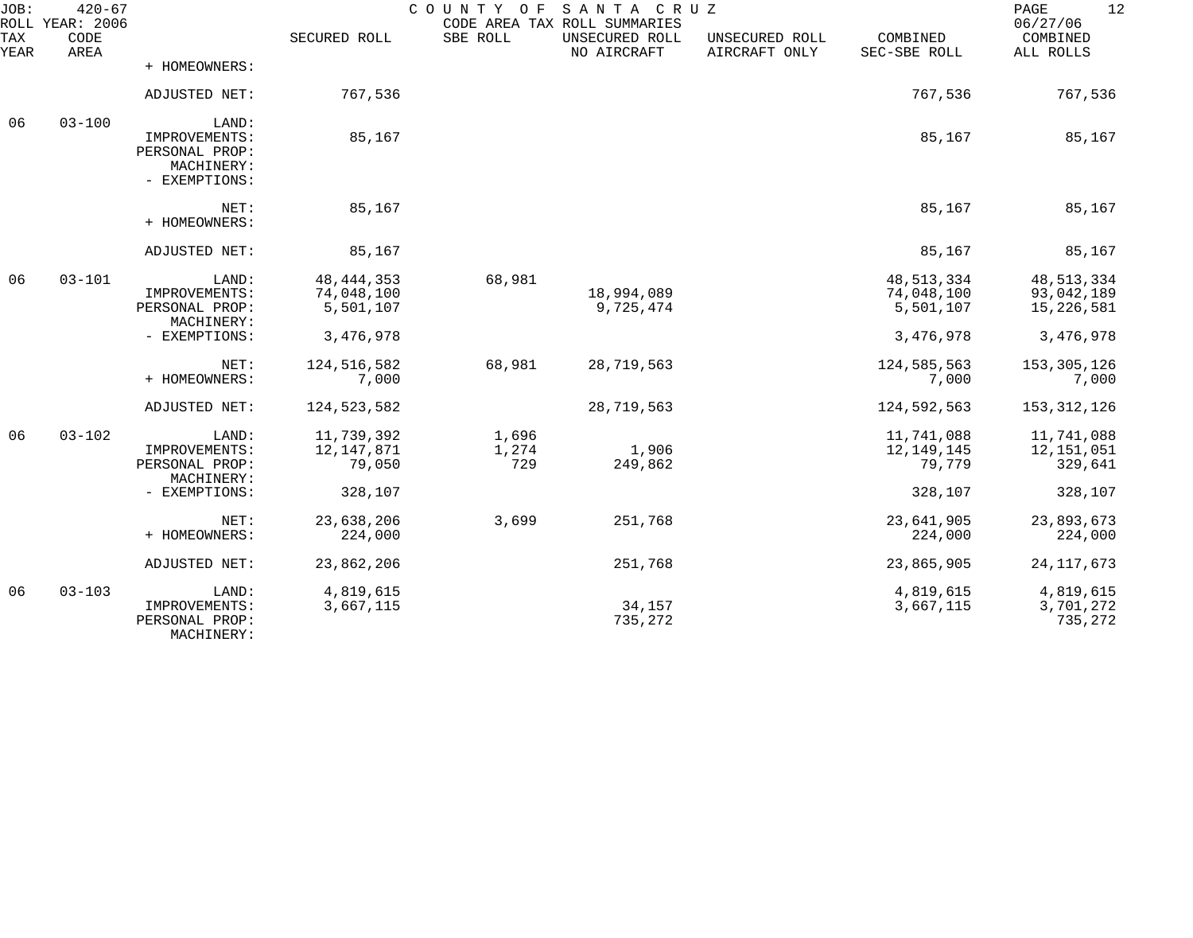JOB: 420-67 COUNTY OF SANTA CRUZ
ROLL YEAR: 2006 CODE AREA TAX ROLL SUMMARIES 06/27/06

| TAX YEAR | CODE AREA | | SECURED ROLL | SBE ROLL | UNSECURED ROLL NO AIRCRAFT | UNSECURED ROLL AIRCRAFT ONLY | COMBINED SEC-SBE ROLL | COMBINED ALL ROLLS |
|---|---|---|---|---|---|---|---|---|
| | | + HOMEOWNERS: | | | | | | |
| | | ADJUSTED NET: | 767,536 | | | | 767,536 | 767,536 |
| 06 | 03-100 | LAND: | | | | | | |
| | | IMPROVEMENTS: | 85,167 | | | | 85,167 | 85,167 |
| | | PERSONAL PROP: | | | | | | |
| | | MACHINERY: | | | | | | |
| | | - EXEMPTIONS: | | | | | | |
| | | NET: | 85,167 | | | | 85,167 | 85,167 |
| | | + HOMEOWNERS: | | | | | | |
| | | ADJUSTED NET: | 85,167 | | | | 85,167 | 85,167 |
| 06 | 03-101 | LAND: | 48,444,353 | 68,981 | | | 48,513,334 | 48,513,334 |
| | | IMPROVEMENTS: | 74,048,100 | | 18,994,089 | | 74,048,100 | 93,042,189 |
| | | PERSONAL PROP: | 5,501,107 | | 9,725,474 | | 5,501,107 | 15,226,581 |
| | | MACHINERY: | | | | | | |
| | | - EXEMPTIONS: | 3,476,978 | | | | 3,476,978 | 3,476,978 |
| | | NET: | 124,516,582 | 68,981 | 28,719,563 | | 124,585,563 | 153,305,126 |
| | | + HOMEOWNERS: | 7,000 | | | | 7,000 | 7,000 |
| | | ADJUSTED NET: | 124,523,582 | | 28,719,563 | | 124,592,563 | 153,312,126 |
| 06 | 03-102 | LAND: | 11,739,392 | 1,696 | | | 11,741,088 | 11,741,088 |
| | | IMPROVEMENTS: | 12,147,871 | 1,274 | 1,906 | | 12,149,145 | 12,151,051 |
| | | PERSONAL PROP: | 79,050 | 729 | 249,862 | | 79,779 | 329,641 |
| | | MACHINERY: | | | | | | |
| | | - EXEMPTIONS: | 328,107 | | | | 328,107 | 328,107 |
| | | NET: | 23,638,206 | 3,699 | 251,768 | | 23,641,905 | 23,893,673 |
| | | + HOMEOWNERS: | 224,000 | | | | 224,000 | 224,000 |
| | | ADJUSTED NET: | 23,862,206 | | 251,768 | | 23,865,905 | 24,117,673 |
| 06 | 03-103 | LAND: | 4,819,615 | | | | 4,819,615 | 4,819,615 |
| | | IMPROVEMENTS: | 3,667,115 | | 34,157 | | 3,667,115 | 3,701,272 |
| | | PERSONAL PROP: | | | 735,272 | | | 735,272 |
| | | MACHINERY: | | | | | | |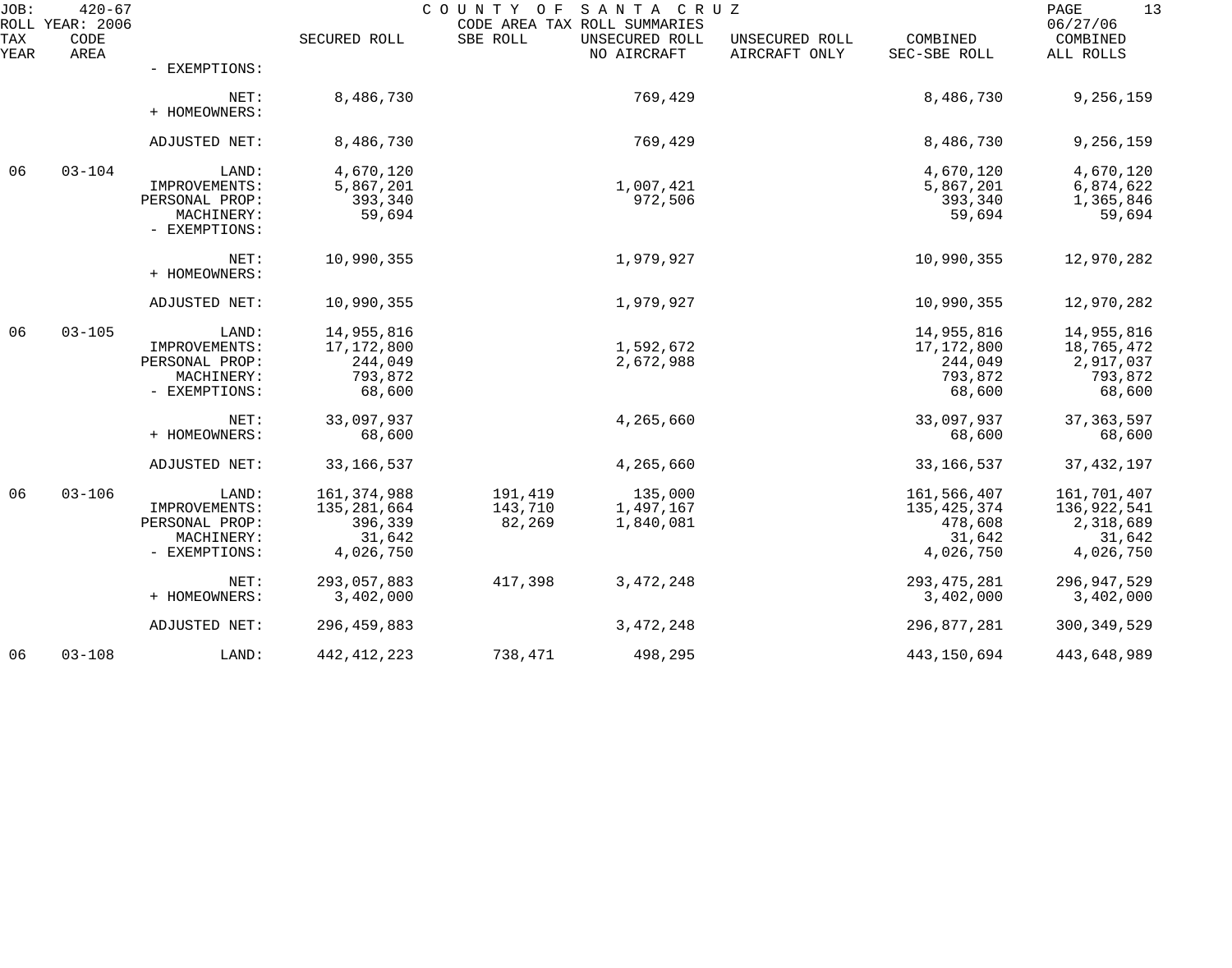# COUNTY OF SANTA CRUZ
## CODE AREA TAX ROLL SUMMARIES

JOB: 420-67
ROLL YEAR: 2006
06/27/06

| TAX YEAR | CODE AREA | | SECURED ROLL | SBE ROLL | UNSECURED ROLL NO AIRCRAFT | UNSECURED ROLL AIRCRAFT ONLY | COMBINED SEC-SBE ROLL | COMBINED ALL ROLLS |
|---|---|---|---|---|---|---|---|---|
| | | - EXEMPTIONS: | | | | | | |
| | | NET: | 8,486,730 | | 769,429 | | 8,486,730 | 9,256,159 |
| | | + HOMEOWNERS: | | | | | | |
| | | ADJUSTED NET: | 8,486,730 | | 769,429 | | 8,486,730 | 9,256,159 |
| 06 | 03-104 | LAND: | 4,670,120 | | | | 4,670,120 | 4,670,120 |
| | | IMPROVEMENTS: | 5,867,201 | | 1,007,421 | | 5,867,201 | 6,874,622 |
| | | PERSONAL PROP: | 393,340 | | 972,506 | | 393,340 | 1,365,846 |
| | | MACHINERY: | 59,694 | | | | 59,694 | 59,694 |
| | | - EXEMPTIONS: | | | | | | |
| | | NET: | 10,990,355 | | 1,979,927 | | 10,990,355 | 12,970,282 |
| | | + HOMEOWNERS: | | | | | | |
| | | ADJUSTED NET: | 10,990,355 | | 1,979,927 | | 10,990,355 | 12,970,282 |
| 06 | 03-105 | LAND: | 14,955,816 | | | | 14,955,816 | 14,955,816 |
| | | IMPROVEMENTS: | 17,172,800 | | 1,592,672 | | 17,172,800 | 18,765,472 |
| | | PERSONAL PROP: | 244,049 | | 2,672,988 | | 244,049 | 2,917,037 |
| | | MACHINERY: | 793,872 | | | | 793,872 | 793,872 |
| | | - EXEMPTIONS: | 68,600 | | | | 68,600 | 68,600 |
| | | NET: | 33,097,937 | | 4,265,660 | | 33,097,937 | 37,363,597 |
| | | + HOMEOWNERS: | 68,600 | | | | 68,600 | 68,600 |
| | | ADJUSTED NET: | 33,166,537 | | 4,265,660 | | 33,166,537 | 37,432,197 |
| 06 | 03-106 | LAND: | 161,374,988 | 191,419 | 135,000 | | 161,566,407 | 161,701,407 |
| | | IMPROVEMENTS: | 135,281,664 | 143,710 | 1,497,167 | | 135,425,374 | 136,922,541 |
| | | PERSONAL PROP: | 396,339 | 82,269 | 1,840,081 | | 478,608 | 2,318,689 |
| | | MACHINERY: | 31,642 | | | | 31,642 | 31,642 |
| | | - EXEMPTIONS: | 4,026,750 | | | | 4,026,750 | 4,026,750 |
| | | NET: | 293,057,883 | 417,398 | 3,472,248 | | 293,475,281 | 296,947,529 |
| | | + HOMEOWNERS: | 3,402,000 | | | | 3,402,000 | 3,402,000 |
| | | ADJUSTED NET: | 296,459,883 | | 3,472,248 | | 296,877,281 | 300,349,529 |
| 06 | 03-108 | LAND: | 442,412,223 | 738,471 | 498,295 | | 443,150,694 | 443,648,989 |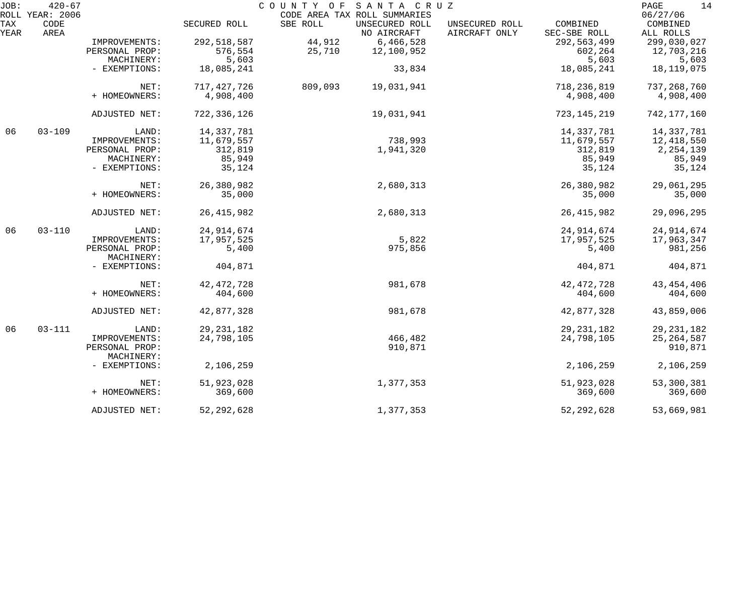JOB: 420-67 — COUNTY OF SANTA CRUZ — CODE AREA TAX ROLL SUMMARIES — ROLL YEAR: 2006 — 06/27/06

| TAX YEAR | CODE AREA | | SECURED ROLL | SBE ROLL | UNSECURED ROLL NO AIRCRAFT | UNSECURED ROLL AIRCRAFT ONLY | COMBINED SEC-SBE ROLL | COMBINED ALL ROLLS |
|---|---|---|---|---|---|---|---|---|
| | | IMPROVEMENTS: | 292,518,587 | 44,912 | 6,466,528 | | 292,563,499 | 299,030,027 |
| | | PERSONAL PROP: | 576,554 | 25,710 | 12,100,952 | | 602,264 | 12,703,216 |
| | | MACHINERY: | 5,603 | | | | 5,603 | 5,603 |
| | | - EXEMPTIONS: | 18,085,241 | | 33,834 | | 18,085,241 | 18,119,075 |
| | | NET: | 717,427,726 | 809,093 | 19,031,941 | | 718,236,819 | 737,268,760 |
| | | + HOMEOWNERS: | 4,908,400 | | | | 4,908,400 | 4,908,400 |
| | | ADJUSTED NET: | 722,336,126 | | 19,031,941 | | 723,145,219 | 742,177,160 |
| 06 | 03-109 | LAND: | 14,337,781 | | | | 14,337,781 | 14,337,781 |
| | | IMPROVEMENTS: | 11,679,557 | | 738,993 | | 11,679,557 | 12,418,550 |
| | | PERSONAL PROP: | 312,819 | | 1,941,320 | | 312,819 | 2,254,139 |
| | | MACHINERY: | 85,949 | | | | 85,949 | 85,949 |
| | | - EXEMPTIONS: | 35,124 | | | | 35,124 | 35,124 |
| | | NET: | 26,380,982 | | 2,680,313 | | 26,380,982 | 29,061,295 |
| | | + HOMEOWNERS: | 35,000 | | | | 35,000 | 35,000 |
| | | ADJUSTED NET: | 26,415,982 | | 2,680,313 | | 26,415,982 | 29,096,295 |
| 06 | 03-110 | LAND: | 24,914,674 | | | | 24,914,674 | 24,914,674 |
| | | IMPROVEMENTS: | 17,957,525 | | 5,822 | | 17,957,525 | 17,963,347 |
| | | PERSONAL PROP: | 5,400 | | 975,856 | | 5,400 | 981,256 |
| | | MACHINERY: | | | | | | |
| | | - EXEMPTIONS: | 404,871 | | | | 404,871 | 404,871 |
| | | NET: | 42,472,728 | | 981,678 | | 42,472,728 | 43,454,406 |
| | | + HOMEOWNERS: | 404,600 | | | | 404,600 | 404,600 |
| | | ADJUSTED NET: | 42,877,328 | | 981,678 | | 42,877,328 | 43,859,006 |
| 06 | 03-111 | LAND: | 29,231,182 | | | | 29,231,182 | 29,231,182 |
| | | IMPROVEMENTS: | 24,798,105 | | 466,482 | | 24,798,105 | 25,264,587 |
| | | PERSONAL PROP: | | | 910,871 | | | 910,871 |
| | | MACHINERY: | | | | | | |
| | | - EXEMPTIONS: | 2,106,259 | | | | 2,106,259 | 2,106,259 |
| | | NET: | 51,923,028 | | 1,377,353 | | 51,923,028 | 53,300,381 |
| | | + HOMEOWNERS: | 369,600 | | | | 369,600 | 369,600 |
| | | ADJUSTED NET: | 52,292,628 | | 1,377,353 | | 52,292,628 | 53,669,981 |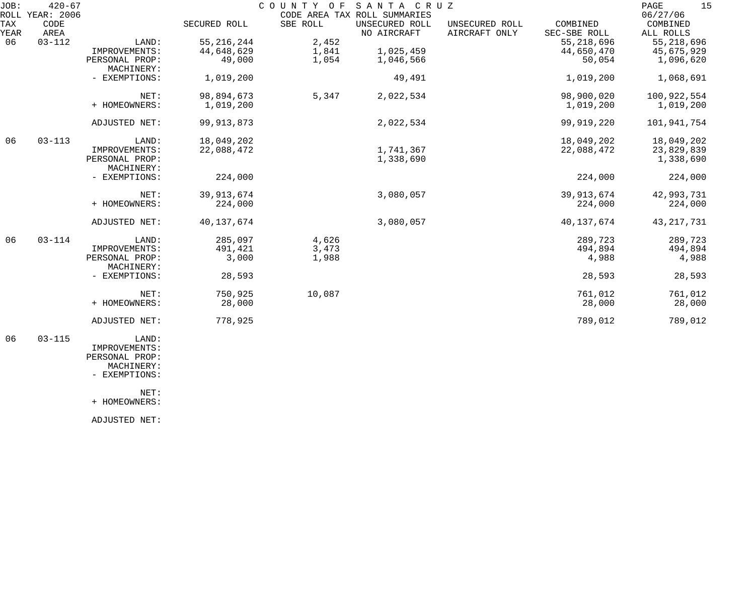JOB: 420-67 COUNTY OF SANTA CRUZ
ROLL YEAR: 2006 CODE AREA TAX ROLL SUMMARIES 06/27/06

| TAX YEAR | CODE AREA | | SECURED ROLL | SBE ROLL | UNSECURED ROLL NO AIRCRAFT | UNSECURED ROLL AIRCRAFT ONLY | COMBINED SEC-SBE ROLL | COMBINED ALL ROLLS |
|---|---|---|---|---|---|---|---|---|
| 06 | 03-112 | LAND: | 55,216,244 | 2,452 | | | 55,218,696 | 55,218,696 |
| | | IMPROVEMENTS: | 44,648,629 | 1,841 | 1,025,459 | | 44,650,470 | 45,675,929 |
| | | PERSONAL PROP: | 49,000 | 1,054 | 1,046,566 | | 50,054 | 1,096,620 |
| | | MACHINERY: | | | | | | |
| | | - EXEMPTIONS: | 1,019,200 | | 49,491 | | 1,019,200 | 1,068,691 |
| | | NET: | 98,894,673 | 5,347 | 2,022,534 | | 98,900,020 | 100,922,554 |
| | | + HOMEOWNERS: | 1,019,200 | | | | 1,019,200 | 1,019,200 |
| | | ADJUSTED NET: | 99,913,873 | | 2,022,534 | | 99,919,220 | 101,941,754 |
| 06 | 03-113 | LAND: | 18,049,202 | | | | 18,049,202 | 18,049,202 |
| | | IMPROVEMENTS: | 22,088,472 | | 1,741,367 | | 22,088,472 | 23,829,839 |
| | | PERSONAL PROP: | | | 1,338,690 | | | 1,338,690 |
| | | MACHINERY: | | | | | | |
| | | - EXEMPTIONS: | 224,000 | | | | 224,000 | 224,000 |
| | | NET: | 39,913,674 | | 3,080,057 | | 39,913,674 | 42,993,731 |
| | | + HOMEOWNERS: | 224,000 | | | | 224,000 | 224,000 |
| | | ADJUSTED NET: | 40,137,674 | | 3,080,057 | | 40,137,674 | 43,217,731 |
| 06 | 03-114 | LAND: | 285,097 | 4,626 | | | 289,723 | 289,723 |
| | | IMPROVEMENTS: | 491,421 | 3,473 | | | 494,894 | 494,894 |
| | | PERSONAL PROP: | 3,000 | 1,988 | | | 4,988 | 4,988 |
| | | MACHINERY: | | | | | | |
| | | - EXEMPTIONS: | 28,593 | | | | 28,593 | 28,593 |
| | | NET: | 750,925 | 10,087 | | | 761,012 | 761,012 |
| | | + HOMEOWNERS: | 28,000 | | | | 28,000 | 28,000 |
| | | ADJUSTED NET: | 778,925 | | | | 789,012 | 789,012 |
| 06 | 03-115 | LAND: | | | | | | |
| | | IMPROVEMENTS: | | | | | | |
| | | PERSONAL PROP: | | | | | | |
| | | MACHINERY: | | | | | | |
| | | - EXEMPTIONS: | | | | | | |
| | | NET: | | | | | | |
| | | + HOMEOWNERS: | | | | | | |
| | | ADJUSTED NET: | | | | | | |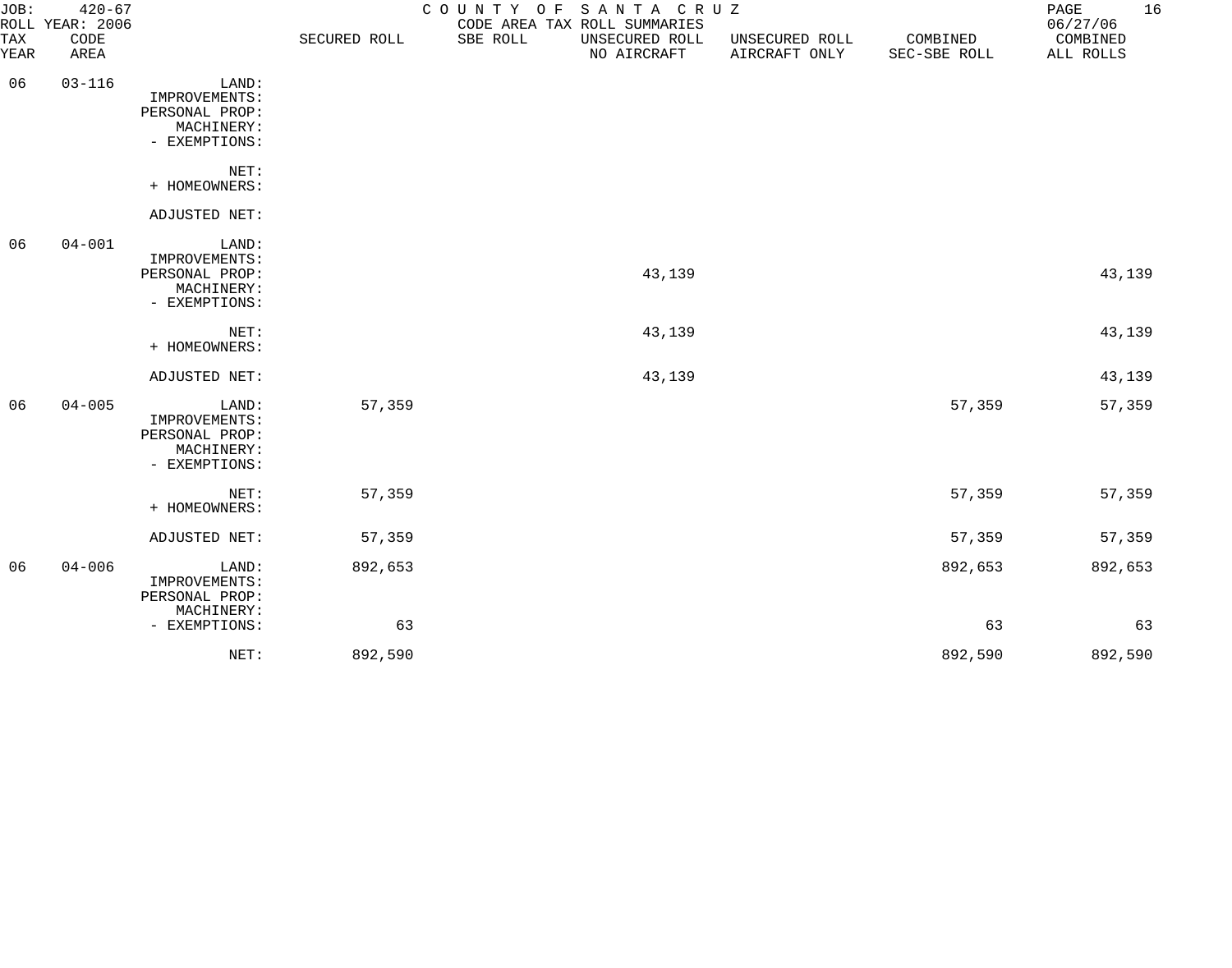JOB: 420-67 COUNTY OF SANTA CRUZ
ROLL YEAR: 2006 CODE AREA TAX ROLL SUMMARIES 06/27/06

| TAX YEAR | CODE AREA | | SECURED ROLL | SBE ROLL | UNSECURED ROLL NO AIRCRAFT | UNSECURED ROLL AIRCRAFT ONLY | COMBINED SEC-SBE ROLL | COMBINED ALL ROLLS |
|---|---|---|---|---|---|---|---|---|
| 06 | 03-116 | LAND: | | | | | | |
| | | IMPROVEMENTS: | | | | | | |
| | | PERSONAL PROP: | | | | | | |
| | | MACHINERY: | | | | | | |
| | | - EXEMPTIONS: | | | | | | |
| | | NET: | | | | | | |
| | | + HOMEOWNERS: | | | | | | |
| | | ADJUSTED NET: | | | | | | |
| 06 | 04-001 | LAND: | | | | | | |
| | | IMPROVEMENTS: | | | | | | |
| | | PERSONAL PROP: | | | 43,139 | | | 43,139 |
| | | MACHINERY: | | | | | | |
| | | - EXEMPTIONS: | | | | | | |
| | | NET: | | | 43,139 | | | 43,139 |
| | | + HOMEOWNERS: | | | | | | |
| | | ADJUSTED NET: | | | 43,139 | | | 43,139 |
| 06 | 04-005 | LAND: | 57,359 | | | | 57,359 | 57,359 |
| | | IMPROVEMENTS: | | | | | | |
| | | PERSONAL PROP: | | | | | | |
| | | MACHINERY: | | | | | | |
| | | - EXEMPTIONS: | | | | | | |
| | | NET: | 57,359 | | | | 57,359 | 57,359 |
| | | + HOMEOWNERS: | | | | | | |
| | | ADJUSTED NET: | 57,359 | | | | 57,359 | 57,359 |
| 06 | 04-006 | LAND: | 892,653 | | | | 892,653 | 892,653 |
| | | IMPROVEMENTS: | | | | | | |
| | | PERSONAL PROP: | | | | | | |
| | | MACHINERY: | | | | | | |
| | | - EXEMPTIONS: | 63 | | | | 63 | 63 |
| | | NET: | 892,590 | | | | 892,590 | 892,590 |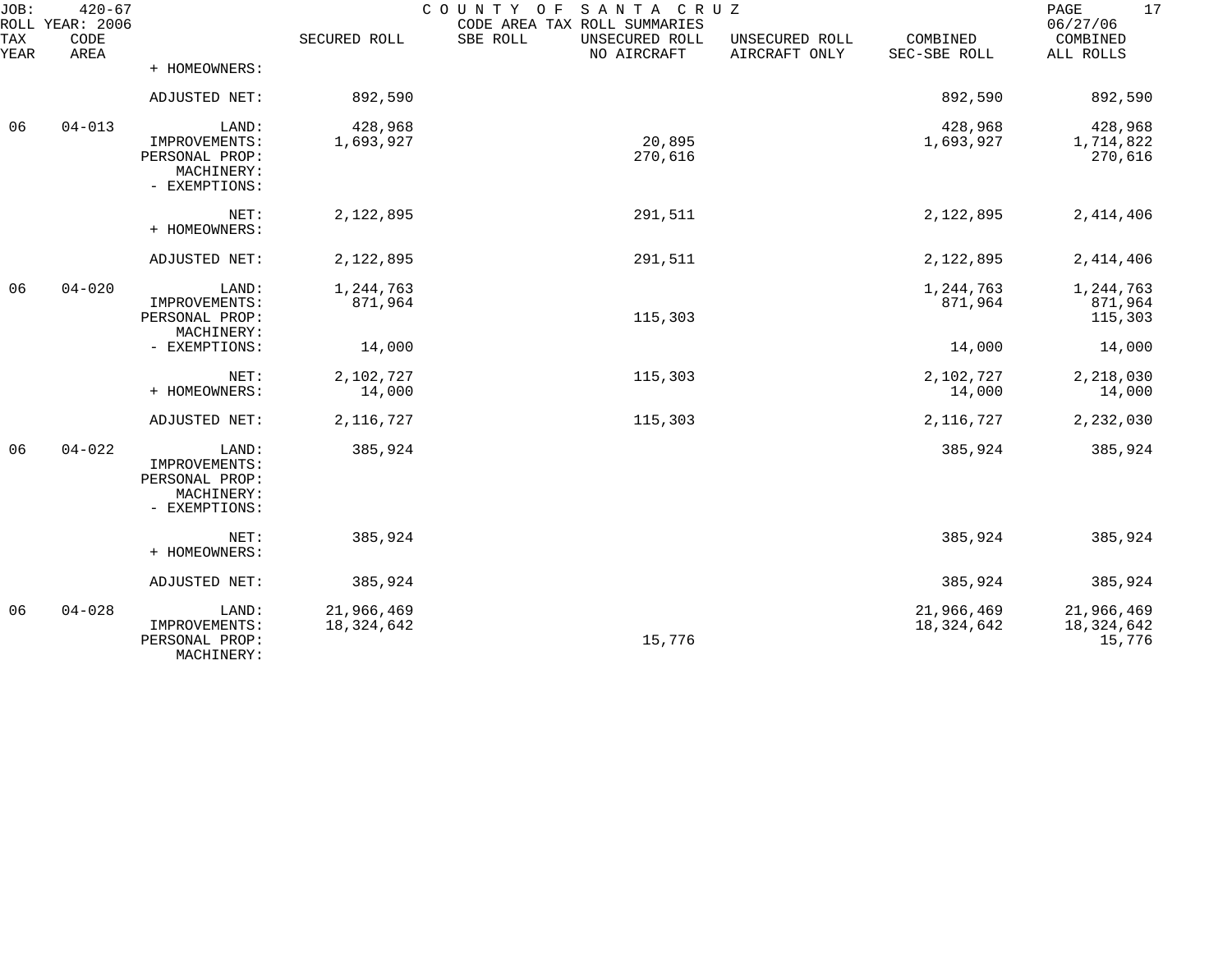JOB: 420-67 COUNTY OF SANTA CRUZ
ROLL YEAR: 2006 CODE AREA TAX ROLL SUMMARIES 06/27/06

| TAX YEAR | CODE AREA | | SECURED ROLL | SBE ROLL | UNSECURED ROLL NO AIRCRAFT | UNSECURED ROLL AIRCRAFT ONLY | COMBINED SEC-SBE ROLL | COMBINED ALL ROLLS |
|---|---|---|---|---|---|---|---|---|
| | | + HOMEOWNERS: | | | | | | |
| | | ADJUSTED NET: | 892,590 | | | | 892,590 | 892,590 |
| 06 | 04-013 | LAND: | 428,968 | | | | 428,968 | 428,968 |
| | | IMPROVEMENTS: | 1,693,927 | | 20,895 | | 1,693,927 | 1,714,822 |
| | | PERSONAL PROP: | | | 270,616 | | | 270,616 |
| | | MACHINERY: | | | | | | |
| | | - EXEMPTIONS: | | | | | | |
| | | NET: | 2,122,895 | | 291,511 | | 2,122,895 | 2,414,406 |
| | | + HOMEOWNERS: | | | | | | |
| | | ADJUSTED NET: | 2,122,895 | | 291,511 | | 2,122,895 | 2,414,406 |
| 06 | 04-020 | LAND: | 1,244,763 | | | | 1,244,763 | 1,244,763 |
| | | IMPROVEMENTS: | 871,964 | | | | 871,964 | 871,964 |
| | | PERSONAL PROP: | | | 115,303 | | | 115,303 |
| | | MACHINERY: | | | | | | |
| | | - EXEMPTIONS: | 14,000 | | | | 14,000 | 14,000 |
| | | NET: | 2,102,727 | | 115,303 | | 2,102,727 | 2,218,030 |
| | | + HOMEOWNERS: | 14,000 | | | | 14,000 | 14,000 |
| | | ADJUSTED NET: | 2,116,727 | | 115,303 | | 2,116,727 | 2,232,030 |
| 06 | 04-022 | LAND: | 385,924 | | | | 385,924 | 385,924 |
| | | IMPROVEMENTS: | | | | | | |
| | | PERSONAL PROP: | | | | | | |
| | | MACHINERY: | | | | | | |
| | | - EXEMPTIONS: | | | | | | |
| | | NET: | 385,924 | | | | 385,924 | 385,924 |
| | | + HOMEOWNERS: | | | | | | |
| | | ADJUSTED NET: | 385,924 | | | | 385,924 | 385,924 |
| 06 | 04-028 | LAND: | 21,966,469 | | | | 21,966,469 | 21,966,469 |
| | | IMPROVEMENTS: | 18,324,642 | | | | 18,324,642 | 18,324,642 |
| | | PERSONAL PROP: | | | 15,776 | | | 15,776 |
| | | MACHINERY: | | | | | | |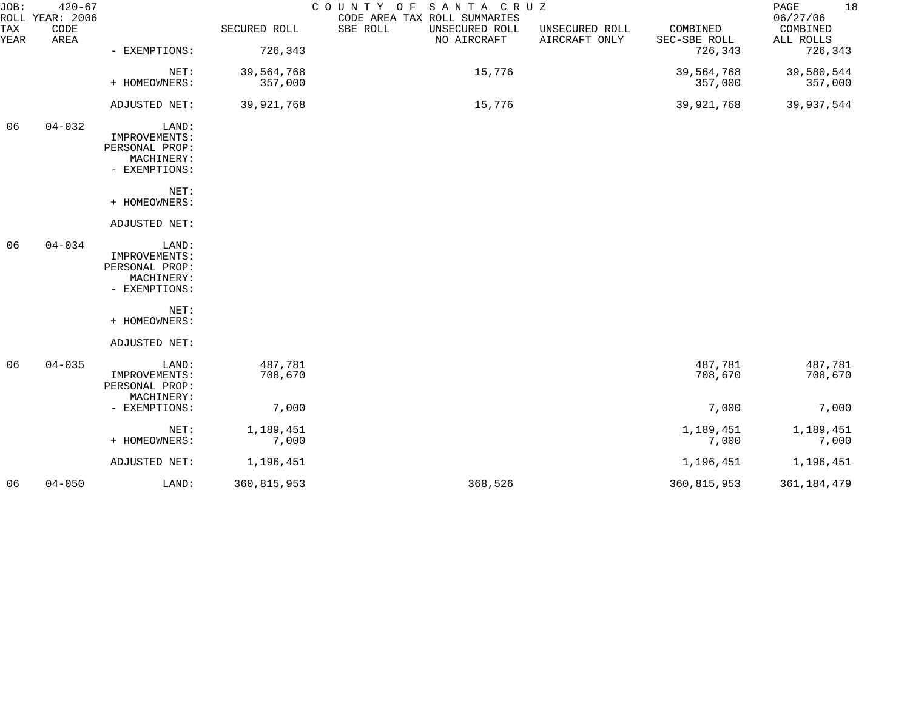JOB: 420-67 COUNTY OF SANTA CRUZ

ROLL YEAR: 2006 CODE AREA TAX ROLL SUMMARIES 06/27/06

| TAX YEAR | CODE AREA | | SECURED ROLL | SBE ROLL | UNSECURED ROLL NO AIRCRAFT | UNSECURED ROLL AIRCRAFT ONLY | COMBINED SEC-SBE ROLL | COMBINED ALL ROLLS |
|---|---|---|---|---|---|---|---|---|
| | | - EXEMPTIONS: | 726,343 | | | | 726,343 | 726,343 |
| | | NET: | 39,564,768 | | 15,776 | | 39,564,768 | 39,580,544 |
| | | + HOMEOWNERS: | 357,000 | | | | 357,000 | 357,000 |
| | | ADJUSTED NET: | 39,921,768 | | 15,776 | | 39,921,768 | 39,937,544 |
| 06 | 04-032 | LAND: | | | | | | |
| | | IMPROVEMENTS: | | | | | | |
| | | PERSONAL PROP: | | | | | | |
| | | MACHINERY: | | | | | | |
| | | - EXEMPTIONS: | | | | | | |
| | | NET: | | | | | | |
| | | + HOMEOWNERS: | | | | | | |
| | | ADJUSTED NET: | | | | | | |
| 06 | 04-034 | LAND: | | | | | | |
| | | IMPROVEMENTS: | | | | | | |
| | | PERSONAL PROP: | | | | | | |
| | | MACHINERY: | | | | | | |
| | | - EXEMPTIONS: | | | | | | |
| | | NET: | | | | | | |
| | | + HOMEOWNERS: | | | | | | |
| | | ADJUSTED NET: | | | | | | |
| 06 | 04-035 | LAND: | 487,781 | | | | 487,781 | 487,781 |
| | | IMPROVEMENTS: | 708,670 | | | | 708,670 | 708,670 |
| | | PERSONAL PROP: | | | | | | |
| | | MACHINERY: | | | | | | |
| | | - EXEMPTIONS: | 7,000 | | | | 7,000 | 7,000 |
| | | NET: | 1,189,451 | | | | 1,189,451 | 1,189,451 |
| | | + HOMEOWNERS: | 7,000 | | | | 7,000 | 7,000 |
| | | ADJUSTED NET: | 1,196,451 | | | | 1,196,451 | 1,196,451 |
| 06 | 04-050 | LAND: | 360,815,953 | | 368,526 | | 360,815,953 | 361,184,479 |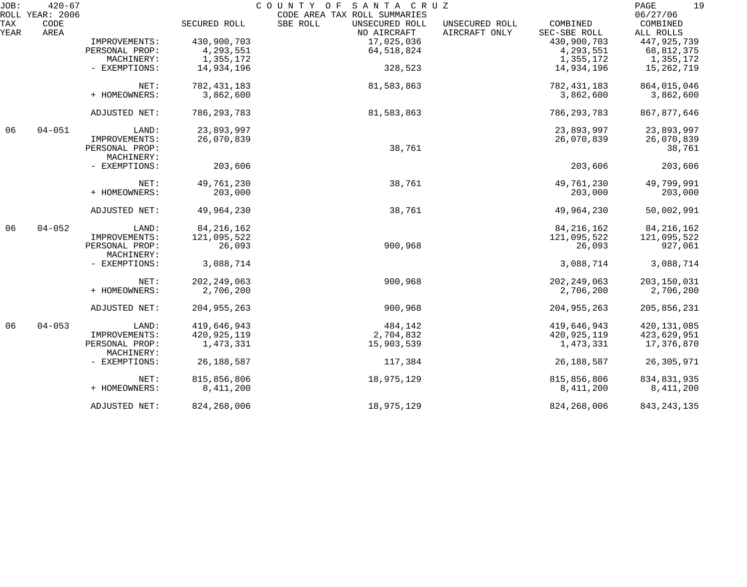JOB: 420-67 COUNTY OF SANTA CRUZ
ROLL YEAR: 2006 CODE AREA TAX ROLL SUMMARIES 06/27/06

| TAX YEAR | CODE AREA | | SECURED ROLL | SBE ROLL | UNSECURED ROLL NO AIRCRAFT | UNSECURED ROLL AIRCRAFT ONLY | COMBINED SEC-SBE ROLL | COMBINED ALL ROLLS |
|---|---|---|---|---|---|---|---|---|
| | | IMPROVEMENTS: | 430,900,703 | | 17,025,036 | | 430,900,703 | 447,925,739 |
| | | PERSONAL PROP: | 4,293,551 | | 64,518,824 | | 4,293,551 | 68,812,375 |
| | | MACHINERY: | 1,355,172 | | | | 1,355,172 | 1,355,172 |
| | | - EXEMPTIONS: | 14,934,196 | | 328,523 | | 14,934,196 | 15,262,719 |
| | | NET: | 782,431,183 | | 81,583,863 | | 782,431,183 | 864,015,046 |
| | | + HOMEOWNERS: | 3,862,600 | | | | 3,862,600 | 3,862,600 |
| | | ADJUSTED NET: | 786,293,783 | | 81,583,863 | | 786,293,783 | 867,877,646 |
| 06 | 04-051 | LAND: | 23,893,997 | | | | 23,893,997 | 23,893,997 |
| | | IMPROVEMENTS: | 26,070,839 | | | | 26,070,839 | 26,070,839 |
| | | PERSONAL PROP: | | | 38,761 | | | 38,761 |
| | | MACHINERY: | | | | | | |
| | | - EXEMPTIONS: | 203,606 | | | | 203,606 | 203,606 |
| | | NET: | 49,761,230 | | 38,761 | | 49,761,230 | 49,799,991 |
| | | + HOMEOWNERS: | 203,000 | | | | 203,000 | 203,000 |
| | | ADJUSTED NET: | 49,964,230 | | 38,761 | | 49,964,230 | 50,002,991 |
| 06 | 04-052 | LAND: | 84,216,162 | | | | 84,216,162 | 84,216,162 |
| | | IMPROVEMENTS: | 121,095,522 | | | | 121,095,522 | 121,095,522 |
| | | PERSONAL PROP: | 26,093 | | 900,968 | | 26,093 | 927,061 |
| | | MACHINERY: | | | | | | |
| | | - EXEMPTIONS: | 3,088,714 | | | | 3,088,714 | 3,088,714 |
| | | NET: | 202,249,063 | | 900,968 | | 202,249,063 | 203,150,031 |
| | | + HOMEOWNERS: | 2,706,200 | | | | 2,706,200 | 2,706,200 |
| | | ADJUSTED NET: | 204,955,263 | | 900,968 | | 204,955,263 | 205,856,231 |
| 06 | 04-053 | LAND: | 419,646,943 | | 484,142 | | 419,646,943 | 420,131,085 |
| | | IMPROVEMENTS: | 420,925,119 | | 2,704,832 | | 420,925,119 | 423,629,951 |
| | | PERSONAL PROP: | 1,473,331 | | 15,903,539 | | 1,473,331 | 17,376,870 |
| | | MACHINERY: | | | | | | |
| | | - EXEMPTIONS: | 26,188,587 | | 117,384 | | 26,188,587 | 26,305,971 |
| | | NET: | 815,856,806 | | 18,975,129 | | 815,856,806 | 834,831,935 |
| | | + HOMEOWNERS: | 8,411,200 | | | | 8,411,200 | 8,411,200 |
| | | ADJUSTED NET: | 824,268,006 | | 18,975,129 | | 824,268,006 | 843,243,135 |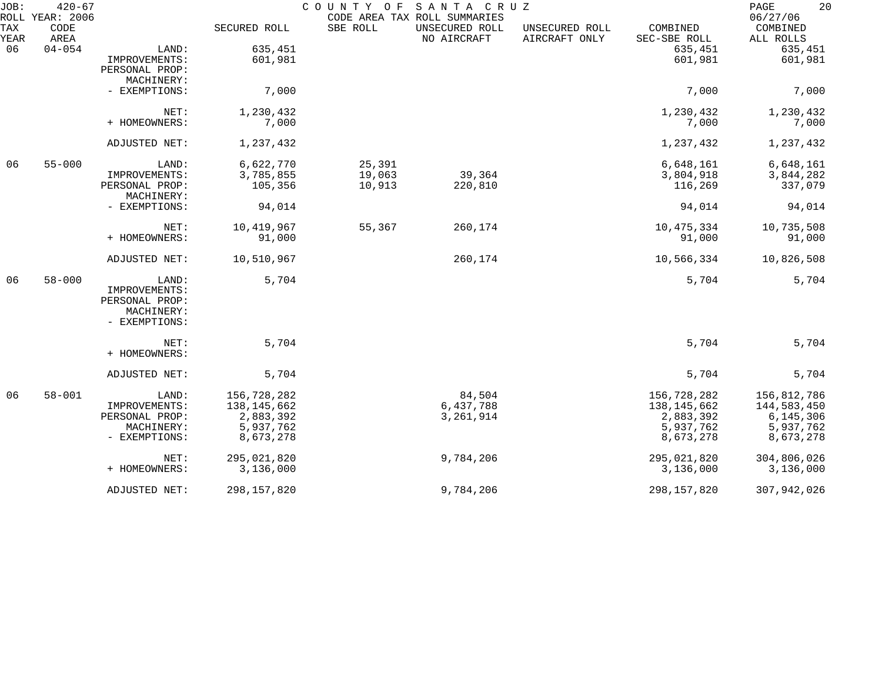JOB: 420-67 COUNTY OF SANTA CRUZ
ROLL YEAR: 2006 CODE AREA TAX ROLL SUMMARIES 06/27/06

| TAX YEAR | CODE AREA | | SECURED ROLL | SBE ROLL | UNSECURED ROLL NO AIRCRAFT | UNSECURED ROLL AIRCRAFT ONLY | COMBINED SEC-SBE ROLL | COMBINED ALL ROLLS |
|---|---|---|---|---|---|---|---|---|
| 06 | 04-054 | LAND: | 635,451 | | | | 635,451 | 635,451 |
| | | IMPROVEMENTS: | 601,981 | | | | 601,981 | 601,981 |
| | | PERSONAL PROP: | | | | | | |
| | | MACHINERY: | | | | | | |
| | | - EXEMPTIONS: | 7,000 | | | | 7,000 | 7,000 |
| | | NET: | 1,230,432 | | | | 1,230,432 | 1,230,432 |
| | | + HOMEOWNERS: | 7,000 | | | | 7,000 | 7,000 |
| | | ADJUSTED NET: | 1,237,432 | | | | 1,237,432 | 1,237,432 |
| 06 | 55-000 | LAND: | 6,622,770 | 25,391 | | | 6,648,161 | 6,648,161 |
| | | IMPROVEMENTS: | 3,785,855 | 19,063 | 39,364 | | 3,804,918 | 3,844,282 |
| | | PERSONAL PROP: | 105,356 | 10,913 | 220,810 | | 116,269 | 337,079 |
| | | MACHINERY: | | | | | | |
| | | - EXEMPTIONS: | 94,014 | | | | 94,014 | 94,014 |
| | | NET: | 10,419,967 | 55,367 | 260,174 | | 10,475,334 | 10,735,508 |
| | | + HOMEOWNERS: | 91,000 | | | | 91,000 | 91,000 |
| | | ADJUSTED NET: | 10,510,967 | | 260,174 | | 10,566,334 | 10,826,508 |
| 06 | 58-000 | LAND: | 5,704 | | | | 5,704 | 5,704 |
| | | IMPROVEMENTS: | | | | | | |
| | | PERSONAL PROP: | | | | | | |
| | | MACHINERY: | | | | | | |
| | | - EXEMPTIONS: | | | | | | |
| | | NET: | 5,704 | | | | 5,704 | 5,704 |
| | | + HOMEOWNERS: | | | | | | |
| | | ADJUSTED NET: | 5,704 | | | | 5,704 | 5,704 |
| 06 | 58-001 | LAND: | 156,728,282 | | 84,504 | | 156,728,282 | 156,812,786 |
| | | IMPROVEMENTS: | 138,145,662 | | 6,437,788 | | 138,145,662 | 144,583,450 |
| | | PERSONAL PROP: | 2,883,392 | | 3,261,914 | | 2,883,392 | 6,145,306 |
| | | MACHINERY: | 5,937,762 | | | | 5,937,762 | 5,937,762 |
| | | - EXEMPTIONS: | 8,673,278 | | | | 8,673,278 | 8,673,278 |
| | | NET: | 295,021,820 | | 9,784,206 | | 295,021,820 | 304,806,026 |
| | | + HOMEOWNERS: | 3,136,000 | | | | 3,136,000 | 3,136,000 |
| | | ADJUSTED NET: | 298,157,820 | | 9,784,206 | | 298,157,820 | 307,942,026 |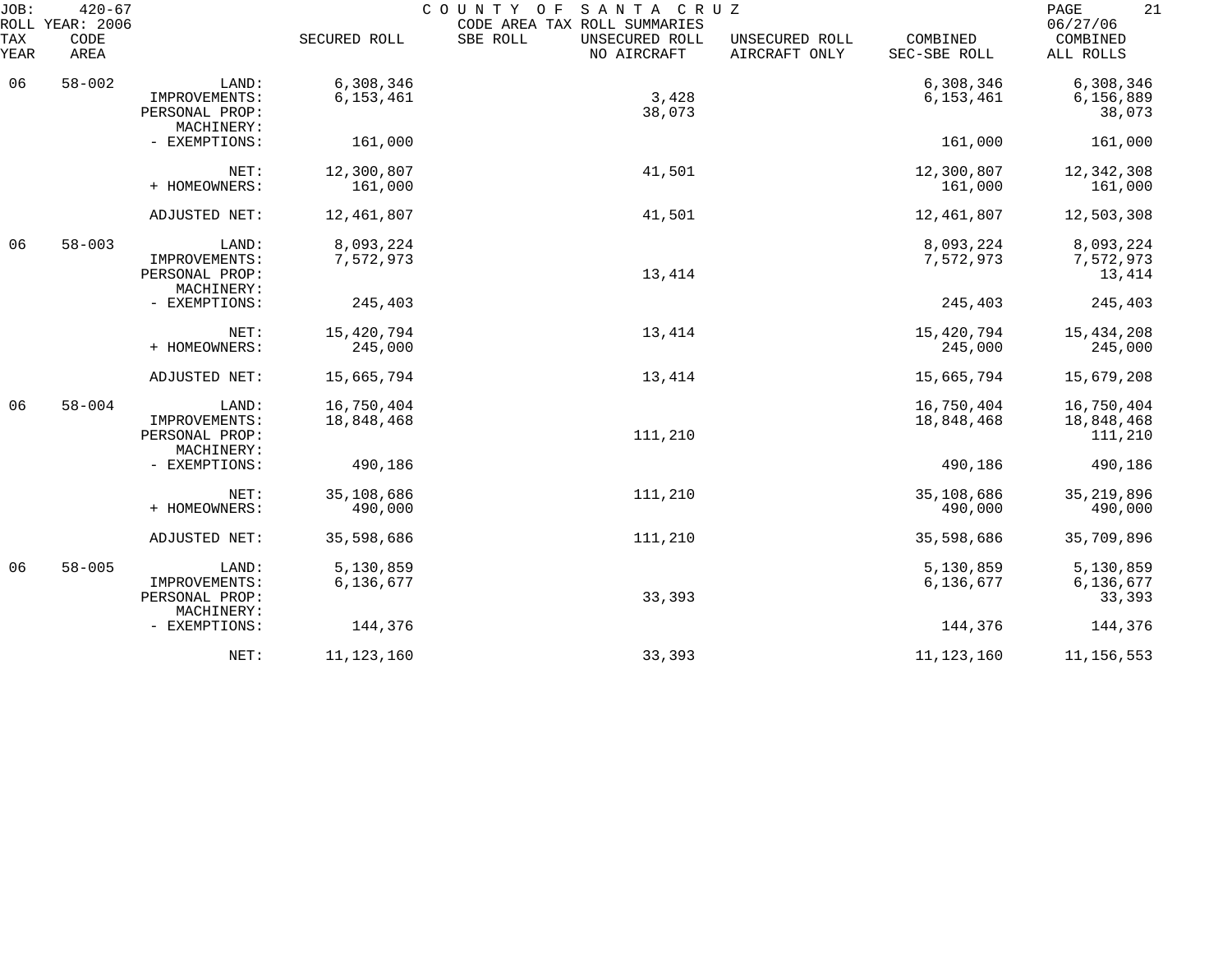JOB: 420-67 COUNTY OF SANTA CRUZ
ROLL YEAR: 2006 CODE AREA TAX ROLL SUMMARIES 06/27/06

| TAX YEAR | CODE AREA | | SECURED ROLL | SBE ROLL | UNSECURED ROLL NO AIRCRAFT | UNSECURED ROLL AIRCRAFT ONLY | COMBINED SEC-SBE ROLL | COMBINED ALL ROLLS |
|---|---|---|---|---|---|---|---|---|
| 06 | 58-002 | LAND: | 6,308,346 | | | | 6,308,346 | 6,308,346 |
| | | IMPROVEMENTS: | 6,153,461 | | 3,428 | | 6,153,461 | 6,156,889 |
| | | PERSONAL PROP: | | | 38,073 | | | 38,073 |
| | | MACHINERY: | | | | | | |
| | | - EXEMPTIONS: | 161,000 | | | | 161,000 | 161,000 |
| | | NET: | 12,300,807 | | 41,501 | | 12,300,807 | 12,342,308 |
| | | + HOMEOWNERS: | 161,000 | | | | 161,000 | 161,000 |
| | | ADJUSTED NET: | 12,461,807 | | 41,501 | | 12,461,807 | 12,503,308 |
| 06 | 58-003 | LAND: | 8,093,224 | | | | 8,093,224 | 8,093,224 |
| | | IMPROVEMENTS: | 7,572,973 | | | | 7,572,973 | 7,572,973 |
| | | PERSONAL PROP: | | | 13,414 | | | 13,414 |
| | | MACHINERY: | | | | | | |
| | | - EXEMPTIONS: | 245,403 | | | | 245,403 | 245,403 |
| | | NET: | 15,420,794 | | 13,414 | | 15,420,794 | 15,434,208 |
| | | + HOMEOWNERS: | 245,000 | | | | 245,000 | 245,000 |
| | | ADJUSTED NET: | 15,665,794 | | 13,414 | | 15,665,794 | 15,679,208 |
| 06 | 58-004 | LAND: | 16,750,404 | | | | 16,750,404 | 16,750,404 |
| | | IMPROVEMENTS: | 18,848,468 | | | | 18,848,468 | 18,848,468 |
| | | PERSONAL PROP: | | | 111,210 | | | 111,210 |
| | | MACHINERY: | | | | | | |
| | | - EXEMPTIONS: | 490,186 | | | | 490,186 | 490,186 |
| | | NET: | 35,108,686 | | 111,210 | | 35,108,686 | 35,219,896 |
| | | + HOMEOWNERS: | 490,000 | | | | 490,000 | 490,000 |
| | | ADJUSTED NET: | 35,598,686 | | 111,210 | | 35,598,686 | 35,709,896 |
| 06 | 58-005 | LAND: | 5,130,859 | | | | 5,130,859 | 5,130,859 |
| | | IMPROVEMENTS: | 6,136,677 | | | | 6,136,677 | 6,136,677 |
| | | PERSONAL PROP: | | | 33,393 | | | 33,393 |
| | | MACHINERY: | | | | | | |
| | | - EXEMPTIONS: | 144,376 | | | | 144,376 | 144,376 |
| | | NET: | 11,123,160 | | 33,393 | | 11,123,160 | 11,156,553 |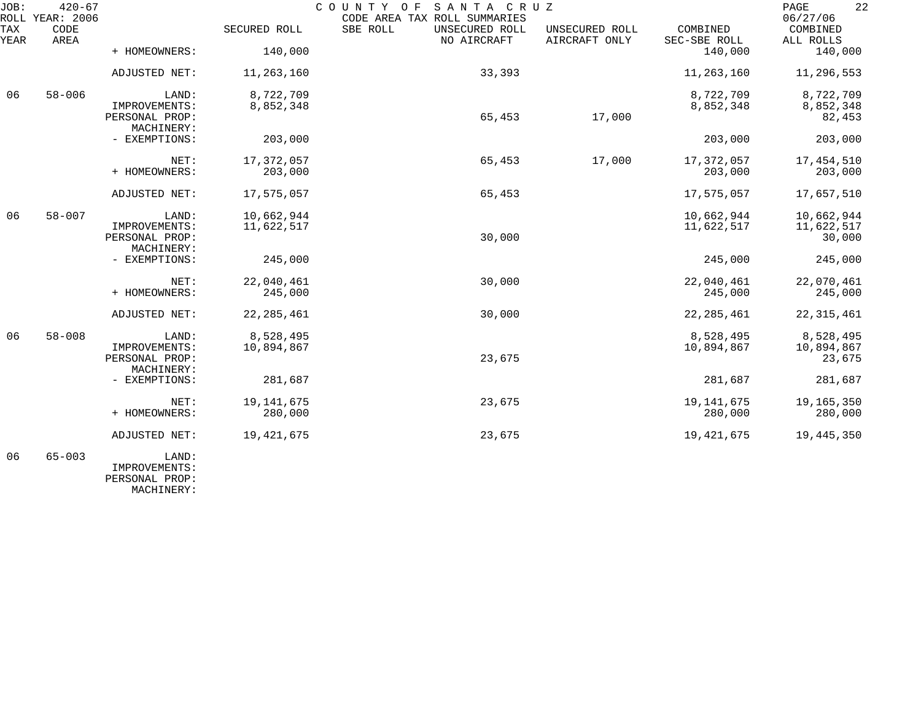JOB: 420-67 COUNTY OF SANTA CRUZ

ROLL YEAR: 2006 CODE AREA TAX ROLL SUMMARIES 06/27/06

| TAX YEAR | CODE AREA | | SECURED ROLL | SBE ROLL | UNSECURED ROLL NO AIRCRAFT | UNSECURED ROLL AIRCRAFT ONLY | COMBINED SEC-SBE ROLL | COMBINED ALL ROLLS |
|---|---|---|---|---|---|---|---|---|
| | | + HOMEOWNERS: | 140,000 | | | | 140,000 | 140,000 |
| | | ADJUSTED NET: | 11,263,160 | | 33,393 | | 11,263,160 | 11,296,553 |
| 06 | 58-006 | LAND: | 8,722,709 | | | | 8,722,709 | 8,722,709 |
| | | IMPROVEMENTS: | 8,852,348 | | | | 8,852,348 | 8,852,348 |
| | | PERSONAL PROP: | | | 65,453 | 17,000 | | 82,453 |
| | | MACHINERY: | | | | | | |
| | | - EXEMPTIONS: | 203,000 | | | | 203,000 | 203,000 |
| | | NET: | 17,372,057 | | 65,453 | 17,000 | 17,372,057 | 17,454,510 |
| | | + HOMEOWNERS: | 203,000 | | | | 203,000 | 203,000 |
| | | ADJUSTED NET: | 17,575,057 | | 65,453 | | 17,575,057 | 17,657,510 |
| 06 | 58-007 | LAND: | 10,662,944 | | | | 10,662,944 | 10,662,944 |
| | | IMPROVEMENTS: | 11,622,517 | | | | 11,622,517 | 11,622,517 |
| | | PERSONAL PROP: | | | 30,000 | | | 30,000 |
| | | MACHINERY: | | | | | | |
| | | - EXEMPTIONS: | 245,000 | | | | 245,000 | 245,000 |
| | | NET: | 22,040,461 | | 30,000 | | 22,040,461 | 22,070,461 |
| | | + HOMEOWNERS: | 245,000 | | | | 245,000 | 245,000 |
| | | ADJUSTED NET: | 22,285,461 | | 30,000 | | 22,285,461 | 22,315,461 |
| 06 | 58-008 | LAND: | 8,528,495 | | | | 8,528,495 | 8,528,495 |
| | | IMPROVEMENTS: | 10,894,867 | | | | 10,894,867 | 10,894,867 |
| | | PERSONAL PROP: | | | 23,675 | | | 23,675 |
| | | MACHINERY: | | | | | | |
| | | - EXEMPTIONS: | 281,687 | | | | 281,687 | 281,687 |
| | | NET: | 19,141,675 | | 23,675 | | 19,141,675 | 19,165,350 |
| | | + HOMEOWNERS: | 280,000 | | | | 280,000 | 280,000 |
| | | ADJUSTED NET: | 19,421,675 | | 23,675 | | 19,421,675 | 19,445,350 |
| 06 | 65-003 | LAND: | | | | | | |
| | | IMPROVEMENTS: | | | | | | |
| | | PERSONAL PROP: | | | | | | |
| | | MACHINERY: | | | | | | |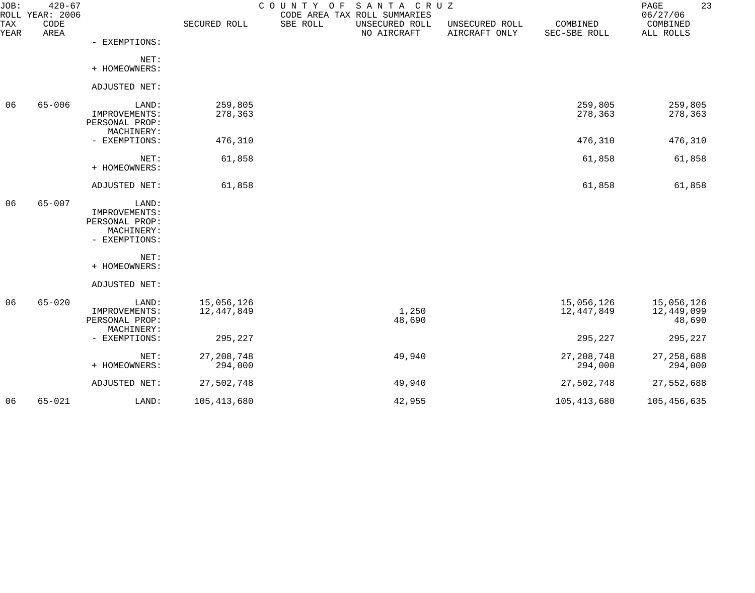COUNTY OF SANTA CRUZ
CODE AREA TAX ROLL SUMMARIES

JOB: 420-67
ROLL YEAR: 2006
06/27/06

| TAX YEAR | CODE AREA | | SECURED ROLL | SBE ROLL | UNSECURED ROLL NO AIRCRAFT | UNSECURED ROLL AIRCRAFT ONLY | COMBINED SEC-SBE ROLL | COMBINED ALL ROLLS |
|---|---|---|---|---|---|---|---|---|
| | | - EXEMPTIONS: | | | | | | |
| | | NET: | | | | | | |
| | | + HOMEOWNERS: | | | | | | |
| | | ADJUSTED NET: | | | | | | |
| 06 | 65-006 | LAND: | 259,805 | | | | 259,805 | 259,805 |
| | | IMPROVEMENTS: | 278,363 | | | | 278,363 | 278,363 |
| | | PERSONAL PROP: | | | | | | |
| | | MACHINERY: | | | | | | |
| | | - EXEMPTIONS: | 476,310 | | | | 476,310 | 476,310 |
| | | NET: | 61,858 | | | | 61,858 | 61,858 |
| | | + HOMEOWNERS: | | | | | | |
| | | ADJUSTED NET: | 61,858 | | | | 61,858 | 61,858 |
| 06 | 65-007 | LAND: | | | | | | |
| | | IMPROVEMENTS: | | | | | | |
| | | PERSONAL PROP: | | | | | | |
| | | MACHINERY: | | | | | | |
| | | - EXEMPTIONS: | | | | | | |
| | | NET: | | | | | | |
| | | + HOMEOWNERS: | | | | | | |
| | | ADJUSTED NET: | | | | | | |
| 06 | 65-020 | LAND: | 15,056,126 | | | | 15,056,126 | 15,056,126 |
| | | IMPROVEMENTS: | 12,447,849 | | 1,250 | | 12,447,849 | 12,449,099 |
| | | PERSONAL PROP: | | | 48,690 | | | 48,690 |
| | | MACHINERY: | | | | | | |
| | | - EXEMPTIONS: | 295,227 | | | | 295,227 | 295,227 |
| | | NET: | 27,208,748 | | 49,940 | | 27,208,748 | 27,258,688 |
| | | + HOMEOWNERS: | 294,000 | | | | 294,000 | 294,000 |
| | | ADJUSTED NET: | 27,502,748 | | 49,940 | | 27,502,748 | 27,552,688 |
| 06 | 65-021 | LAND: | 105,413,680 | | 42,955 | | 105,413,680 | 105,456,635 |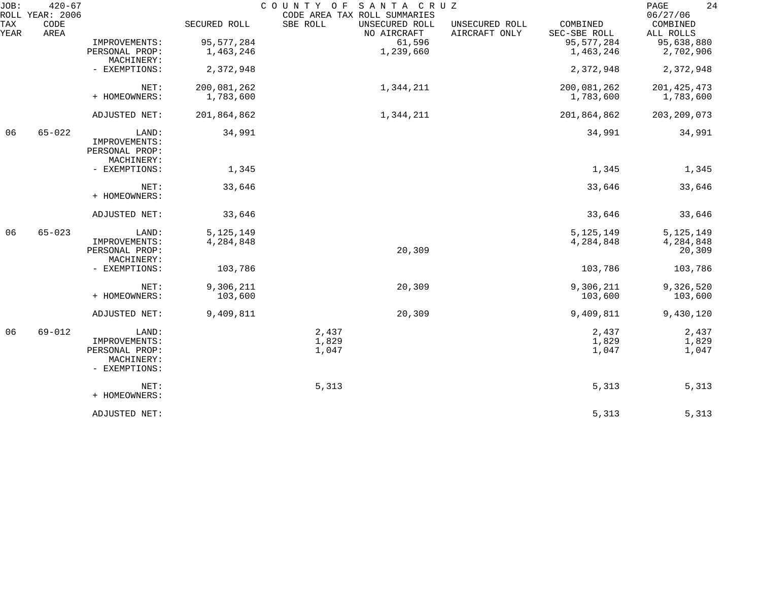JOB: 420-67 COUNTY OF SANTA CRUZ
ROLL YEAR: 2006 CODE AREA TAX ROLL SUMMARIES 06/27/06

| TAX YEAR | CODE AREA | | SECURED ROLL | SBE ROLL | UNSECURED ROLL NO AIRCRAFT | UNSECURED ROLL AIRCRAFT ONLY | COMBINED SEC-SBE ROLL | COMBINED ALL ROLLS |
|---|---|---|---|---|---|---|---|---|
| | | IMPROVEMENTS: | 95,577,284 | | 61,596 | | 95,577,284 | 95,638,880 |
| | | PERSONAL PROP: | 1,463,246 | | 1,239,660 | | 1,463,246 | 2,702,906 |
| | | MACHINERY: | | | | | | |
| | | - EXEMPTIONS: | 2,372,948 | | | | 2,372,948 | 2,372,948 |
| | | NET: | 200,081,262 | | 1,344,211 | | 200,081,262 | 201,425,473 |
| | | + HOMEOWNERS: | 1,783,600 | | | | 1,783,600 | 1,783,600 |
| | | ADJUSTED NET: | 201,864,862 | | 1,344,211 | | 201,864,862 | 203,209,073 |
| 06 | 65-022 | LAND: | 34,991 | | | | 34,991 | 34,991 |
| | | IMPROVEMENTS: | | | | | | |
| | | PERSONAL PROP: | | | | | | |
| | | MACHINERY: | | | | | | |
| | | - EXEMPTIONS: | 1,345 | | | | 1,345 | 1,345 |
| | | NET: | 33,646 | | | | 33,646 | 33,646 |
| | | + HOMEOWNERS: | | | | | | |
| | | ADJUSTED NET: | 33,646 | | | | 33,646 | 33,646 |
| 06 | 65-023 | LAND: | 5,125,149 | | | | 5,125,149 | 5,125,149 |
| | | IMPROVEMENTS: | 4,284,848 | | | | 4,284,848 | 4,284,848 |
| | | PERSONAL PROP: | | | 20,309 | | | 20,309 |
| | | MACHINERY: | | | | | | |
| | | - EXEMPTIONS: | 103,786 | | | | 103,786 | 103,786 |
| | | NET: | 9,306,211 | | 20,309 | | 9,306,211 | 9,326,520 |
| | | + HOMEOWNERS: | 103,600 | | | | 103,600 | 103,600 |
| | | ADJUSTED NET: | 9,409,811 | | 20,309 | | 9,409,811 | 9,430,120 |
| 06 | 69-012 | LAND: | | 2,437 | | | 2,437 | 2,437 |
| | | IMPROVEMENTS: | | 1,829 | | | 1,829 | 1,829 |
| | | PERSONAL PROP: | | 1,047 | | | 1,047 | 1,047 |
| | | MACHINERY: | | | | | | |
| | | - EXEMPTIONS: | | | | | | |
| | | NET: | | 5,313 | | | 5,313 | 5,313 |
| | | + HOMEOWNERS: | | | | | | |
| | | ADJUSTED NET: | | | | | 5,313 | 5,313 |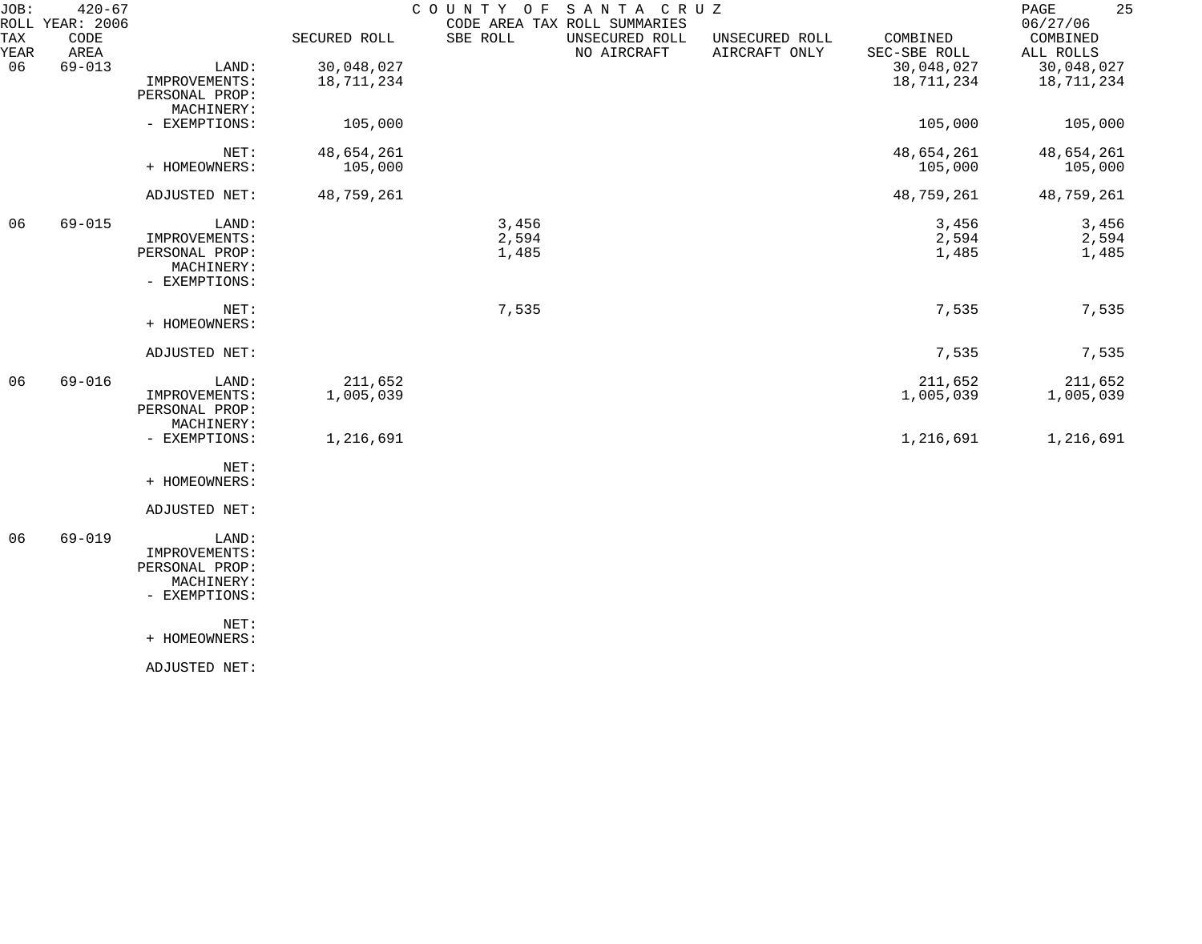JOB: 420-67
ROLL YEAR: 2006

COUNTY OF SANTA CRUZ
CODE AREA TAX ROLL SUMMARIES

06/27/06

| TAX YEAR | CODE AREA | | SECURED ROLL | SBE ROLL | UNSECURED ROLL NO AIRCRAFT | UNSECURED ROLL AIRCRAFT ONLY | COMBINED SEC-SBE ROLL | COMBINED ALL ROLLS |
|---|---|---|---|---|---|---|---|---|
| 06 | 69-013 | LAND: | 30,048,027 | | | | 30,048,027 | 30,048,027 |
| | | IMPROVEMENTS: | 18,711,234 | | | | 18,711,234 | 18,711,234 |
| | | PERSONAL PROP: | | | | | | |
| | | MACHINERY: | | | | | | |
| | | - EXEMPTIONS: | 105,000 | | | | 105,000 | 105,000 |
| | | NET: | 48,654,261 | | | | 48,654,261 | 48,654,261 |
| | | + HOMEOWNERS: | 105,000 | | | | 105,000 | 105,000 |
| | | ADJUSTED NET: | 48,759,261 | | | | 48,759,261 | 48,759,261 |
| 06 | 69-015 | LAND: | | 3,456 | | | 3,456 | 3,456 |
| | | IMPROVEMENTS: | | 2,594 | | | 2,594 | 2,594 |
| | | PERSONAL PROP: | | 1,485 | | | 1,485 | 1,485 |
| | | MACHINERY: | | | | | | |
| | | - EXEMPTIONS: | | | | | | |
| | | NET: | | 7,535 | | | 7,535 | 7,535 |
| | | + HOMEOWNERS: | | | | | | |
| | | ADJUSTED NET: | | | | | 7,535 | 7,535 |
| 06 | 69-016 | LAND: | 211,652 | | | | 211,652 | 211,652 |
| | | IMPROVEMENTS: | 1,005,039 | | | | 1,005,039 | 1,005,039 |
| | | PERSONAL PROP: | | | | | | |
| | | MACHINERY: | | | | | | |
| | | - EXEMPTIONS: | 1,216,691 | | | | 1,216,691 | 1,216,691 |
| | | NET: | | | | | | |
| | | + HOMEOWNERS: | | | | | | |
| | | ADJUSTED NET: | | | | | | |
| 06 | 69-019 | LAND: | | | | | | |
| | | IMPROVEMENTS: | | | | | | |
| | | PERSONAL PROP: | | | | | | |
| | | MACHINERY: | | | | | | |
| | | - EXEMPTIONS: | | | | | | |
| | | NET: | | | | | | |
| | | + HOMEOWNERS: | | | | | | |
| | | ADJUSTED NET: | | | | | | |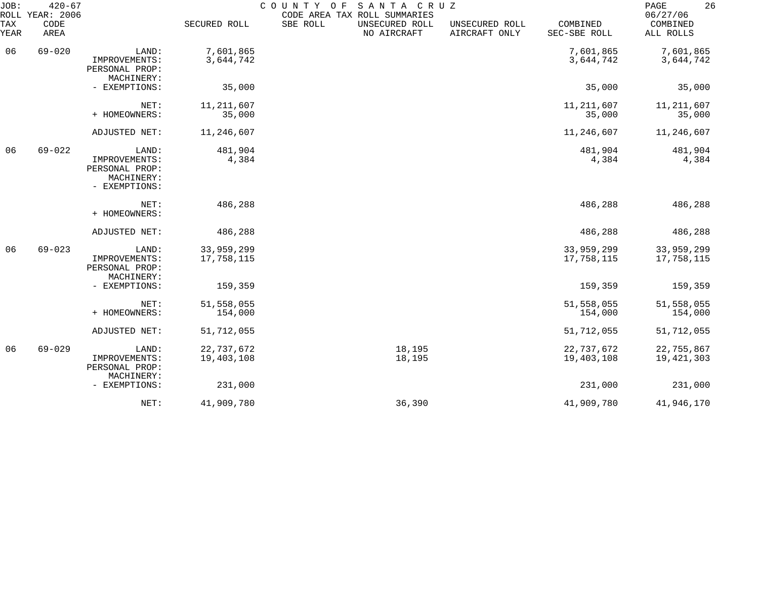COUNTY OF SANTA CRUZ
CODE AREA TAX ROLL SUMMARIES

JOB: 420-67
ROLL YEAR: 2006
06/27/06

| TAX YEAR | CODE AREA | | SECURED ROLL | SBE ROLL | UNSECURED ROLL NO AIRCRAFT | UNSECURED ROLL AIRCRAFT ONLY | COMBINED SEC-SBE ROLL | COMBINED ALL ROLLS |
|---|---|---|---|---|---|---|---|---|
| 06 | 69-020 | LAND: | 7,601,865 | | | | 7,601,865 | 7,601,865 |
| | | IMPROVEMENTS: | 3,644,742 | | | | 3,644,742 | 3,644,742 |
| | | PERSONAL PROP: | | | | | | |
| | | MACHINERY: | | | | | | |
| | | - EXEMPTIONS: | 35,000 | | | | 35,000 | 35,000 |
| | | NET: | 11,211,607 | | | | 11,211,607 | 11,211,607 |
| | | + HOMEOWNERS: | 35,000 | | | | 35,000 | 35,000 |
| | | ADJUSTED NET: | 11,246,607 | | | | 11,246,607 | 11,246,607 |
| 06 | 69-022 | LAND: | 481,904 | | | | 481,904 | 481,904 |
| | | IMPROVEMENTS: | 4,384 | | | | 4,384 | 4,384 |
| | | PERSONAL PROP: | | | | | | |
| | | MACHINERY: | | | | | | |
| | | - EXEMPTIONS: | | | | | | |
| | | NET: | 486,288 | | | | 486,288 | 486,288 |
| | | + HOMEOWNERS: | | | | | | |
| | | ADJUSTED NET: | 486,288 | | | | 486,288 | 486,288 |
| 06 | 69-023 | LAND: | 33,959,299 | | | | 33,959,299 | 33,959,299 |
| | | IMPROVEMENTS: | 17,758,115 | | | | 17,758,115 | 17,758,115 |
| | | PERSONAL PROP: | | | | | | |
| | | MACHINERY: | | | | | | |
| | | - EXEMPTIONS: | 159,359 | | | | 159,359 | 159,359 |
| | | NET: | 51,558,055 | | | | 51,558,055 | 51,558,055 |
| | | + HOMEOWNERS: | 154,000 | | | | 154,000 | 154,000 |
| | | ADJUSTED NET: | 51,712,055 | | | | 51,712,055 | 51,712,055 |
| 06 | 69-029 | LAND: | 22,737,672 | | 18,195 | | 22,737,672 | 22,755,867 |
| | | IMPROVEMENTS: | 19,403,108 | | 18,195 | | 19,403,108 | 19,421,303 |
| | | PERSONAL PROP: | | | | | | |
| | | MACHINERY: | | | | | | |
| | | - EXEMPTIONS: | 231,000 | | | | 231,000 | 231,000 |
| | | NET: | 41,909,780 | | 36,390 | | 41,909,780 | 41,946,170 |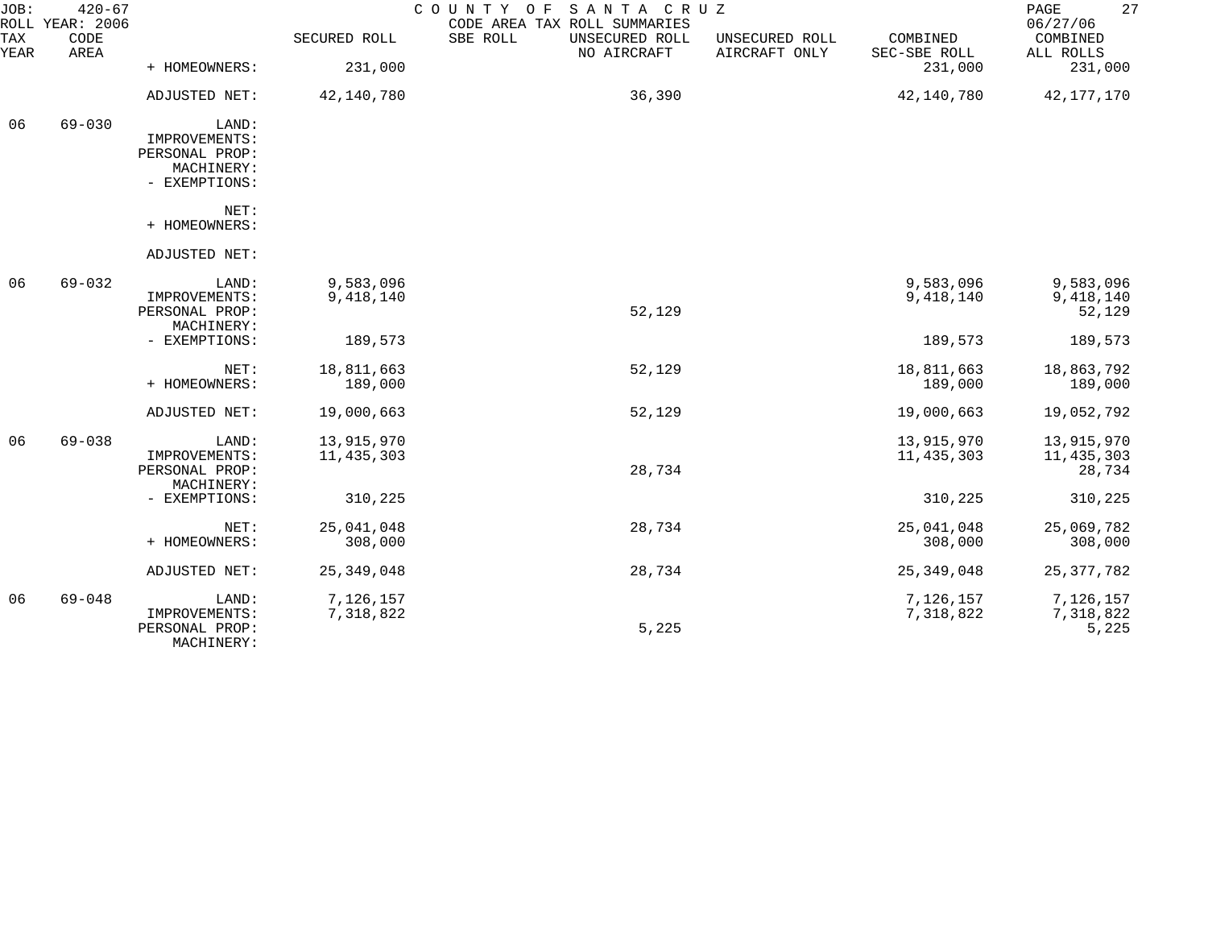JOB: 420-67 COUNTY OF SANTA CRUZ
ROLL YEAR: 2006 CODE AREA TAX ROLL SUMMARIES 06/27/06

| TAX YEAR | CODE AREA | | SECURED ROLL | SBE ROLL | UNSECURED ROLL NO AIRCRAFT | UNSECURED ROLL AIRCRAFT ONLY | COMBINED SEC-SBE ROLL | COMBINED ALL ROLLS |
|---|---|---|---|---|---|---|---|---|
| | | + HOMEOWNERS: | 231,000 | | | | 231,000 | 231,000 |
| | | ADJUSTED NET: | 42,140,780 | | 36,390 | | 42,140,780 | 42,177,170 |
| 06 | 69-030 | LAND: | | | | | | |
| | | IMPROVEMENTS: | | | | | | |
| | | PERSONAL PROP: | | | | | | |
| | | MACHINERY: | | | | | | |
| | | - EXEMPTIONS: | | | | | | |
| | | NET: | | | | | | |
| | | + HOMEOWNERS: | | | | | | |
| | | ADJUSTED NET: | | | | | | |
| 06 | 69-032 | LAND: | 9,583,096 | | | | 9,583,096 | 9,583,096 |
| | | IMPROVEMENTS: | 9,418,140 | | | | 9,418,140 | 9,418,140 |
| | | PERSONAL PROP: | | | 52,129 | | | 52,129 |
| | | MACHINERY: | | | | | | |
| | | - EXEMPTIONS: | 189,573 | | | | 189,573 | 189,573 |
| | | NET: | 18,811,663 | | 52,129 | | 18,811,663 | 18,863,792 |
| | | + HOMEOWNERS: | 189,000 | | | | 189,000 | 189,000 |
| | | ADJUSTED NET: | 19,000,663 | | 52,129 | | 19,000,663 | 19,052,792 |
| 06 | 69-038 | LAND: | 13,915,970 | | | | 13,915,970 | 13,915,970 |
| | | IMPROVEMENTS: | 11,435,303 | | | | 11,435,303 | 11,435,303 |
| | | PERSONAL PROP: | | | 28,734 | | | 28,734 |
| | | MACHINERY: | | | | | | |
| | | - EXEMPTIONS: | 310,225 | | | | 310,225 | 310,225 |
| | | NET: | 25,041,048 | | 28,734 | | 25,041,048 | 25,069,782 |
| | | + HOMEOWNERS: | 308,000 | | | | 308,000 | 308,000 |
| | | ADJUSTED NET: | 25,349,048 | | 28,734 | | 25,349,048 | 25,377,782 |
| 06 | 69-048 | LAND: | 7,126,157 | | | | 7,126,157 | 7,126,157 |
| | | IMPROVEMENTS: | 7,318,822 | | | | 7,318,822 | 7,318,822 |
| | | PERSONAL PROP: | | | 5,225 | | | 5,225 |
| | | MACHINERY: | | | | | | |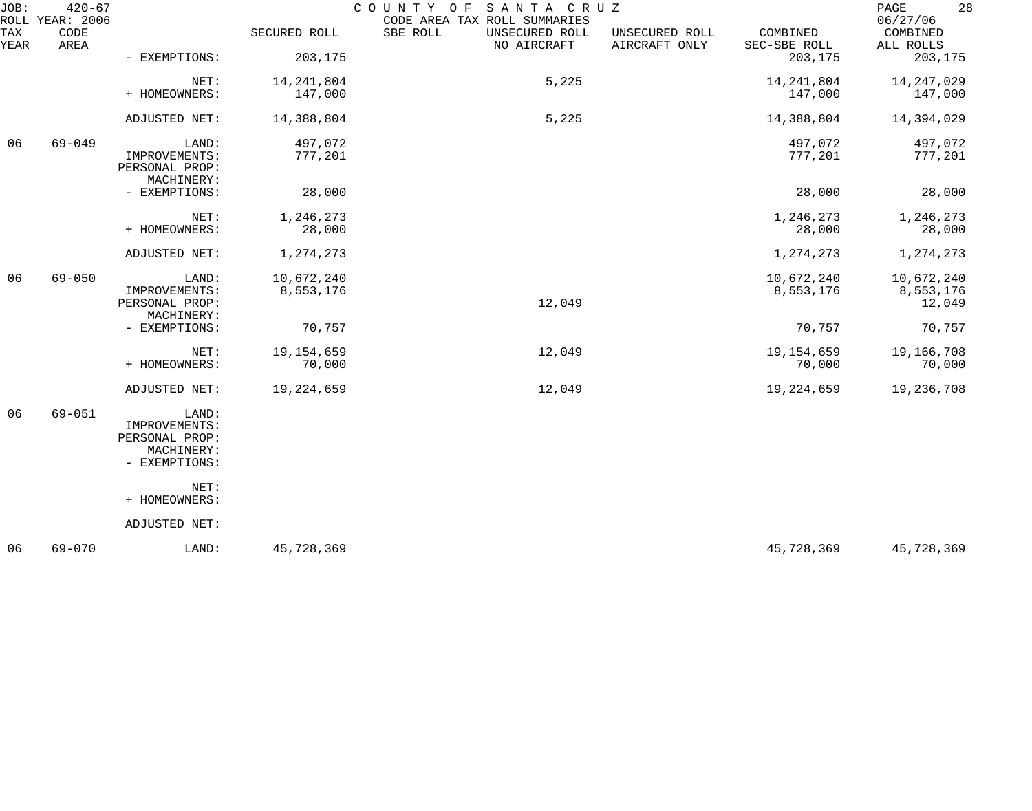JOB: 420-67 COUNTY OF SANTA CRUZ
ROLL YEAR: 2006 CODE AREA TAX ROLL SUMMARIES 06/27/06

| TAX YEAR | CODE AREA | | SECURED ROLL | SBE ROLL | UNSECURED ROLL NO AIRCRAFT | UNSECURED ROLL AIRCRAFT ONLY | COMBINED SEC-SBE ROLL | COMBINED ALL ROLLS |
|---|---|---|---|---|---|---|---|---|
| | | - EXEMPTIONS: | 203,175 | | | | 203,175 | 203,175 |
| | | NET: | 14,241,804 | | 5,225 | | 14,241,804 | 14,247,029 |
| | | + HOMEOWNERS: | 147,000 | | | | 147,000 | 147,000 |
| | | ADJUSTED NET: | 14,388,804 | | 5,225 | | 14,388,804 | 14,394,029 |
| 06 | 69-049 | LAND: | 497,072 | | | | 497,072 | 497,072 |
| | | IMPROVEMENTS: | 777,201 | | | | 777,201 | 777,201 |
| | | PERSONAL PROP: | | | | | | |
| | | MACHINERY: | | | | | | |
| | | - EXEMPTIONS: | 28,000 | | | | 28,000 | 28,000 |
| | | NET: | 1,246,273 | | | | 1,246,273 | 1,246,273 |
| | | + HOMEOWNERS: | 28,000 | | | | 28,000 | 28,000 |
| | | ADJUSTED NET: | 1,274,273 | | | | 1,274,273 | 1,274,273 |
| 06 | 69-050 | LAND: | 10,672,240 | | | | 10,672,240 | 10,672,240 |
| | | IMPROVEMENTS: | 8,553,176 | | | | 8,553,176 | 8,553,176 |
| | | PERSONAL PROP: | | | 12,049 | | | 12,049 |
| | | MACHINERY: | | | | | | |
| | | - EXEMPTIONS: | 70,757 | | | | 70,757 | 70,757 |
| | | NET: | 19,154,659 | | 12,049 | | 19,154,659 | 19,166,708 |
| | | + HOMEOWNERS: | 70,000 | | | | 70,000 | 70,000 |
| | | ADJUSTED NET: | 19,224,659 | | 12,049 | | 19,224,659 | 19,236,708 |
| 06 | 69-051 | LAND: | | | | | | |
| | | IMPROVEMENTS: | | | | | | |
| | | PERSONAL PROP: | | | | | | |
| | | MACHINERY: | | | | | | |
| | | - EXEMPTIONS: | | | | | | |
| | | NET: | | | | | | |
| | | + HOMEOWNERS: | | | | | | |
| | | ADJUSTED NET: | | | | | | |
| 06 | 69-070 | LAND: | 45,728,369 | | | | 45,728,369 | 45,728,369 |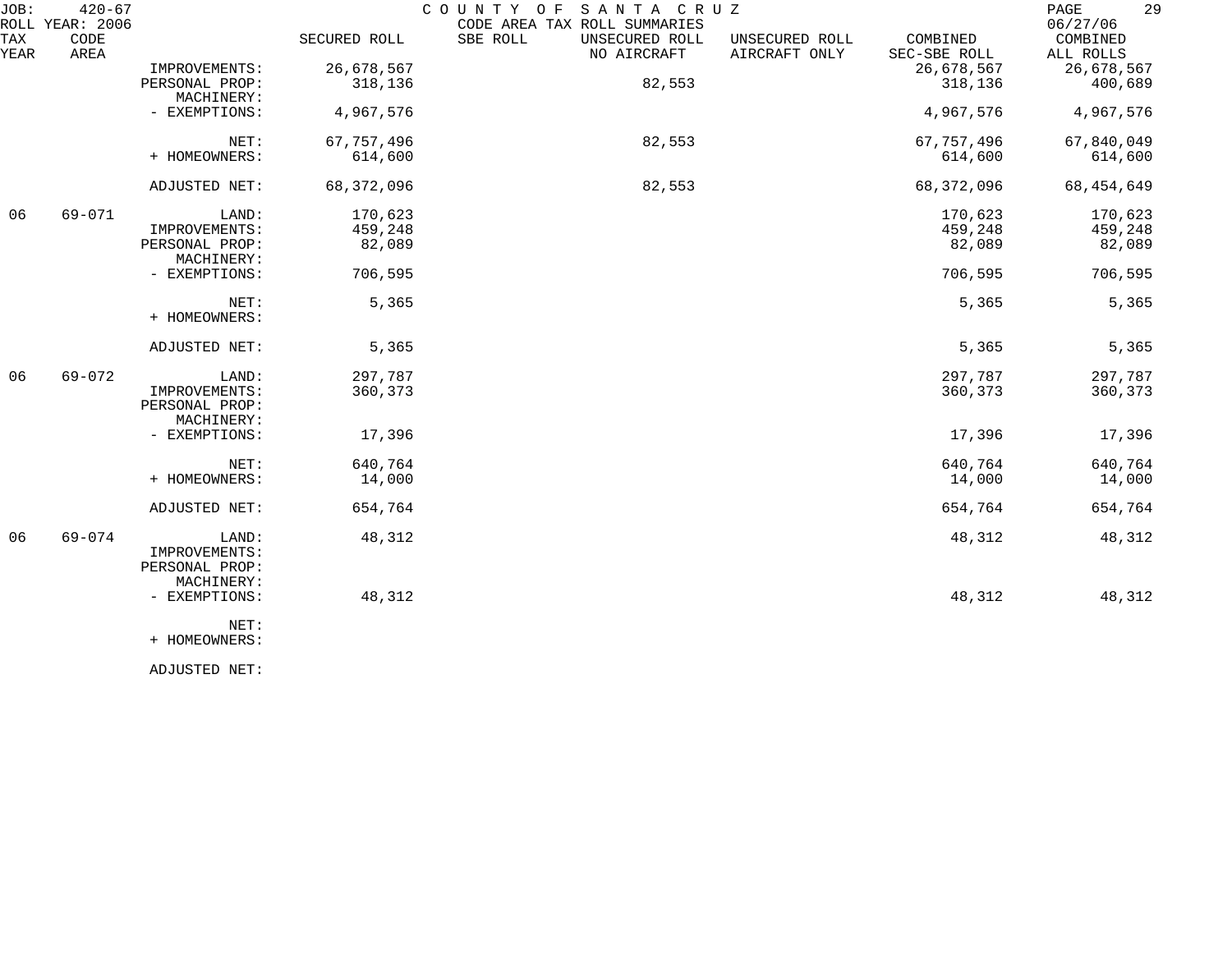| TAX YEAR | CODE AREA | | SECURED ROLL | SBE ROLL | UNSECURED ROLL NO AIRCRAFT | UNSECURED ROLL AIRCRAFT ONLY | COMBINED SEC-SBE ROLL | COMBINED ALL ROLLS |
|---|---|---|---|---|---|---|---|---|
| | | IMPROVEMENTS: | 26,678,567 | | | | 26,678,567 | 26,678,567 |
| | | PERSONAL PROP: | 318,136 | | 82,553 | | 318,136 | 400,689 |
| | | MACHINERY: | | | | | | |
| | | - EXEMPTIONS: | 4,967,576 | | | | 4,967,576 | 4,967,576 |
| | | NET: | 67,757,496 | | 82,553 | | 67,757,496 | 67,840,049 |
| | | + HOMEOWNERS: | 614,600 | | | | 614,600 | 614,600 |
| | | ADJUSTED NET: | 68,372,096 | | 82,553 | | 68,372,096 | 68,454,649 |
| 06 | 69-071 | LAND: | 170,623 | | | | 170,623 | 170,623 |
| | | IMPROVEMENTS: | 459,248 | | | | 459,248 | 459,248 |
| | | PERSONAL PROP: | 82,089 | | | | 82,089 | 82,089 |
| | | MACHINERY: | | | | | | |
| | | - EXEMPTIONS: | 706,595 | | | | 706,595 | 706,595 |
| | | NET: | 5,365 | | | | 5,365 | 5,365 |
| | | + HOMEOWNERS: | | | | | | |
| | | ADJUSTED NET: | 5,365 | | | | 5,365 | 5,365 |
| 06 | 69-072 | LAND: | 297,787 | | | | 297,787 | 297,787 |
| | | IMPROVEMENTS: | 360,373 | | | | 360,373 | 360,373 |
| | | PERSONAL PROP: | | | | | | |
| | | MACHINERY: | | | | | | |
| | | - EXEMPTIONS: | 17,396 | | | | 17,396 | 17,396 |
| | | NET: | 640,764 | | | | 640,764 | 640,764 |
| | | + HOMEOWNERS: | 14,000 | | | | 14,000 | 14,000 |
| | | ADJUSTED NET: | 654,764 | | | | 654,764 | 654,764 |
| 06 | 69-074 | LAND: | 48,312 | | | | 48,312 | 48,312 |
| | | IMPROVEMENTS: | | | | | | |
| | | PERSONAL PROP: | | | | | | |
| | | MACHINERY: | | | | | | |
| | | - EXEMPTIONS: | 48,312 | | | | 48,312 | 48,312 |
| | | NET: | | | | | | |
| | | + HOMEOWNERS: | | | | | | |
| | | ADJUSTED NET: | | | | | | |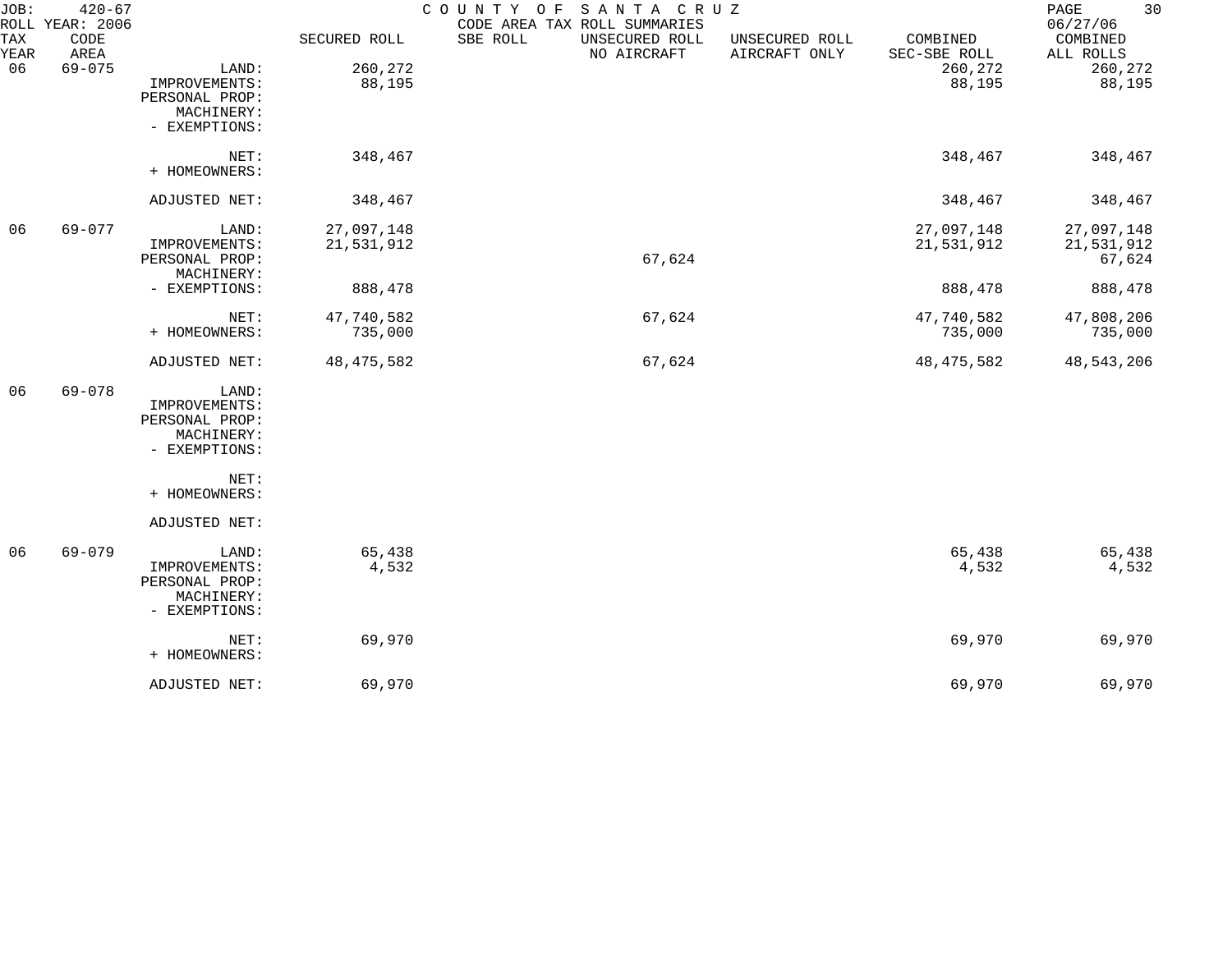JOB: 420-67 COUNTY OF SANTA CRUZ
ROLL YEAR: 2006 CODE AREA TAX ROLL SUMMARIES 06/27/06

| TAX YEAR | CODE AREA | | SECURED ROLL | SBE ROLL | UNSECURED ROLL NO AIRCRAFT | UNSECURED ROLL AIRCRAFT ONLY | COMBINED SEC-SBE ROLL | COMBINED ALL ROLLS |
|---|---|---|---|---|---|---|---|---|
| 06 | 69-075 | LAND: | 260,272 | | | | 260,272 | 260,272 |
| | | IMPROVEMENTS: | 88,195 | | | | 88,195 | 88,195 |
| | | PERSONAL PROP: | | | | | | |
| | | MACHINERY: | | | | | | |
| | | - EXEMPTIONS: | | | | | | |
| | | NET: | 348,467 | | | | 348,467 | 348,467 |
| | | + HOMEOWNERS: | | | | | | |
| | | ADJUSTED NET: | 348,467 | | | | 348,467 | 348,467 |
| 06 | 69-077 | LAND: | 27,097,148 | | | | 27,097,148 | 27,097,148 |
| | | IMPROVEMENTS: | 21,531,912 | | | | 21,531,912 | 21,531,912 |
| | | PERSONAL PROP: | | | 67,624 | | | 67,624 |
| | | MACHINERY: | | | | | | |
| | | - EXEMPTIONS: | 888,478 | | | | 888,478 | 888,478 |
| | | NET: | 47,740,582 | | 67,624 | | 47,740,582 | 47,808,206 |
| | | + HOMEOWNERS: | 735,000 | | | | 735,000 | 735,000 |
| | | ADJUSTED NET: | 48,475,582 | | 67,624 | | 48,475,582 | 48,543,206 |
| 06 | 69-078 | LAND: | | | | | | |
| | | IMPROVEMENTS: | | | | | | |
| | | PERSONAL PROP: | | | | | | |
| | | MACHINERY: | | | | | | |
| | | - EXEMPTIONS: | | | | | | |
| | | NET: | | | | | | |
| | | + HOMEOWNERS: | | | | | | |
| | | ADJUSTED NET: | | | | | | |
| 06 | 69-079 | LAND: | 65,438 | | | | 65,438 | 65,438 |
| | | IMPROVEMENTS: | 4,532 | | | | 4,532 | 4,532 |
| | | PERSONAL PROP: | | | | | | |
| | | MACHINERY: | | | | | | |
| | | - EXEMPTIONS: | | | | | | |
| | | NET: | 69,970 | | | | 69,970 | 69,970 |
| | | + HOMEOWNERS: | | | | | | |
| | | ADJUSTED NET: | 69,970 | | | | 69,970 | 69,970 |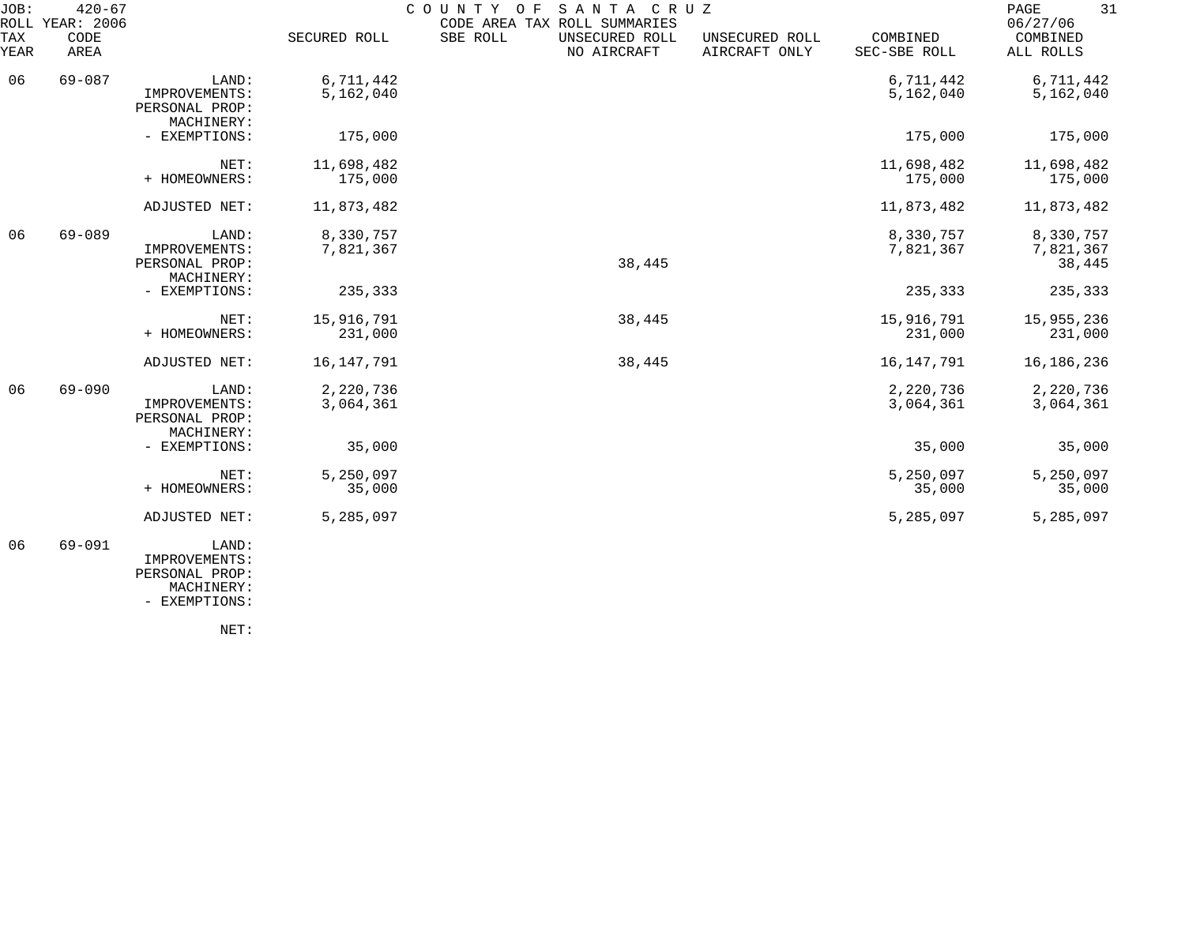JOB: 420-67 COUNTY OF SANTA CRUZ
ROLL YEAR: 2006 CODE AREA TAX ROLL SUMMARIES 06/27/06

| TAX YEAR | CODE AREA | | SECURED ROLL | SBE ROLL | UNSECURED ROLL NO AIRCRAFT | UNSECURED ROLL AIRCRAFT ONLY | COMBINED SEC-SBE ROLL | COMBINED ALL ROLLS |
|---|---|---|---|---|---|---|---|---|
| 06 | 69-087 | LAND: | 6,711,442 | | | | 6,711,442 | 6,711,442 |
| | | IMPROVEMENTS: | 5,162,040 | | | | 5,162,040 | 5,162,040 |
| | | PERSONAL PROP: | | | | | | |
| | | MACHINERY: | | | | | | |
| | | - EXEMPTIONS: | 175,000 | | | | 175,000 | 175,000 |
| | | NET: | 11,698,482 | | | | 11,698,482 | 11,698,482 |
| | | + HOMEOWNERS: | 175,000 | | | | 175,000 | 175,000 |
| | | ADJUSTED NET: | 11,873,482 | | | | 11,873,482 | 11,873,482 |
| 06 | 69-089 | LAND: | 8,330,757 | | | | 8,330,757 | 8,330,757 |
| | | IMPROVEMENTS: | 7,821,367 | | | | 7,821,367 | 7,821,367 |
| | | PERSONAL PROP: | | | 38,445 | | | 38,445 |
| | | MACHINERY: | | | | | | |
| | | - EXEMPTIONS: | 235,333 | | | | 235,333 | 235,333 |
| | | NET: | 15,916,791 | | 38,445 | | 15,916,791 | 15,955,236 |
| | | + HOMEOWNERS: | 231,000 | | | | 231,000 | 231,000 |
| | | ADJUSTED NET: | 16,147,791 | | 38,445 | | 16,147,791 | 16,186,236 |
| 06 | 69-090 | LAND: | 2,220,736 | | | | 2,220,736 | 2,220,736 |
| | | IMPROVEMENTS: | 3,064,361 | | | | 3,064,361 | 3,064,361 |
| | | PERSONAL PROP: | | | | | | |
| | | MACHINERY: | | | | | | |
| | | - EXEMPTIONS: | 35,000 | | | | 35,000 | 35,000 |
| | | NET: | 5,250,097 | | | | 5,250,097 | 5,250,097 |
| | | + HOMEOWNERS: | 35,000 | | | | 35,000 | 35,000 |
| | | ADJUSTED NET: | 5,285,097 | | | | 5,285,097 | 5,285,097 |
| 06 | 69-091 | LAND: | | | | | | |
| | | IMPROVEMENTS: | | | | | | |
| | | PERSONAL PROP: | | | | | | |
| | | MACHINERY: | | | | | | |
| | | - EXEMPTIONS: | | | | | | |
| | | NET: | | | | | | |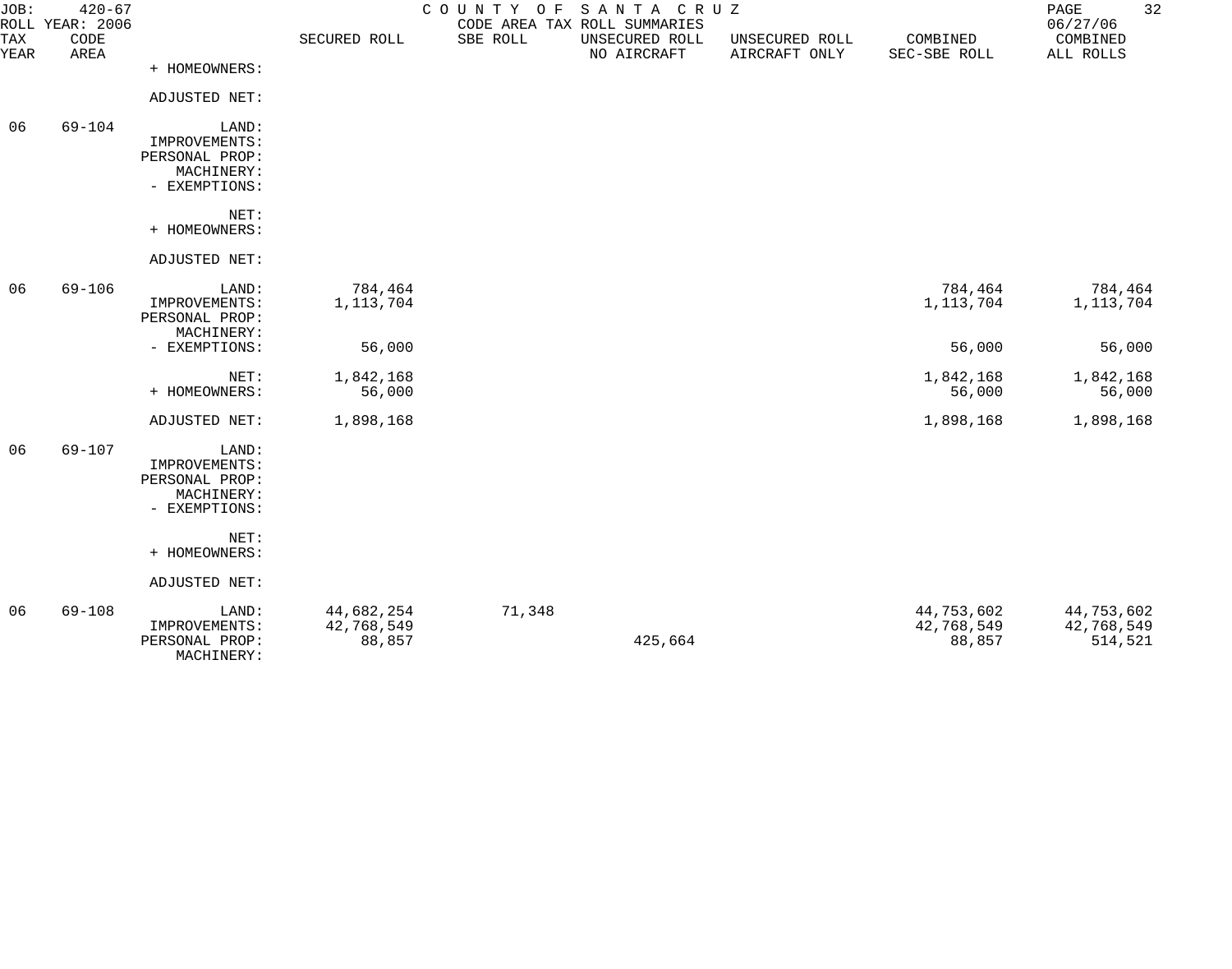JOB: 420-67 COUNTY OF SANTA CRUZ
ROLL YEAR: 2006 CODE AREA TAX ROLL SUMMARIES 06/27/06

| TAX YEAR | CODE AREA | | SECURED ROLL | SBE ROLL | UNSECURED ROLL NO AIRCRAFT | UNSECURED ROLL AIRCRAFT ONLY | COMBINED SEC-SBE ROLL | COMBINED ALL ROLLS |
|---|---|---|---|---|---|---|---|---|
| | | + HOMEOWNERS: | | | | | | |
| | | ADJUSTED NET: | | | | | | |
| 06 | 69-104 | LAND: | | | | | | |
| | | IMPROVEMENTS: | | | | | | |
| | | PERSONAL PROP: | | | | | | |
| | | MACHINERY: | | | | | | |
| | | - EXEMPTIONS: | | | | | | |
| | | NET: | | | | | | |
| | | + HOMEOWNERS: | | | | | | |
| | | ADJUSTED NET: | | | | | | |
| 06 | 69-106 | LAND: | 784,464 | | | | 784,464 | 784,464 |
| | | IMPROVEMENTS: | 1,113,704 | | | | 1,113,704 | 1,113,704 |
| | | PERSONAL PROP: | | | | | | |
| | | MACHINERY: | | | | | | |
| | | - EXEMPTIONS: | 56,000 | | | | 56,000 | 56,000 |
| | | NET: | 1,842,168 | | | | 1,842,168 | 1,842,168 |
| | | + HOMEOWNERS: | 56,000 | | | | 56,000 | 56,000 |
| | | ADJUSTED NET: | 1,898,168 | | | | 1,898,168 | 1,898,168 |
| 06 | 69-107 | LAND: | | | | | | |
| | | IMPROVEMENTS: | | | | | | |
| | | PERSONAL PROP: | | | | | | |
| | | MACHINERY: | | | | | | |
| | | - EXEMPTIONS: | | | | | | |
| | | NET: | | | | | | |
| | | + HOMEOWNERS: | | | | | | |
| | | ADJUSTED NET: | | | | | | |
| 06 | 69-108 | LAND: | 44,682,254 | 71,348 | | | 44,753,602 | 44,753,602 |
| | | IMPROVEMENTS: | 42,768,549 | | | | 42,768,549 | 42,768,549 |
| | | PERSONAL PROP: | 88,857 | | 425,664 | | 88,857 | 514,521 |
| | | MACHINERY: | | | | | | |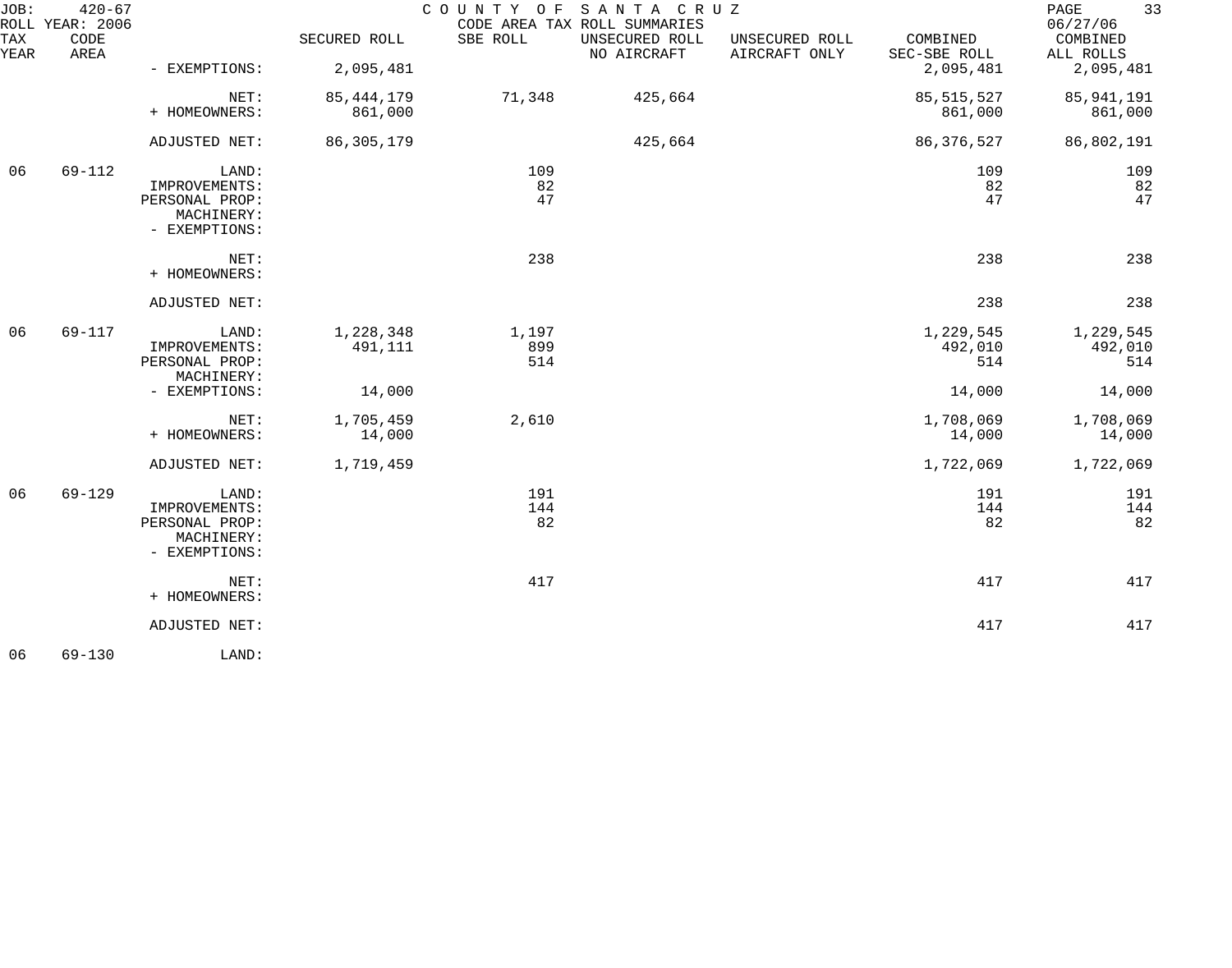JOB: 420-67 ROLL YEAR: 2006

COUNTY OF SANTA CRUZ
CODE AREA TAX ROLL SUMMARIES

06/27/06

| TAX YEAR | CODE AREA | | SECURED ROLL | SBE ROLL | UNSECURED ROLL NO AIRCRAFT | UNSECURED ROLL AIRCRAFT ONLY | COMBINED SEC-SBE ROLL | COMBINED ALL ROLLS |
|---|---|---|---|---|---|---|---|---|
| | | - EXEMPTIONS: | 2,095,481 | | | | 2,095,481 | 2,095,481 |
| | | NET: | 85,444,179 | 71,348 | 425,664 | | 85,515,527 | 85,941,191 |
| | | + HOMEOWNERS: | 861,000 | | | | 861,000 | 861,000 |
| | | ADJUSTED NET: | 86,305,179 | | 425,664 | | 86,376,527 | 86,802,191 |
| 06 | 69-112 | LAND: | | 109 | | | 109 | 109 |
| | | IMPROVEMENTS: | | 82 | | | 82 | 82 |
| | | PERSONAL PROP: | | 47 | | | 47 | 47 |
| | | MACHINERY: | | | | | | |
| | | - EXEMPTIONS: | | | | | | |
| | | NET: | | 238 | | | 238 | 238 |
| | | + HOMEOWNERS: | | | | | | |
| | | ADJUSTED NET: | | | | | 238 | 238 |
| 06 | 69-117 | LAND: | 1,228,348 | 1,197 | | | 1,229,545 | 1,229,545 |
| | | IMPROVEMENTS: | 491,111 | 899 | | | 492,010 | 492,010 |
| | | PERSONAL PROP: | | 514 | | | 514 | 514 |
| | | MACHINERY: | | | | | | |
| | | - EXEMPTIONS: | 14,000 | | | | 14,000 | 14,000 |
| | | NET: | 1,705,459 | 2,610 | | | 1,708,069 | 1,708,069 |
| | | + HOMEOWNERS: | 14,000 | | | | 14,000 | 14,000 |
| | | ADJUSTED NET: | 1,719,459 | | | | 1,722,069 | 1,722,069 |
| 06 | 69-129 | LAND: | | 191 | | | 191 | 191 |
| | | IMPROVEMENTS: | | 144 | | | 144 | 144 |
| | | PERSONAL PROP: | | 82 | | | 82 | 82 |
| | | MACHINERY: | | | | | | |
| | | - EXEMPTIONS: | | | | | | |
| | | NET: | | 417 | | | 417 | 417 |
| | | + HOMEOWNERS: | | | | | | |
| | | ADJUSTED NET: | | | | | 417 | 417 |
| 06 | 69-130 | LAND: | | | | | | |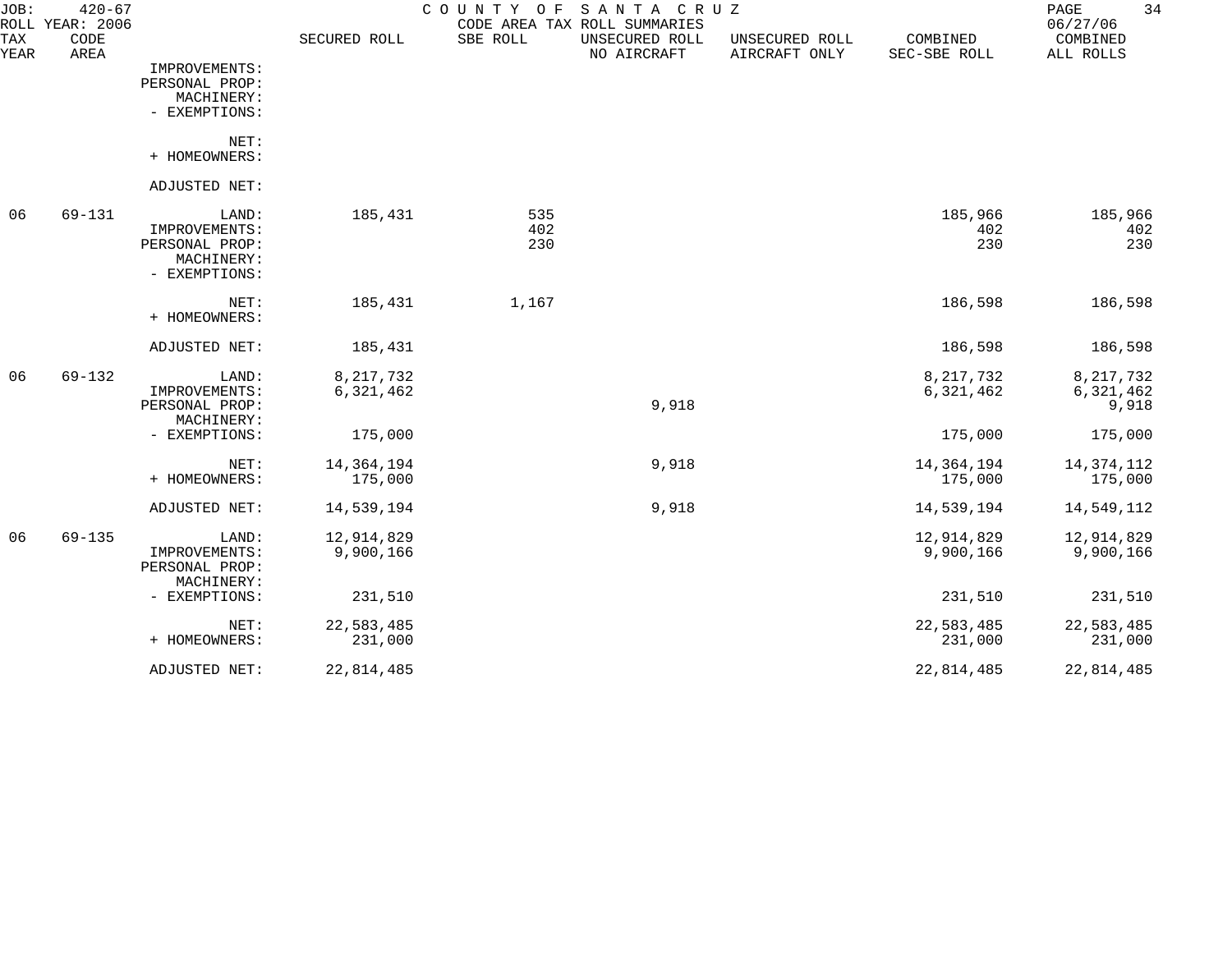JOB: 420-67 COUNTY OF SANTA CRUZ
ROLL YEAR: 2006 CODE AREA TAX ROLL SUMMARIES 06/27/06

| TAX YEAR | CODE AREA | | SECURED ROLL | SBE ROLL | UNSECURED ROLL NO AIRCRAFT | UNSECURED ROLL AIRCRAFT ONLY | COMBINED SEC-SBE ROLL | COMBINED ALL ROLLS |
|---|---|---|---|---|---|---|---|---|
| | | IMPROVEMENTS: | | | | | | |
| | | PERSONAL PROP: | | | | | | |
| | | MACHINERY: | | | | | | |
| | | - EXEMPTIONS: | | | | | | |
| | | NET: | | | | | | |
| | | + HOMEOWNERS: | | | | | | |
| | | ADJUSTED NET: | | | | | | |
| 06 | 69-131 | LAND: | 185,431 | 535 | | | 185,966 | 185,966 |
| | | IMPROVEMENTS: | | 402 | | | 402 | 402 |
| | | PERSONAL PROP: | | 230 | | | 230 | 230 |
| | | MACHINERY: | | | | | | |
| | | - EXEMPTIONS: | | | | | | |
| | | NET: | 185,431 | 1,167 | | | 186,598 | 186,598 |
| | | + HOMEOWNERS: | | | | | | |
| | | ADJUSTED NET: | 185,431 | | | | 186,598 | 186,598 |
| 06 | 69-132 | LAND: | 8,217,732 | | | | 8,217,732 | 8,217,732 |
| | | IMPROVEMENTS: | 6,321,462 | | | | 6,321,462 | 6,321,462 |
| | | PERSONAL PROP: | | | 9,918 | | | 9,918 |
| | | MACHINERY: | | | | | | |
| | | - EXEMPTIONS: | 175,000 | | | | 175,000 | 175,000 |
| | | NET: | 14,364,194 | | 9,918 | | 14,364,194 | 14,374,112 |
| | | + HOMEOWNERS: | 175,000 | | | | 175,000 | 175,000 |
| | | ADJUSTED NET: | 14,539,194 | | 9,918 | | 14,539,194 | 14,549,112 |
| 06 | 69-135 | LAND: | 12,914,829 | | | | 12,914,829 | 12,914,829 |
| | | IMPROVEMENTS: | 9,900,166 | | | | 9,900,166 | 9,900,166 |
| | | PERSONAL PROP: | | | | | | |
| | | MACHINERY: | | | | | | |
| | | - EXEMPTIONS: | 231,510 | | | | 231,510 | 231,510 |
| | | NET: | 22,583,485 | | | | 22,583,485 | 22,583,485 |
| | | + HOMEOWNERS: | 231,000 | | | | 231,000 | 231,000 |
| | | ADJUSTED NET: | 22,814,485 | | | | 22,814,485 | 22,814,485 |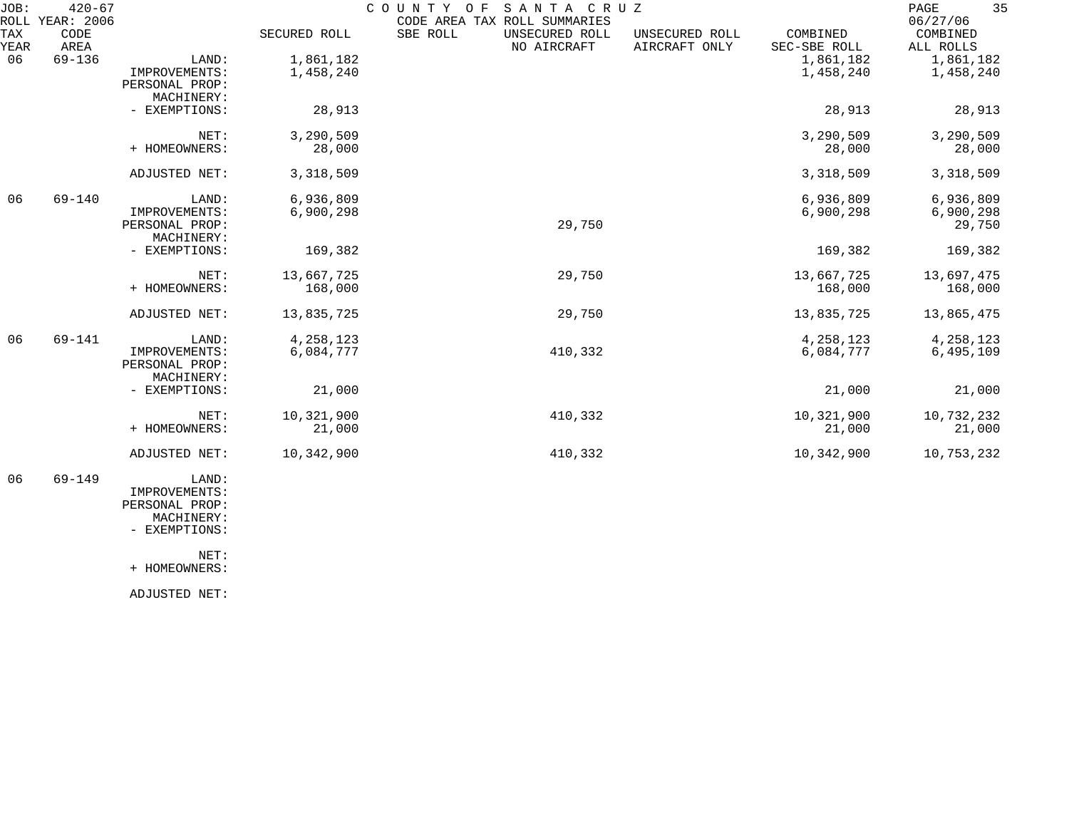JOB: 420-67 COUNTY OF SANTA CRUZ
ROLL YEAR: 2006 CODE AREA TAX ROLL SUMMARIES 06/27/06

| TAX YEAR | CODE AREA | | SECURED ROLL | SBE ROLL | UNSECURED ROLL NO AIRCRAFT | UNSECURED ROLL AIRCRAFT ONLY | COMBINED SEC-SBE ROLL | COMBINED ALL ROLLS |
|---|---|---|---|---|---|---|---|---|
| 06 | 69-136 | LAND: | 1,861,182 | | | | 1,861,182 | 1,861,182 |
| | | IMPROVEMENTS: | 1,458,240 | | | | 1,458,240 | 1,458,240 |
| | | PERSONAL PROP: | | | | | | |
| | | MACHINERY: | | | | | | |
| | | - EXEMPTIONS: | 28,913 | | | | 28,913 | 28,913 |
| | | NET: | 3,290,509 | | | | 3,290,509 | 3,290,509 |
| | | + HOMEOWNERS: | 28,000 | | | | 28,000 | 28,000 |
| | | ADJUSTED NET: | 3,318,509 | | | | 3,318,509 | 3,318,509 |
| 06 | 69-140 | LAND: | 6,936,809 | | | | 6,936,809 | 6,936,809 |
| | | IMPROVEMENTS: | 6,900,298 | | | | 6,900,298 | 6,900,298 |
| | | PERSONAL PROP: | | | 29,750 | | | 29,750 |
| | | MACHINERY: | | | | | | |
| | | - EXEMPTIONS: | 169,382 | | | | 169,382 | 169,382 |
| | | NET: | 13,667,725 | | 29,750 | | 13,667,725 | 13,697,475 |
| | | + HOMEOWNERS: | 168,000 | | | | 168,000 | 168,000 |
| | | ADJUSTED NET: | 13,835,725 | | 29,750 | | 13,835,725 | 13,865,475 |
| 06 | 69-141 | LAND: | 4,258,123 | | | | 4,258,123 | 4,258,123 |
| | | IMPROVEMENTS: | 6,084,777 | | 410,332 | | 6,084,777 | 6,495,109 |
| | | PERSONAL PROP: | | | | | | |
| | | MACHINERY: | | | | | | |
| | | - EXEMPTIONS: | 21,000 | | | | 21,000 | 21,000 |
| | | NET: | 10,321,900 | | 410,332 | | 10,321,900 | 10,732,232 |
| | | + HOMEOWNERS: | 21,000 | | | | 21,000 | 21,000 |
| | | ADJUSTED NET: | 10,342,900 | | 410,332 | | 10,342,900 | 10,753,232 |
| 06 | 69-149 | LAND: | | | | | | |
| | | IMPROVEMENTS: | | | | | | |
| | | PERSONAL PROP: | | | | | | |
| | | MACHINERY: | | | | | | |
| | | - EXEMPTIONS: | | | | | | |
| | | NET: | | | | | | |
| | | + HOMEOWNERS: | | | | | | |
| | | ADJUSTED NET: | | | | | | |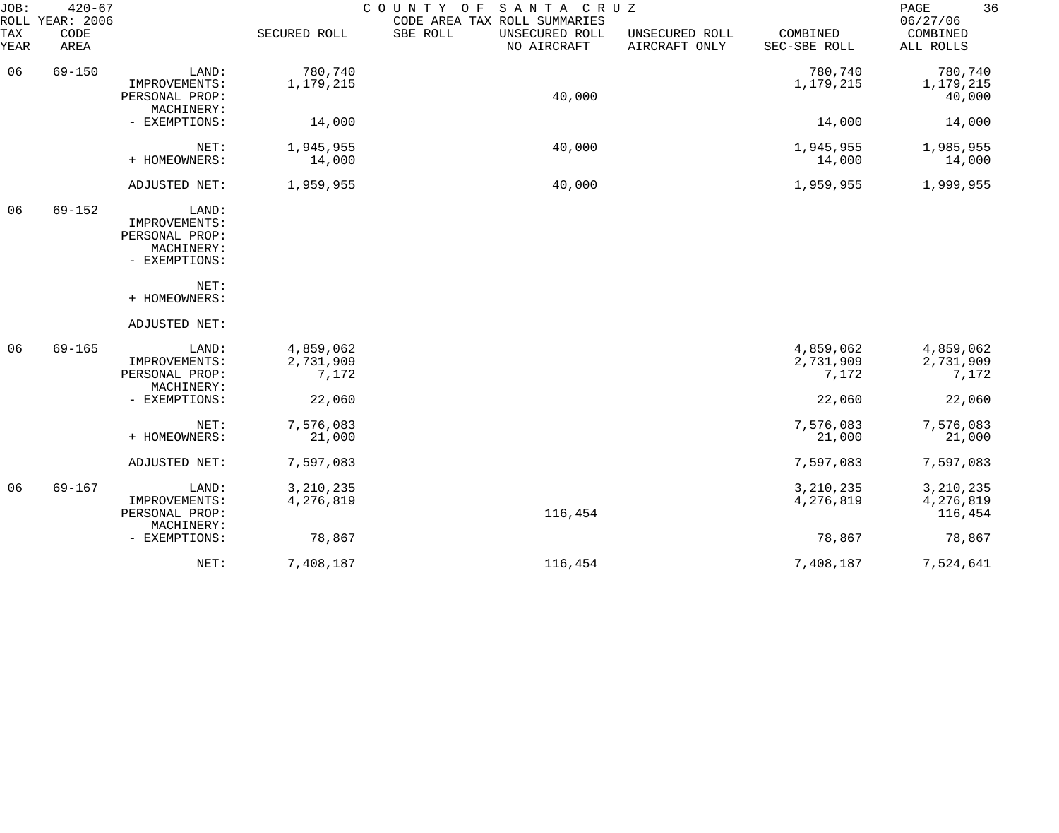# COUNTY OF SANTA CRUZ

CODE AREA TAX ROLL SUMMARIES

JOB: 420-67
ROLL YEAR: 2006
06/27/06

| TAX YEAR | CODE AREA | | SECURED ROLL | SBE ROLL | UNSECURED ROLL NO AIRCRAFT | UNSECURED ROLL AIRCRAFT ONLY | COMBINED SEC-SBE ROLL | COMBINED ALL ROLLS |
|---|---|---|---|---|---|---|---|---|
| 06 | 69-150 | LAND: | 780,740 | | | | 780,740 | 780,740 |
| | | IMPROVEMENTS: | 1,179,215 | | | | 1,179,215 | 1,179,215 |
| | | PERSONAL PROP: | | | 40,000 | | | 40,000 |
| | | MACHINERY: | | | | | | |
| | | - EXEMPTIONS: | 14,000 | | | | 14,000 | 14,000 |
| | | NET: | 1,945,955 | | 40,000 | | 1,945,955 | 1,985,955 |
| | | + HOMEOWNERS: | 14,000 | | | | 14,000 | 14,000 |
| | | ADJUSTED NET: | 1,959,955 | | 40,000 | | 1,959,955 | 1,999,955 |
| 06 | 69-152 | LAND: | | | | | | |
| | | IMPROVEMENTS: | | | | | | |
| | | PERSONAL PROP: | | | | | | |
| | | MACHINERY: | | | | | | |
| | | - EXEMPTIONS: | | | | | | |
| | | NET: | | | | | | |
| | | + HOMEOWNERS: | | | | | | |
| | | ADJUSTED NET: | | | | | | |
| 06 | 69-165 | LAND: | 4,859,062 | | | | 4,859,062 | 4,859,062 |
| | | IMPROVEMENTS: | 2,731,909 | | | | 2,731,909 | 2,731,909 |
| | | PERSONAL PROP: | 7,172 | | | | 7,172 | 7,172 |
| | | MACHINERY: | | | | | | |
| | | - EXEMPTIONS: | 22,060 | | | | 22,060 | 22,060 |
| | | NET: | 7,576,083 | | | | 7,576,083 | 7,576,083 |
| | | + HOMEOWNERS: | 21,000 | | | | 21,000 | 21,000 |
| | | ADJUSTED NET: | 7,597,083 | | | | 7,597,083 | 7,597,083 |
| 06 | 69-167 | LAND: | 3,210,235 | | | | 3,210,235 | 3,210,235 |
| | | IMPROVEMENTS: | 4,276,819 | | | | 4,276,819 | 4,276,819 |
| | | PERSONAL PROP: | | | 116,454 | | | 116,454 |
| | | MACHINERY: | | | | | | |
| | | - EXEMPTIONS: | 78,867 | | | | 78,867 | 78,867 |
| | | NET: | 7,408,187 | | 116,454 | | 7,408,187 | 7,524,641 |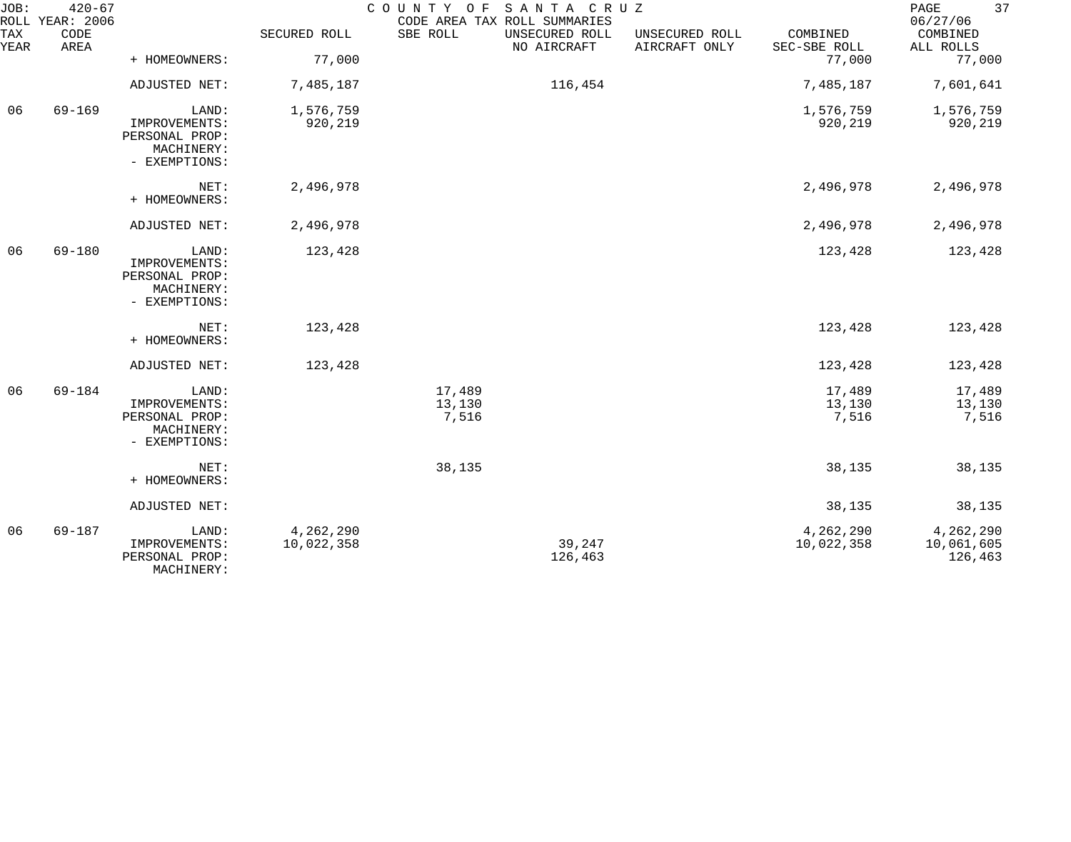JOB: 420-67 COUNTY OF SANTA CRUZ
ROLL YEAR: 2006 CODE AREA TAX ROLL SUMMARIES 06/27/06

| TAX YEAR | CODE AREA | | SECURED ROLL | SBE ROLL | UNSECURED ROLL NO AIRCRAFT | UNSECURED ROLL AIRCRAFT ONLY | COMBINED SEC-SBE ROLL | COMBINED ALL ROLLS |
|---|---|---|---|---|---|---|---|---|
| | | + HOMEOWNERS: | 77,000 | | | | 77,000 | 77,000 |
| | | ADJUSTED NET: | 7,485,187 | | 116,454 | | 7,485,187 | 7,601,641 |
| 06 | 69-169 | LAND: | 1,576,759 | | | | 1,576,759 | 1,576,759 |
| | | IMPROVEMENTS: | 920,219 | | | | 920,219 | 920,219 |
| | | PERSONAL PROP: | | | | | | |
| | | MACHINERY: | | | | | | |
| | | - EXEMPTIONS: | | | | | | |
| | | NET: | 2,496,978 | | | | 2,496,978 | 2,496,978 |
| | | + HOMEOWNERS: | | | | | | |
| | | ADJUSTED NET: | 2,496,978 | | | | 2,496,978 | 2,496,978 |
| 06 | 69-180 | LAND: | 123,428 | | | | 123,428 | 123,428 |
| | | IMPROVEMENTS: | | | | | | |
| | | PERSONAL PROP: | | | | | | |
| | | MACHINERY: | | | | | | |
| | | - EXEMPTIONS: | | | | | | |
| | | NET: | 123,428 | | | | 123,428 | 123,428 |
| | | + HOMEOWNERS: | | | | | | |
| | | ADJUSTED NET: | 123,428 | | | | 123,428 | 123,428 |
| 06 | 69-184 | LAND: | | 17,489 | | | 17,489 | 17,489 |
| | | IMPROVEMENTS: | | 13,130 | | | 13,130 | 13,130 |
| | | PERSONAL PROP: | | 7,516 | | | 7,516 | 7,516 |
| | | MACHINERY: | | | | | | |
| | | - EXEMPTIONS: | | | | | | |
| | | NET: | | 38,135 | | | 38,135 | 38,135 |
| | | + HOMEOWNERS: | | | | | | |
| | | ADJUSTED NET: | | | | | 38,135 | 38,135 |
| 06 | 69-187 | LAND: | 4,262,290 | | | | 4,262,290 | 4,262,290 |
| | | IMPROVEMENTS: | 10,022,358 | | 39,247 | | 10,022,358 | 10,061,605 |
| | | PERSONAL PROP: | | | 126,463 | | | 126,463 |
| | | MACHINERY: | | | | | | |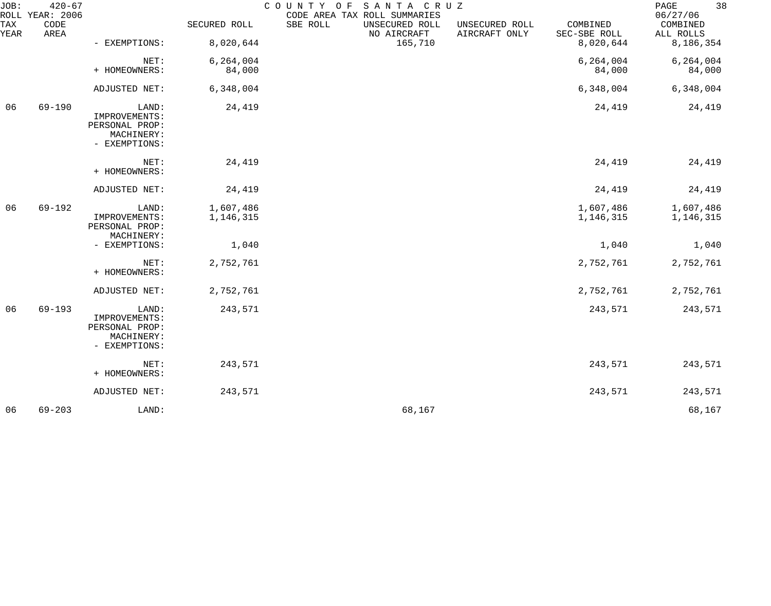| TAX YEAR | CODE AREA | | SECURED ROLL | SBE ROLL | UNSECURED ROLL NO AIRCRAFT | UNSECURED ROLL AIRCRAFT ONLY | COMBINED SEC-SBE ROLL | COMBINED ALL ROLLS |
|---|---|---|---|---|---|---|---|---|
| | | - EXEMPTIONS: | 8,020,644 | | 165,710 | | 8,020,644 | 8,186,354 |
| | | NET: | 6,264,004 | | | | 6,264,004 | 6,264,004 |
| | | + HOMEOWNERS: | 84,000 | | | | 84,000 | 84,000 |
| | | ADJUSTED NET: | 6,348,004 | | | | 6,348,004 | 6,348,004 |
| 06 | 69-190 | LAND: | 24,419 | | | | 24,419 | 24,419 |
| | | IMPROVEMENTS: | | | | | | |
| | | PERSONAL PROP: | | | | | | |
| | | MACHINERY: | | | | | | |
| | | - EXEMPTIONS: | | | | | | |
| | | NET: | 24,419 | | | | 24,419 | 24,419 |
| | | + HOMEOWNERS: | | | | | | |
| | | ADJUSTED NET: | 24,419 | | | | 24,419 | 24,419 |
| 06 | 69-192 | LAND: | 1,607,486 | | | | 1,607,486 | 1,607,486 |
| | | IMPROVEMENTS: | 1,146,315 | | | | 1,146,315 | 1,146,315 |
| | | PERSONAL PROP: | | | | | | |
| | | MACHINERY: | | | | | | |
| | | - EXEMPTIONS: | 1,040 | | | | 1,040 | 1,040 |
| | | NET: | 2,752,761 | | | | 2,752,761 | 2,752,761 |
| | | + HOMEOWNERS: | | | | | | |
| | | ADJUSTED NET: | 2,752,761 | | | | 2,752,761 | 2,752,761 |
| 06 | 69-193 | LAND: | 243,571 | | | | 243,571 | 243,571 |
| | | IMPROVEMENTS: | | | | | | |
| | | PERSONAL PROP: | | | | | | |
| | | MACHINERY: | | | | | | |
| | | - EXEMPTIONS: | | | | | | |
| | | NET: | 243,571 | | | | 243,571 | 243,571 |
| | | + HOMEOWNERS: | | | | | | |
| | | ADJUSTED NET: | 243,571 | | | | 243,571 | 243,571 |
| 06 | 69-203 | LAND: | | | 68,167 | | | 68,167 |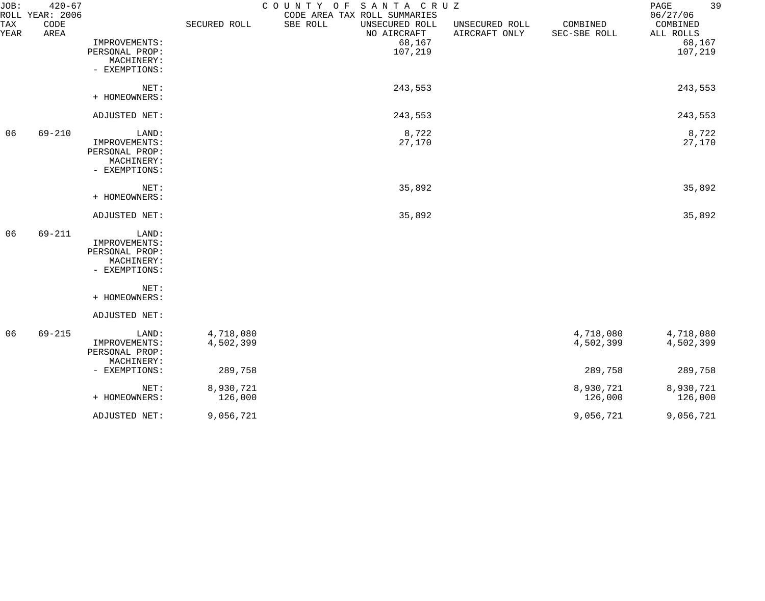JOB: 420-67 COUNTY OF SANTA CRUZ
ROLL YEAR: 2006 CODE AREA TAX ROLL SUMMARIES 06/27/06

| TAX YEAR | CODE AREA | | SECURED ROLL | SBE ROLL | UNSECURED ROLL NO AIRCRAFT | UNSECURED ROLL AIRCRAFT ONLY | COMBINED SEC-SBE ROLL | COMBINED ALL ROLLS |
|---|---|---|---|---|---|---|---|---|
| | | IMPROVEMENTS: | | | 68,167 | | | 68,167 |
| | | PERSONAL PROP: | | | 107,219 | | | 107,219 |
| | | MACHINERY: | | | | | | |
| | | - EXEMPTIONS: | | | | | | |
| | | NET: | | | 243,553 | | | 243,553 |
| | | + HOMEOWNERS: | | | | | | |
| | | ADJUSTED NET: | | | 243,553 | | | 243,553 |
| 06 | 69-210 | LAND: | | | 8,722 | | | 8,722 |
| | | IMPROVEMENTS: | | | 27,170 | | | 27,170 |
| | | PERSONAL PROP: | | | | | | |
| | | MACHINERY: | | | | | | |
| | | - EXEMPTIONS: | | | | | | |
| | | NET: | | | 35,892 | | | 35,892 |
| | | + HOMEOWNERS: | | | | | | |
| | | ADJUSTED NET: | | | 35,892 | | | 35,892 |
| 06 | 69-211 | LAND: | | | | | | |
| | | IMPROVEMENTS: | | | | | | |
| | | PERSONAL PROP: | | | | | | |
| | | MACHINERY: | | | | | | |
| | | - EXEMPTIONS: | | | | | | |
| | | NET: | | | | | | |
| | | + HOMEOWNERS: | | | | | | |
| | | ADJUSTED NET: | | | | | | |
| 06 | 69-215 | LAND: | 4,718,080 | | | | 4,718,080 | 4,718,080 |
| | | IMPROVEMENTS: | 4,502,399 | | | | 4,502,399 | 4,502,399 |
| | | PERSONAL PROP: | | | | | | |
| | | MACHINERY: | | | | | | |
| | | - EXEMPTIONS: | 289,758 | | | | 289,758 | 289,758 |
| | | NET: | 8,930,721 | | | | 8,930,721 | 8,930,721 |
| | | + HOMEOWNERS: | 126,000 | | | | 126,000 | 126,000 |
| | | ADJUSTED NET: | 9,056,721 | | | | 9,056,721 | 9,056,721 |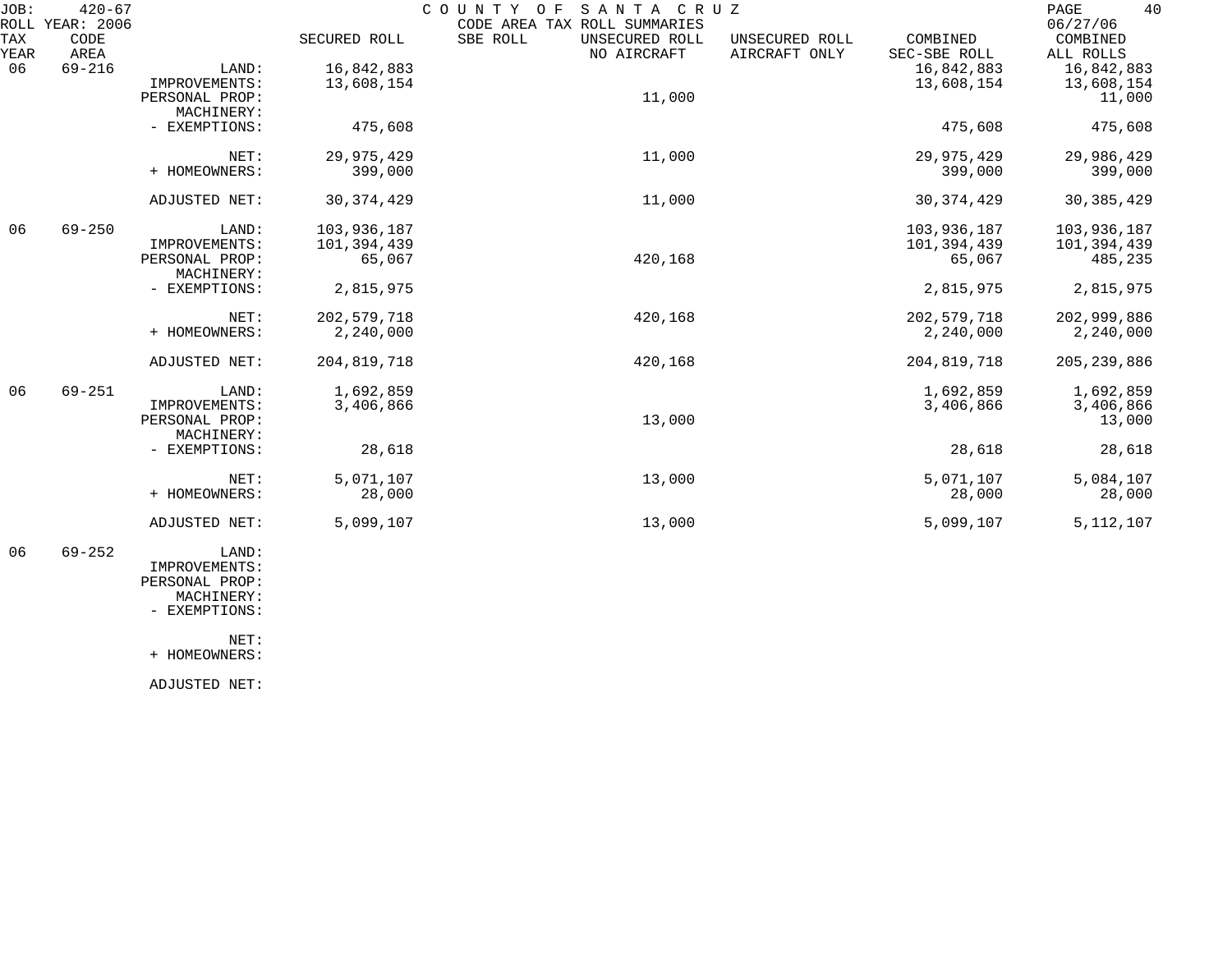JOB: 420-67 COUNTY OF SANTA CRUZ
ROLL YEAR: 2006 CODE AREA TAX ROLL SUMMARIES 06/27/06

| TAX YEAR | CODE AREA | | SECURED ROLL | SBE ROLL | UNSECURED ROLL NO AIRCRAFT | UNSECURED ROLL AIRCRAFT ONLY | COMBINED SEC-SBE ROLL | COMBINED ALL ROLLS |
|---|---|---|---|---|---|---|---|---|
| 06 | 69-216 | LAND: | 16,842,883 | | | | 16,842,883 | 16,842,883 |
| | | IMPROVEMENTS: | 13,608,154 | | | | 13,608,154 | 13,608,154 |
| | | PERSONAL PROP: | | | 11,000 | | | 11,000 |
| | | MACHINERY: | | | | | | |
| | | - EXEMPTIONS: | 475,608 | | | | 475,608 | 475,608 |
| | | NET: | 29,975,429 | | 11,000 | | 29,975,429 | 29,986,429 |
| | | + HOMEOWNERS: | 399,000 | | | | 399,000 | 399,000 |
| | | ADJUSTED NET: | 30,374,429 | | 11,000 | | 30,374,429 | 30,385,429 |
| 06 | 69-250 | LAND: | 103,936,187 | | | | 103,936,187 | 103,936,187 |
| | | IMPROVEMENTS: | 101,394,439 | | | | 101,394,439 | 101,394,439 |
| | | PERSONAL PROP: | 65,067 | | 420,168 | | 65,067 | 485,235 |
| | | MACHINERY: | | | | | | |
| | | - EXEMPTIONS: | 2,815,975 | | | | 2,815,975 | 2,815,975 |
| | | NET: | 202,579,718 | | 420,168 | | 202,579,718 | 202,999,886 |
| | | + HOMEOWNERS: | 2,240,000 | | | | 2,240,000 | 2,240,000 |
| | | ADJUSTED NET: | 204,819,718 | | 420,168 | | 204,819,718 | 205,239,886 |
| 06 | 69-251 | LAND: | 1,692,859 | | | | 1,692,859 | 1,692,859 |
| | | IMPROVEMENTS: | 3,406,866 | | | | 3,406,866 | 3,406,866 |
| | | PERSONAL PROP: | | | 13,000 | | | 13,000 |
| | | MACHINERY: | | | | | | |
| | | - EXEMPTIONS: | 28,618 | | | | 28,618 | 28,618 |
| | | NET: | 5,071,107 | | 13,000 | | 5,071,107 | 5,084,107 |
| | | + HOMEOWNERS: | 28,000 | | | | 28,000 | 28,000 |
| | | ADJUSTED NET: | 5,099,107 | | 13,000 | | 5,099,107 | 5,112,107 |
| 06 | 69-252 | LAND: | | | | | | |
| | | IMPROVEMENTS: | | | | | | |
| | | PERSONAL PROP: | | | | | | |
| | | MACHINERY: | | | | | | |
| | | - EXEMPTIONS: | | | | | | |
| | | NET: | | | | | | |
| | | + HOMEOWNERS: | | | | | | |
| | | ADJUSTED NET: | | | | | | |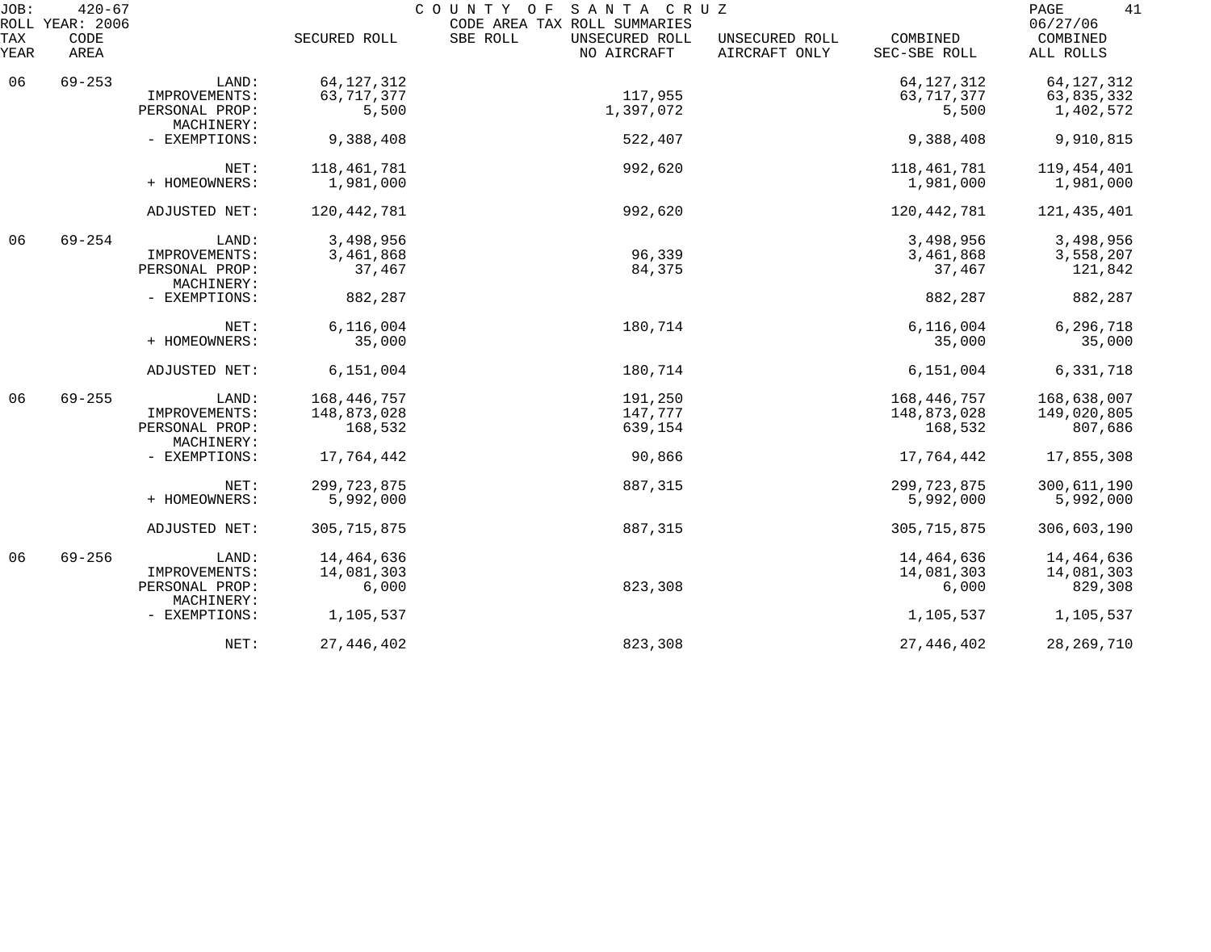JOB: 420-67 COUNTY OF SANTA CRUZ
ROLL YEAR: 2006 CODE AREA TAX ROLL SUMMARIES 06/27/06

| TAX YEAR | CODE AREA | | SECURED ROLL | SBE ROLL | UNSECURED ROLL NO AIRCRAFT | UNSECURED ROLL AIRCRAFT ONLY | COMBINED SEC-SBE ROLL | COMBINED ALL ROLLS |
|---|---|---|---|---|---|---|---|---|
| 06 | 69-253 | LAND: | 64,127,312 | | | | 64,127,312 | 64,127,312 |
| | | IMPROVEMENTS: | 63,717,377 | | 117,955 | | 63,717,377 | 63,835,332 |
| | | PERSONAL PROP: | 5,500 | | 1,397,072 | | 5,500 | 1,402,572 |
| | | MACHINERY: | | | | | | |
| | | - EXEMPTIONS: | 9,388,408 | | 522,407 | | 9,388,408 | 9,910,815 |
| | | NET: | 118,461,781 | | 992,620 | | 118,461,781 | 119,454,401 |
| | | + HOMEOWNERS: | 1,981,000 | | | | 1,981,000 | 1,981,000 |
| | | ADJUSTED NET: | 120,442,781 | | 992,620 | | 120,442,781 | 121,435,401 |
| 06 | 69-254 | LAND: | 3,498,956 | | | | 3,498,956 | 3,498,956 |
| | | IMPROVEMENTS: | 3,461,868 | | 96,339 | | 3,461,868 | 3,558,207 |
| | | PERSONAL PROP: | 37,467 | | 84,375 | | 37,467 | 121,842 |
| | | MACHINERY: | | | | | | |
| | | - EXEMPTIONS: | 882,287 | | | | 882,287 | 882,287 |
| | | NET: | 6,116,004 | | 180,714 | | 6,116,004 | 6,296,718 |
| | | + HOMEOWNERS: | 35,000 | | | | 35,000 | 35,000 |
| | | ADJUSTED NET: | 6,151,004 | | 180,714 | | 6,151,004 | 6,331,718 |
| 06 | 69-255 | LAND: | 168,446,757 | | 191,250 | | 168,446,757 | 168,638,007 |
| | | IMPROVEMENTS: | 148,873,028 | | 147,777 | | 148,873,028 | 149,020,805 |
| | | PERSONAL PROP: | 168,532 | | 639,154 | | 168,532 | 807,686 |
| | | MACHINERY: | | | | | | |
| | | - EXEMPTIONS: | 17,764,442 | | 90,866 | | 17,764,442 | 17,855,308 |
| | | NET: | 299,723,875 | | 887,315 | | 299,723,875 | 300,611,190 |
| | | + HOMEOWNERS: | 5,992,000 | | | | 5,992,000 | 5,992,000 |
| | | ADJUSTED NET: | 305,715,875 | | 887,315 | | 305,715,875 | 306,603,190 |
| 06 | 69-256 | LAND: | 14,464,636 | | | | 14,464,636 | 14,464,636 |
| | | IMPROVEMENTS: | 14,081,303 | | | | 14,081,303 | 14,081,303 |
| | | PERSONAL PROP: | 6,000 | | 823,308 | | 6,000 | 829,308 |
| | | MACHINERY: | | | | | | |
| | | - EXEMPTIONS: | 1,105,537 | | | | 1,105,537 | 1,105,537 |
| | | NET: | 27,446,402 | | 823,308 | | 27,446,402 | 28,269,710 |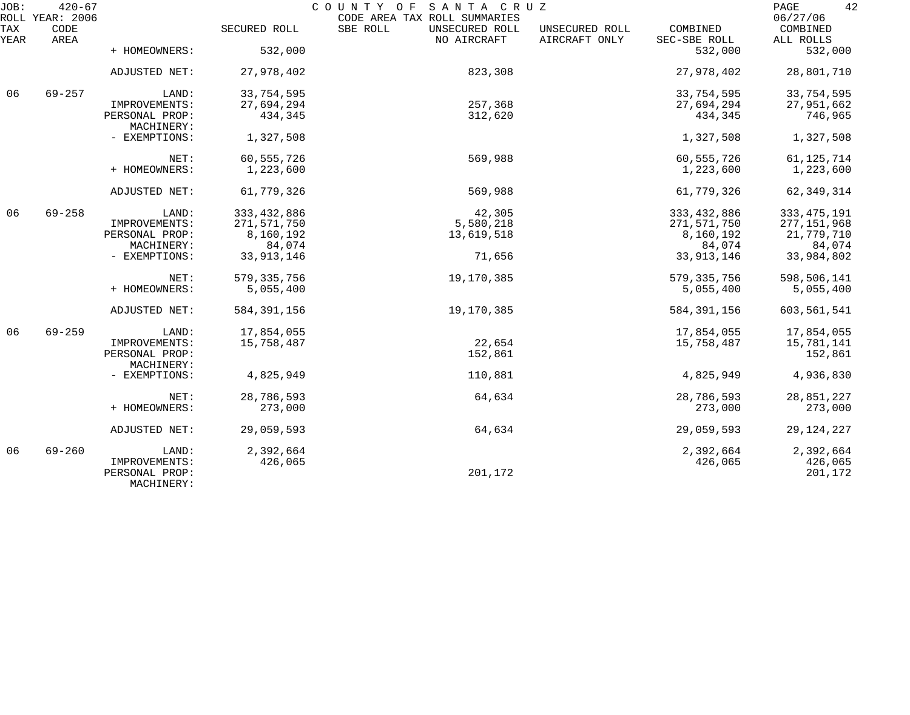JOB: 420-67 COUNTY OF SANTA CRUZ
ROLL YEAR: 2006 CODE AREA TAX ROLL SUMMARIES 06/27/06

| TAX YEAR | CODE AREA | | SECURED ROLL | SBE ROLL | UNSECURED ROLL NO AIRCRAFT | UNSECURED ROLL AIRCRAFT ONLY | COMBINED SEC-SBE ROLL | COMBINED ALL ROLLS |
|---|---|---|---|---|---|---|---|---|
| | | + HOMEOWNERS: | 532,000 | | | | 532,000 | 532,000 |
| | | ADJUSTED NET: | 27,978,402 | | 823,308 | | 27,978,402 | 28,801,710 |
| 06 | 69-257 | LAND: | 33,754,595 | | | | 33,754,595 | 33,754,595 |
| | | IMPROVEMENTS: | 27,694,294 | | 257,368 | | 27,694,294 | 27,951,662 |
| | | PERSONAL PROP: | 434,345 | | 312,620 | | 434,345 | 746,965 |
| | | MACHINERY: | | | | | | |
| | | - EXEMPTIONS: | 1,327,508 | | | | 1,327,508 | 1,327,508 |
| | | NET: | 60,555,726 | | 569,988 | | 60,555,726 | 61,125,714 |
| | | + HOMEOWNERS: | 1,223,600 | | | | 1,223,600 | 1,223,600 |
| | | ADJUSTED NET: | 61,779,326 | | 569,988 | | 61,779,326 | 62,349,314 |
| 06 | 69-258 | LAND: | 333,432,886 | | 42,305 | | 333,432,886 | 333,475,191 |
| | | IMPROVEMENTS: | 271,571,750 | | 5,580,218 | | 271,571,750 | 277,151,968 |
| | | PERSONAL PROP: | 8,160,192 | | 13,619,518 | | 8,160,192 | 21,779,710 |
| | | MACHINERY: | 84,074 | | | | 84,074 | 84,074 |
| | | - EXEMPTIONS: | 33,913,146 | | 71,656 | | 33,913,146 | 33,984,802 |
| | | NET: | 579,335,756 | | 19,170,385 | | 579,335,756 | 598,506,141 |
| | | + HOMEOWNERS: | 5,055,400 | | | | 5,055,400 | 5,055,400 |
| | | ADJUSTED NET: | 584,391,156 | | 19,170,385 | | 584,391,156 | 603,561,541 |
| 06 | 69-259 | LAND: | 17,854,055 | | | | 17,854,055 | 17,854,055 |
| | | IMPROVEMENTS: | 15,758,487 | | 22,654 | | 15,758,487 | 15,781,141 |
| | | PERSONAL PROP: | | | 152,861 | | | 152,861 |
| | | MACHINERY: | | | | | | |
| | | - EXEMPTIONS: | 4,825,949 | | 110,881 | | 4,825,949 | 4,936,830 |
| | | NET: | 28,786,593 | | 64,634 | | 28,786,593 | 28,851,227 |
| | | + HOMEOWNERS: | 273,000 | | | | 273,000 | 273,000 |
| | | ADJUSTED NET: | 29,059,593 | | 64,634 | | 29,059,593 | 29,124,227 |
| 06 | 69-260 | LAND: | 2,392,664 | | | | 2,392,664 | 2,392,664 |
| | | IMPROVEMENTS: | 426,065 | | | | 426,065 | 426,065 |
| | | PERSONAL PROP: | | | 201,172 | | | 201,172 |
| | | MACHINERY: | | | | | | |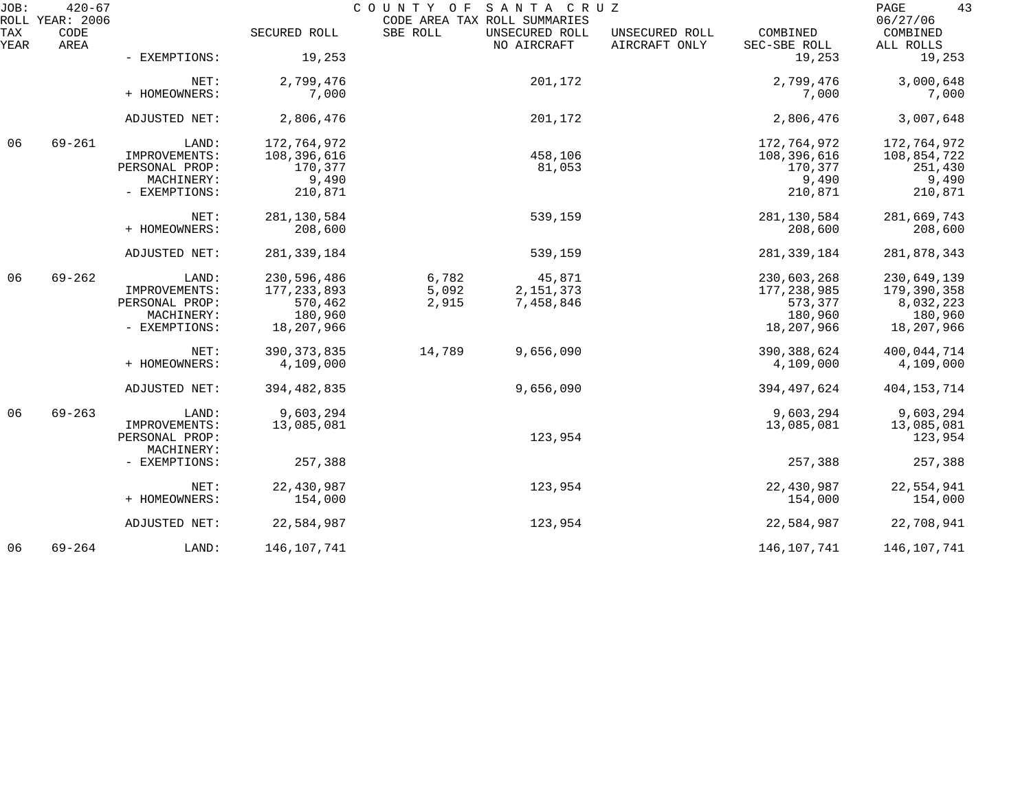| TAX YEAR | CODE AREA | | SECURED ROLL | SBE ROLL | UNSECURED ROLL NO AIRCRAFT | UNSECURED ROLL AIRCRAFT ONLY | COMBINED SEC-SBE ROLL | COMBINED ALL ROLLS |
|---|---|---|---|---|---|---|---|---|
| | | - EXEMPTIONS: | 19,253 | | | | 19,253 | 19,253 |
| | | NET: | 2,799,476 | | 201,172 | | 2,799,476 | 3,000,648 |
| | | + HOMEOWNERS: | 7,000 | | | | 7,000 | 7,000 |
| | | ADJUSTED NET: | 2,806,476 | | 201,172 | | 2,806,476 | 3,007,648 |
| 06 | 69-261 | LAND: | 172,764,972 | | | | 172,764,972 | 172,764,972 |
| | | IMPROVEMENTS: | 108,396,616 | | 458,106 | | 108,396,616 | 108,854,722 |
| | | PERSONAL PROP: | 170,377 | | 81,053 | | 170,377 | 251,430 |
| | | MACHINERY: | 9,490 | | | | 9,490 | 9,490 |
| | | - EXEMPTIONS: | 210,871 | | | | 210,871 | 210,871 |
| | | NET: | 281,130,584 | | 539,159 | | 281,130,584 | 281,669,743 |
| | | + HOMEOWNERS: | 208,600 | | | | 208,600 | 208,600 |
| | | ADJUSTED NET: | 281,339,184 | | 539,159 | | 281,339,184 | 281,878,343 |
| 06 | 69-262 | LAND: | 230,596,486 | 6,782 | 45,871 | | 230,603,268 | 230,649,139 |
| | | IMPROVEMENTS: | 177,233,893 | 5,092 | 2,151,373 | | 177,238,985 | 179,390,358 |
| | | PERSONAL PROP: | 570,462 | 2,915 | 7,458,846 | | 573,377 | 8,032,223 |
| | | MACHINERY: | 180,960 | | | | 180,960 | 180,960 |
| | | - EXEMPTIONS: | 18,207,966 | | | | 18,207,966 | 18,207,966 |
| | | NET: | 390,373,835 | 14,789 | 9,656,090 | | 390,388,624 | 400,044,714 |
| | | + HOMEOWNERS: | 4,109,000 | | | | 4,109,000 | 4,109,000 |
| | | ADJUSTED NET: | 394,482,835 | | 9,656,090 | | 394,497,624 | 404,153,714 |
| 06 | 69-263 | LAND: | 9,603,294 | | | | 9,603,294 | 9,603,294 |
| | | IMPROVEMENTS: | 13,085,081 | | | | 13,085,081 | 13,085,081 |
| | | PERSONAL PROP: | | | 123,954 | | | 123,954 |
| | | MACHINERY: | | | | | | |
| | | - EXEMPTIONS: | 257,388 | | | | 257,388 | 257,388 |
| | | NET: | 22,430,987 | | 123,954 | | 22,430,987 | 22,554,941 |
| | | + HOMEOWNERS: | 154,000 | | | | 154,000 | 154,000 |
| | | ADJUSTED NET: | 22,584,987 | | 123,954 | | 22,584,987 | 22,708,941 |
| 06 | 69-264 | LAND: | 146,107,741 | | | | 146,107,741 | 146,107,741 |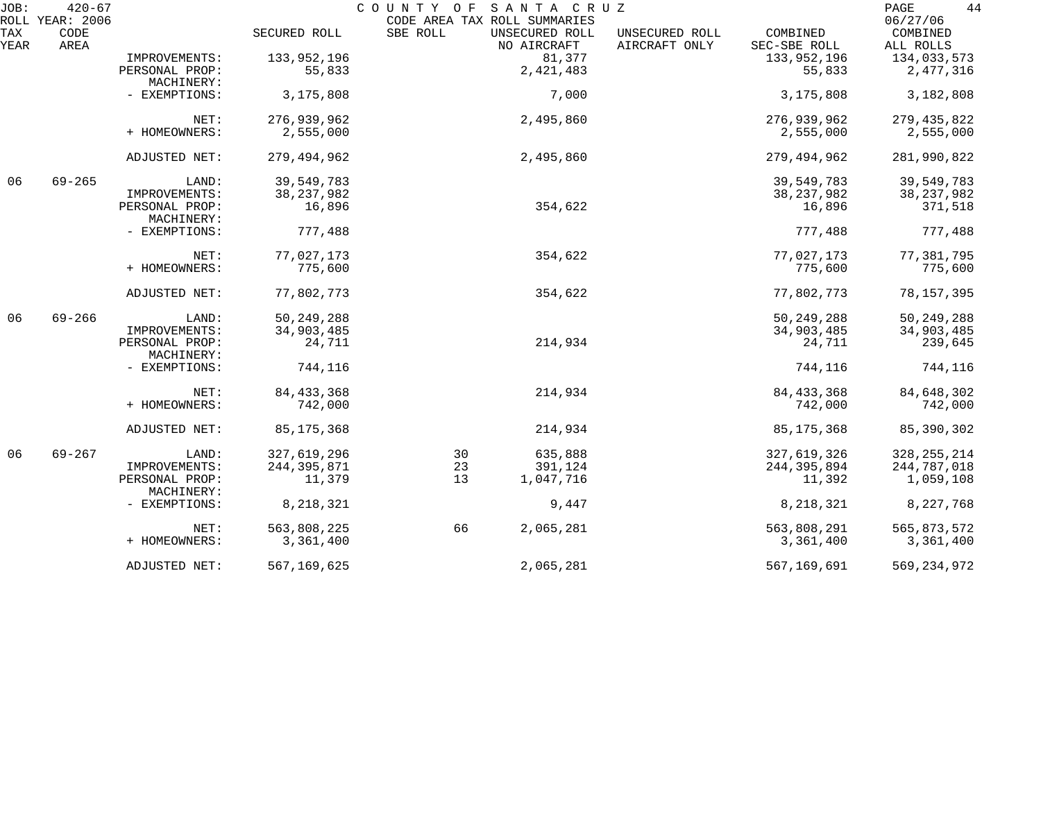JOB: 420-67 COUNTY OF SANTA CRUZ
ROLL YEAR: 2006 CODE AREA TAX ROLL SUMMARIES 06/27/06

| TAX YEAR | CODE AREA | | SECURED ROLL | SBE ROLL | UNSECURED ROLL NO AIRCRAFT | UNSECURED ROLL AIRCRAFT ONLY | COMBINED SEC-SBE ROLL | COMBINED ALL ROLLS |
|---|---|---|---|---|---|---|---|---|
| | | IMPROVEMENTS: | 133,952,196 | | 81,377 | | 133,952,196 | 134,033,573 |
| | | PERSONAL PROP: | 55,833 | | 2,421,483 | | 55,833 | 2,477,316 |
| | | MACHINERY: | | | | | | |
| | | - EXEMPTIONS: | 3,175,808 | | 7,000 | | 3,175,808 | 3,182,808 |
| | | NET: | 276,939,962 | | 2,495,860 | | 276,939,962 | 279,435,822 |
| | | + HOMEOWNERS: | 2,555,000 | | | | 2,555,000 | 2,555,000 |
| | | ADJUSTED NET: | 279,494,962 | | 2,495,860 | | 279,494,962 | 281,990,822 |
| 06 | 69-265 | LAND: | 39,549,783 | | | | 39,549,783 | 39,549,783 |
| | | IMPROVEMENTS: | 38,237,982 | | | | 38,237,982 | 38,237,982 |
| | | PERSONAL PROP: | 16,896 | | 354,622 | | 16,896 | 371,518 |
| | | MACHINERY: | | | | | | |
| | | - EXEMPTIONS: | 777,488 | | | | 777,488 | 777,488 |
| | | NET: | 77,027,173 | | 354,622 | | 77,027,173 | 77,381,795 |
| | | + HOMEOWNERS: | 775,600 | | | | 775,600 | 775,600 |
| | | ADJUSTED NET: | 77,802,773 | | 354,622 | | 77,802,773 | 78,157,395 |
| 06 | 69-266 | LAND: | 50,249,288 | | | | 50,249,288 | 50,249,288 |
| | | IMPROVEMENTS: | 34,903,485 | | | | 34,903,485 | 34,903,485 |
| | | PERSONAL PROP: | 24,711 | | 214,934 | | 24,711 | 239,645 |
| | | MACHINERY: | | | | | | |
| | | - EXEMPTIONS: | 744,116 | | | | 744,116 | 744,116 |
| | | NET: | 84,433,368 | | 214,934 | | 84,433,368 | 84,648,302 |
| | | + HOMEOWNERS: | 742,000 | | | | 742,000 | 742,000 |
| | | ADJUSTED NET: | 85,175,368 | | 214,934 | | 85,175,368 | 85,390,302 |
| 06 | 69-267 | LAND: | 327,619,296 | 30 | 635,888 | | 327,619,326 | 328,255,214 |
| | | IMPROVEMENTS: | 244,395,871 | 23 | 391,124 | | 244,395,894 | 244,787,018 |
| | | PERSONAL PROP: | 11,379 | 13 | 1,047,716 | | 11,392 | 1,059,108 |
| | | MACHINERY: | | | | | | |
| | | - EXEMPTIONS: | 8,218,321 | | 9,447 | | 8,218,321 | 8,227,768 |
| | | NET: | 563,808,225 | 66 | 2,065,281 | | 563,808,291 | 565,873,572 |
| | | + HOMEOWNERS: | 3,361,400 | | | | 3,361,400 | 3,361,400 |
| | | ADJUSTED NET: | 567,169,625 | | 2,065,281 | | 567,169,691 | 569,234,972 |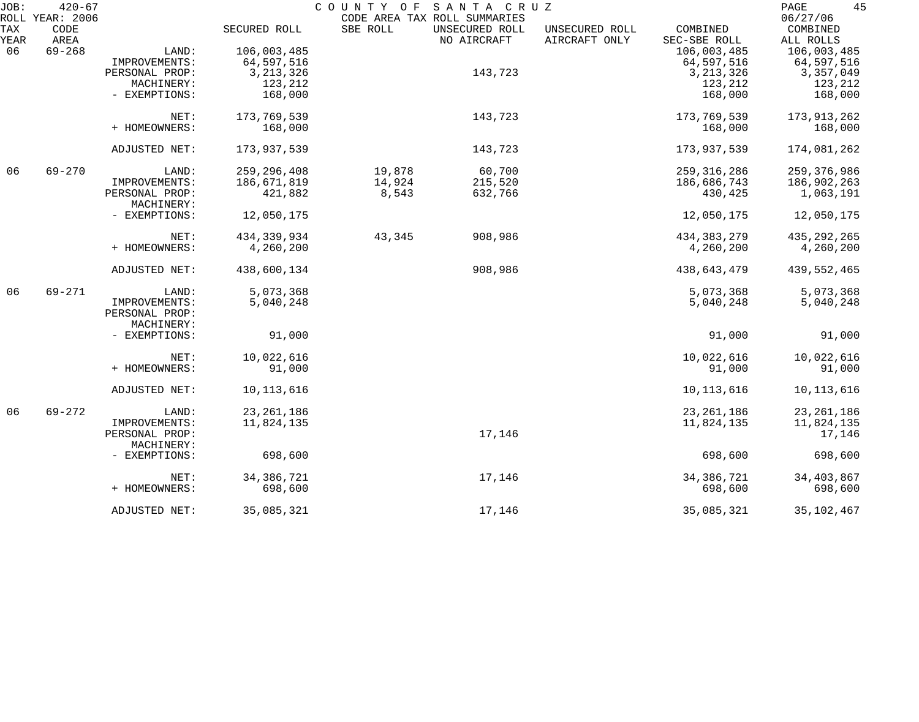JOB: 420-67 COUNTY OF SANTA CRUZ
ROLL YEAR: 2006 CODE AREA TAX ROLL SUMMARIES 06/27/06

| TAX YEAR | CODE AREA | | SECURED ROLL | SBE ROLL | UNSECURED ROLL NO AIRCRAFT | UNSECURED ROLL AIRCRAFT ONLY | COMBINED SEC-SBE ROLL | COMBINED ALL ROLLS |
|---|---|---|---|---|---|---|---|---|
| 06 | 69-268 | LAND: | 106,003,485 | | | | 106,003,485 | 106,003,485 |
| | | IMPROVEMENTS: | 64,597,516 | | | | 64,597,516 | 64,597,516 |
| | | PERSONAL PROP: | 3,213,326 | | 143,723 | | 3,213,326 | 3,357,049 |
| | | MACHINERY: | 123,212 | | | | 123,212 | 123,212 |
| | | - EXEMPTIONS: | 168,000 | | | | 168,000 | 168,000 |
| | | NET: | 173,769,539 | | 143,723 | | 173,769,539 | 173,913,262 |
| | | + HOMEOWNERS: | 168,000 | | | | 168,000 | 168,000 |
| | | ADJUSTED NET: | 173,937,539 | | 143,723 | | 173,937,539 | 174,081,262 |
| 06 | 69-270 | LAND: | 259,296,408 | 19,878 | 60,700 | | 259,316,286 | 259,376,986 |
| | | IMPROVEMENTS: | 186,671,819 | 14,924 | 215,520 | | 186,686,743 | 186,902,263 |
| | | PERSONAL PROP: | 421,882 | 8,543 | 632,766 | | 430,425 | 1,063,191 |
| | | MACHINERY: | | | | | | |
| | | - EXEMPTIONS: | 12,050,175 | | | | 12,050,175 | 12,050,175 |
| | | NET: | 434,339,934 | 43,345 | 908,986 | | 434,383,279 | 435,292,265 |
| | | + HOMEOWNERS: | 4,260,200 | | | | 4,260,200 | 4,260,200 |
| | | ADJUSTED NET: | 438,600,134 | | 908,986 | | 438,643,479 | 439,552,465 |
| 06 | 69-271 | LAND: | 5,073,368 | | | | 5,073,368 | 5,073,368 |
| | | IMPROVEMENTS: | 5,040,248 | | | | 5,040,248 | 5,040,248 |
| | | PERSONAL PROP: | | | | | | |
| | | MACHINERY: | | | | | | |
| | | - EXEMPTIONS: | 91,000 | | | | 91,000 | 91,000 |
| | | NET: | 10,022,616 | | | | 10,022,616 | 10,022,616 |
| | | + HOMEOWNERS: | 91,000 | | | | 91,000 | 91,000 |
| | | ADJUSTED NET: | 10,113,616 | | | | 10,113,616 | 10,113,616 |
| 06 | 69-272 | LAND: | 23,261,186 | | | | 23,261,186 | 23,261,186 |
| | | IMPROVEMENTS: | 11,824,135 | | | | 11,824,135 | 11,824,135 |
| | | PERSONAL PROP: | | | 17,146 | | | 17,146 |
| | | MACHINERY: | | | | | | |
| | | - EXEMPTIONS: | 698,600 | | | | 698,600 | 698,600 |
| | | NET: | 34,386,721 | | 17,146 | | 34,386,721 | 34,403,867 |
| | | + HOMEOWNERS: | 698,600 | | | | 698,600 | 698,600 |
| | | ADJUSTED NET: | 35,085,321 | | 17,146 | | 35,085,321 | 35,102,467 |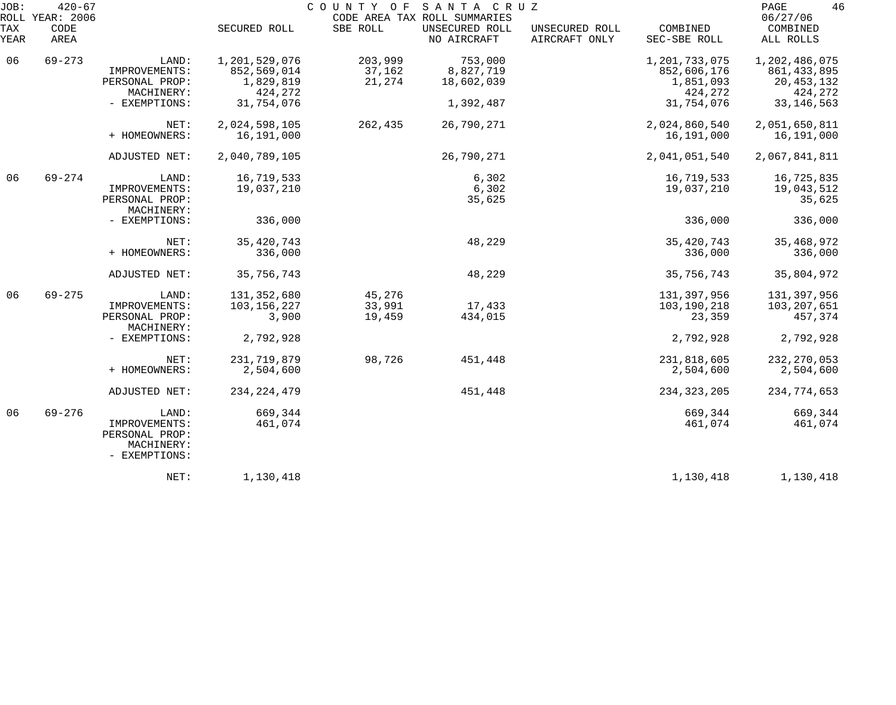JOB: 420-67 COUNTY OF SANTA CRUZ
ROLL YEAR: 2006 CODE AREA TAX ROLL SUMMARIES 06/27/06

| TAX YEAR | CODE AREA | | SECURED ROLL | SBE ROLL | UNSECURED ROLL NO AIRCRAFT | UNSECURED ROLL AIRCRAFT ONLY | COMBINED SEC-SBE ROLL | COMBINED ALL ROLLS |
|---|---|---|---|---|---|---|---|---|
| 06 | 69-273 | LAND: | 1,201,529,076 | 203,999 | 753,000 | | 1,201,733,075 | 1,202,486,075 |
| | | IMPROVEMENTS: | 852,569,014 | 37,162 | 8,827,719 | | 852,606,176 | 861,433,895 |
| | | PERSONAL PROP: | 1,829,819 | 21,274 | 18,602,039 | | 1,851,093 | 20,453,132 |
| | | MACHINERY: | 424,272 | | | | 424,272 | 424,272 |
| | | - EXEMPTIONS: | 31,754,076 | | 1,392,487 | | 31,754,076 | 33,146,563 |
| | | NET: | 2,024,598,105 | 262,435 | 26,790,271 | | 2,024,860,540 | 2,051,650,811 |
| | | + HOMEOWNERS: | 16,191,000 | | | | 16,191,000 | 16,191,000 |
| | | ADJUSTED NET: | 2,040,789,105 | | 26,790,271 | | 2,041,051,540 | 2,067,841,811 |
| 06 | 69-274 | LAND: | 16,719,533 | | 6,302 | | 16,719,533 | 16,725,835 |
| | | IMPROVEMENTS: | 19,037,210 | | 6,302 | | 19,037,210 | 19,043,512 |
| | | PERSONAL PROP: | | | 35,625 | | | 35,625 |
| | | MACHINERY: | | | | | | |
| | | - EXEMPTIONS: | 336,000 | | | | 336,000 | 336,000 |
| | | NET: | 35,420,743 | | 48,229 | | 35,420,743 | 35,468,972 |
| | | + HOMEOWNERS: | 336,000 | | | | 336,000 | 336,000 |
| | | ADJUSTED NET: | 35,756,743 | | 48,229 | | 35,756,743 | 35,804,972 |
| 06 | 69-275 | LAND: | 131,352,680 | 45,276 | | | 131,397,956 | 131,397,956 |
| | | IMPROVEMENTS: | 103,156,227 | 33,991 | 17,433 | | 103,190,218 | 103,207,651 |
| | | PERSONAL PROP: | 3,900 | 19,459 | 434,015 | | 23,359 | 457,374 |
| | | MACHINERY: | | | | | | |
| | | - EXEMPTIONS: | 2,792,928 | | | | 2,792,928 | 2,792,928 |
| | | NET: | 231,719,879 | 98,726 | 451,448 | | 231,818,605 | 232,270,053 |
| | | + HOMEOWNERS: | 2,504,600 | | | | 2,504,600 | 2,504,600 |
| | | ADJUSTED NET: | 234,224,479 | | 451,448 | | 234,323,205 | 234,774,653 |
| 06 | 69-276 | LAND: | 669,344 | | | | 669,344 | 669,344 |
| | | IMPROVEMENTS: | 461,074 | | | | 461,074 | 461,074 |
| | | PERSONAL PROP: | | | | | | |
| | | MACHINERY: | | | | | | |
| | | - EXEMPTIONS: | | | | | | |
| | | NET: | 1,130,418 | | | | 1,130,418 | 1,130,418 |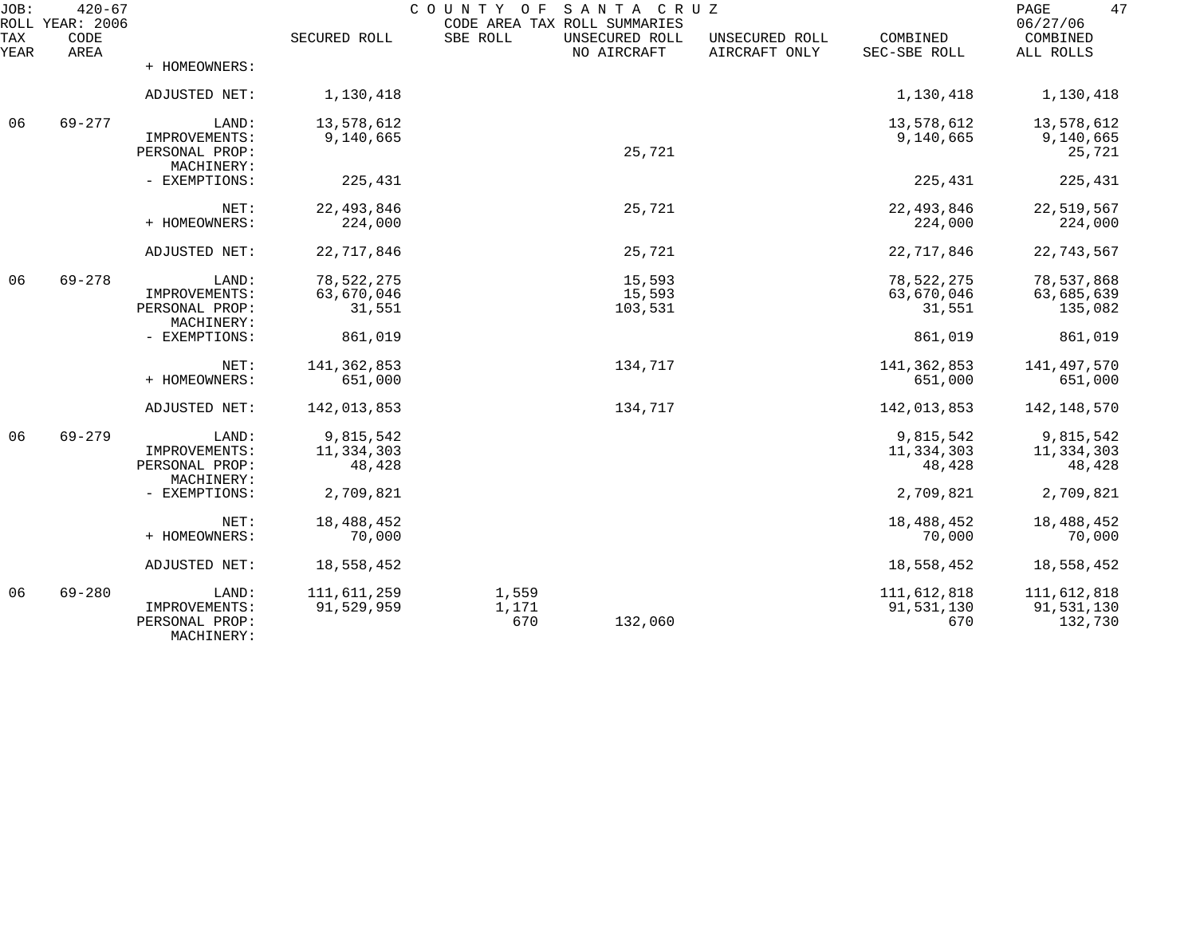JOB: 420-67 COUNTY OF SANTA CRUZ PAGE 47
ROLL YEAR: 2006 CODE AREA TAX ROLL SUMMARIES 06/27/06

| TAX YEAR | CODE AREA | | SECURED ROLL | SBE ROLL | UNSECURED ROLL NO AIRCRAFT | UNSECURED ROLL AIRCRAFT ONLY | COMBINED SEC-SBE ROLL | COMBINED ALL ROLLS |
|---|---|---|---|---|---|---|---|---|
| | | + HOMEOWNERS: | | | | | | |
| | | ADJUSTED NET: | 1,130,418 | | | | 1,130,418 | 1,130,418 |
| 06 | 69-277 | LAND: | 13,578,612 | | | | 13,578,612 | 13,578,612 |
| | | IMPROVEMENTS: | 9,140,665 | | | | 9,140,665 | 9,140,665 |
| | | PERSONAL PROP: | | | 25,721 | | | 25,721 |
| | | MACHINERY: | | | | | | |
| | | - EXEMPTIONS: | 225,431 | | | | 225,431 | 225,431 |
| | | NET: | 22,493,846 | | 25,721 | | 22,493,846 | 22,519,567 |
| | | + HOMEOWNERS: | 224,000 | | | | 224,000 | 224,000 |
| | | ADJUSTED NET: | 22,717,846 | | 25,721 | | 22,717,846 | 22,743,567 |
| 06 | 69-278 | LAND: | 78,522,275 | | 15,593 | | 78,522,275 | 78,537,868 |
| | | IMPROVEMENTS: | 63,670,046 | | 15,593 | | 63,670,046 | 63,685,639 |
| | | PERSONAL PROP: | 31,551 | | 103,531 | | 31,551 | 135,082 |
| | | MACHINERY: | | | | | | |
| | | - EXEMPTIONS: | 861,019 | | | | 861,019 | 861,019 |
| | | NET: | 141,362,853 | | 134,717 | | 141,362,853 | 141,497,570 |
| | | + HOMEOWNERS: | 651,000 | | | | 651,000 | 651,000 |
| | | ADJUSTED NET: | 142,013,853 | | 134,717 | | 142,013,853 | 142,148,570 |
| 06 | 69-279 | LAND: | 9,815,542 | | | | 9,815,542 | 9,815,542 |
| | | IMPROVEMENTS: | 11,334,303 | | | | 11,334,303 | 11,334,303 |
| | | PERSONAL PROP: | 48,428 | | | | 48,428 | 48,428 |
| | | MACHINERY: | | | | | | |
| | | - EXEMPTIONS: | 2,709,821 | | | | 2,709,821 | 2,709,821 |
| | | NET: | 18,488,452 | | | | 18,488,452 | 18,488,452 |
| | | + HOMEOWNERS: | 70,000 | | | | 70,000 | 70,000 |
| | | ADJUSTED NET: | 18,558,452 | | | | 18,558,452 | 18,558,452 |
| 06 | 69-280 | LAND: | 111,611,259 | 1,559 | | | 111,612,818 | 111,612,818 |
| | | IMPROVEMENTS: | 91,529,959 | 1,171 | | | 91,531,130 | 91,531,130 |
| | | PERSONAL PROP: | | 670 | 132,060 | | 670 | 132,730 |
| | | MACHINERY: | | | | | | |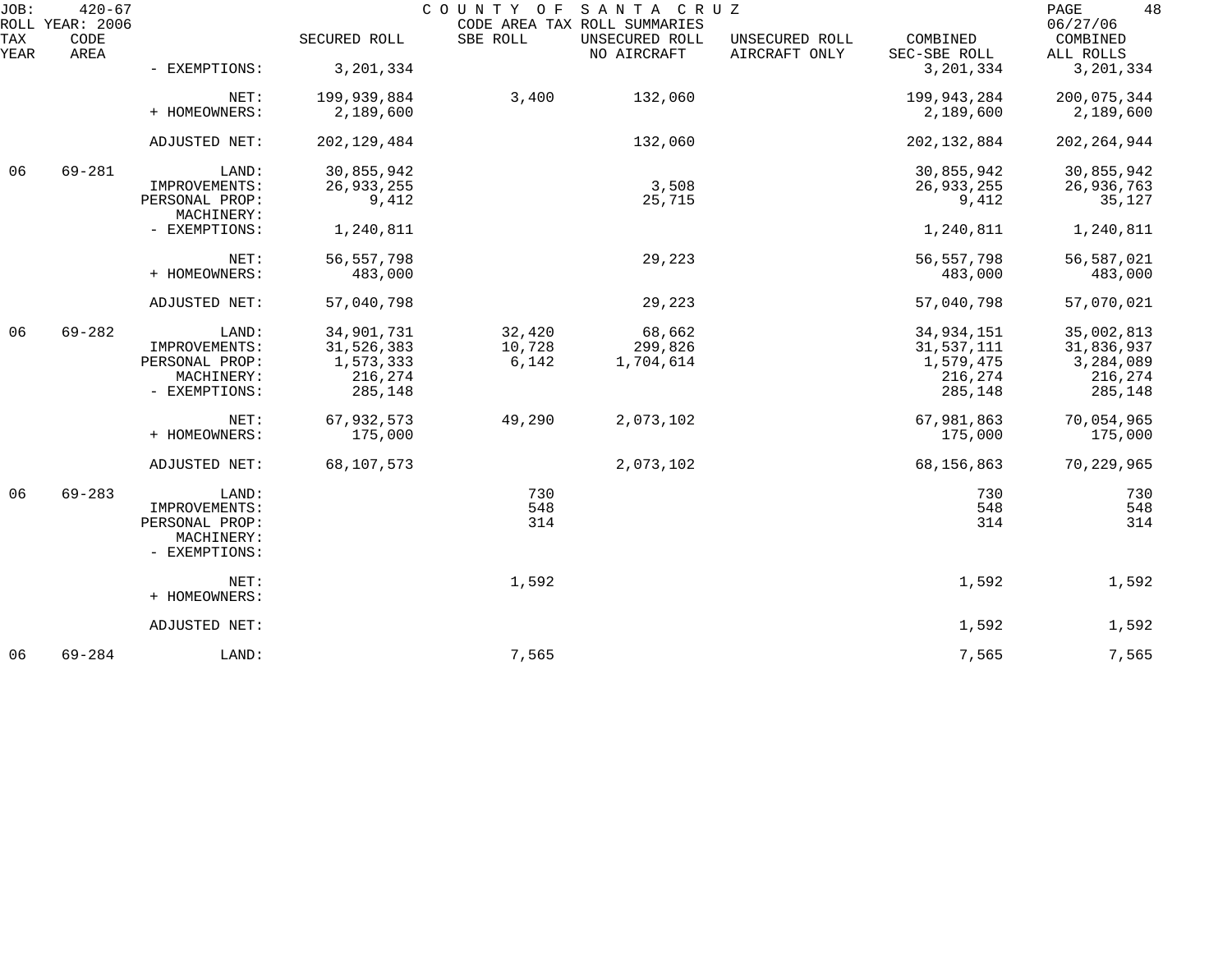JOB: 420-67 COUNTY OF SANTA CRUZ
ROLL YEAR: 2006 CODE AREA TAX ROLL SUMMARIES 06/27/06

| TAX YEAR | CODE AREA | | SECURED ROLL | SBE ROLL | UNSECURED ROLL NO AIRCRAFT | UNSECURED ROLL AIRCRAFT ONLY | COMBINED SEC-SBE ROLL | COMBINED ALL ROLLS |
|---|---|---|---|---|---|---|---|---|
| | | - EXEMPTIONS: | 3,201,334 | | | | 3,201,334 | 3,201,334 |
| | | NET: | 199,939,884 | 3,400 | 132,060 | | 199,943,284 | 200,075,344 |
| | | + HOMEOWNERS: | 2,189,600 | | | | 2,189,600 | 2,189,600 |
| | | ADJUSTED NET: | 202,129,484 | | 132,060 | | 202,132,884 | 202,264,944 |
| 06 | 69-281 | LAND: | 30,855,942 | | | | 30,855,942 | 30,855,942 |
| | | IMPROVEMENTS: | 26,933,255 | | 3,508 | | 26,933,255 | 26,936,763 |
| | | PERSONAL PROP: | 9,412 | | 25,715 | | 9,412 | 35,127 |
| | | MACHINERY: | | | | | | |
| | | - EXEMPTIONS: | 1,240,811 | | | | 1,240,811 | 1,240,811 |
| | | NET: | 56,557,798 | | 29,223 | | 56,557,798 | 56,587,021 |
| | | + HOMEOWNERS: | 483,000 | | | | 483,000 | 483,000 |
| | | ADJUSTED NET: | 57,040,798 | | 29,223 | | 57,040,798 | 57,070,021 |
| 06 | 69-282 | LAND: | 34,901,731 | 32,420 | 68,662 | | 34,934,151 | 35,002,813 |
| | | IMPROVEMENTS: | 31,526,383 | 10,728 | 299,826 | | 31,537,111 | 31,836,937 |
| | | PERSONAL PROP: | 1,573,333 | 6,142 | 1,704,614 | | 1,579,475 | 3,284,089 |
| | | MACHINERY: | 216,274 | | | | 216,274 | 216,274 |
| | | - EXEMPTIONS: | 285,148 | | | | 285,148 | 285,148 |
| | | NET: | 67,932,573 | 49,290 | 2,073,102 | | 67,981,863 | 70,054,965 |
| | | + HOMEOWNERS: | 175,000 | | | | 175,000 | 175,000 |
| | | ADJUSTED NET: | 68,107,573 | | 2,073,102 | | 68,156,863 | 70,229,965 |
| 06 | 69-283 | LAND: | | 730 | | | 730 | 730 |
| | | IMPROVEMENTS: | | 548 | | | 548 | 548 |
| | | PERSONAL PROP: | | 314 | | | 314 | 314 |
| | | MACHINERY: | | | | | | |
| | | - EXEMPTIONS: | | | | | | |
| | | NET: | | 1,592 | | | 1,592 | 1,592 |
| | | + HOMEOWNERS: | | | | | | |
| | | ADJUSTED NET: | | | | | 1,592 | 1,592 |
| 06 | 69-284 | LAND: | | 7,565 | | | 7,565 | 7,565 |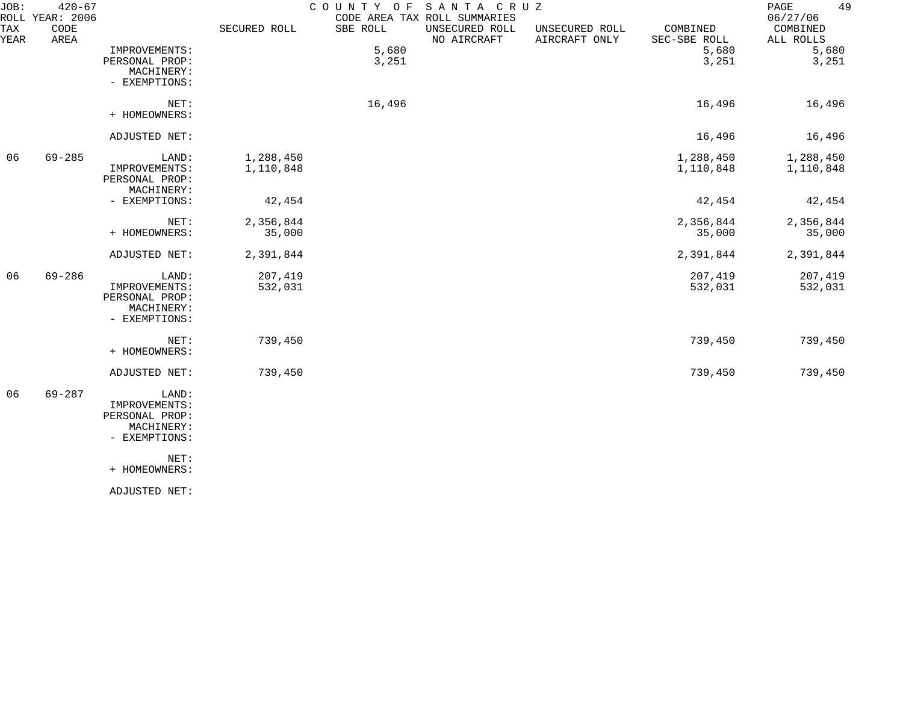JOB: 420-67 COUNTY OF SANTA CRUZ PAGE 49
ROLL YEAR: 2006 CODE AREA TAX ROLL SUMMARIES 06/27/06

| TAX YEAR | CODE AREA | | SECURED ROLL | SBE ROLL | UNSECURED ROLL NO AIRCRAFT | UNSECURED ROLL AIRCRAFT ONLY | COMBINED SEC-SBE ROLL | COMBINED ALL ROLLS |
|---|---|---|---|---|---|---|---|---|
| | | IMPROVEMENTS: | | 5,680 | | | 5,680 | 5,680 |
| | | PERSONAL PROP: | | 3,251 | | | 3,251 | 3,251 |
| | | MACHINERY: | | | | | | |
| | | - EXEMPTIONS: | | | | | | |
| | | NET: | | 16,496 | | | 16,496 | 16,496 |
| | | + HOMEOWNERS: | | | | | | |
| | | ADJUSTED NET: | | | | | 16,496 | 16,496 |
| 06 | 69-285 | LAND: | 1,288,450 | | | | 1,288,450 | 1,288,450 |
| | | IMPROVEMENTS: | 1,110,848 | | | | 1,110,848 | 1,110,848 |
| | | PERSONAL PROP: | | | | | | |
| | | MACHINERY: | | | | | | |
| | | - EXEMPTIONS: | 42,454 | | | | 42,454 | 42,454 |
| | | NET: | 2,356,844 | | | | 2,356,844 | 2,356,844 |
| | | + HOMEOWNERS: | 35,000 | | | | 35,000 | 35,000 |
| | | ADJUSTED NET: | 2,391,844 | | | | 2,391,844 | 2,391,844 |
| 06 | 69-286 | LAND: | 207,419 | | | | 207,419 | 207,419 |
| | | IMPROVEMENTS: | 532,031 | | | | 532,031 | 532,031 |
| | | PERSONAL PROP: | | | | | | |
| | | MACHINERY: | | | | | | |
| | | - EXEMPTIONS: | | | | | | |
| | | NET: | 739,450 | | | | 739,450 | 739,450 |
| | | + HOMEOWNERS: | | | | | | |
| | | ADJUSTED NET: | 739,450 | | | | 739,450 | 739,450 |
| 06 | 69-287 | LAND: | | | | | | |
| | | IMPROVEMENTS: | | | | | | |
| | | PERSONAL PROP: | | | | | | |
| | | MACHINERY: | | | | | | |
| | | - EXEMPTIONS: | | | | | | |
| | | NET: | | | | | | |
| | | + HOMEOWNERS: | | | | | | |
| | | ADJUSTED NET: | | | | | | |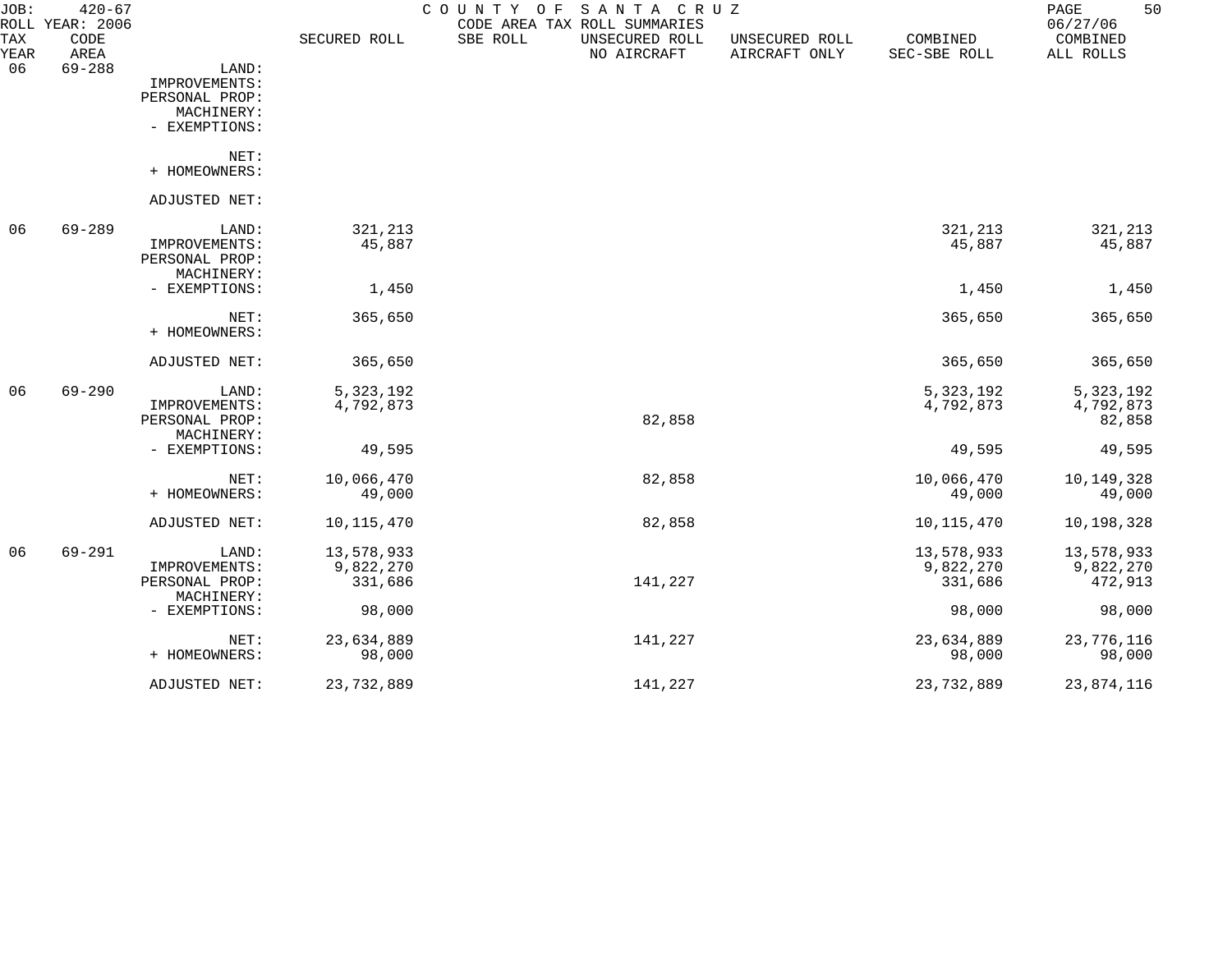JOB: 420-67 COUNTY OF SANTA CRUZ
ROLL YEAR: 2006 CODE AREA TAX ROLL SUMMARIES 06/27/06

| TAX YEAR | CODE AREA | | SECURED ROLL | SBE ROLL | UNSECURED ROLL NO AIRCRAFT | UNSECURED ROLL AIRCRAFT ONLY | COMBINED SEC-SBE ROLL | COMBINED ALL ROLLS |
|---|---|---|---|---|---|---|---|---|
| 06 | 69-288 | LAND: | | | | | | |
| | | IMPROVEMENTS: | | | | | | |
| | | PERSONAL PROP: | | | | | | |
| | | MACHINERY: | | | | | | |
| | | - EXEMPTIONS: | | | | | | |
| | | NET: | | | | | | |
| | | + HOMEOWNERS: | | | | | | |
| | | ADJUSTED NET: | | | | | | |
| 06 | 69-289 | LAND: | 321,213 | | | | 321,213 | 321,213 |
| | | IMPROVEMENTS: | 45,887 | | | | 45,887 | 45,887 |
| | | PERSONAL PROP: | | | | | | |
| | | MACHINERY: | | | | | | |
| | | - EXEMPTIONS: | 1,450 | | | | 1,450 | 1,450 |
| | | NET: | 365,650 | | | | 365,650 | 365,650 |
| | | + HOMEOWNERS: | | | | | | |
| | | ADJUSTED NET: | 365,650 | | | | 365,650 | 365,650 |
| 06 | 69-290 | LAND: | 5,323,192 | | | | 5,323,192 | 5,323,192 |
| | | IMPROVEMENTS: | 4,792,873 | | | | 4,792,873 | 4,792,873 |
| | | PERSONAL PROP: | | | 82,858 | | | 82,858 |
| | | MACHINERY: | | | | | | |
| | | - EXEMPTIONS: | 49,595 | | | | 49,595 | 49,595 |
| | | NET: | 10,066,470 | | 82,858 | | 10,066,470 | 10,149,328 |
| | | + HOMEOWNERS: | 49,000 | | | | 49,000 | 49,000 |
| | | ADJUSTED NET: | 10,115,470 | | 82,858 | | 10,115,470 | 10,198,328 |
| 06 | 69-291 | LAND: | 13,578,933 | | | | 13,578,933 | 13,578,933 |
| | | IMPROVEMENTS: | 9,822,270 | | | | 9,822,270 | 9,822,270 |
| | | PERSONAL PROP: | 331,686 | | 141,227 | | 331,686 | 472,913 |
| | | MACHINERY: | | | | | | |
| | | - EXEMPTIONS: | 98,000 | | | | 98,000 | 98,000 |
| | | NET: | 23,634,889 | | 141,227 | | 23,634,889 | 23,776,116 |
| | | + HOMEOWNERS: | 98,000 | | | | 98,000 | 98,000 |
| | | ADJUSTED NET: | 23,732,889 | | 141,227 | | 23,732,889 | 23,874,116 |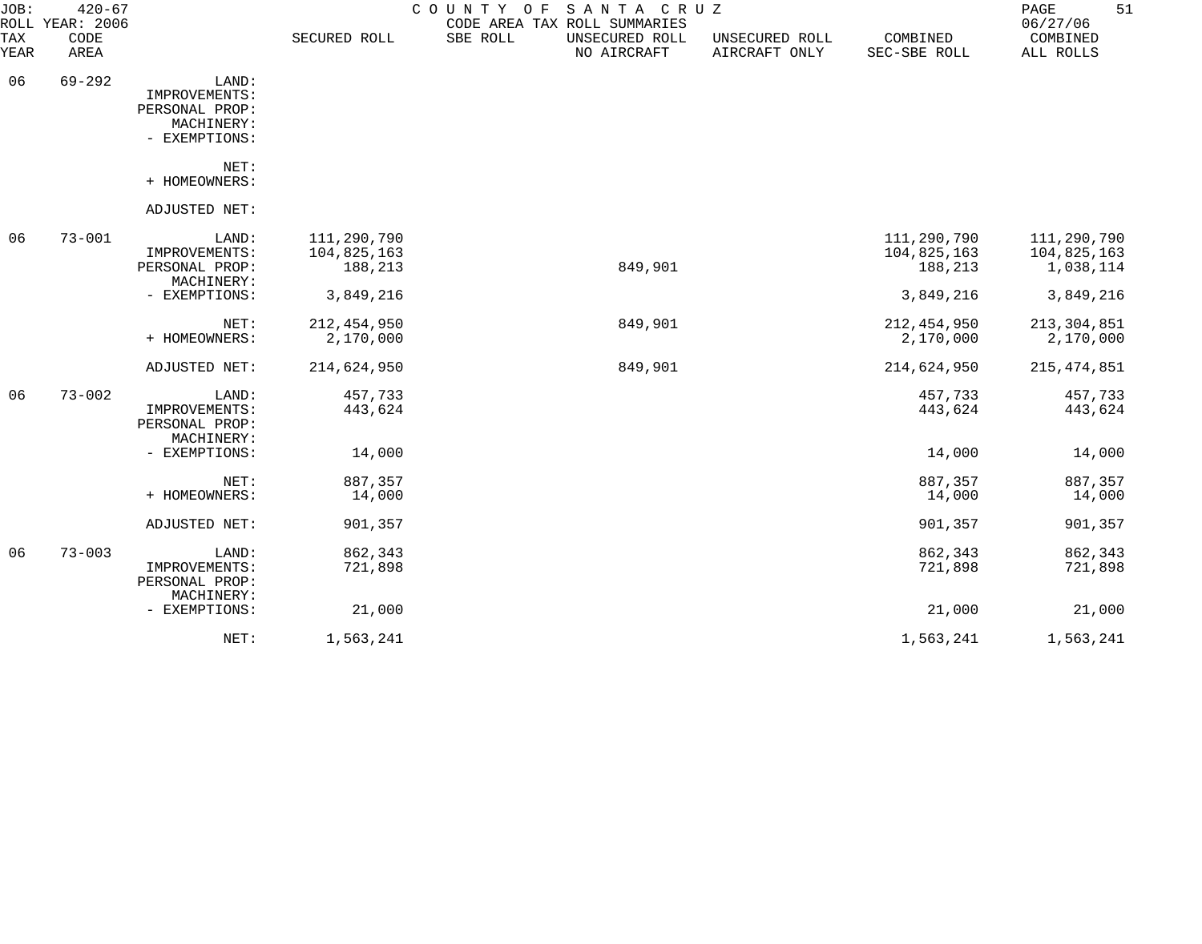JOB: 420-67 COUNTY OF SANTA CRUZ
ROLL YEAR: 2006 CODE AREA TAX ROLL SUMMARIES 06/27/06

| TAX YEAR | CODE AREA | | SECURED ROLL | SBE ROLL | UNSECURED ROLL NO AIRCRAFT | UNSECURED ROLL AIRCRAFT ONLY | COMBINED SEC-SBE ROLL | COMBINED ALL ROLLS |
|---|---|---|---|---|---|---|---|---|
| 06 | 69-292 | LAND: | | | | | | |
| | | IMPROVEMENTS: | | | | | | |
| | | PERSONAL PROP: | | | | | | |
| | | MACHINERY: | | | | | | |
| | | - EXEMPTIONS: | | | | | | |
| | | NET: | | | | | | |
| | | + HOMEOWNERS: | | | | | | |
| | | ADJUSTED NET: | | | | | | |
| 06 | 73-001 | LAND: | 111,290,790 | | | | 111,290,790 | 111,290,790 |
| | | IMPROVEMENTS: | 104,825,163 | | | | 104,825,163 | 104,825,163 |
| | | PERSONAL PROP: | 188,213 | | 849,901 | | 188,213 | 1,038,114 |
| | | MACHINERY: | | | | | | |
| | | - EXEMPTIONS: | 3,849,216 | | | | 3,849,216 | 3,849,216 |
| | | NET: | 212,454,950 | | 849,901 | | 212,454,950 | 213,304,851 |
| | | + HOMEOWNERS: | 2,170,000 | | | | 2,170,000 | 2,170,000 |
| | | ADJUSTED NET: | 214,624,950 | | 849,901 | | 214,624,950 | 215,474,851 |
| 06 | 73-002 | LAND: | 457,733 | | | | 457,733 | 457,733 |
| | | IMPROVEMENTS: | 443,624 | | | | 443,624 | 443,624 |
| | | PERSONAL PROP: | | | | | | |
| | | MACHINERY: | | | | | | |
| | | - EXEMPTIONS: | 14,000 | | | | 14,000 | 14,000 |
| | | NET: | 887,357 | | | | 887,357 | 887,357 |
| | | + HOMEOWNERS: | 14,000 | | | | 14,000 | 14,000 |
| | | ADJUSTED NET: | 901,357 | | | | 901,357 | 901,357 |
| 06 | 73-003 | LAND: | 862,343 | | | | 862,343 | 862,343 |
| | | IMPROVEMENTS: | 721,898 | | | | 721,898 | 721,898 |
| | | PERSONAL PROP: | | | | | | |
| | | MACHINERY: | | | | | | |
| | | - EXEMPTIONS: | 21,000 | | | | 21,000 | 21,000 |
| | | NET: | 1,563,241 | | | | 1,563,241 | 1,563,241 |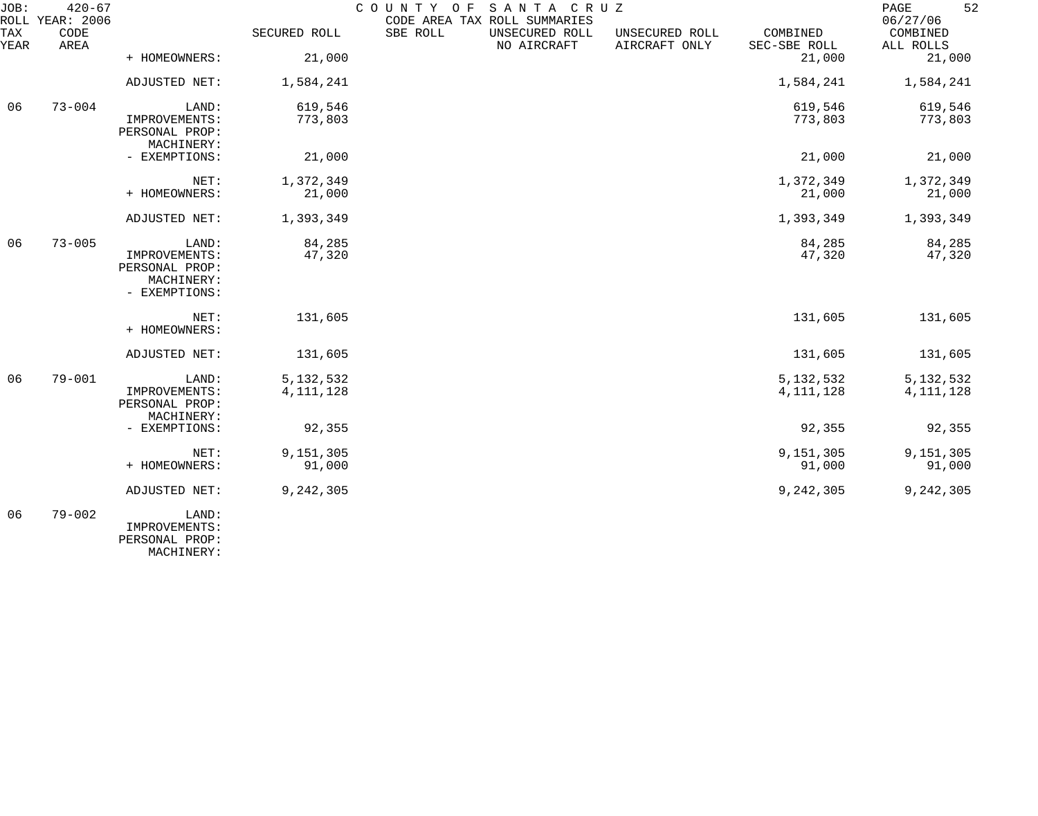| TAX YEAR | CODE AREA | | SECURED ROLL | SBE ROLL | UNSECURED ROLL NO AIRCRAFT | UNSECURED ROLL AIRCRAFT ONLY | COMBINED SEC-SBE ROLL | COMBINED ALL ROLLS |
|---|---|---|---|---|---|---|---|---|
| | | + HOMEOWNERS: | 21,000 | | | | 21,000 | 21,000 |
| | | ADJUSTED NET: | 1,584,241 | | | | 1,584,241 | 1,584,241 |
| 06 | 73-004 | LAND: | 619,546 | | | | 619,546 | 619,546 |
| | | IMPROVEMENTS: | 773,803 | | | | 773,803 | 773,803 |
| | | PERSONAL PROP: | | | | | | |
| | | MACHINERY: | | | | | | |
| | | - EXEMPTIONS: | 21,000 | | | | 21,000 | 21,000 |
| | | NET: | 1,372,349 | | | | 1,372,349 | 1,372,349 |
| | | + HOMEOWNERS: | 21,000 | | | | 21,000 | 21,000 |
| | | ADJUSTED NET: | 1,393,349 | | | | 1,393,349 | 1,393,349 |
| 06 | 73-005 | LAND: | 84,285 | | | | 84,285 | 84,285 |
| | | IMPROVEMENTS: | 47,320 | | | | 47,320 | 47,320 |
| | | PERSONAL PROP: | | | | | | |
| | | MACHINERY: | | | | | | |
| | | - EXEMPTIONS: | | | | | | |
| | | NET: | 131,605 | | | | 131,605 | 131,605 |
| | | + HOMEOWNERS: | | | | | | |
| | | ADJUSTED NET: | 131,605 | | | | 131,605 | 131,605 |
| 06 | 79-001 | LAND: | 5,132,532 | | | | 5,132,532 | 5,132,532 |
| | | IMPROVEMENTS: | 4,111,128 | | | | 4,111,128 | 4,111,128 |
| | | PERSONAL PROP: | | | | | | |
| | | MACHINERY: | | | | | | |
| | | - EXEMPTIONS: | 92,355 | | | | 92,355 | 92,355 |
| | | NET: | 9,151,305 | | | | 9,151,305 | 9,151,305 |
| | | + HOMEOWNERS: | 91,000 | | | | 91,000 | 91,000 |
| | | ADJUSTED NET: | 9,242,305 | | | | 9,242,305 | 9,242,305 |
| 06 | 79-002 | LAND: | | | | | | |
| | | IMPROVEMENTS: | | | | | | |
| | | PERSONAL PROP: | | | | | | |
| | | MACHINERY: | | | | | | |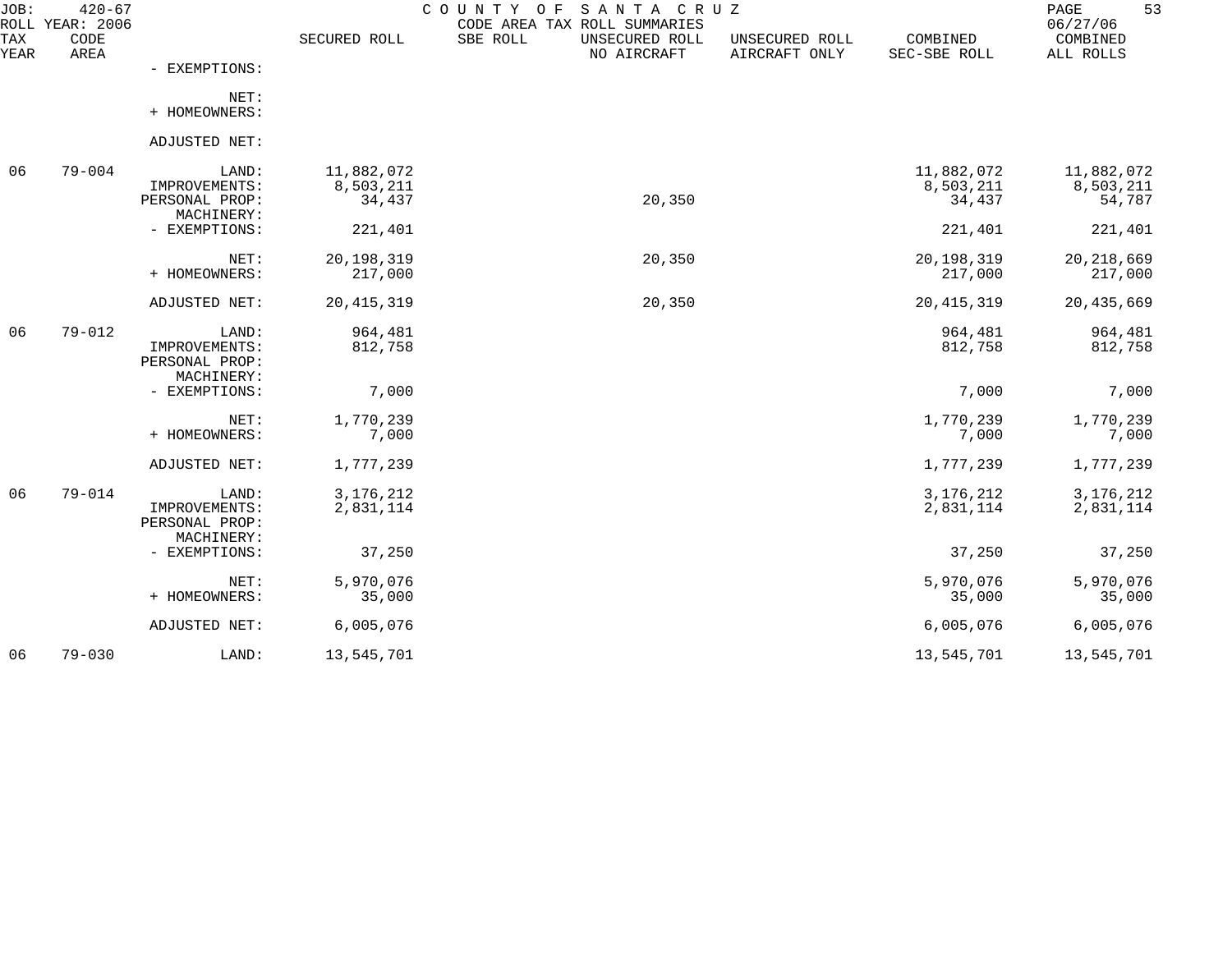JOB: 420-67 COUNTY OF SANTA CRUZ PAGE 53
ROLL YEAR: 2006 CODE AREA TAX ROLL SUMMARIES 06/27/06

| TAX YEAR | CODE AREA | | SECURED ROLL | SBE ROLL | UNSECURED ROLL NO AIRCRAFT | UNSECURED ROLL AIRCRAFT ONLY | COMBINED SEC-SBE ROLL | COMBINED ALL ROLLS |
|---|---|---|---|---|---|---|---|---|
| | | - EXEMPTIONS: | | | | | | |
| | | NET: | | | | | | |
| | | + HOMEOWNERS: | | | | | | |
| | | ADJUSTED NET: | | | | | | |
| 06 | 79-004 | LAND: | 11,882,072 | | | | 11,882,072 | 11,882,072 |
| | | IMPROVEMENTS: | 8,503,211 | | | | 8,503,211 | 8,503,211 |
| | | PERSONAL PROP: | 34,437 | | 20,350 | | 34,437 | 54,787 |
| | | MACHINERY: | | | | | | |
| | | - EXEMPTIONS: | 221,401 | | | | 221,401 | 221,401 |
| | | NET: | 20,198,319 | | 20,350 | | 20,198,319 | 20,218,669 |
| | | + HOMEOWNERS: | 217,000 | | | | 217,000 | 217,000 |
| | | ADJUSTED NET: | 20,415,319 | | 20,350 | | 20,415,319 | 20,435,669 |
| 06 | 79-012 | LAND: | 964,481 | | | | 964,481 | 964,481 |
| | | IMPROVEMENTS: | 812,758 | | | | 812,758 | 812,758 |
| | | PERSONAL PROP: | | | | | | |
| | | MACHINERY: | | | | | | |
| | | - EXEMPTIONS: | 7,000 | | | | 7,000 | 7,000 |
| | | NET: | 1,770,239 | | | | 1,770,239 | 1,770,239 |
| | | + HOMEOWNERS: | 7,000 | | | | 7,000 | 7,000 |
| | | ADJUSTED NET: | 1,777,239 | | | | 1,777,239 | 1,777,239 |
| 06 | 79-014 | LAND: | 3,176,212 | | | | 3,176,212 | 3,176,212 |
| | | IMPROVEMENTS: | 2,831,114 | | | | 2,831,114 | 2,831,114 |
| | | PERSONAL PROP: | | | | | | |
| | | MACHINERY: | | | | | | |
| | | - EXEMPTIONS: | 37,250 | | | | 37,250 | 37,250 |
| | | NET: | 5,970,076 | | | | 5,970,076 | 5,970,076 |
| | | + HOMEOWNERS: | 35,000 | | | | 35,000 | 35,000 |
| | | ADJUSTED NET: | 6,005,076 | | | | 6,005,076 | 6,005,076 |
| 06 | 79-030 | LAND: | 13,545,701 | | | | 13,545,701 | 13,545,701 |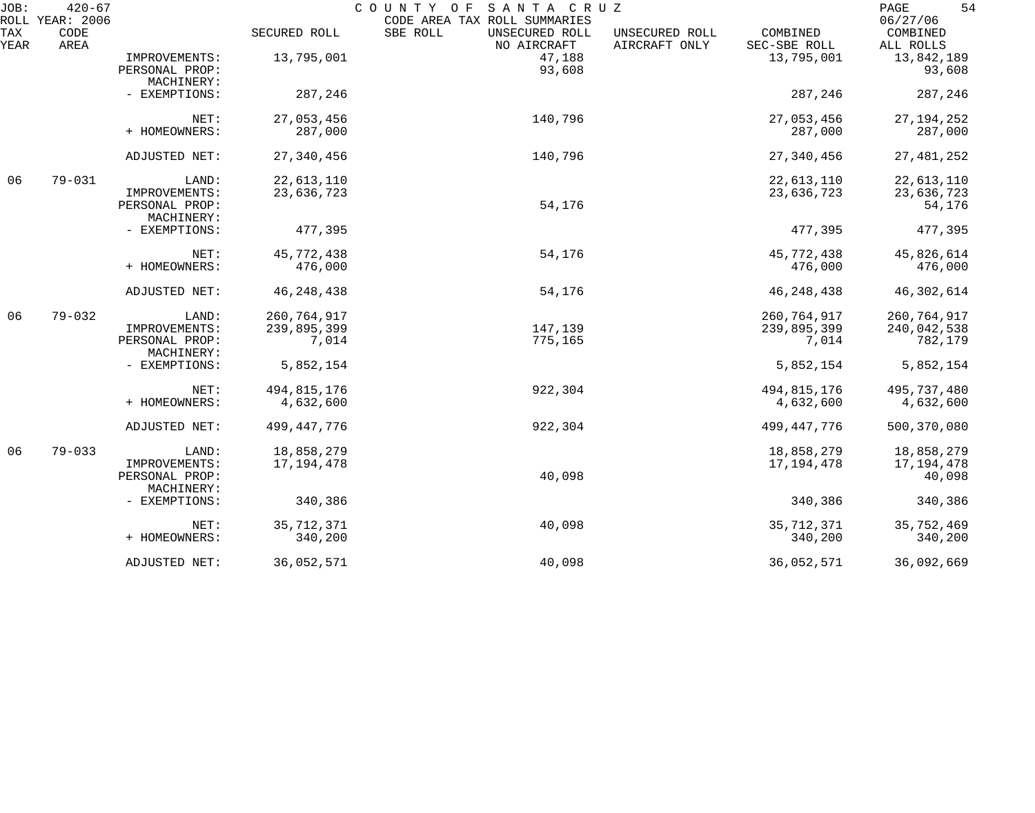JOB: 420-67 COUNTY OF SANTA CRUZ
ROLL YEAR: 2006 CODE AREA TAX ROLL SUMMARIES 06/27/06

| TAX YEAR | CODE AREA | | SECURED ROLL | SBE ROLL | UNSECURED ROLL NO AIRCRAFT | UNSECURED ROLL AIRCRAFT ONLY | COMBINED SEC-SBE ROLL | COMBINED ALL ROLLS |
|---|---|---|---|---|---|---|---|---|
| | | IMPROVEMENTS: | 13,795,001 | | 47,188 | | 13,795,001 | 13,842,189 |
| | | PERSONAL PROP: | | | 93,608 | | | 93,608 |
| | | MACHINERY: | | | | | | |
| | | - EXEMPTIONS: | 287,246 | | | | 287,246 | 287,246 |
| | | NET: | 27,053,456 | | 140,796 | | 27,053,456 | 27,194,252 |
| | | + HOMEOWNERS: | 287,000 | | | | 287,000 | 287,000 |
| | | ADJUSTED NET: | 27,340,456 | | 140,796 | | 27,340,456 | 27,481,252 |
| 06 | 79-031 | LAND: | 22,613,110 | | | | 22,613,110 | 22,613,110 |
| | | IMPROVEMENTS: | 23,636,723 | | | | 23,636,723 | 23,636,723 |
| | | PERSONAL PROP: | | | 54,176 | | | 54,176 |
| | | MACHINERY: | | | | | | |
| | | - EXEMPTIONS: | 477,395 | | | | 477,395 | 477,395 |
| | | NET: | 45,772,438 | | 54,176 | | 45,772,438 | 45,826,614 |
| | | + HOMEOWNERS: | 476,000 | | | | 476,000 | 476,000 |
| | | ADJUSTED NET: | 46,248,438 | | 54,176 | | 46,248,438 | 46,302,614 |
| 06 | 79-032 | LAND: | 260,764,917 | | | | 260,764,917 | 260,764,917 |
| | | IMPROVEMENTS: | 239,895,399 | | 147,139 | | 239,895,399 | 240,042,538 |
| | | PERSONAL PROP: | 7,014 | | 775,165 | | 7,014 | 782,179 |
| | | MACHINERY: | | | | | | |
| | | - EXEMPTIONS: | 5,852,154 | | | | 5,852,154 | 5,852,154 |
| | | NET: | 494,815,176 | | 922,304 | | 494,815,176 | 495,737,480 |
| | | + HOMEOWNERS: | 4,632,600 | | | | 4,632,600 | 4,632,600 |
| | | ADJUSTED NET: | 499,447,776 | | 922,304 | | 499,447,776 | 500,370,080 |
| 06 | 79-033 | LAND: | 18,858,279 | | | | 18,858,279 | 18,858,279 |
| | | IMPROVEMENTS: | 17,194,478 | | | | 17,194,478 | 17,194,478 |
| | | PERSONAL PROP: | | | 40,098 | | | 40,098 |
| | | MACHINERY: | | | | | | |
| | | - EXEMPTIONS: | 340,386 | | | | 340,386 | 340,386 |
| | | NET: | 35,712,371 | | 40,098 | | 35,712,371 | 35,752,469 |
| | | + HOMEOWNERS: | 340,200 | | | | 340,200 | 340,200 |
| | | ADJUSTED NET: | 36,052,571 | | 40,098 | | 36,052,571 | 36,092,669 |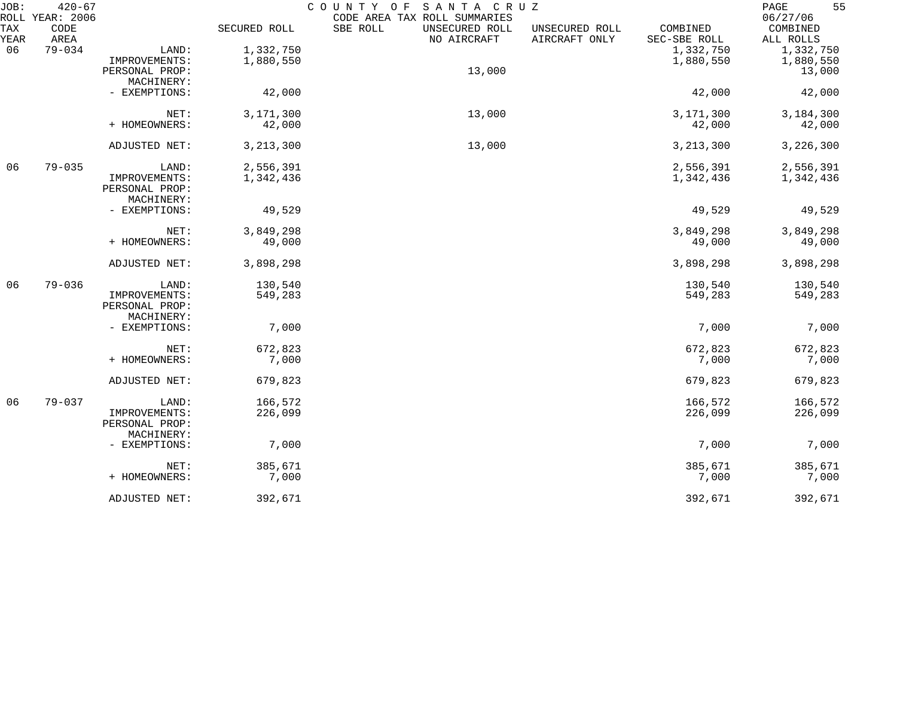JOB: 420-67 COUNTY OF SANTA CRUZ
ROLL YEAR: 2006 CODE AREA TAX ROLL SUMMARIES 06/27/06

| TAX YEAR | CODE AREA | | SECURED ROLL | SBE ROLL | UNSECURED ROLL NO AIRCRAFT | UNSECURED ROLL AIRCRAFT ONLY | COMBINED SEC-SBE ROLL | COMBINED ALL ROLLS |
|---|---|---|---|---|---|---|---|---|
| 06 | 79-034 | LAND: | 1,332,750 | | | | 1,332,750 | 1,332,750 |
| | | IMPROVEMENTS: | 1,880,550 | | | | 1,880,550 | 1,880,550 |
| | | PERSONAL PROP: | | | 13,000 | | | 13,000 |
| | | MACHINERY: | | | | | | |
| | | - EXEMPTIONS: | 42,000 | | | | 42,000 | 42,000 |
| | | NET: | 3,171,300 | | 13,000 | | 3,171,300 | 3,184,300 |
| | | + HOMEOWNERS: | 42,000 | | | | 42,000 | 42,000 |
| | | ADJUSTED NET: | 3,213,300 | | 13,000 | | 3,213,300 | 3,226,300 |
| 06 | 79-035 | LAND: | 2,556,391 | | | | 2,556,391 | 2,556,391 |
| | | IMPROVEMENTS: | 1,342,436 | | | | 1,342,436 | 1,342,436 |
| | | PERSONAL PROP: | | | | | | |
| | | MACHINERY: | | | | | | |
| | | - EXEMPTIONS: | 49,529 | | | | 49,529 | 49,529 |
| | | NET: | 3,849,298 | | | | 3,849,298 | 3,849,298 |
| | | + HOMEOWNERS: | 49,000 | | | | 49,000 | 49,000 |
| | | ADJUSTED NET: | 3,898,298 | | | | 3,898,298 | 3,898,298 |
| 06 | 79-036 | LAND: | 130,540 | | | | 130,540 | 130,540 |
| | | IMPROVEMENTS: | 549,283 | | | | 549,283 | 549,283 |
| | | PERSONAL PROP: | | | | | | |
| | | MACHINERY: | | | | | | |
| | | - EXEMPTIONS: | 7,000 | | | | 7,000 | 7,000 |
| | | NET: | 672,823 | | | | 672,823 | 672,823 |
| | | + HOMEOWNERS: | 7,000 | | | | 7,000 | 7,000 |
| | | ADJUSTED NET: | 679,823 | | | | 679,823 | 679,823 |
| 06 | 79-037 | LAND: | 166,572 | | | | 166,572 | 166,572 |
| | | IMPROVEMENTS: | 226,099 | | | | 226,099 | 226,099 |
| | | PERSONAL PROP: | | | | | | |
| | | MACHINERY: | | | | | | |
| | | - EXEMPTIONS: | 7,000 | | | | 7,000 | 7,000 |
| | | NET: | 385,671 | | | | 385,671 | 385,671 |
| | | + HOMEOWNERS: | 7,000 | | | | 7,000 | 7,000 |
| | | ADJUSTED NET: | 392,671 | | | | 392,671 | 392,671 |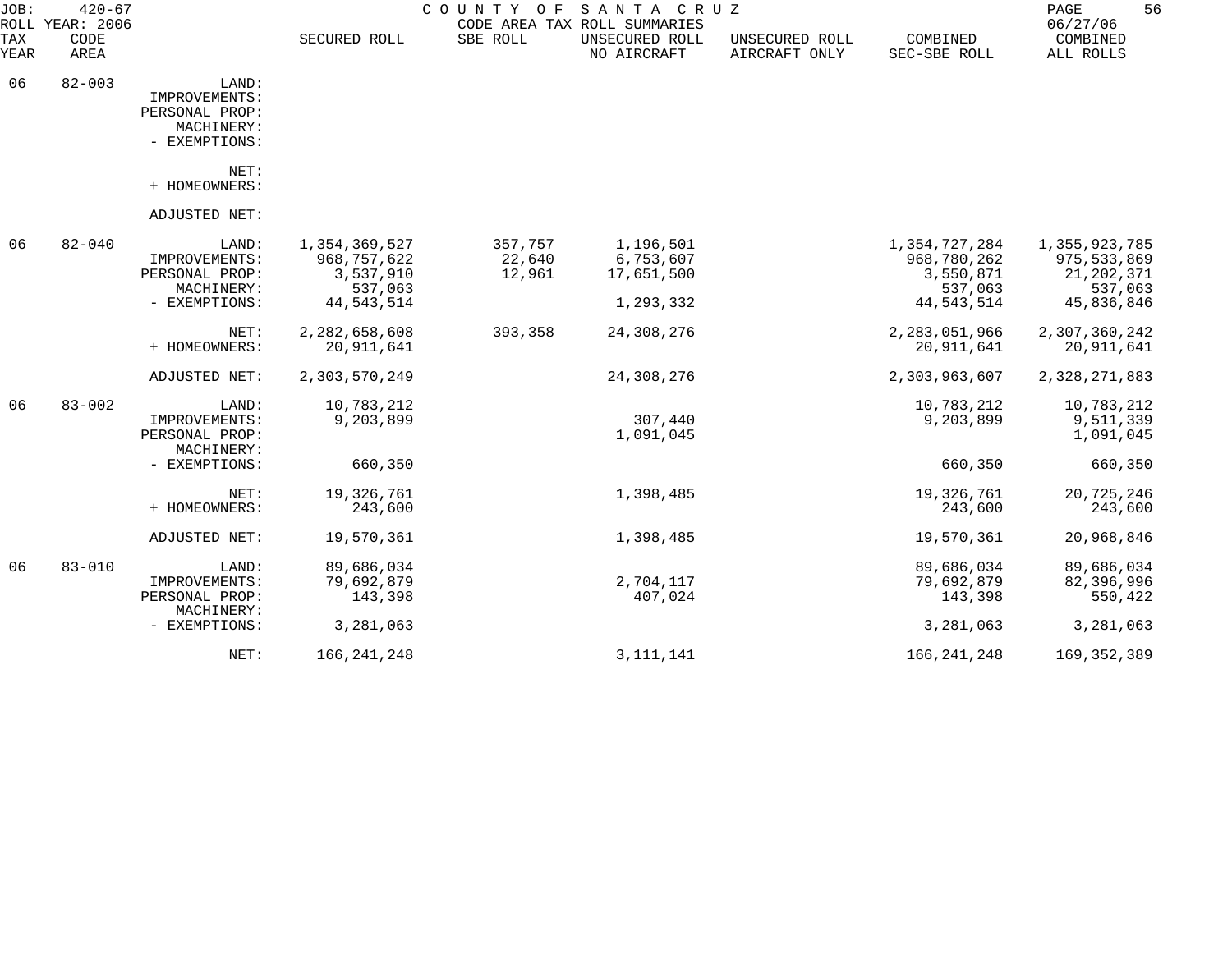JOB: 420-67 COUNTY OF SANTA CRUZ
ROLL YEAR: 2006 CODE AREA TAX ROLL SUMMARIES 06/27/06

| TAX YEAR | CODE AREA | | SECURED ROLL | SBE ROLL | UNSECURED ROLL NO AIRCRAFT | UNSECURED ROLL AIRCRAFT ONLY | COMBINED SEC-SBE ROLL | COMBINED ALL ROLLS |
|---|---|---|---|---|---|---|---|---|
| 06 | 82-003 | LAND: | | | | | | |
| | | IMPROVEMENTS: | | | | | | |
| | | PERSONAL PROP: | | | | | | |
| | | MACHINERY: | | | | | | |
| | | - EXEMPTIONS: | | | | | | |
| | | NET: | | | | | | |
| | | + HOMEOWNERS: | | | | | | |
| | | ADJUSTED NET: | | | | | | |
| 06 | 82-040 | LAND: | 1,354,369,527 | 357,757 | 1,196,501 | | 1,354,727,284 | 1,355,923,785 |
| | | IMPROVEMENTS: | 968,757,622 | 22,640 | 6,753,607 | | 968,780,262 | 975,533,869 |
| | | PERSONAL PROP: | 3,537,910 | 12,961 | 17,651,500 | | 3,550,871 | 21,202,371 |
| | | MACHINERY: | 537,063 | | | | 537,063 | 537,063 |
| | | - EXEMPTIONS: | 44,543,514 | | 1,293,332 | | 44,543,514 | 45,836,846 |
| | | NET: | 2,282,658,608 | 393,358 | 24,308,276 | | 2,283,051,966 | 2,307,360,242 |
| | | + HOMEOWNERS: | 20,911,641 | | | | 20,911,641 | 20,911,641 |
| | | ADJUSTED NET: | 2,303,570,249 | | 24,308,276 | | 2,303,963,607 | 2,328,271,883 |
| 06 | 83-002 | LAND: | 10,783,212 | | | | 10,783,212 | 10,783,212 |
| | | IMPROVEMENTS: | 9,203,899 | | 307,440 | | 9,203,899 | 9,511,339 |
| | | PERSONAL PROP: | | | 1,091,045 | | | 1,091,045 |
| | | MACHINERY: | | | | | | |
| | | - EXEMPTIONS: | 660,350 | | | | 660,350 | 660,350 |
| | | NET: | 19,326,761 | | 1,398,485 | | 19,326,761 | 20,725,246 |
| | | + HOMEOWNERS: | 243,600 | | | | 243,600 | 243,600 |
| | | ADJUSTED NET: | 19,570,361 | | 1,398,485 | | 19,570,361 | 20,968,846 |
| 06 | 83-010 | LAND: | 89,686,034 | | | | 89,686,034 | 89,686,034 |
| | | IMPROVEMENTS: | 79,692,879 | | 2,704,117 | | 79,692,879 | 82,396,996 |
| | | PERSONAL PROP: | 143,398 | | 407,024 | | 143,398 | 550,422 |
| | | MACHINERY: | | | | | | |
| | | - EXEMPTIONS: | 3,281,063 | | | | 3,281,063 | 3,281,063 |
| | | NET: | 166,241,248 | | 3,111,141 | | 166,241,248 | 169,352,389 |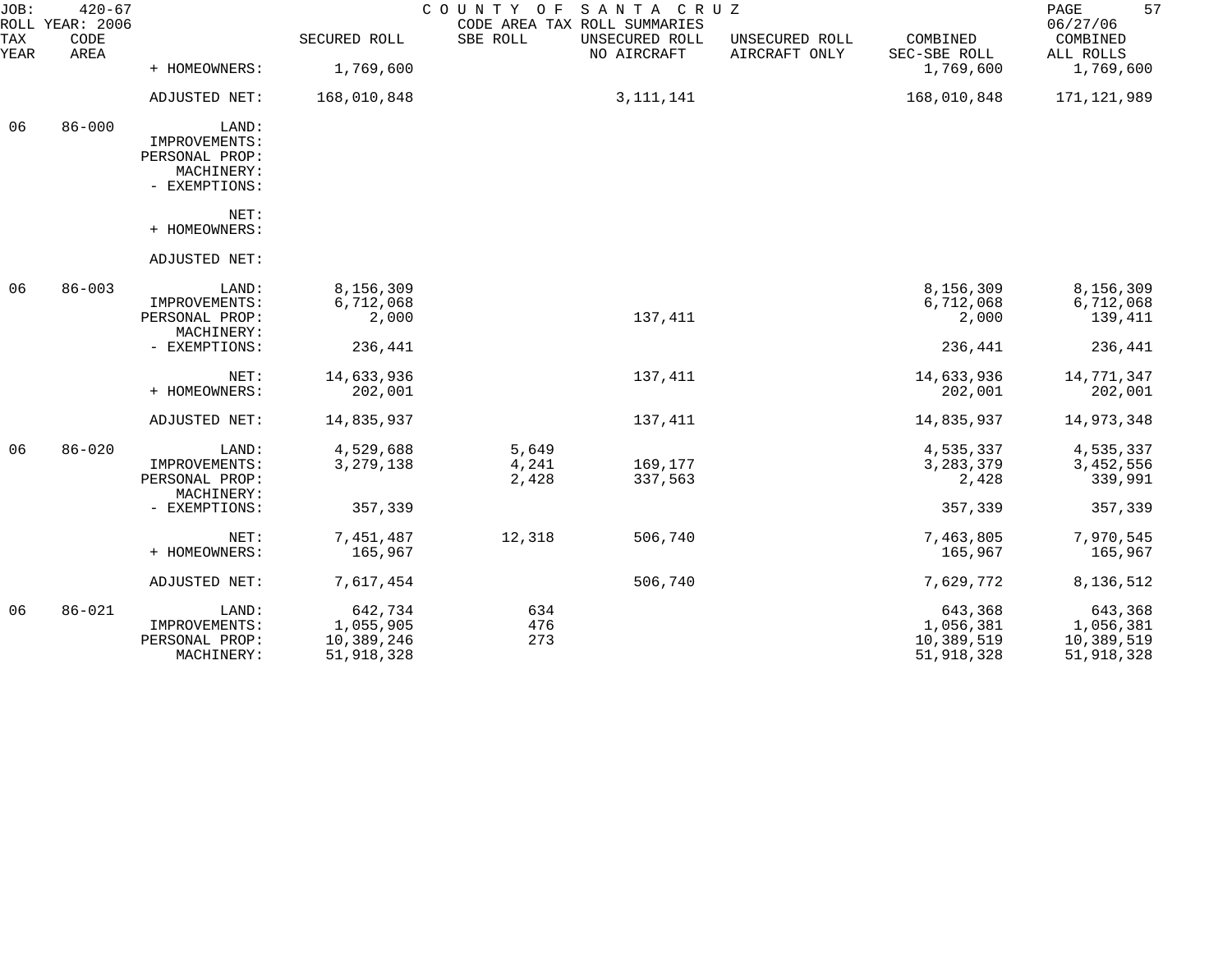JOB: 420-67 COUNTY OF SANTA CRUZ
ROLL YEAR: 2006 CODE AREA TAX ROLL SUMMARIES 06/27/06

| TAX YEAR | CODE AREA | | SECURED ROLL | SBE ROLL | UNSECURED ROLL NO AIRCRAFT | UNSECURED ROLL AIRCRAFT ONLY | COMBINED SEC-SBE ROLL | COMBINED ALL ROLLS |
|---|---|---|---|---|---|---|---|---|
| | | + HOMEOWNERS: | 1,769,600 | | | | 1,769,600 | 1,769,600 |
| | | ADJUSTED NET: | 168,010,848 | | 3,111,141 | | 168,010,848 | 171,121,989 |
| 06 | 86-000 | LAND: | | | | | | |
| | | IMPROVEMENTS: | | | | | | |
| | | PERSONAL PROP: | | | | | | |
| | | MACHINERY: | | | | | | |
| | | - EXEMPTIONS: | | | | | | |
| | | NET: | | | | | | |
| | | + HOMEOWNERS: | | | | | | |
| | | ADJUSTED NET: | | | | | | |
| 06 | 86-003 | LAND: | 8,156,309 | | | | 8,156,309 | 8,156,309 |
| | | IMPROVEMENTS: | 6,712,068 | | | | 6,712,068 | 6,712,068 |
| | | PERSONAL PROP: | 2,000 | | 137,411 | | 2,000 | 139,411 |
| | | MACHINERY: | | | | | | |
| | | - EXEMPTIONS: | 236,441 | | | | 236,441 | 236,441 |
| | | NET: | 14,633,936 | | 137,411 | | 14,633,936 | 14,771,347 |
| | | + HOMEOWNERS: | 202,001 | | | | 202,001 | 202,001 |
| | | ADJUSTED NET: | 14,835,937 | | 137,411 | | 14,835,937 | 14,973,348 |
| 06 | 86-020 | LAND: | 4,529,688 | 5,649 | | | 4,535,337 | 4,535,337 |
| | | IMPROVEMENTS: | 3,279,138 | 4,241 | 169,177 | | 3,283,379 | 3,452,556 |
| | | PERSONAL PROP: | | 2,428 | 337,563 | | 2,428 | 339,991 |
| | | MACHINERY: | | | | | | |
| | | - EXEMPTIONS: | 357,339 | | | | 357,339 | 357,339 |
| | | NET: | 7,451,487 | 12,318 | 506,740 | | 7,463,805 | 7,970,545 |
| | | + HOMEOWNERS: | 165,967 | | | | 165,967 | 165,967 |
| | | ADJUSTED NET: | 7,617,454 | | 506,740 | | 7,629,772 | 8,136,512 |
| 06 | 86-021 | LAND: | 642,734 | 634 | | | 643,368 | 643,368 |
| | | IMPROVEMENTS: | 1,055,905 | 476 | | | 1,056,381 | 1,056,381 |
| | | PERSONAL PROP: | 10,389,246 | 273 | | | 10,389,519 | 10,389,519 |
| | | MACHINERY: | 51,918,328 | | | | 51,918,328 | 51,918,328 |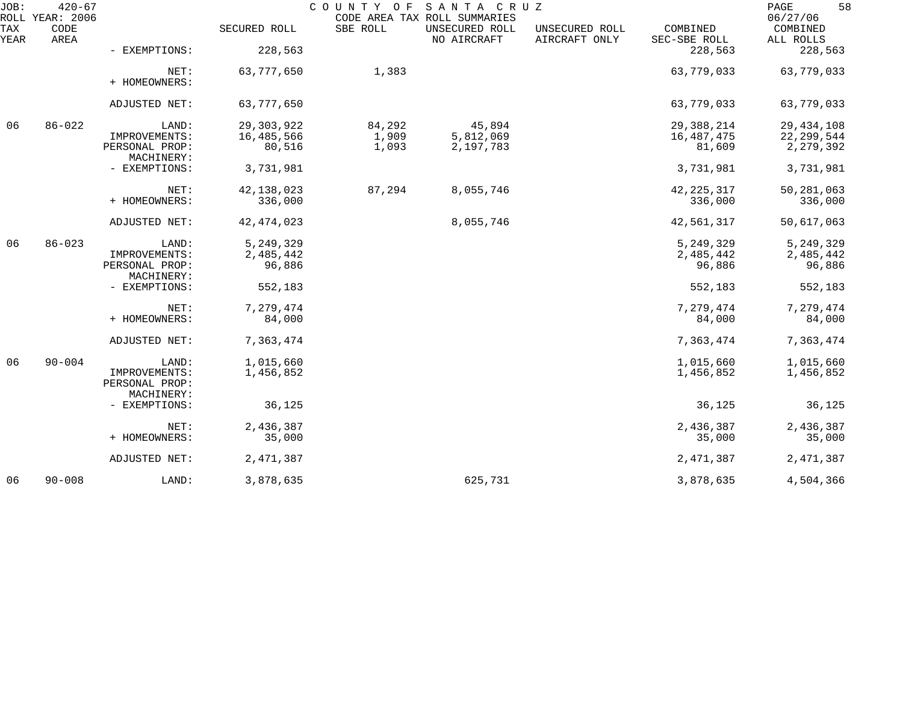| TAX YEAR | CODE AREA | | SECURED ROLL | SBE ROLL | UNSECURED ROLL NO AIRCRAFT | UNSECURED ROLL AIRCRAFT ONLY | COMBINED SEC-SBE ROLL | COMBINED ALL ROLLS |
|---|---|---|---|---|---|---|---|---|
| | | - EXEMPTIONS: | 228,563 | | | | 228,563 | 228,563 |
| | | NET: | 63,777,650 | 1,383 | | | 63,779,033 | 63,779,033 |
| | | + HOMEOWNERS: | | | | | | |
| | | ADJUSTED NET: | 63,777,650 | | | | 63,779,033 | 63,779,033 |
| 06 | 86-022 | LAND: | 29,303,922 | 84,292 | 45,894 | | 29,388,214 | 29,434,108 |
| | | IMPROVEMENTS: | 16,485,566 | 1,909 | 5,812,069 | | 16,487,475 | 22,299,544 |
| | | PERSONAL PROP: | 80,516 | 1,093 | 2,197,783 | | 81,609 | 2,279,392 |
| | | MACHINERY: | | | | | | |
| | | - EXEMPTIONS: | 3,731,981 | | | | 3,731,981 | 3,731,981 |
| | | NET: | 42,138,023 | 87,294 | 8,055,746 | | 42,225,317 | 50,281,063 |
| | | + HOMEOWNERS: | 336,000 | | | | 336,000 | 336,000 |
| | | ADJUSTED NET: | 42,474,023 | | 8,055,746 | | 42,561,317 | 50,617,063 |
| 06 | 86-023 | LAND: | 5,249,329 | | | | 5,249,329 | 5,249,329 |
| | | IMPROVEMENTS: | 2,485,442 | | | | 2,485,442 | 2,485,442 |
| | | PERSONAL PROP: | 96,886 | | | | 96,886 | 96,886 |
| | | MACHINERY: | | | | | | |
| | | - EXEMPTIONS: | 552,183 | | | | 552,183 | 552,183 |
| | | NET: | 7,279,474 | | | | 7,279,474 | 7,279,474 |
| | | + HOMEOWNERS: | 84,000 | | | | 84,000 | 84,000 |
| | | ADJUSTED NET: | 7,363,474 | | | | 7,363,474 | 7,363,474 |
| 06 | 90-004 | LAND: | 1,015,660 | | | | 1,015,660 | 1,015,660 |
| | | IMPROVEMENTS: | 1,456,852 | | | | 1,456,852 | 1,456,852 |
| | | PERSONAL PROP: | | | | | | |
| | | MACHINERY: | | | | | | |
| | | - EXEMPTIONS: | 36,125 | | | | 36,125 | 36,125 |
| | | NET: | 2,436,387 | | | | 2,436,387 | 2,436,387 |
| | | + HOMEOWNERS: | 35,000 | | | | 35,000 | 35,000 |
| | | ADJUSTED NET: | 2,471,387 | | | | 2,471,387 | 2,471,387 |
| 06 | 90-008 | LAND: | 3,878,635 | | 625,731 | | 3,878,635 | 4,504,366 |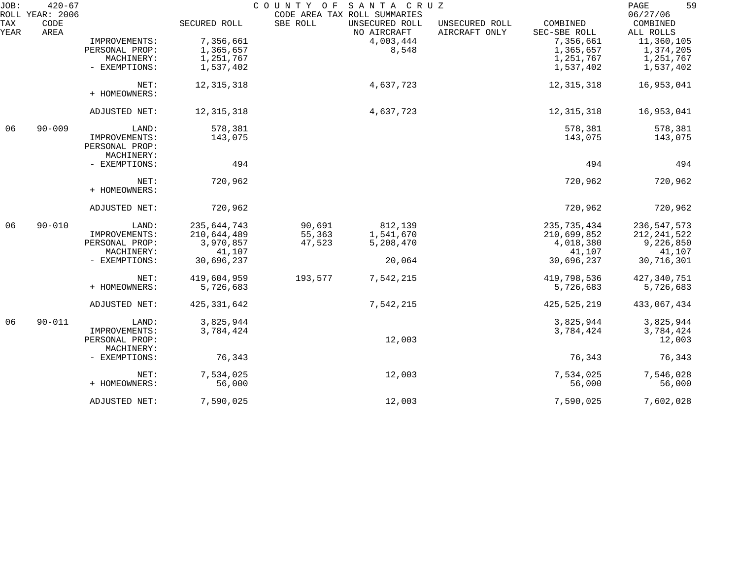JOB: 420-67 COUNTY OF SANTA CRUZ
ROLL YEAR: 2006 CODE AREA TAX ROLL SUMMARIES 06/27/06

| TAX YEAR | CODE AREA | | SECURED ROLL | SBE ROLL | UNSECURED ROLL NO AIRCRAFT | UNSECURED ROLL AIRCRAFT ONLY | COMBINED SEC-SBE ROLL | COMBINED ALL ROLLS |
|---|---|---|---|---|---|---|---|---|
| | | IMPROVEMENTS: | 7,356,661 | | 4,003,444 | | 7,356,661 | 11,360,105 |
| | | PERSONAL PROP: | 1,365,657 | | 8,548 | | 1,365,657 | 1,374,205 |
| | | MACHINERY: | 1,251,767 | | | | 1,251,767 | 1,251,767 |
| | | - EXEMPTIONS: | 1,537,402 | | | | 1,537,402 | 1,537,402 |
| | | NET: | 12,315,318 | | 4,637,723 | | 12,315,318 | 16,953,041 |
| | | + HOMEOWNERS: | | | | | | |
| | | ADJUSTED NET: | 12,315,318 | | 4,637,723 | | 12,315,318 | 16,953,041 |
| 06 | 90-009 | LAND: | 578,381 | | | | 578,381 | 578,381 |
| | | IMPROVEMENTS: | 143,075 | | | | 143,075 | 143,075 |
| | | PERSONAL PROP: | | | | | | |
| | | MACHINERY: | | | | | | |
| | | - EXEMPTIONS: | 494 | | | | 494 | 494 |
| | | NET: | 720,962 | | | | 720,962 | 720,962 |
| | | + HOMEOWNERS: | | | | | | |
| | | ADJUSTED NET: | 720,962 | | | | 720,962 | 720,962 |
| 06 | 90-010 | LAND: | 235,644,743 | 90,691 | 812,139 | | 235,735,434 | 236,547,573 |
| | | IMPROVEMENTS: | 210,644,489 | 55,363 | 1,541,670 | | 210,699,852 | 212,241,522 |
| | | PERSONAL PROP: | 3,970,857 | 47,523 | 5,208,470 | | 4,018,380 | 9,226,850 |
| | | MACHINERY: | 41,107 | | | | 41,107 | 41,107 |
| | | - EXEMPTIONS: | 30,696,237 | | 20,064 | | 30,696,237 | 30,716,301 |
| | | NET: | 419,604,959 | 193,577 | 7,542,215 | | 419,798,536 | 427,340,751 |
| | | + HOMEOWNERS: | 5,726,683 | | | | 5,726,683 | 5,726,683 |
| | | ADJUSTED NET: | 425,331,642 | | 7,542,215 | | 425,525,219 | 433,067,434 |
| 06 | 90-011 | LAND: | 3,825,944 | | | | 3,825,944 | 3,825,944 |
| | | IMPROVEMENTS: | 3,784,424 | | | | 3,784,424 | 3,784,424 |
| | | PERSONAL PROP: | | | 12,003 | | | 12,003 |
| | | MACHINERY: | | | | | | |
| | | - EXEMPTIONS: | 76,343 | | | | 76,343 | 76,343 |
| | | NET: | 7,534,025 | | 12,003 | | 7,534,025 | 7,546,028 |
| | | + HOMEOWNERS: | 56,000 | | | | 56,000 | 56,000 |
| | | ADJUSTED NET: | 7,590,025 | | 12,003 | | 7,590,025 | 7,602,028 |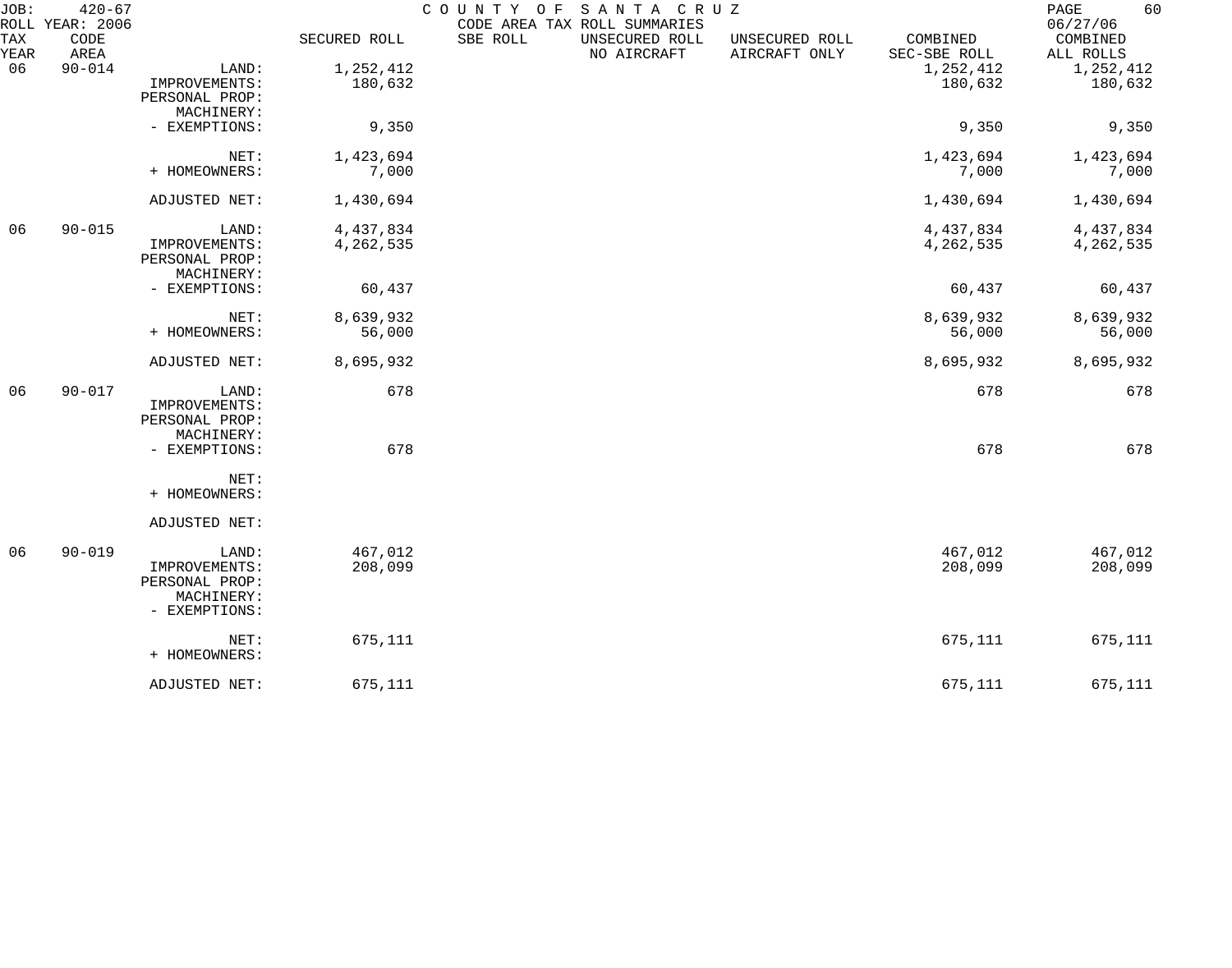JOB: 420-67 COUNTY OF SANTA CRUZ

ROLL YEAR: 2006 CODE AREA TAX ROLL SUMMARIES 06/27/06

| TAX YEAR | CODE AREA | | SECURED ROLL | SBE ROLL | UNSECURED ROLL NO AIRCRAFT | UNSECURED ROLL AIRCRAFT ONLY | COMBINED SEC-SBE ROLL | COMBINED ALL ROLLS |
|---|---|---|---|---|---|---|---|---|
| 06 | 90-014 | LAND: | 1,252,412 | | | | 1,252,412 | 1,252,412 |
| | | IMPROVEMENTS: | 180,632 | | | | 180,632 | 180,632 |
| | | PERSONAL PROP: | | | | | | |
| | | MACHINERY: | | | | | | |
| | | - EXEMPTIONS: | 9,350 | | | | 9,350 | 9,350 |
| | | NET: | 1,423,694 | | | | 1,423,694 | 1,423,694 |
| | | + HOMEOWNERS: | 7,000 | | | | 7,000 | 7,000 |
| | | ADJUSTED NET: | 1,430,694 | | | | 1,430,694 | 1,430,694 |
| 06 | 90-015 | LAND: | 4,437,834 | | | | 4,437,834 | 4,437,834 |
| | | IMPROVEMENTS: | 4,262,535 | | | | 4,262,535 | 4,262,535 |
| | | PERSONAL PROP: | | | | | | |
| | | MACHINERY: | | | | | | |
| | | - EXEMPTIONS: | 60,437 | | | | 60,437 | 60,437 |
| | | NET: | 8,639,932 | | | | 8,639,932 | 8,639,932 |
| | | + HOMEOWNERS: | 56,000 | | | | 56,000 | 56,000 |
| | | ADJUSTED NET: | 8,695,932 | | | | 8,695,932 | 8,695,932 |
| 06 | 90-017 | LAND: | 678 | | | | 678 | 678 |
| | | IMPROVEMENTS: | | | | | | |
| | | PERSONAL PROP: | | | | | | |
| | | MACHINERY: | | | | | | |
| | | - EXEMPTIONS: | 678 | | | | 678 | 678 |
| | | NET: | | | | | | |
| | | + HOMEOWNERS: | | | | | | |
| | | ADJUSTED NET: | | | | | | |
| 06 | 90-019 | LAND: | 467,012 | | | | 467,012 | 467,012 |
| | | IMPROVEMENTS: | 208,099 | | | | 208,099 | 208,099 |
| | | PERSONAL PROP: | | | | | | |
| | | MACHINERY: | | | | | | |
| | | - EXEMPTIONS: | | | | | | |
| | | NET: | 675,111 | | | | 675,111 | 675,111 |
| | | + HOMEOWNERS: | | | | | | |
| | | ADJUSTED NET: | 675,111 | | | | 675,111 | 675,111 |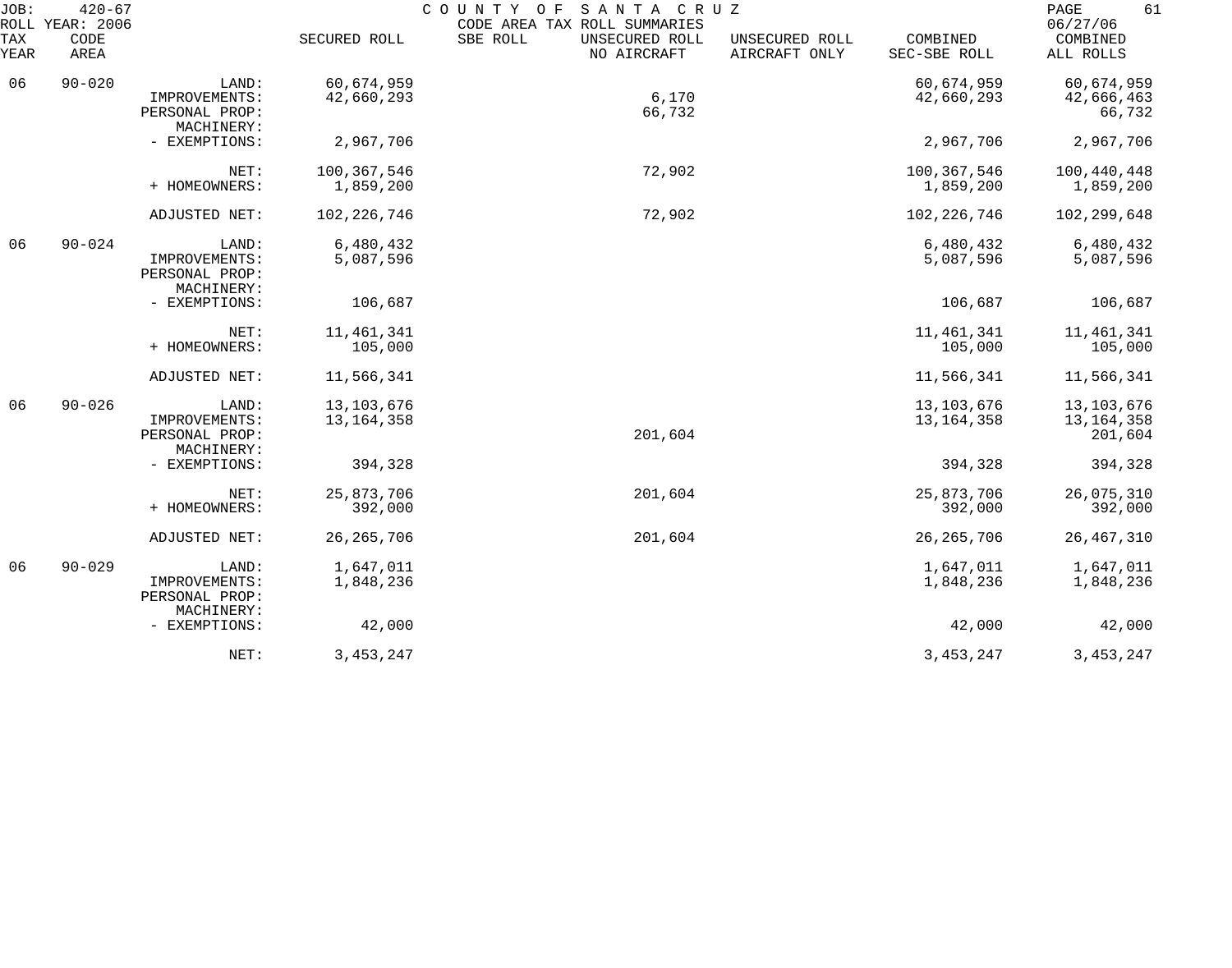JOB: 420-67 COUNTY OF SANTA CRUZ PAGE 61
ROLL YEAR: 2006 CODE AREA TAX ROLL SUMMARIES 06/27/06

| TAX YEAR | CODE AREA | | SECURED ROLL | SBE ROLL | UNSECURED ROLL NO AIRCRAFT | UNSECURED ROLL AIRCRAFT ONLY | COMBINED SEC-SBE ROLL | COMBINED ALL ROLLS |
|---|---|---|---|---|---|---|---|---|
| 06 | 90-020 | LAND: | 60,674,959 | | | | 60,674,959 | 60,674,959 |
| | | IMPROVEMENTS: | 42,660,293 | | 6,170 | | 42,660,293 | 42,666,463 |
| | | PERSONAL PROP: | | | 66,732 | | | 66,732 |
| | | MACHINERY: | | | | | | |
| | | - EXEMPTIONS: | 2,967,706 | | | | 2,967,706 | 2,967,706 |
| | | NET: | 100,367,546 | | 72,902 | | 100,367,546 | 100,440,448 |
| | | + HOMEOWNERS: | 1,859,200 | | | | 1,859,200 | 1,859,200 |
| | | ADJUSTED NET: | 102,226,746 | | 72,902 | | 102,226,746 | 102,299,648 |
| 06 | 90-024 | LAND: | 6,480,432 | | | | 6,480,432 | 6,480,432 |
| | | IMPROVEMENTS: | 5,087,596 | | | | 5,087,596 | 5,087,596 |
| | | PERSONAL PROP: | | | | | | |
| | | MACHINERY: | | | | | | |
| | | - EXEMPTIONS: | 106,687 | | | | 106,687 | 106,687 |
| | | NET: | 11,461,341 | | | | 11,461,341 | 11,461,341 |
| | | + HOMEOWNERS: | 105,000 | | | | 105,000 | 105,000 |
| | | ADJUSTED NET: | 11,566,341 | | | | 11,566,341 | 11,566,341 |
| 06 | 90-026 | LAND: | 13,103,676 | | | | 13,103,676 | 13,103,676 |
| | | IMPROVEMENTS: | 13,164,358 | | | | 13,164,358 | 13,164,358 |
| | | PERSONAL PROP: | | | 201,604 | | | 201,604 |
| | | MACHINERY: | | | | | | |
| | | - EXEMPTIONS: | 394,328 | | | | 394,328 | 394,328 |
| | | NET: | 25,873,706 | | 201,604 | | 25,873,706 | 26,075,310 |
| | | + HOMEOWNERS: | 392,000 | | | | 392,000 | 392,000 |
| | | ADJUSTED NET: | 26,265,706 | | 201,604 | | 26,265,706 | 26,467,310 |
| 06 | 90-029 | LAND: | 1,647,011 | | | | 1,647,011 | 1,647,011 |
| | | IMPROVEMENTS: | 1,848,236 | | | | 1,848,236 | 1,848,236 |
| | | PERSONAL PROP: | | | | | | |
| | | MACHINERY: | | | | | | |
| | | - EXEMPTIONS: | 42,000 | | | | 42,000 | 42,000 |
| | | NET: | 3,453,247 | | | | 3,453,247 | 3,453,247 |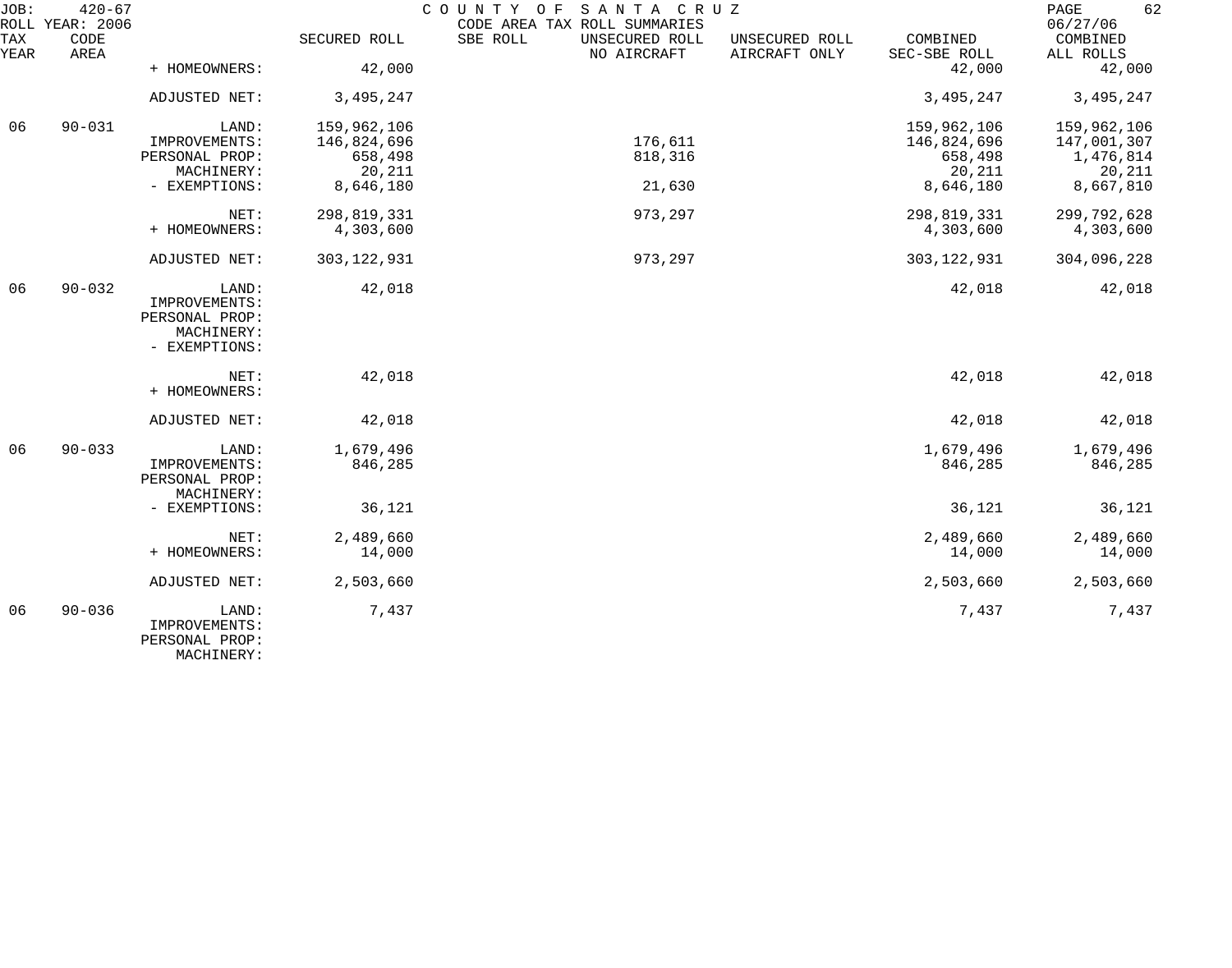JOB: 420-67 COUNTY OF SANTA CRUZ
ROLL YEAR: 2006 CODE AREA TAX ROLL SUMMARIES 06/27/06

| TAX YEAR | CODE AREA | | SECURED ROLL | SBE ROLL | UNSECURED ROLL NO AIRCRAFT | UNSECURED ROLL AIRCRAFT ONLY | COMBINED SEC-SBE ROLL | COMBINED ALL ROLLS |
|---|---|---|---|---|---|---|---|---|
| | | + HOMEOWNERS: | 42,000 | | | | 42,000 | 42,000 |
| | | ADJUSTED NET: | 3,495,247 | | | | 3,495,247 | 3,495,247 |
| 06 | 90-031 | LAND: | 159,962,106 | | | | 159,962,106 | 159,962,106 |
| | | IMPROVEMENTS: | 146,824,696 | | 176,611 | | 146,824,696 | 147,001,307 |
| | | PERSONAL PROP: | 658,498 | | 818,316 | | 658,498 | 1,476,814 |
| | | MACHINERY: | 20,211 | | | | 20,211 | 20,211 |
| | | - EXEMPTIONS: | 8,646,180 | | 21,630 | | 8,646,180 | 8,667,810 |
| | | NET: | 298,819,331 | | 973,297 | | 298,819,331 | 299,792,628 |
| | | + HOMEOWNERS: | 4,303,600 | | | | 4,303,600 | 4,303,600 |
| | | ADJUSTED NET: | 303,122,931 | | 973,297 | | 303,122,931 | 304,096,228 |
| 06 | 90-032 | LAND: | 42,018 | | | | 42,018 | 42,018 |
| | | IMPROVEMENTS: | | | | | | |
| | | PERSONAL PROP: | | | | | | |
| | | MACHINERY: | | | | | | |
| | | - EXEMPTIONS: | | | | | | |
| | | NET: | 42,018 | | | | 42,018 | 42,018 |
| | | + HOMEOWNERS: | | | | | | |
| | | ADJUSTED NET: | 42,018 | | | | 42,018 | 42,018 |
| 06 | 90-033 | LAND: | 1,679,496 | | | | 1,679,496 | 1,679,496 |
| | | IMPROVEMENTS: | 846,285 | | | | 846,285 | 846,285 |
| | | PERSONAL PROP: | | | | | | |
| | | MACHINERY: | | | | | | |
| | | - EXEMPTIONS: | 36,121 | | | | 36,121 | 36,121 |
| | | NET: | 2,489,660 | | | | 2,489,660 | 2,489,660 |
| | | + HOMEOWNERS: | 14,000 | | | | 14,000 | 14,000 |
| | | ADJUSTED NET: | 2,503,660 | | | | 2,503,660 | 2,503,660 |
| 06 | 90-036 | LAND: | 7,437 | | | | 7,437 | 7,437 |
| | | IMPROVEMENTS: | | | | | | |
| | | PERSONAL PROP: | | | | | | |
| | | MACHINERY: | | | | | | |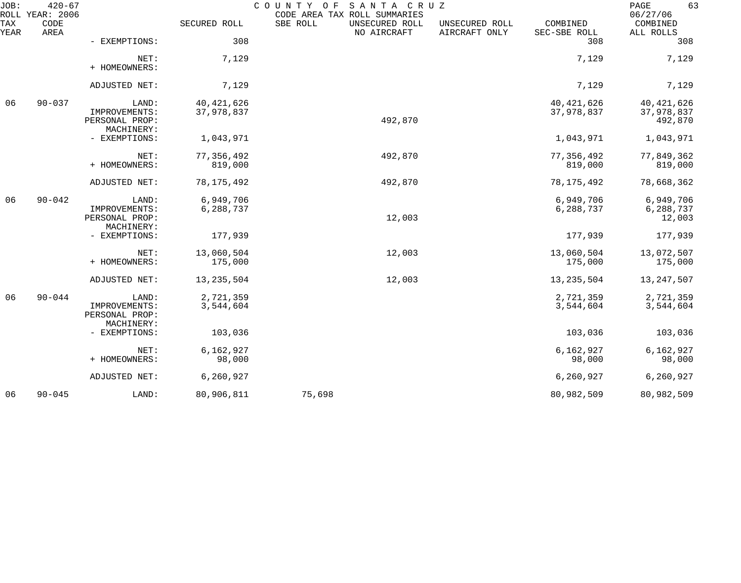JOB: 420-67 COUNTY OF SANTA CRUZ
ROLL YEAR: 2006 CODE AREA TAX ROLL SUMMARIES 06/27/06

| TAX YEAR | CODE AREA | | SECURED ROLL | SBE ROLL | UNSECURED ROLL NO AIRCRAFT | UNSECURED ROLL AIRCRAFT ONLY | COMBINED SEC-SBE ROLL | COMBINED ALL ROLLS |
|---|---|---|---|---|---|---|---|---|
| | | - EXEMPTIONS: | 308 | | | | 308 | 308 |
| | | NET: | 7,129 | | | | 7,129 | 7,129 |
| | | + HOMEOWNERS: | | | | | | |
| | | ADJUSTED NET: | 7,129 | | | | 7,129 | 7,129 |
| 06 | 90-037 | LAND: | 40,421,626 | | | | 40,421,626 | 40,421,626 |
| | | IMPROVEMENTS: | 37,978,837 | | | | 37,978,837 | 37,978,837 |
| | | PERSONAL PROP: | | | 492,870 | | | 492,870 |
| | | MACHINERY: | | | | | | |
| | | - EXEMPTIONS: | 1,043,971 | | | | 1,043,971 | 1,043,971 |
| | | NET: | 77,356,492 | | 492,870 | | 77,356,492 | 77,849,362 |
| | | + HOMEOWNERS: | 819,000 | | | | 819,000 | 819,000 |
| | | ADJUSTED NET: | 78,175,492 | | 492,870 | | 78,175,492 | 78,668,362 |
| 06 | 90-042 | LAND: | 6,949,706 | | | | 6,949,706 | 6,949,706 |
| | | IMPROVEMENTS: | 6,288,737 | | | | 6,288,737 | 6,288,737 |
| | | PERSONAL PROP: | | | 12,003 | | | 12,003 |
| | | MACHINERY: | | | | | | |
| | | - EXEMPTIONS: | 177,939 | | | | 177,939 | 177,939 |
| | | NET: | 13,060,504 | | 12,003 | | 13,060,504 | 13,072,507 |
| | | + HOMEOWNERS: | 175,000 | | | | 175,000 | 175,000 |
| | | ADJUSTED NET: | 13,235,504 | | 12,003 | | 13,235,504 | 13,247,507 |
| 06 | 90-044 | LAND: | 2,721,359 | | | | 2,721,359 | 2,721,359 |
| | | IMPROVEMENTS: | 3,544,604 | | | | 3,544,604 | 3,544,604 |
| | | PERSONAL PROP: | | | | | | |
| | | MACHINERY: | | | | | | |
| | | - EXEMPTIONS: | 103,036 | | | | 103,036 | 103,036 |
| | | NET: | 6,162,927 | | | | 6,162,927 | 6,162,927 |
| | | + HOMEOWNERS: | 98,000 | | | | 98,000 | 98,000 |
| | | ADJUSTED NET: | 6,260,927 | | | | 6,260,927 | 6,260,927 |
| 06 | 90-045 | LAND: | 80,906,811 | 75,698 | | | 80,982,509 | 80,982,509 |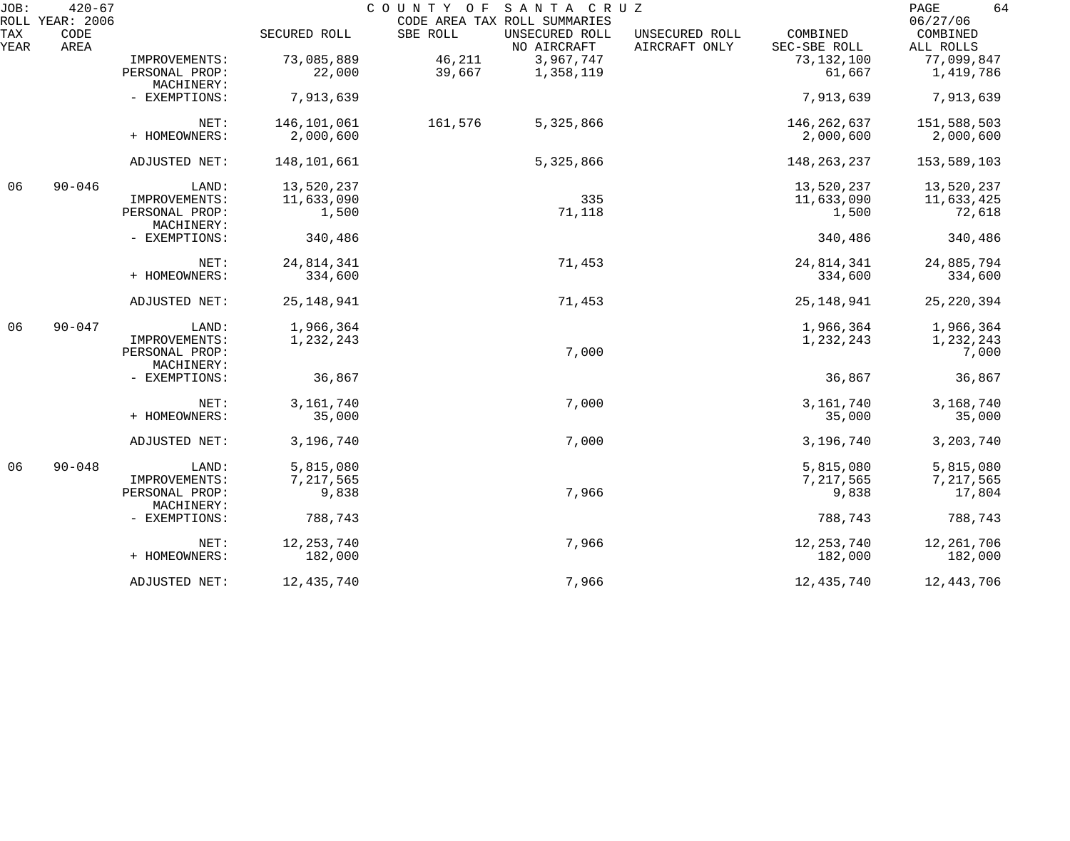JOB: 420-67 COUNTY OF SANTA CRUZ
ROLL YEAR: 2006 CODE AREA TAX ROLL SUMMARIES 06/27/06

| TAX YEAR | CODE AREA | | SECURED ROLL | SBE ROLL | UNSECURED ROLL NO AIRCRAFT | UNSECURED ROLL AIRCRAFT ONLY | COMBINED SEC-SBE ROLL | COMBINED ALL ROLLS |
|---|---|---|---|---|---|---|---|---|
| | | IMPROVEMENTS: | 73,085,889 | 46,211 | 3,967,747 | | 73,132,100 | 77,099,847 |
| | | PERSONAL PROP: | 22,000 | 39,667 | 1,358,119 | | 61,667 | 1,419,786 |
| | | MACHINERY: | | | | | | |
| | | - EXEMPTIONS: | 7,913,639 | | | | 7,913,639 | 7,913,639 |
| | | NET: | 146,101,061 | 161,576 | 5,325,866 | | 146,262,637 | 151,588,503 |
| | | + HOMEOWNERS: | 2,000,600 | | | | 2,000,600 | 2,000,600 |
| | | ADJUSTED NET: | 148,101,661 | | 5,325,866 | | 148,263,237 | 153,589,103 |
| 06 | 90-046 | LAND: | 13,520,237 | | | | 13,520,237 | 13,520,237 |
| | | IMPROVEMENTS: | 11,633,090 | | 335 | | 11,633,090 | 11,633,425 |
| | | PERSONAL PROP: | 1,500 | | 71,118 | | 1,500 | 72,618 |
| | | MACHINERY: | | | | | | |
| | | - EXEMPTIONS: | 340,486 | | | | 340,486 | 340,486 |
| | | NET: | 24,814,341 | | 71,453 | | 24,814,341 | 24,885,794 |
| | | + HOMEOWNERS: | 334,600 | | | | 334,600 | 334,600 |
| | | ADJUSTED NET: | 25,148,941 | | 71,453 | | 25,148,941 | 25,220,394 |
| 06 | 90-047 | LAND: | 1,966,364 | | | | 1,966,364 | 1,966,364 |
| | | IMPROVEMENTS: | 1,232,243 | | | | 1,232,243 | 1,232,243 |
| | | PERSONAL PROP: | | | 7,000 | | | 7,000 |
| | | MACHINERY: | | | | | | |
| | | - EXEMPTIONS: | 36,867 | | | | 36,867 | 36,867 |
| | | NET: | 3,161,740 | | 7,000 | | 3,161,740 | 3,168,740 |
| | | + HOMEOWNERS: | 35,000 | | | | 35,000 | 35,000 |
| | | ADJUSTED NET: | 3,196,740 | | 7,000 | | 3,196,740 | 3,203,740 |
| 06 | 90-048 | LAND: | 5,815,080 | | | | 5,815,080 | 5,815,080 |
| | | IMPROVEMENTS: | 7,217,565 | | | | 7,217,565 | 7,217,565 |
| | | PERSONAL PROP: | 9,838 | | 7,966 | | 9,838 | 17,804 |
| | | MACHINERY: | | | | | | |
| | | - EXEMPTIONS: | 788,743 | | | | 788,743 | 788,743 |
| | | NET: | 12,253,740 | | 7,966 | | 12,253,740 | 12,261,706 |
| | | + HOMEOWNERS: | 182,000 | | | | 182,000 | 182,000 |
| | | ADJUSTED NET: | 12,435,740 | | 7,966 | | 12,435,740 | 12,443,706 |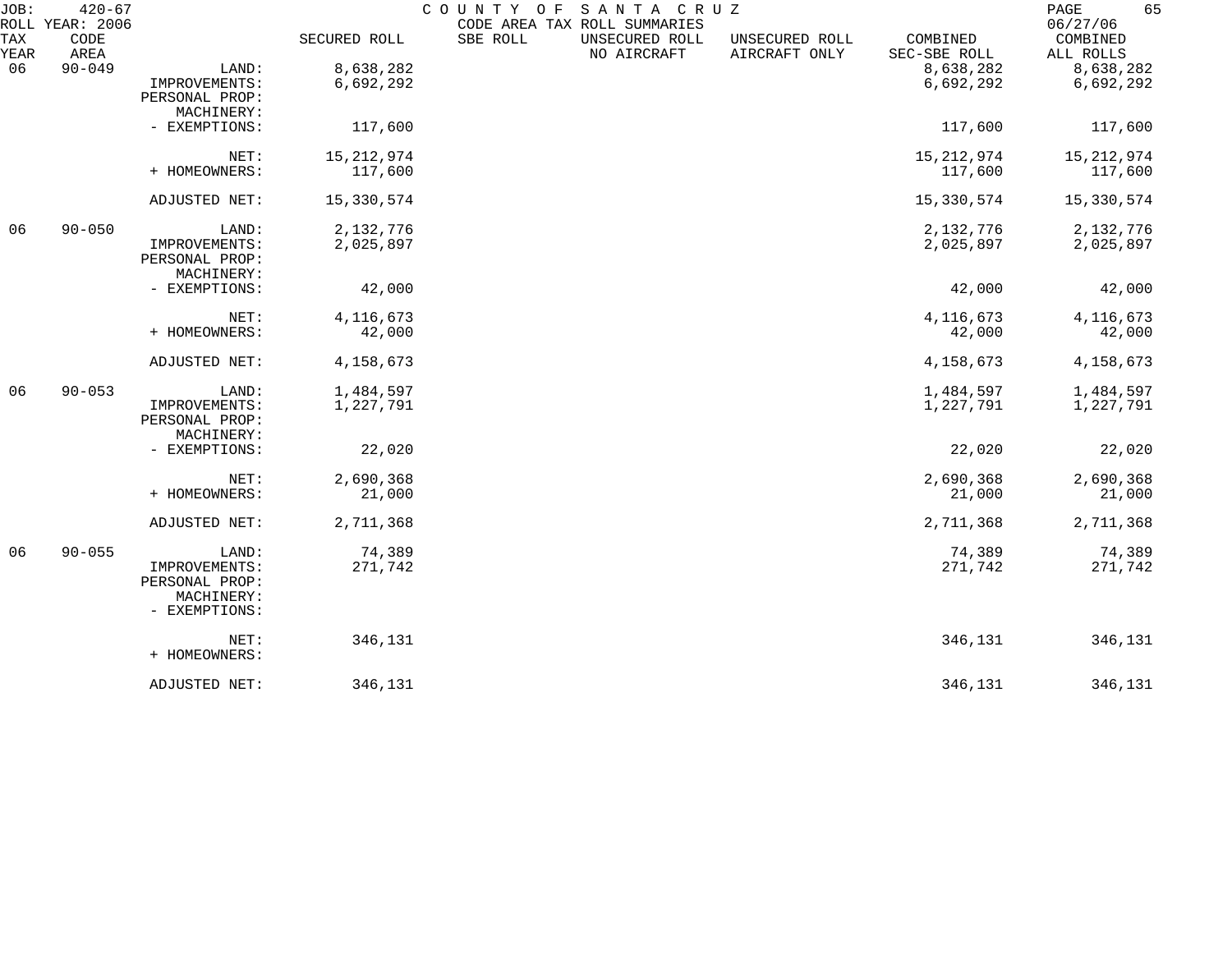JOB: 420-67 COUNTY OF SANTA CRUZ
ROLL YEAR: 2006 CODE AREA TAX ROLL SUMMARIES 06/27/06

| TAX YEAR | CODE AREA | | SECURED ROLL | SBE ROLL | UNSECURED ROLL NO AIRCRAFT | UNSECURED ROLL AIRCRAFT ONLY | COMBINED SEC-SBE ROLL | COMBINED ALL ROLLS |
|---|---|---|---|---|---|---|---|---|
| 06 | 90-049 | LAND: | 8,638,282 | | | | 8,638,282 | 8,638,282 |
| | | IMPROVEMENTS: | 6,692,292 | | | | 6,692,292 | 6,692,292 |
| | | PERSONAL PROP: | | | | | | |
| | | MACHINERY: | | | | | | |
| | | - EXEMPTIONS: | 117,600 | | | | 117,600 | 117,600 |
| | | NET: | 15,212,974 | | | | 15,212,974 | 15,212,974 |
| | | + HOMEOWNERS: | 117,600 | | | | 117,600 | 117,600 |
| | | ADJUSTED NET: | 15,330,574 | | | | 15,330,574 | 15,330,574 |
| 06 | 90-050 | LAND: | 2,132,776 | | | | 2,132,776 | 2,132,776 |
| | | IMPROVEMENTS: | 2,025,897 | | | | 2,025,897 | 2,025,897 |
| | | PERSONAL PROP: | | | | | | |
| | | MACHINERY: | | | | | | |
| | | - EXEMPTIONS: | 42,000 | | | | 42,000 | 42,000 |
| | | NET: | 4,116,673 | | | | 4,116,673 | 4,116,673 |
| | | + HOMEOWNERS: | 42,000 | | | | 42,000 | 42,000 |
| | | ADJUSTED NET: | 4,158,673 | | | | 4,158,673 | 4,158,673 |
| 06 | 90-053 | LAND: | 1,484,597 | | | | 1,484,597 | 1,484,597 |
| | | IMPROVEMENTS: | 1,227,791 | | | | 1,227,791 | 1,227,791 |
| | | PERSONAL PROP: | | | | | | |
| | | MACHINERY: | | | | | | |
| | | - EXEMPTIONS: | 22,020 | | | | 22,020 | 22,020 |
| | | NET: | 2,690,368 | | | | 2,690,368 | 2,690,368 |
| | | + HOMEOWNERS: | 21,000 | | | | 21,000 | 21,000 |
| | | ADJUSTED NET: | 2,711,368 | | | | 2,711,368 | 2,711,368 |
| 06 | 90-055 | LAND: | 74,389 | | | | 74,389 | 74,389 |
| | | IMPROVEMENTS: | 271,742 | | | | 271,742 | 271,742 |
| | | PERSONAL PROP: | | | | | | |
| | | MACHINERY: | | | | | | |
| | | - EXEMPTIONS: | | | | | | |
| | | NET: | 346,131 | | | | 346,131 | 346,131 |
| | | + HOMEOWNERS: | | | | | | |
| | | ADJUSTED NET: | 346,131 | | | | 346,131 | 346,131 |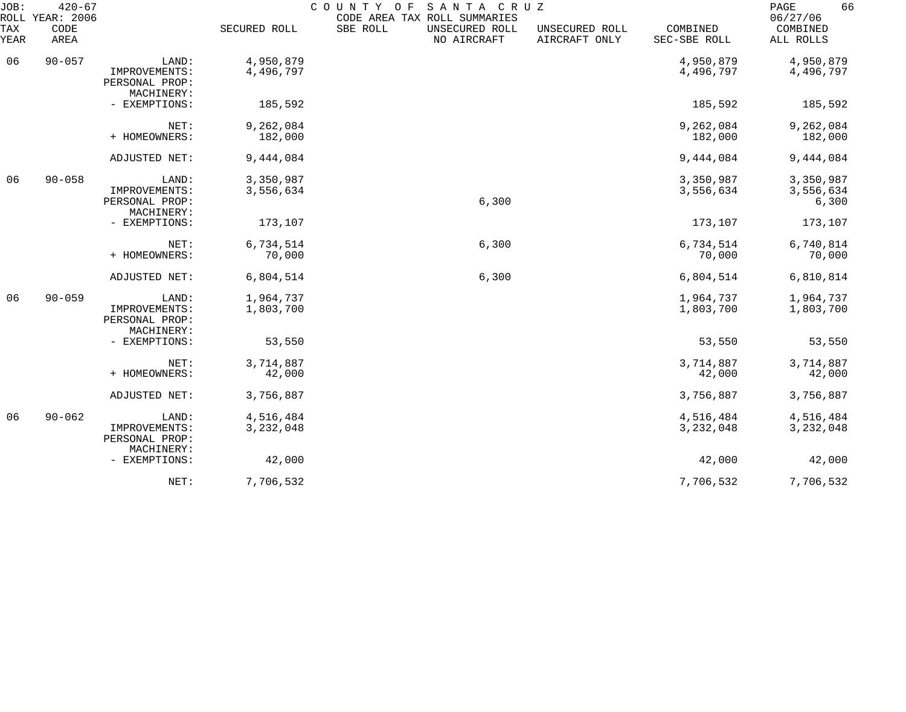JOB: 420-67 COUNTY OF SANTA CRUZ
ROLL YEAR: 2006 CODE AREA TAX ROLL SUMMARIES 06/27/06

| TAX YEAR | CODE AREA | | SECURED ROLL | SBE ROLL | UNSECURED ROLL NO AIRCRAFT | UNSECURED ROLL AIRCRAFT ONLY | COMBINED SEC-SBE ROLL | COMBINED ALL ROLLS |
|---|---|---|---|---|---|---|---|---|
| 06 | 90-057 | LAND: | 4,950,879 | | | | 4,950,879 | 4,950,879 |
| | | IMPROVEMENTS: | 4,496,797 | | | | 4,496,797 | 4,496,797 |
| | | PERSONAL PROP: | | | | | | |
| | | MACHINERY: | | | | | | |
| | | - EXEMPTIONS: | 185,592 | | | | 185,592 | 185,592 |
| | | NET: | 9,262,084 | | | | 9,262,084 | 9,262,084 |
| | | + HOMEOWNERS: | 182,000 | | | | 182,000 | 182,000 |
| | | ADJUSTED NET: | 9,444,084 | | | | 9,444,084 | 9,444,084 |
| 06 | 90-058 | LAND: | 3,350,987 | | | | 3,350,987 | 3,350,987 |
| | | IMPROVEMENTS: | 3,556,634 | | | | 3,556,634 | 3,556,634 |
| | | PERSONAL PROP: | | | 6,300 | | | 6,300 |
| | | MACHINERY: | | | | | | |
| | | - EXEMPTIONS: | 173,107 | | | | 173,107 | 173,107 |
| | | NET: | 6,734,514 | | 6,300 | | 6,734,514 | 6,740,814 |
| | | + HOMEOWNERS: | 70,000 | | | | 70,000 | 70,000 |
| | | ADJUSTED NET: | 6,804,514 | | 6,300 | | 6,804,514 | 6,810,814 |
| 06 | 90-059 | LAND: | 1,964,737 | | | | 1,964,737 | 1,964,737 |
| | | IMPROVEMENTS: | 1,803,700 | | | | 1,803,700 | 1,803,700 |
| | | PERSONAL PROP: | | | | | | |
| | | MACHINERY: | | | | | | |
| | | - EXEMPTIONS: | 53,550 | | | | 53,550 | 53,550 |
| | | NET: | 3,714,887 | | | | 3,714,887 | 3,714,887 |
| | | + HOMEOWNERS: | 42,000 | | | | 42,000 | 42,000 |
| | | ADJUSTED NET: | 3,756,887 | | | | 3,756,887 | 3,756,887 |
| 06 | 90-062 | LAND: | 4,516,484 | | | | 4,516,484 | 4,516,484 |
| | | IMPROVEMENTS: | 3,232,048 | | | | 3,232,048 | 3,232,048 |
| | | PERSONAL PROP: | | | | | | |
| | | MACHINERY: | | | | | | |
| | | - EXEMPTIONS: | 42,000 | | | | 42,000 | 42,000 |
| | | NET: | 7,706,532 | | | | 7,706,532 | 7,706,532 |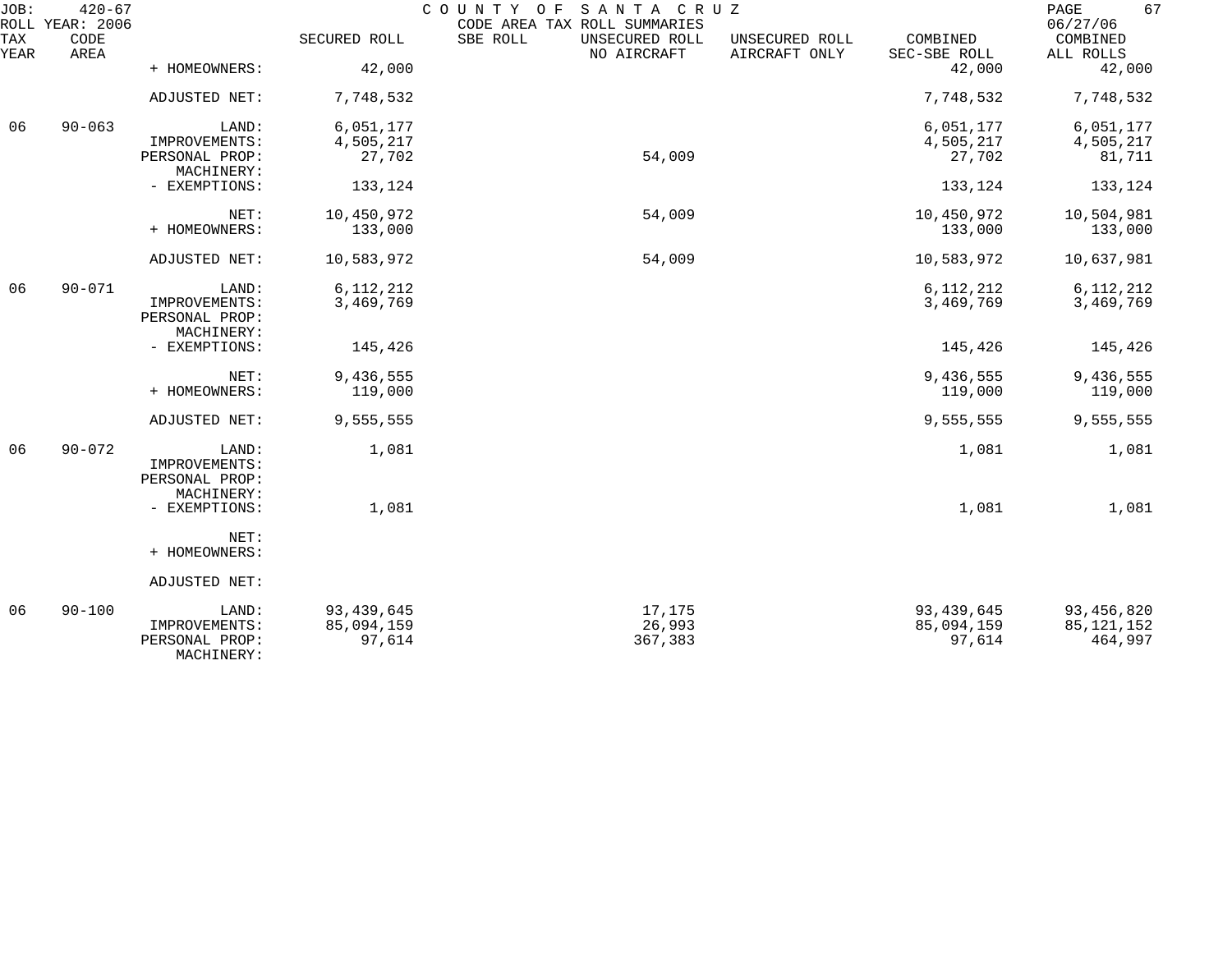JOB: 420-67 COUNTY OF SANTA CRUZ
ROLL YEAR: 2006 CODE AREA TAX ROLL SUMMARIES 06/27/06

| TAX YEAR | CODE AREA | | SECURED ROLL | SBE ROLL | UNSECURED ROLL NO AIRCRAFT | UNSECURED ROLL AIRCRAFT ONLY | COMBINED SEC-SBE ROLL | COMBINED ALL ROLLS |
|---|---|---|---|---|---|---|---|---|
| | | + HOMEOWNERS: | 42,000 | | | | 42,000 | 42,000 |
| | | ADJUSTED NET: | 7,748,532 | | | | 7,748,532 | 7,748,532 |
| 06 | 90-063 | LAND: | 6,051,177 | | | | 6,051,177 | 6,051,177 |
| | | IMPROVEMENTS: | 4,505,217 | | | | 4,505,217 | 4,505,217 |
| | | PERSONAL PROP: | 27,702 | | 54,009 | | 27,702 | 81,711 |
| | | MACHINERY: | | | | | | |
| | | - EXEMPTIONS: | 133,124 | | | | 133,124 | 133,124 |
| | | NET: | 10,450,972 | | 54,009 | | 10,450,972 | 10,504,981 |
| | | + HOMEOWNERS: | 133,000 | | | | 133,000 | 133,000 |
| | | ADJUSTED NET: | 10,583,972 | | 54,009 | | 10,583,972 | 10,637,981 |
| 06 | 90-071 | LAND: | 6,112,212 | | | | 6,112,212 | 6,112,212 |
| | | IMPROVEMENTS: | 3,469,769 | | | | 3,469,769 | 3,469,769 |
| | | PERSONAL PROP: | | | | | | |
| | | MACHINERY: | | | | | | |
| | | - EXEMPTIONS: | 145,426 | | | | 145,426 | 145,426 |
| | | NET: | 9,436,555 | | | | 9,436,555 | 9,436,555 |
| | | + HOMEOWNERS: | 119,000 | | | | 119,000 | 119,000 |
| | | ADJUSTED NET: | 9,555,555 | | | | 9,555,555 | 9,555,555 |
| 06 | 90-072 | LAND: | 1,081 | | | | 1,081 | 1,081 |
| | | IMPROVEMENTS: | | | | | | |
| | | PERSONAL PROP: | | | | | | |
| | | MACHINERY: | | | | | | |
| | | - EXEMPTIONS: | 1,081 | | | | 1,081 | 1,081 |
| | | NET: | | | | | | |
| | | + HOMEOWNERS: | | | | | | |
| | | ADJUSTED NET: | | | | | | |
| 06 | 90-100 | LAND: | 93,439,645 | | 17,175 | | 93,439,645 | 93,456,820 |
| | | IMPROVEMENTS: | 85,094,159 | | 26,993 | | 85,094,159 | 85,121,152 |
| | | PERSONAL PROP: | 97,614 | | 367,383 | | 97,614 | 464,997 |
| | | MACHINERY: | | | | | | |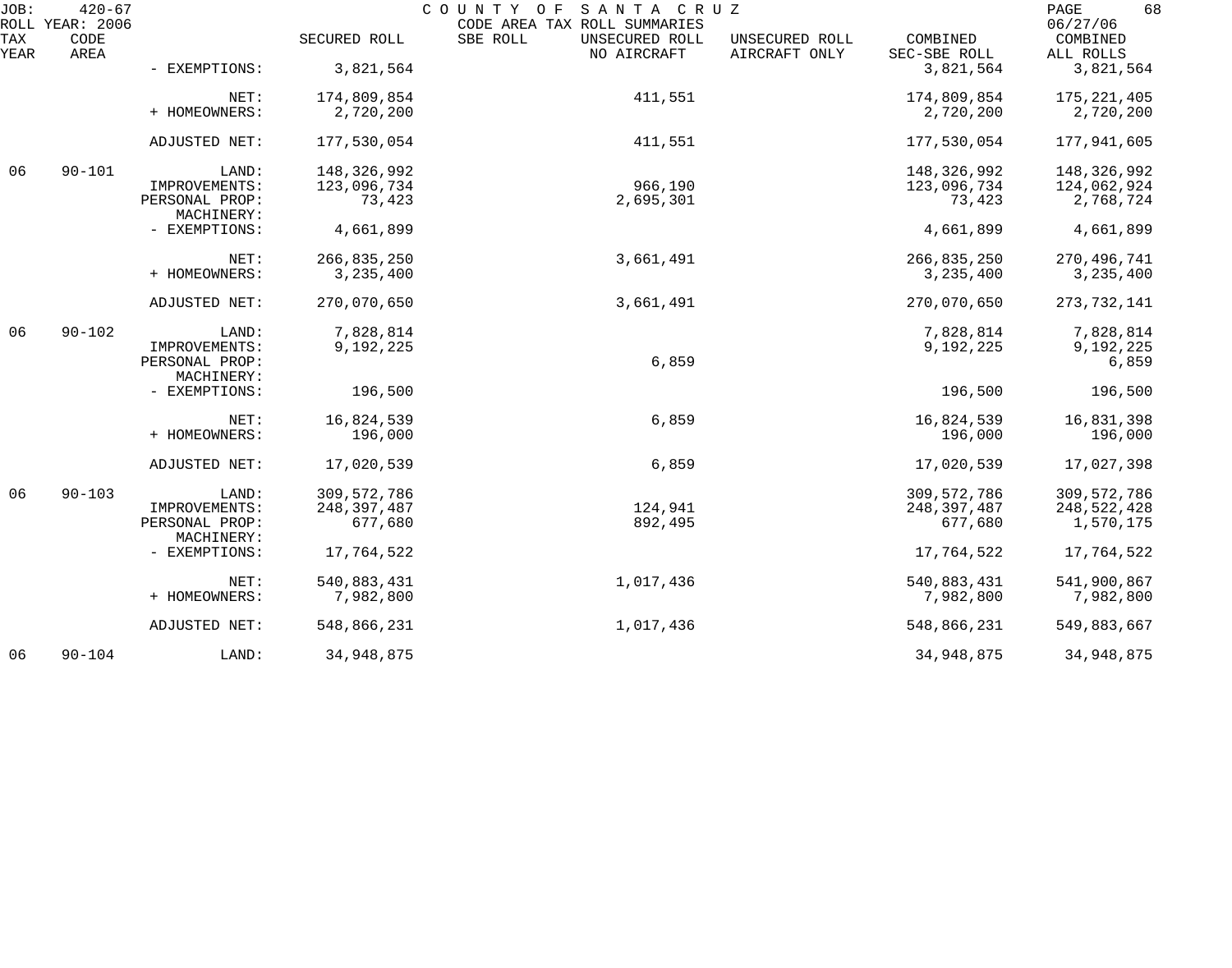JOB: 420-67 COUNTY OF SANTA CRUZ PAGE 68
ROLL YEAR: 2006 CODE AREA TAX ROLL SUMMARIES 06/27/06

| TAX YEAR | CODE AREA | | SECURED ROLL | SBE ROLL | UNSECURED ROLL NO AIRCRAFT | UNSECURED ROLL AIRCRAFT ONLY | COMBINED SEC-SBE ROLL | COMBINED ALL ROLLS |
|---|---|---|---|---|---|---|---|---|
| | | - EXEMPTIONS: | 3,821,564 | | | | 3,821,564 | 3,821,564 |
| | | NET: | 174,809,854 | | 411,551 | | 174,809,854 | 175,221,405 |
| | | + HOMEOWNERS: | 2,720,200 | | | | 2,720,200 | 2,720,200 |
| | | ADJUSTED NET: | 177,530,054 | | 411,551 | | 177,530,054 | 177,941,605 |
| 06 | 90-101 | LAND: | 148,326,992 | | | | 148,326,992 | 148,326,992 |
| | | IMPROVEMENTS: | 123,096,734 | | 966,190 | | 123,096,734 | 124,062,924 |
| | | PERSONAL PROP: | 73,423 | | 2,695,301 | | 73,423 | 2,768,724 |
| | | MACHINERY: | | | | | | |
| | | - EXEMPTIONS: | 4,661,899 | | | | 4,661,899 | 4,661,899 |
| | | NET: | 266,835,250 | | 3,661,491 | | 266,835,250 | 270,496,741 |
| | | + HOMEOWNERS: | 3,235,400 | | | | 3,235,400 | 3,235,400 |
| | | ADJUSTED NET: | 270,070,650 | | 3,661,491 | | 270,070,650 | 273,732,141 |
| 06 | 90-102 | LAND: | 7,828,814 | | | | 7,828,814 | 7,828,814 |
| | | IMPROVEMENTS: | 9,192,225 | | | | 9,192,225 | 9,192,225 |
| | | PERSONAL PROP: | | | 6,859 | | | 6,859 |
| | | MACHINERY: | | | | | | |
| | | - EXEMPTIONS: | 196,500 | | | | 196,500 | 196,500 |
| | | NET: | 16,824,539 | | 6,859 | | 16,824,539 | 16,831,398 |
| | | + HOMEOWNERS: | 196,000 | | | | 196,000 | 196,000 |
| | | ADJUSTED NET: | 17,020,539 | | 6,859 | | 17,020,539 | 17,027,398 |
| 06 | 90-103 | LAND: | 309,572,786 | | | | 309,572,786 | 309,572,786 |
| | | IMPROVEMENTS: | 248,397,487 | | 124,941 | | 248,397,487 | 248,522,428 |
| | | PERSONAL PROP: | 677,680 | | 892,495 | | 677,680 | 1,570,175 |
| | | MACHINERY: | | | | | | |
| | | - EXEMPTIONS: | 17,764,522 | | | | 17,764,522 | 17,764,522 |
| | | NET: | 540,883,431 | | 1,017,436 | | 540,883,431 | 541,900,867 |
| | | + HOMEOWNERS: | 7,982,800 | | | | 7,982,800 | 7,982,800 |
| | | ADJUSTED NET: | 548,866,231 | | 1,017,436 | | 548,866,231 | 549,883,667 |
| 06 | 90-104 | LAND: | 34,948,875 | | | | 34,948,875 | 34,948,875 |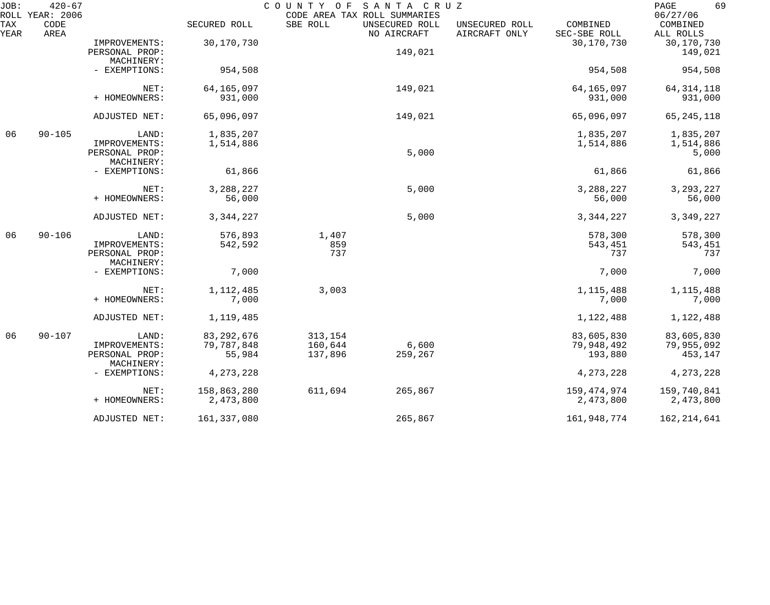JOB: 420-67 COUNTY OF SANTA CRUZ
ROLL YEAR: 2006 CODE AREA TAX ROLL SUMMARIES 06/27/06

| TAX YEAR | CODE AREA | | SECURED ROLL | SBE ROLL | UNSECURED ROLL NO AIRCRAFT | UNSECURED ROLL AIRCRAFT ONLY | COMBINED SEC-SBE ROLL | COMBINED ALL ROLLS |
|---|---|---|---|---|---|---|---|---|
| | | IMPROVEMENTS: | 30,170,730 | | | | 30,170,730 | 30,170,730 |
| | | PERSONAL PROP: | | | 149,021 | | | 149,021 |
| | | MACHINERY: | | | | | | |
| | | - EXEMPTIONS: | 954,508 | | | | 954,508 | 954,508 |
| | | NET: | 64,165,097 | | 149,021 | | 64,165,097 | 64,314,118 |
| | | + HOMEOWNERS: | 931,000 | | | | 931,000 | 931,000 |
| | | ADJUSTED NET: | 65,096,097 | | 149,021 | | 65,096,097 | 65,245,118 |
| 06 | 90-105 | LAND: | 1,835,207 | | | | 1,835,207 | 1,835,207 |
| | | IMPROVEMENTS: | 1,514,886 | | | | 1,514,886 | 1,514,886 |
| | | PERSONAL PROP: | | | 5,000 | | | 5,000 |
| | | MACHINERY: | | | | | | |
| | | - EXEMPTIONS: | 61,866 | | | | 61,866 | 61,866 |
| | | NET: | 3,288,227 | | 5,000 | | 3,288,227 | 3,293,227 |
| | | + HOMEOWNERS: | 56,000 | | | | 56,000 | 56,000 |
| | | ADJUSTED NET: | 3,344,227 | | 5,000 | | 3,344,227 | 3,349,227 |
| 06 | 90-106 | LAND: | 576,893 | 1,407 | | | 578,300 | 578,300 |
| | | IMPROVEMENTS: | 542,592 | 859 | | | 543,451 | 543,451 |
| | | PERSONAL PROP: | | 737 | | | 737 | 737 |
| | | MACHINERY: | | | | | | |
| | | - EXEMPTIONS: | 7,000 | | | | 7,000 | 7,000 |
| | | NET: | 1,112,485 | 3,003 | | | 1,115,488 | 1,115,488 |
| | | + HOMEOWNERS: | 7,000 | | | | 7,000 | 7,000 |
| | | ADJUSTED NET: | 1,119,485 | | | | 1,122,488 | 1,122,488 |
| 06 | 90-107 | LAND: | 83,292,676 | 313,154 | | | 83,605,830 | 83,605,830 |
| | | IMPROVEMENTS: | 79,787,848 | 160,644 | 6,600 | | 79,948,492 | 79,955,092 |
| | | PERSONAL PROP: | 55,984 | 137,896 | 259,267 | | 193,880 | 453,147 |
| | | MACHINERY: | | | | | | |
| | | - EXEMPTIONS: | 4,273,228 | | | | 4,273,228 | 4,273,228 |
| | | NET: | 158,863,280 | 611,694 | 265,867 | | 159,474,974 | 159,740,841 |
| | | + HOMEOWNERS: | 2,473,800 | | | | 2,473,800 | 2,473,800 |
| | | ADJUSTED NET: | 161,337,080 | | 265,867 | | 161,948,774 | 162,214,641 |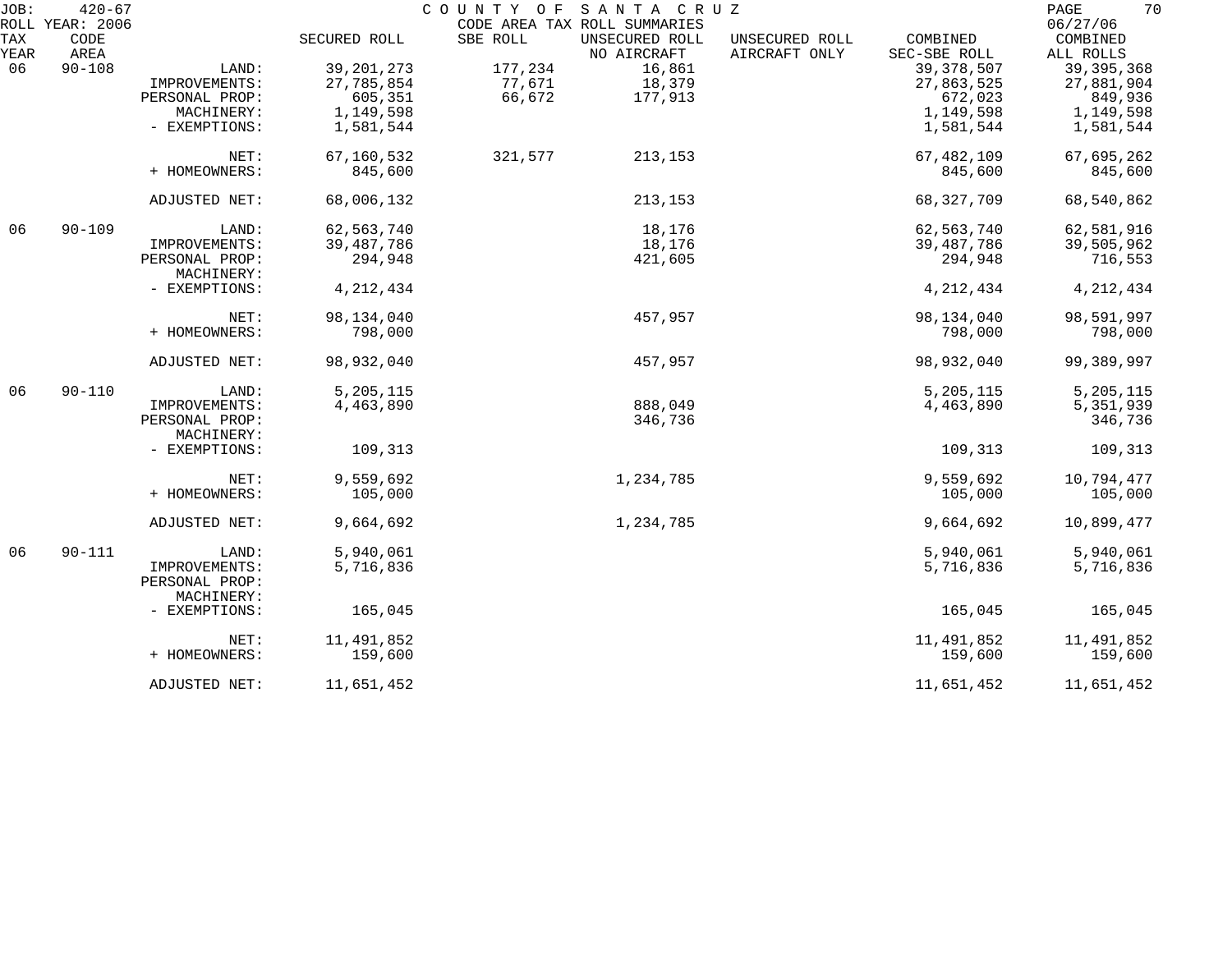JOB: 420-67 COUNTY OF SANTA CRUZ
ROLL YEAR: 2006 CODE AREA TAX ROLL SUMMARIES 06/27/06

| TAX YEAR | CODE AREA | | SECURED ROLL | SBE ROLL | UNSECURED ROLL NO AIRCRAFT | UNSECURED ROLL AIRCRAFT ONLY | COMBINED SEC-SBE ROLL | COMBINED ALL ROLLS |
|---|---|---|---|---|---|---|---|---|
| 06 | 90-108 | LAND: | 39,201,273 | 177,234 | 16,861 | | 39,378,507 | 39,395,368 |
| | | IMPROVEMENTS: | 27,785,854 | 77,671 | 18,379 | | 27,863,525 | 27,881,904 |
| | | PERSONAL PROP: | 605,351 | 66,672 | 177,913 | | 672,023 | 849,936 |
| | | MACHINERY: | 1,149,598 | | | | 1,149,598 | 1,149,598 |
| | | - EXEMPTIONS: | 1,581,544 | | | | 1,581,544 | 1,581,544 |
| | | NET: | 67,160,532 | 321,577 | 213,153 | | 67,482,109 | 67,695,262 |
| | | + HOMEOWNERS: | 845,600 | | | | 845,600 | 845,600 |
| | | ADJUSTED NET: | 68,006,132 | | 213,153 | | 68,327,709 | 68,540,862 |
| 06 | 90-109 | LAND: | 62,563,740 | | 18,176 | | 62,563,740 | 62,581,916 |
| | | IMPROVEMENTS: | 39,487,786 | | 18,176 | | 39,487,786 | 39,505,962 |
| | | PERSONAL PROP: | 294,948 | | 421,605 | | 294,948 | 716,553 |
| | | MACHINERY: | | | | | | |
| | | - EXEMPTIONS: | 4,212,434 | | | | 4,212,434 | 4,212,434 |
| | | NET: | 98,134,040 | | 457,957 | | 98,134,040 | 98,591,997 |
| | | + HOMEOWNERS: | 798,000 | | | | 798,000 | 798,000 |
| | | ADJUSTED NET: | 98,932,040 | | 457,957 | | 98,932,040 | 99,389,997 |
| 06 | 90-110 | LAND: | 5,205,115 | | | | 5,205,115 | 5,205,115 |
| | | IMPROVEMENTS: | 4,463,890 | | 888,049 | | 4,463,890 | 5,351,939 |
| | | PERSONAL PROP: | | | 346,736 | | | 346,736 |
| | | MACHINERY: | | | | | | |
| | | - EXEMPTIONS: | 109,313 | | | | 109,313 | 109,313 |
| | | NET: | 9,559,692 | | 1,234,785 | | 9,559,692 | 10,794,477 |
| | | + HOMEOWNERS: | 105,000 | | | | 105,000 | 105,000 |
| | | ADJUSTED NET: | 9,664,692 | | 1,234,785 | | 9,664,692 | 10,899,477 |
| 06 | 90-111 | LAND: | 5,940,061 | | | | 5,940,061 | 5,940,061 |
| | | IMPROVEMENTS: | 5,716,836 | | | | 5,716,836 | 5,716,836 |
| | | PERSONAL PROP: | | | | | | |
| | | MACHINERY: | | | | | | |
| | | - EXEMPTIONS: | 165,045 | | | | 165,045 | 165,045 |
| | | NET: | 11,491,852 | | | | 11,491,852 | 11,491,852 |
| | | + HOMEOWNERS: | 159,600 | | | | 159,600 | 159,600 |
| | | ADJUSTED NET: | 11,651,452 | | | | 11,651,452 | 11,651,452 |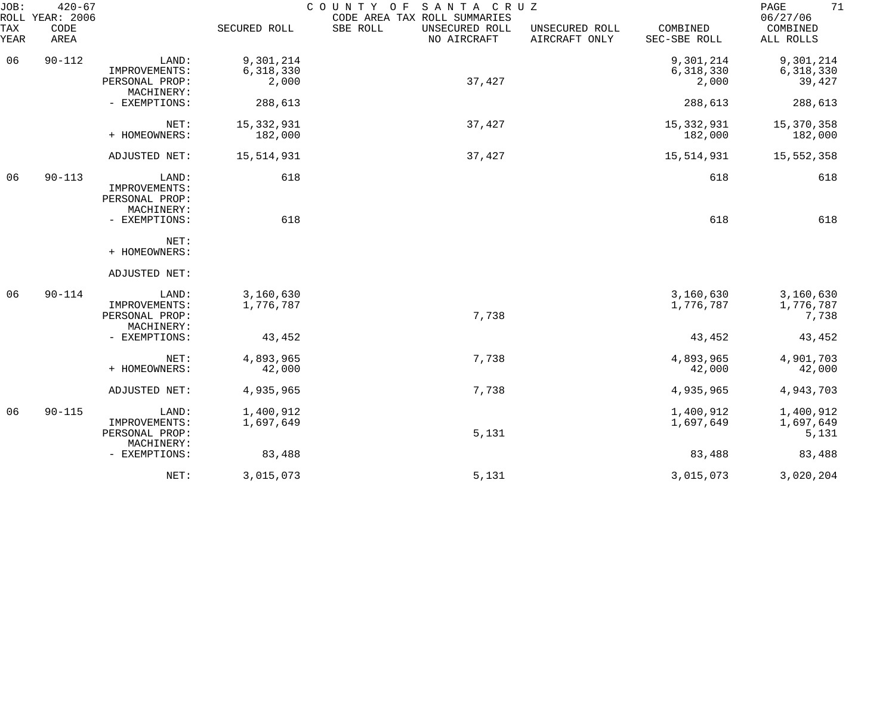JOB: 420-67 COUNTY OF SANTA CRUZ
ROLL YEAR: 2006 CODE AREA TAX ROLL SUMMARIES 06/27/06

| TAX YEAR | CODE AREA | | SECURED ROLL | SBE ROLL | UNSECURED ROLL NO AIRCRAFT | UNSECURED ROLL AIRCRAFT ONLY | COMBINED SEC-SBE ROLL | COMBINED ALL ROLLS |
|---|---|---|---|---|---|---|---|---|
| 06 | 90-112 | LAND: | 9,301,214 | | | | 9,301,214 | 9,301,214 |
| | | IMPROVEMENTS: | 6,318,330 | | | | 6,318,330 | 6,318,330 |
| | | PERSONAL PROP: | 2,000 | | 37,427 | | 2,000 | 39,427 |
| | | MACHINERY: | | | | | | |
| | | - EXEMPTIONS: | 288,613 | | | | 288,613 | 288,613 |
| | | NET: | 15,332,931 | | 37,427 | | 15,332,931 | 15,370,358 |
| | | + HOMEOWNERS: | 182,000 | | | | 182,000 | 182,000 |
| | | ADJUSTED NET: | 15,514,931 | | 37,427 | | 15,514,931 | 15,552,358 |
| 06 | 90-113 | LAND: | 618 | | | | 618 | 618 |
| | | IMPROVEMENTS: | | | | | | |
| | | PERSONAL PROP: | | | | | | |
| | | MACHINERY: | | | | | | |
| | | - EXEMPTIONS: | 618 | | | | 618 | 618 |
| | | NET: | | | | | | |
| | | + HOMEOWNERS: | | | | | | |
| | | ADJUSTED NET: | | | | | | |
| 06 | 90-114 | LAND: | 3,160,630 | | | | 3,160,630 | 3,160,630 |
| | | IMPROVEMENTS: | 1,776,787 | | | | 1,776,787 | 1,776,787 |
| | | PERSONAL PROP: | | | 7,738 | | | 7,738 |
| | | MACHINERY: | | | | | | |
| | | - EXEMPTIONS: | 43,452 | | | | 43,452 | 43,452 |
| | | NET: | 4,893,965 | | 7,738 | | 4,893,965 | 4,901,703 |
| | | + HOMEOWNERS: | 42,000 | | | | 42,000 | 42,000 |
| | | ADJUSTED NET: | 4,935,965 | | 7,738 | | 4,935,965 | 4,943,703 |
| 06 | 90-115 | LAND: | 1,400,912 | | | | 1,400,912 | 1,400,912 |
| | | IMPROVEMENTS: | 1,697,649 | | | | 1,697,649 | 1,697,649 |
| | | PERSONAL PROP: | | | 5,131 | | | 5,131 |
| | | MACHINERY: | | | | | | |
| | | - EXEMPTIONS: | 83,488 | | | | 83,488 | 83,488 |
| | | NET: | 3,015,073 | | 5,131 | | 3,015,073 | 3,020,204 |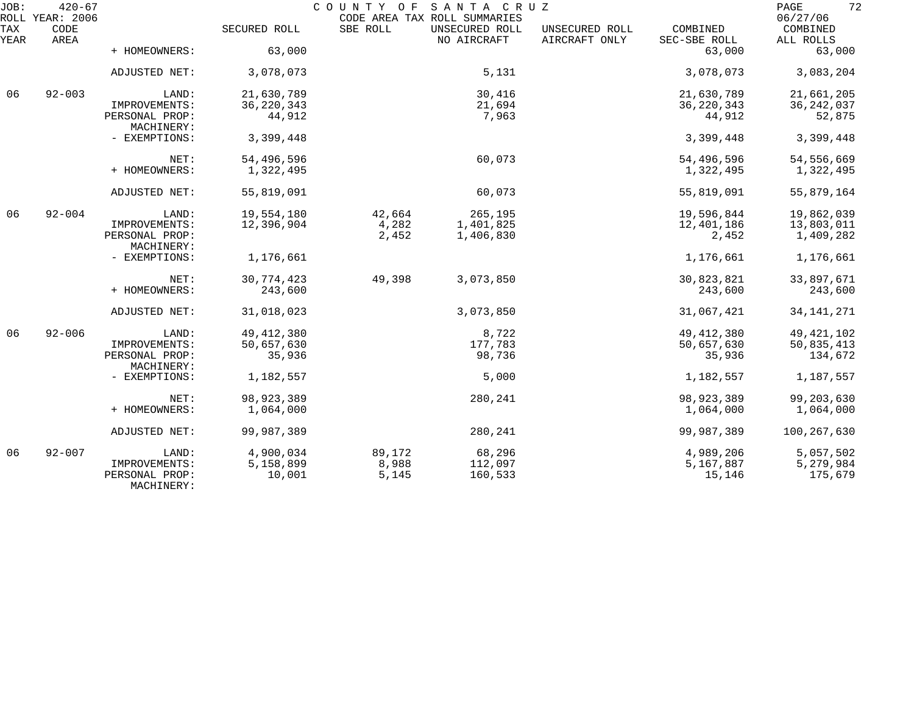JOB: 420-67 COUNTY OF SANTA CRUZ
ROLL YEAR: 2006 CODE AREA TAX ROLL SUMMARIES 06/27/06

| TAX YEAR | CODE AREA | | SECURED ROLL | SBE ROLL | UNSECURED ROLL NO AIRCRAFT | UNSECURED ROLL AIRCRAFT ONLY | COMBINED SEC-SBE ROLL | COMBINED ALL ROLLS |
|---|---|---|---|---|---|---|---|---|
| | | + HOMEOWNERS: | 63,000 | | | | 63,000 | 63,000 |
| | | ADJUSTED NET: | 3,078,073 | | 5,131 | | 3,078,073 | 3,083,204 |
| 06 | 92-003 | LAND: | 21,630,789 | | 30,416 | | 21,630,789 | 21,661,205 |
| | | IMPROVEMENTS: | 36,220,343 | | 21,694 | | 36,220,343 | 36,242,037 |
| | | PERSONAL PROP: | 44,912 | | 7,963 | | 44,912 | 52,875 |
| | | MACHINERY: | | | | | | |
| | | - EXEMPTIONS: | 3,399,448 | | | | 3,399,448 | 3,399,448 |
| | | NET: | 54,496,596 | | 60,073 | | 54,496,596 | 54,556,669 |
| | | + HOMEOWNERS: | 1,322,495 | | | | 1,322,495 | 1,322,495 |
| | | ADJUSTED NET: | 55,819,091 | | 60,073 | | 55,819,091 | 55,879,164 |
| 06 | 92-004 | LAND: | 19,554,180 | 42,664 | 265,195 | | 19,596,844 | 19,862,039 |
| | | IMPROVEMENTS: | 12,396,904 | 4,282 | 1,401,825 | | 12,401,186 | 13,803,011 |
| | | PERSONAL PROP: | | 2,452 | 1,406,830 | | 2,452 | 1,409,282 |
| | | MACHINERY: | | | | | | |
| | | - EXEMPTIONS: | 1,176,661 | | | | 1,176,661 | 1,176,661 |
| | | NET: | 30,774,423 | 49,398 | 3,073,850 | | 30,823,821 | 33,897,671 |
| | | + HOMEOWNERS: | 243,600 | | | | 243,600 | 243,600 |
| | | ADJUSTED NET: | 31,018,023 | | 3,073,850 | | 31,067,421 | 34,141,271 |
| 06 | 92-006 | LAND: | 49,412,380 | | 8,722 | | 49,412,380 | 49,421,102 |
| | | IMPROVEMENTS: | 50,657,630 | | 177,783 | | 50,657,630 | 50,835,413 |
| | | PERSONAL PROP: | 35,936 | | 98,736 | | 35,936 | 134,672 |
| | | MACHINERY: | | | | | | |
| | | - EXEMPTIONS: | 1,182,557 | | 5,000 | | 1,182,557 | 1,187,557 |
| | | NET: | 98,923,389 | | 280,241 | | 98,923,389 | 99,203,630 |
| | | + HOMEOWNERS: | 1,064,000 | | | | 1,064,000 | 1,064,000 |
| | | ADJUSTED NET: | 99,987,389 | | 280,241 | | 99,987,389 | 100,267,630 |
| 06 | 92-007 | LAND: | 4,900,034 | 89,172 | 68,296 | | 4,989,206 | 5,057,502 |
| | | IMPROVEMENTS: | 5,158,899 | 8,988 | 112,097 | | 5,167,887 | 5,279,984 |
| | | PERSONAL PROP: | 10,001 | 5,145 | 160,533 | | 15,146 | 175,679 |
| | | MACHINERY: | | | | | | |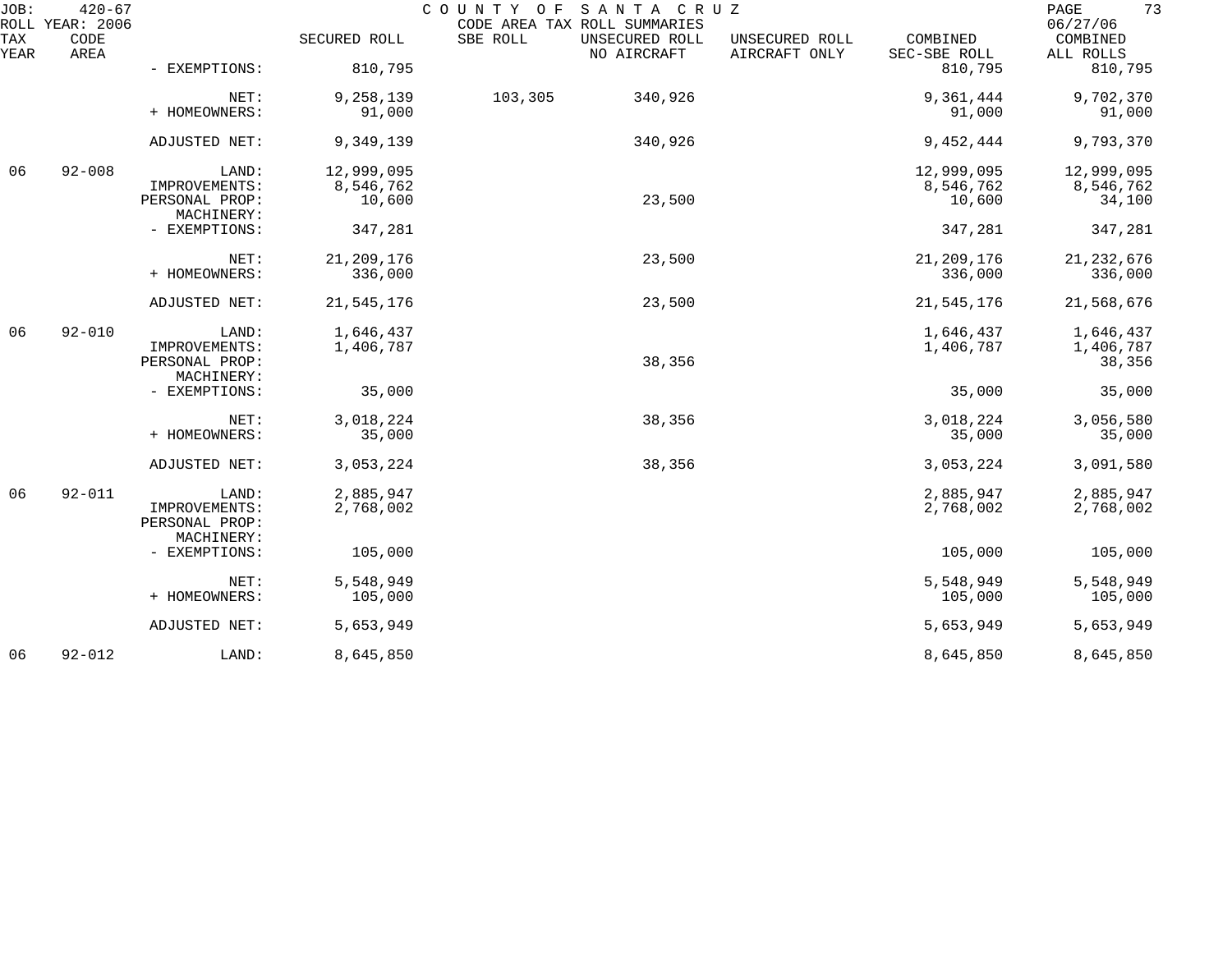| TAX YEAR | CODE AREA | | SECURED ROLL | SBE ROLL | UNSECURED ROLL NO AIRCRAFT | UNSECURED ROLL AIRCRAFT ONLY | COMBINED SEC-SBE ROLL | COMBINED ALL ROLLS |
|---|---|---|---|---|---|---|---|---|
| | | - EXEMPTIONS: | 810,795 | | | | 810,795 | 810,795 |
| | | NET: | 9,258,139 | 103,305 | 340,926 | | 9,361,444 | 9,702,370 |
| | | + HOMEOWNERS: | 91,000 | | | | 91,000 | 91,000 |
| | | ADJUSTED NET: | 9,349,139 | | 340,926 | | 9,452,444 | 9,793,370 |
| 06 | 92-008 | LAND: | 12,999,095 | | | | 12,999,095 | 12,999,095 |
| | | IMPROVEMENTS: | 8,546,762 | | | | 8,546,762 | 8,546,762 |
| | | PERSONAL PROP: | 10,600 | | 23,500 | | 10,600 | 34,100 |
| | | MACHINERY: | | | | | | |
| | | - EXEMPTIONS: | 347,281 | | | | 347,281 | 347,281 |
| | | NET: | 21,209,176 | | 23,500 | | 21,209,176 | 21,232,676 |
| | | + HOMEOWNERS: | 336,000 | | | | 336,000 | 336,000 |
| | | ADJUSTED NET: | 21,545,176 | | 23,500 | | 21,545,176 | 21,568,676 |
| 06 | 92-010 | LAND: | 1,646,437 | | | | 1,646,437 | 1,646,437 |
| | | IMPROVEMENTS: | 1,406,787 | | | | 1,406,787 | 1,406,787 |
| | | PERSONAL PROP: | | | 38,356 | | | 38,356 |
| | | MACHINERY: | | | | | | |
| | | - EXEMPTIONS: | 35,000 | | | | 35,000 | 35,000 |
| | | NET: | 3,018,224 | | 38,356 | | 3,018,224 | 3,056,580 |
| | | + HOMEOWNERS: | 35,000 | | | | 35,000 | 35,000 |
| | | ADJUSTED NET: | 3,053,224 | | 38,356 | | 3,053,224 | 3,091,580 |
| 06 | 92-011 | LAND: | 2,885,947 | | | | 2,885,947 | 2,885,947 |
| | | IMPROVEMENTS: | 2,768,002 | | | | 2,768,002 | 2,768,002 |
| | | PERSONAL PROP: | | | | | | |
| | | MACHINERY: | | | | | | |
| | | - EXEMPTIONS: | 105,000 | | | | 105,000 | 105,000 |
| | | NET: | 5,548,949 | | | | 5,548,949 | 5,548,949 |
| | | + HOMEOWNERS: | 105,000 | | | | 105,000 | 105,000 |
| | | ADJUSTED NET: | 5,653,949 | | | | 5,653,949 | 5,653,949 |
| 06 | 92-012 | LAND: | 8,645,850 | | | | 8,645,850 | 8,645,850 |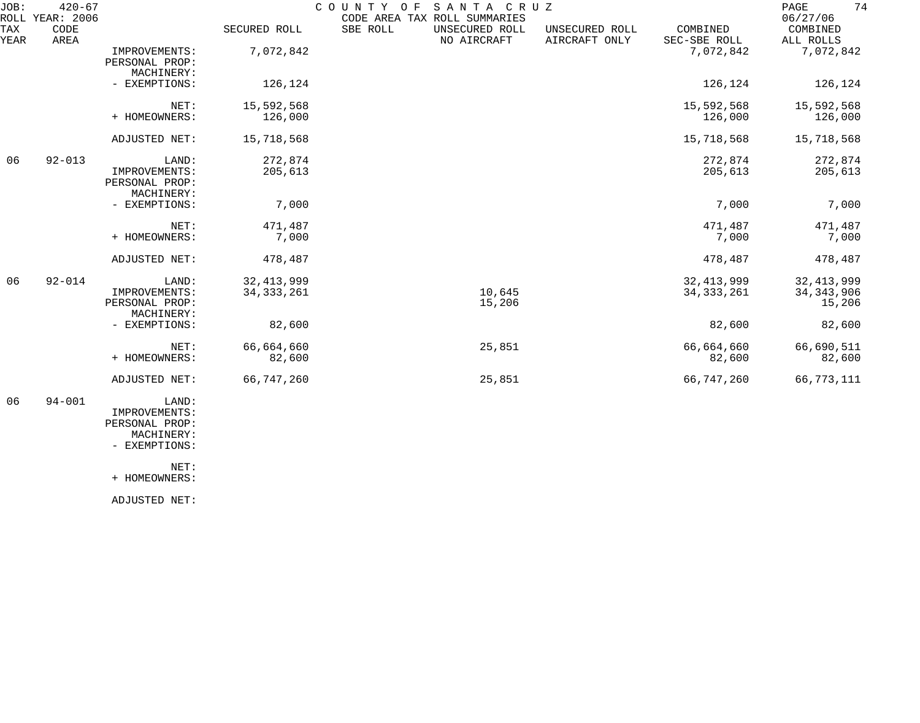JOB: 420-67 COUNTY OF SANTA CRUZ PAGE 74
ROLL YEAR: 2006 CODE AREA TAX ROLL SUMMARIES 06/27/06

| TAX YEAR | CODE AREA | | SECURED ROLL | SBE ROLL | UNSECURED ROLL NO AIRCRAFT | UNSECURED ROLL AIRCRAFT ONLY | COMBINED SEC-SBE ROLL | COMBINED ALL ROLLS |
|---|---|---|---|---|---|---|---|---|
| | | IMPROVEMENTS: | 7,072,842 | | | | 7,072,842 | 7,072,842 |
| | | PERSONAL PROP: | | | | | | |
| | | MACHINERY: | | | | | | |
| | | - EXEMPTIONS: | 126,124 | | | | 126,124 | 126,124 |
| | | NET: | 15,592,568 | | | | 15,592,568 | 15,592,568 |
| | | + HOMEOWNERS: | 126,000 | | | | 126,000 | 126,000 |
| | | ADJUSTED NET: | 15,718,568 | | | | 15,718,568 | 15,718,568 |
| 06 | 92-013 | LAND: | 272,874 | | | | 272,874 | 272,874 |
| | | IMPROVEMENTS: | 205,613 | | | | 205,613 | 205,613 |
| | | PERSONAL PROP: | | | | | | |
| | | MACHINERY: | | | | | | |
| | | - EXEMPTIONS: | 7,000 | | | | 7,000 | 7,000 |
| | | NET: | 471,487 | | | | 471,487 | 471,487 |
| | | + HOMEOWNERS: | 7,000 | | | | 7,000 | 7,000 |
| | | ADJUSTED NET: | 478,487 | | | | 478,487 | 478,487 |
| 06 | 92-014 | LAND: | 32,413,999 | | | | 32,413,999 | 32,413,999 |
| | | IMPROVEMENTS: | 34,333,261 | | 10,645 | | 34,333,261 | 34,343,906 |
| | | PERSONAL PROP: | | | 15,206 | | | 15,206 |
| | | MACHINERY: | | | | | | |
| | | - EXEMPTIONS: | 82,600 | | | | 82,600 | 82,600 |
| | | NET: | 66,664,660 | | 25,851 | | 66,664,660 | 66,690,511 |
| | | + HOMEOWNERS: | 82,600 | | | | 82,600 | 82,600 |
| | | ADJUSTED NET: | 66,747,260 | | 25,851 | | 66,747,260 | 66,773,111 |
| 06 | 94-001 | LAND: | | | | | | |
| | | IMPROVEMENTS: | | | | | | |
| | | PERSONAL PROP: | | | | | | |
| | | MACHINERY: | | | | | | |
| | | - EXEMPTIONS: | | | | | | |
| | | NET: | | | | | | |
| | | + HOMEOWNERS: | | | | | | |
| | | ADJUSTED NET: | | | | | | |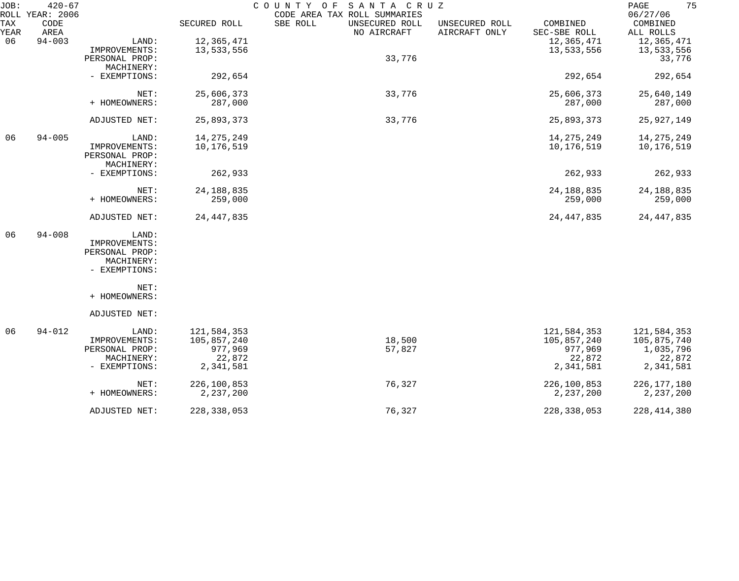JOB: 420-67 COUNTY OF SANTA CRUZ 06/27/06

ROLL YEAR: 2006 CODE AREA TAX ROLL SUMMARIES

| TAX YEAR | CODE AREA | | SECURED ROLL | SBE ROLL | UNSECURED ROLL NO AIRCRAFT | UNSECURED ROLL AIRCRAFT ONLY | COMBINED SEC-SBE ROLL | COMBINED ALL ROLLS |
|---|---|---|---|---|---|---|---|---|
| 06 | 94-003 | LAND: | 12,365,471 | | | | 12,365,471 | 12,365,471 |
| | | IMPROVEMENTS: | 13,533,556 | | | | 13,533,556 | 13,533,556 |
| | | PERSONAL PROP: | | | 33,776 | | | 33,776 |
| | | MACHINERY: | | | | | | |
| | | - EXEMPTIONS: | 292,654 | | | | 292,654 | 292,654 |
| | | NET: | 25,606,373 | | 33,776 | | 25,606,373 | 25,640,149 |
| | | + HOMEOWNERS: | 287,000 | | | | 287,000 | 287,000 |
| | | ADJUSTED NET: | 25,893,373 | | 33,776 | | 25,893,373 | 25,927,149 |
| 06 | 94-005 | LAND: | 14,275,249 | | | | 14,275,249 | 14,275,249 |
| | | IMPROVEMENTS: | 10,176,519 | | | | 10,176,519 | 10,176,519 |
| | | PERSONAL PROP: | | | | | | |
| | | MACHINERY: | | | | | | |
| | | - EXEMPTIONS: | 262,933 | | | | 262,933 | 262,933 |
| | | NET: | 24,188,835 | | | | 24,188,835 | 24,188,835 |
| | | + HOMEOWNERS: | 259,000 | | | | 259,000 | 259,000 |
| | | ADJUSTED NET: | 24,447,835 | | | | 24,447,835 | 24,447,835 |
| 06 | 94-008 | LAND: | | | | | | |
| | | IMPROVEMENTS: | | | | | | |
| | | PERSONAL PROP: | | | | | | |
| | | MACHINERY: | | | | | | |
| | | - EXEMPTIONS: | | | | | | |
| | | NET: | | | | | | |
| | | + HOMEOWNERS: | | | | | | |
| | | ADJUSTED NET: | | | | | | |
| 06 | 94-012 | LAND: | 121,584,353 | | | | 121,584,353 | 121,584,353 |
| | | IMPROVEMENTS: | 105,857,240 | | 18,500 | | 105,857,240 | 105,875,740 |
| | | PERSONAL PROP: | 977,969 | | 57,827 | | 977,969 | 1,035,796 |
| | | MACHINERY: | 22,872 | | | | 22,872 | 22,872 |
| | | - EXEMPTIONS: | 2,341,581 | | | | 2,341,581 | 2,341,581 |
| | | NET: | 226,100,853 | | 76,327 | | 226,100,853 | 226,177,180 |
| | | + HOMEOWNERS: | 2,237,200 | | | | 2,237,200 | 2,237,200 |
| | | ADJUSTED NET: | 228,338,053 | | 76,327 | | 228,338,053 | 228,414,380 |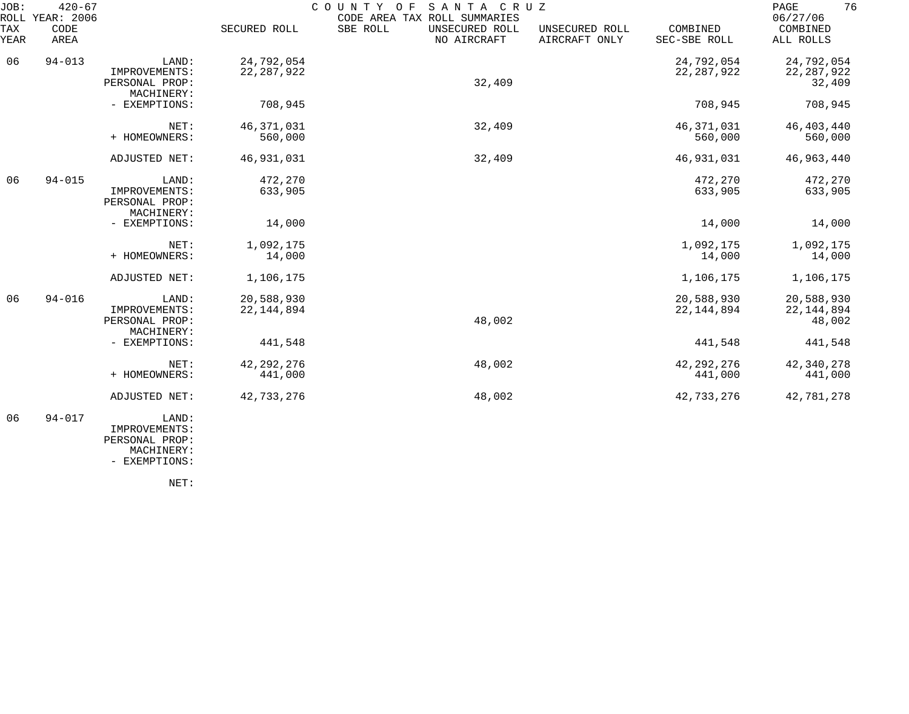JOB: 420-67 COUNTY OF SANTA CRUZ PAGE 76
ROLL YEAR: 2006 CODE AREA TAX ROLL SUMMARIES 06/27/06

| TAX YEAR | CODE AREA | | SECURED ROLL | SBE ROLL | UNSECURED ROLL NO AIRCRAFT | UNSECURED ROLL AIRCRAFT ONLY | COMBINED SEC-SBE ROLL | COMBINED ALL ROLLS |
|---|---|---|---|---|---|---|---|---|
| 06 | 94-013 | LAND: | 24,792,054 | | | | 24,792,054 | 24,792,054 |
| | | IMPROVEMENTS: | 22,287,922 | | | | 22,287,922 | 22,287,922 |
| | | PERSONAL PROP: | | | 32,409 | | | 32,409 |
| | | MACHINERY: | | | | | | |
| | | - EXEMPTIONS: | 708,945 | | | | 708,945 | 708,945 |
| | | NET: | 46,371,031 | | 32,409 | | 46,371,031 | 46,403,440 |
| | | + HOMEOWNERS: | 560,000 | | | | 560,000 | 560,000 |
| | | ADJUSTED NET: | 46,931,031 | | 32,409 | | 46,931,031 | 46,963,440 |
| 06 | 94-015 | LAND: | 472,270 | | | | 472,270 | 472,270 |
| | | IMPROVEMENTS: | 633,905 | | | | 633,905 | 633,905 |
| | | PERSONAL PROP: | | | | | | |
| | | MACHINERY: | | | | | | |
| | | - EXEMPTIONS: | 14,000 | | | | 14,000 | 14,000 |
| | | NET: | 1,092,175 | | | | 1,092,175 | 1,092,175 |
| | | + HOMEOWNERS: | 14,000 | | | | 14,000 | 14,000 |
| | | ADJUSTED NET: | 1,106,175 | | | | 1,106,175 | 1,106,175 |
| 06 | 94-016 | LAND: | 20,588,930 | | | | 20,588,930 | 20,588,930 |
| | | IMPROVEMENTS: | 22,144,894 | | | | 22,144,894 | 22,144,894 |
| | | PERSONAL PROP: | | | 48,002 | | | 48,002 |
| | | MACHINERY: | | | | | | |
| | | - EXEMPTIONS: | 441,548 | | | | 441,548 | 441,548 |
| | | NET: | 42,292,276 | | 48,002 | | 42,292,276 | 42,340,278 |
| | | + HOMEOWNERS: | 441,000 | | | | 441,000 | 441,000 |
| | | ADJUSTED NET: | 42,733,276 | | 48,002 | | 42,733,276 | 42,781,278 |
| 06 | 94-017 | LAND: | | | | | | |
| | | IMPROVEMENTS: | | | | | | |
| | | PERSONAL PROP: | | | | | | |
| | | MACHINERY: | | | | | | |
| | | - EXEMPTIONS: | | | | | | |
| | | NET: | | | | | | |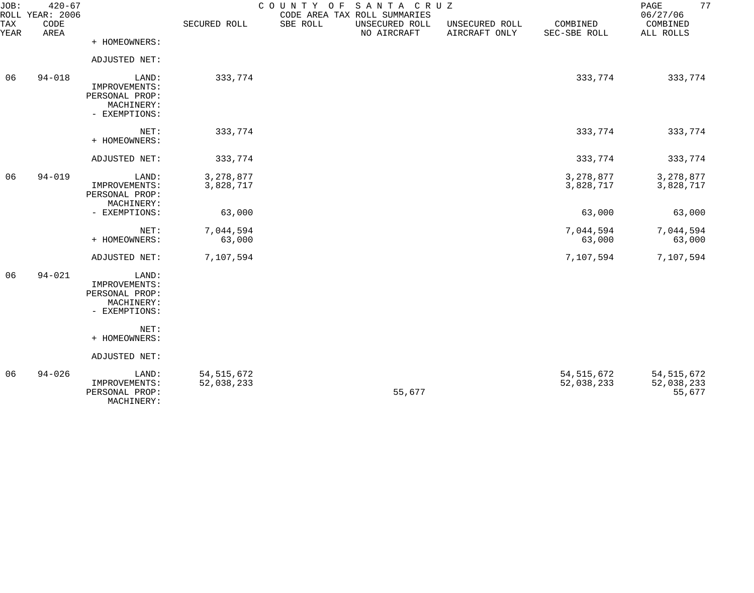JOB: 420-67 COUNTY OF SANTA CRUZ
ROLL YEAR: 2006 CODE AREA TAX ROLL SUMMARIES 06/27/06

| TAX YEAR | CODE AREA | | SECURED ROLL | SBE ROLL | UNSECURED ROLL NO AIRCRAFT | UNSECURED ROLL AIRCRAFT ONLY | COMBINED SEC-SBE ROLL | COMBINED ALL ROLLS |
|---|---|---|---|---|---|---|---|---|
| | | + HOMEOWNERS: | | | | | | |
| | | ADJUSTED NET: | | | | | | |
| 06 | 94-018 | LAND: | 333,774 | | | | 333,774 | 333,774 |
| | | IMPROVEMENTS: | | | | | | |
| | | PERSONAL PROP: | | | | | | |
| | | MACHINERY: | | | | | | |
| | | - EXEMPTIONS: | | | | | | |
| | | NET: | 333,774 | | | | 333,774 | 333,774 |
| | | + HOMEOWNERS: | | | | | | |
| | | ADJUSTED NET: | 333,774 | | | | 333,774 | 333,774 |
| 06 | 94-019 | LAND: | 3,278,877 | | | | 3,278,877 | 3,278,877 |
| | | IMPROVEMENTS: | 3,828,717 | | | | 3,828,717 | 3,828,717 |
| | | PERSONAL PROP: | | | | | | |
| | | MACHINERY: | | | | | | |
| | | - EXEMPTIONS: | 63,000 | | | | 63,000 | 63,000 |
| | | NET: | 7,044,594 | | | | 7,044,594 | 7,044,594 |
| | | + HOMEOWNERS: | 63,000 | | | | 63,000 | 63,000 |
| | | ADJUSTED NET: | 7,107,594 | | | | 7,107,594 | 7,107,594 |
| 06 | 94-021 | LAND: | | | | | | |
| | | IMPROVEMENTS: | | | | | | |
| | | PERSONAL PROP: | | | | | | |
| | | MACHINERY: | | | | | | |
| | | - EXEMPTIONS: | | | | | | |
| | | NET: | | | | | | |
| | | + HOMEOWNERS: | | | | | | |
| | | ADJUSTED NET: | | | | | | |
| 06 | 94-026 | LAND: | 54,515,672 | | | | 54,515,672 | 54,515,672 |
| | | IMPROVEMENTS: | 52,038,233 | | | | 52,038,233 | 52,038,233 |
| | | PERSONAL PROP: | | | 55,677 | | | 55,677 |
| | | MACHINERY: | | | | | | |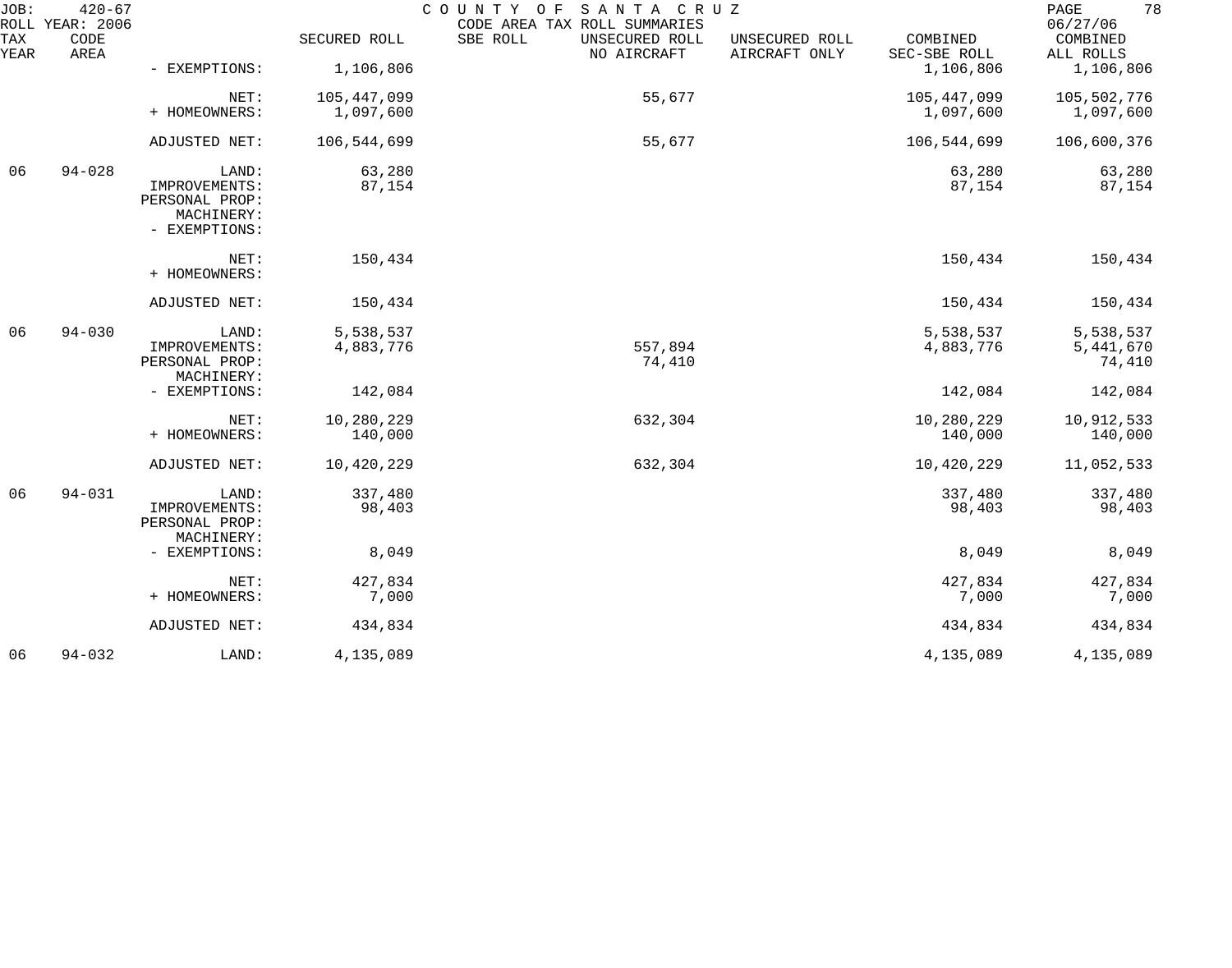| TAX YEAR | CODE AREA | | SECURED ROLL | SBE ROLL | UNSECURED ROLL NO AIRCRAFT | UNSECURED ROLL AIRCRAFT ONLY | COMBINED SEC-SBE ROLL | COMBINED ALL ROLLS |
|---|---|---|---|---|---|---|---|---|
| | | - EXEMPTIONS: | 1,106,806 | | | | 1,106,806 | 1,106,806 |
| | | NET: | 105,447,099 | | 55,677 | | 105,447,099 | 105,502,776 |
| | | + HOMEOWNERS: | 1,097,600 | | | | 1,097,600 | 1,097,600 |
| | | ADJUSTED NET: | 106,544,699 | | 55,677 | | 106,544,699 | 106,600,376 |
| 06 | 94-028 | LAND: | 63,280 | | | | 63,280 | 63,280 |
| | | IMPROVEMENTS: | 87,154 | | | | 87,154 | 87,154 |
| | | PERSONAL PROP: | | | | | | |
| | | MACHINERY: | | | | | | |
| | | - EXEMPTIONS: | | | | | | |
| | | NET: | 150,434 | | | | 150,434 | 150,434 |
| | | + HOMEOWNERS: | | | | | | |
| | | ADJUSTED NET: | 150,434 | | | | 150,434 | 150,434 |
| 06 | 94-030 | LAND: | 5,538,537 | | | | 5,538,537 | 5,538,537 |
| | | IMPROVEMENTS: | 4,883,776 | | 557,894 | | 4,883,776 | 5,441,670 |
| | | PERSONAL PROP: | | | 74,410 | | | 74,410 |
| | | MACHINERY: | | | | | | |
| | | - EXEMPTIONS: | 142,084 | | | | 142,084 | 142,084 |
| | | NET: | 10,280,229 | | 632,304 | | 10,280,229 | 10,912,533 |
| | | + HOMEOWNERS: | 140,000 | | | | 140,000 | 140,000 |
| | | ADJUSTED NET: | 10,420,229 | | 632,304 | | 10,420,229 | 11,052,533 |
| 06 | 94-031 | LAND: | 337,480 | | | | 337,480 | 337,480 |
| | | IMPROVEMENTS: | 98,403 | | | | 98,403 | 98,403 |
| | | PERSONAL PROP: | | | | | | |
| | | MACHINERY: | | | | | | |
| | | - EXEMPTIONS: | 8,049 | | | | 8,049 | 8,049 |
| | | NET: | 427,834 | | | | 427,834 | 427,834 |
| | | + HOMEOWNERS: | 7,000 | | | | 7,000 | 7,000 |
| | | ADJUSTED NET: | 434,834 | | | | 434,834 | 434,834 |
| 06 | 94-032 | LAND: | 4,135,089 | | | | 4,135,089 | 4,135,089 |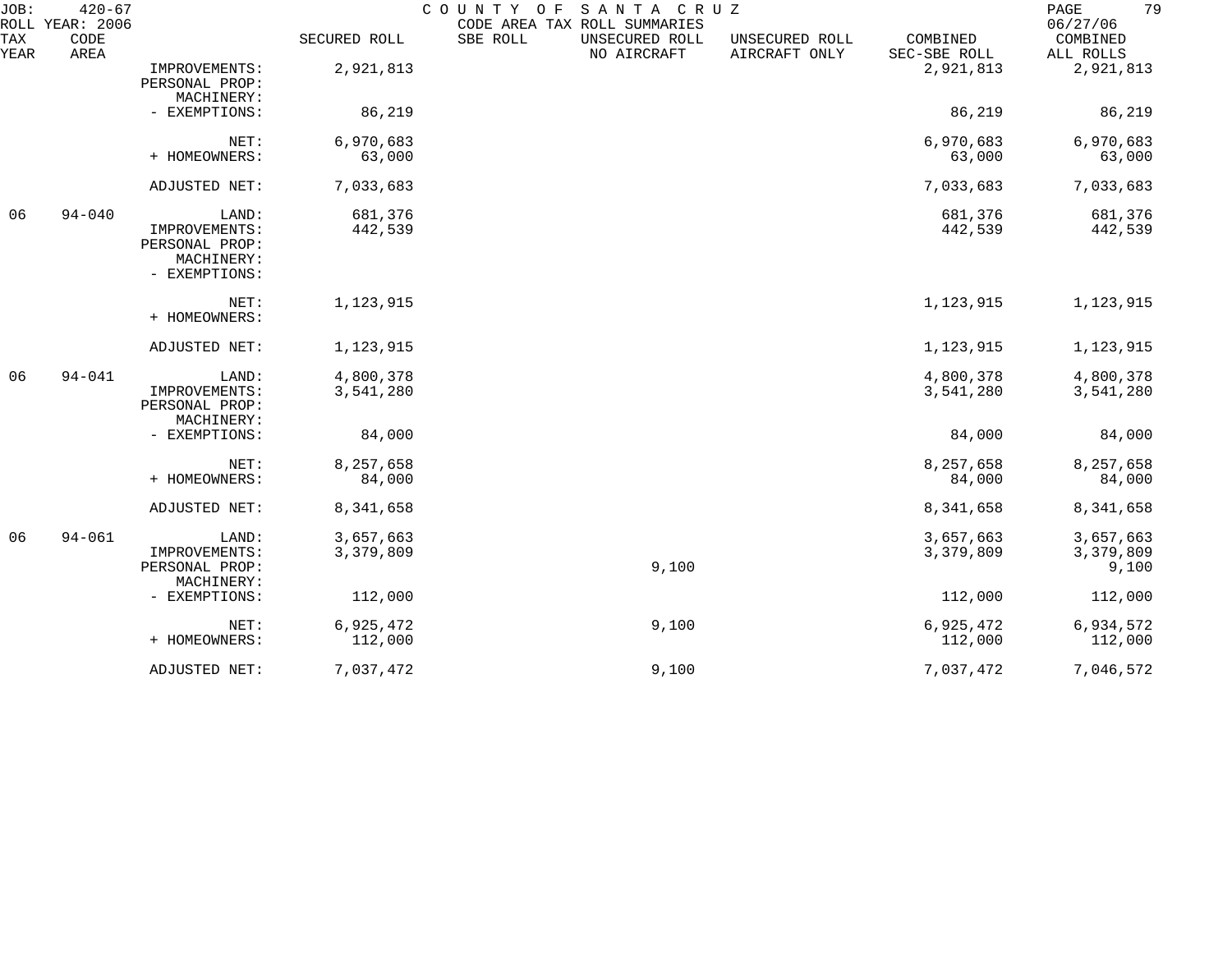JOB: 420-67 COUNTY OF SANTA CRUZ
ROLL YEAR: 2006 CODE AREA TAX ROLL SUMMARIES 06/27/06

| TAX YEAR | CODE AREA | | SECURED ROLL | SBE ROLL | UNSECURED ROLL NO AIRCRAFT | UNSECURED ROLL AIRCRAFT ONLY | COMBINED SEC-SBE ROLL | COMBINED ALL ROLLS |
|---|---|---|---|---|---|---|---|---|
| | | IMPROVEMENTS: | 2,921,813 | | | | 2,921,813 | 2,921,813 |
| | | PERSONAL PROP: | | | | | | |
| | | MACHINERY: | | | | | | |
| | | - EXEMPTIONS: | 86,219 | | | | 86,219 | 86,219 |
| | | NET: | 6,970,683 | | | | 6,970,683 | 6,970,683 |
| | | + HOMEOWNERS: | 63,000 | | | | 63,000 | 63,000 |
| | | ADJUSTED NET: | 7,033,683 | | | | 7,033,683 | 7,033,683 |
| 06 | 94-040 | LAND: | 681,376 | | | | 681,376 | 681,376 |
| | | IMPROVEMENTS: | 442,539 | | | | 442,539 | 442,539 |
| | | PERSONAL PROP: | | | | | | |
| | | MACHINERY: | | | | | | |
| | | - EXEMPTIONS: | | | | | | |
| | | NET: | 1,123,915 | | | | 1,123,915 | 1,123,915 |
| | | + HOMEOWNERS: | | | | | | |
| | | ADJUSTED NET: | 1,123,915 | | | | 1,123,915 | 1,123,915 |
| 06 | 94-041 | LAND: | 4,800,378 | | | | 4,800,378 | 4,800,378 |
| | | IMPROVEMENTS: | 3,541,280 | | | | 3,541,280 | 3,541,280 |
| | | PERSONAL PROP: | | | | | | |
| | | MACHINERY: | | | | | | |
| | | - EXEMPTIONS: | 84,000 | | | | 84,000 | 84,000 |
| | | NET: | 8,257,658 | | | | 8,257,658 | 8,257,658 |
| | | + HOMEOWNERS: | 84,000 | | | | 84,000 | 84,000 |
| | | ADJUSTED NET: | 8,341,658 | | | | 8,341,658 | 8,341,658 |
| 06 | 94-061 | LAND: | 3,657,663 | | | | 3,657,663 | 3,657,663 |
| | | IMPROVEMENTS: | 3,379,809 | | | | 3,379,809 | 3,379,809 |
| | | PERSONAL PROP: | | | 9,100 | | | 9,100 |
| | | MACHINERY: | | | | | | |
| | | - EXEMPTIONS: | 112,000 | | | | 112,000 | 112,000 |
| | | NET: | 6,925,472 | | 9,100 | | 6,925,472 | 6,934,572 |
| | | + HOMEOWNERS: | 112,000 | | | | 112,000 | 112,000 |
| | | ADJUSTED NET: | 7,037,472 | | 9,100 | | 7,037,472 | 7,046,572 |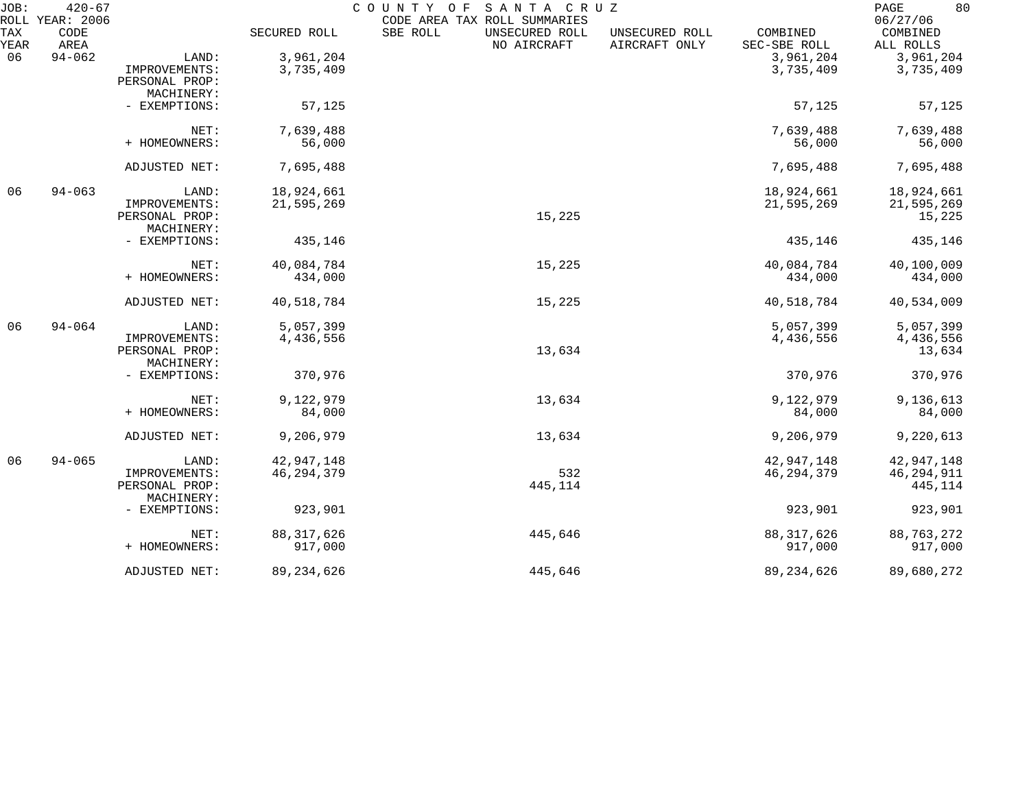JOB: 420-67 COUNTY OF SANTA CRUZ
ROLL YEAR: 2006 CODE AREA TAX ROLL SUMMARIES 06/27/06

| TAX YEAR | CODE AREA | | SECURED ROLL | SBE ROLL | UNSECURED ROLL NO AIRCRAFT | UNSECURED ROLL AIRCRAFT ONLY | COMBINED SEC-SBE ROLL | COMBINED ALL ROLLS |
|---|---|---|---|---|---|---|---|---|
| 06 | 94-062 | LAND: | 3,961,204 | | | | 3,961,204 | 3,961,204 |
| | | IMPROVEMENTS: | 3,735,409 | | | | 3,735,409 | 3,735,409 |
| | | PERSONAL PROP: | | | | | | |
| | | MACHINERY: | | | | | | |
| | | - EXEMPTIONS: | 57,125 | | | | 57,125 | 57,125 |
| | | NET: | 7,639,488 | | | | 7,639,488 | 7,639,488 |
| | | + HOMEOWNERS: | 56,000 | | | | 56,000 | 56,000 |
| | | ADJUSTED NET: | 7,695,488 | | | | 7,695,488 | 7,695,488 |
| 06 | 94-063 | LAND: | 18,924,661 | | | | 18,924,661 | 18,924,661 |
| | | IMPROVEMENTS: | 21,595,269 | | | | 21,595,269 | 21,595,269 |
| | | PERSONAL PROP: | | | 15,225 | | | 15,225 |
| | | MACHINERY: | | | | | | |
| | | - EXEMPTIONS: | 435,146 | | | | 435,146 | 435,146 |
| | | NET: | 40,084,784 | | 15,225 | | 40,084,784 | 40,100,009 |
| | | + HOMEOWNERS: | 434,000 | | | | 434,000 | 434,000 |
| | | ADJUSTED NET: | 40,518,784 | | 15,225 | | 40,518,784 | 40,534,009 |
| 06 | 94-064 | LAND: | 5,057,399 | | | | 5,057,399 | 5,057,399 |
| | | IMPROVEMENTS: | 4,436,556 | | | | 4,436,556 | 4,436,556 |
| | | PERSONAL PROP: | | | 13,634 | | | 13,634 |
| | | MACHINERY: | | | | | | |
| | | - EXEMPTIONS: | 370,976 | | | | 370,976 | 370,976 |
| | | NET: | 9,122,979 | | 13,634 | | 9,122,979 | 9,136,613 |
| | | + HOMEOWNERS: | 84,000 | | | | 84,000 | 84,000 |
| | | ADJUSTED NET: | 9,206,979 | | 13,634 | | 9,206,979 | 9,220,613 |
| 06 | 94-065 | LAND: | 42,947,148 | | | | 42,947,148 | 42,947,148 |
| | | IMPROVEMENTS: | 46,294,379 | | 532 | | 46,294,379 | 46,294,911 |
| | | PERSONAL PROP: | | | 445,114 | | | 445,114 |
| | | MACHINERY: | | | | | | |
| | | - EXEMPTIONS: | 923,901 | | | | 923,901 | 923,901 |
| | | NET: | 88,317,626 | | 445,646 | | 88,317,626 | 88,763,272 |
| | | + HOMEOWNERS: | 917,000 | | | | 917,000 | 917,000 |
| | | ADJUSTED NET: | 89,234,626 | | 445,646 | | 89,234,626 | 89,680,272 |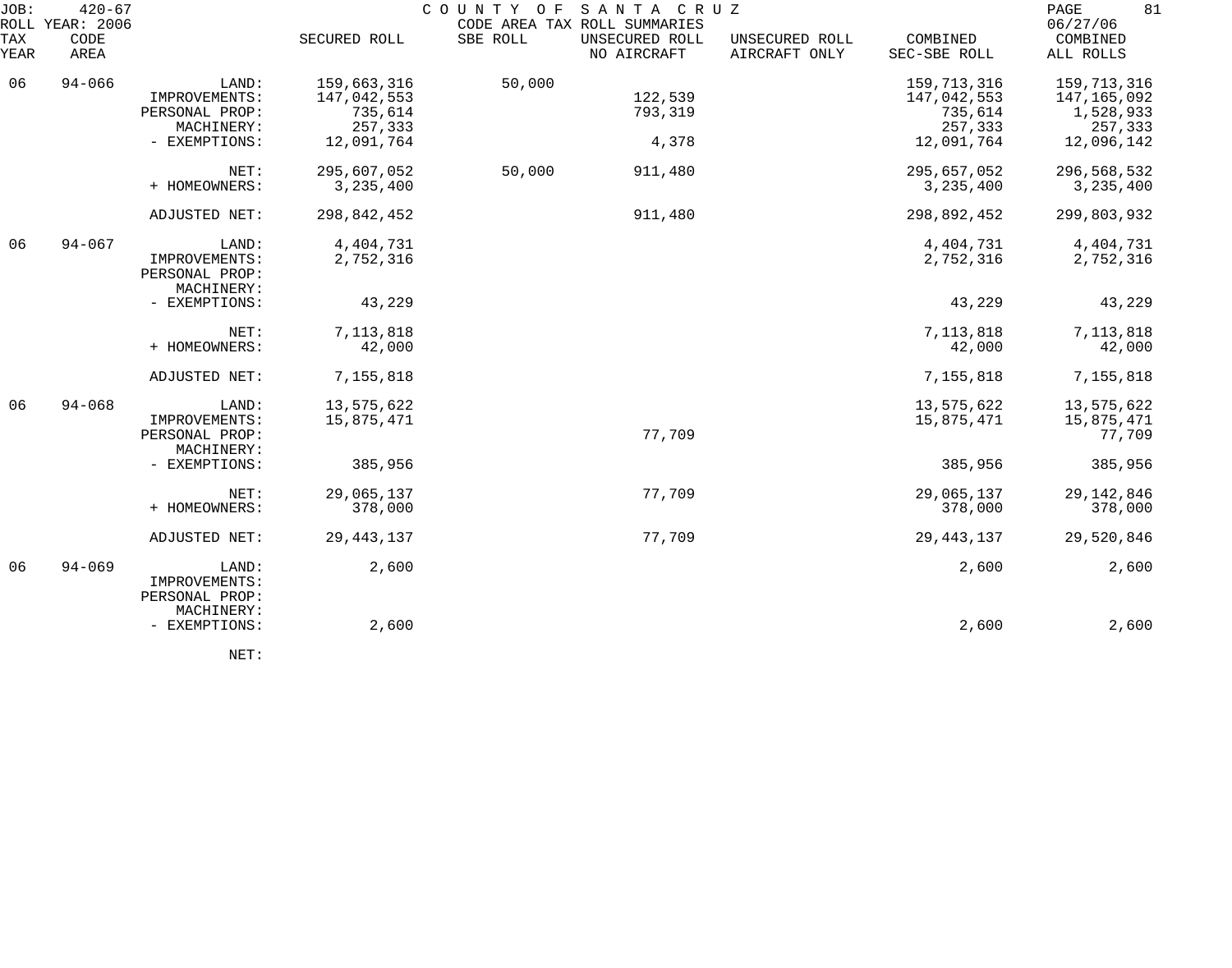JOB: 420-67 COUNTY OF SANTA CRUZ
ROLL YEAR: 2006 CODE AREA TAX ROLL SUMMARIES 06/27/06

| TAX YEAR | CODE AREA | | SECURED ROLL | SBE ROLL | UNSECURED ROLL NO AIRCRAFT | UNSECURED ROLL AIRCRAFT ONLY | COMBINED SEC-SBE ROLL | COMBINED ALL ROLLS |
|---|---|---|---|---|---|---|---|---|
| 06 | 94-066 | LAND: | 159,663,316 | 50,000 | | | 159,713,316 | 159,713,316 |
| | | IMPROVEMENTS: | 147,042,553 | | 122,539 | | 147,042,553 | 147,165,092 |
| | | PERSONAL PROP: | 735,614 | | 793,319 | | 735,614 | 1,528,933 |
| | | MACHINERY: | 257,333 | | | | 257,333 | 257,333 |
| | | - EXEMPTIONS: | 12,091,764 | | 4,378 | | 12,091,764 | 12,096,142 |
| | | NET: | 295,607,052 | 50,000 | 911,480 | | 295,657,052 | 296,568,532 |
| | | + HOMEOWNERS: | 3,235,400 | | | | 3,235,400 | 3,235,400 |
| | | ADJUSTED NET: | 298,842,452 | | 911,480 | | 298,892,452 | 299,803,932 |
| 06 | 94-067 | LAND: | 4,404,731 | | | | 4,404,731 | 4,404,731 |
| | | IMPROVEMENTS: | 2,752,316 | | | | 2,752,316 | 2,752,316 |
| | | PERSONAL PROP: | | | | | | |
| | | MACHINERY: | | | | | | |
| | | - EXEMPTIONS: | 43,229 | | | | 43,229 | 43,229 |
| | | NET: | 7,113,818 | | | | 7,113,818 | 7,113,818 |
| | | + HOMEOWNERS: | 42,000 | | | | 42,000 | 42,000 |
| | | ADJUSTED NET: | 7,155,818 | | | | 7,155,818 | 7,155,818 |
| 06 | 94-068 | LAND: | 13,575,622 | | | | 13,575,622 | 13,575,622 |
| | | IMPROVEMENTS: | 15,875,471 | | | | 15,875,471 | 15,875,471 |
| | | PERSONAL PROP: | | | 77,709 | | | 77,709 |
| | | MACHINERY: | | | | | | |
| | | - EXEMPTIONS: | 385,956 | | | | 385,956 | 385,956 |
| | | NET: | 29,065,137 | | 77,709 | | 29,065,137 | 29,142,846 |
| | | + HOMEOWNERS: | 378,000 | | | | 378,000 | 378,000 |
| | | ADJUSTED NET: | 29,443,137 | | 77,709 | | 29,443,137 | 29,520,846 |
| 06 | 94-069 | LAND: | 2,600 | | | | 2,600 | 2,600 |
| | | IMPROVEMENTS: | | | | | | |
| | | PERSONAL PROP: | | | | | | |
| | | MACHINERY: | | | | | | |
| | | - EXEMPTIONS: | 2,600 | | | | 2,600 | 2,600 |
| | | NET: | | | | | | |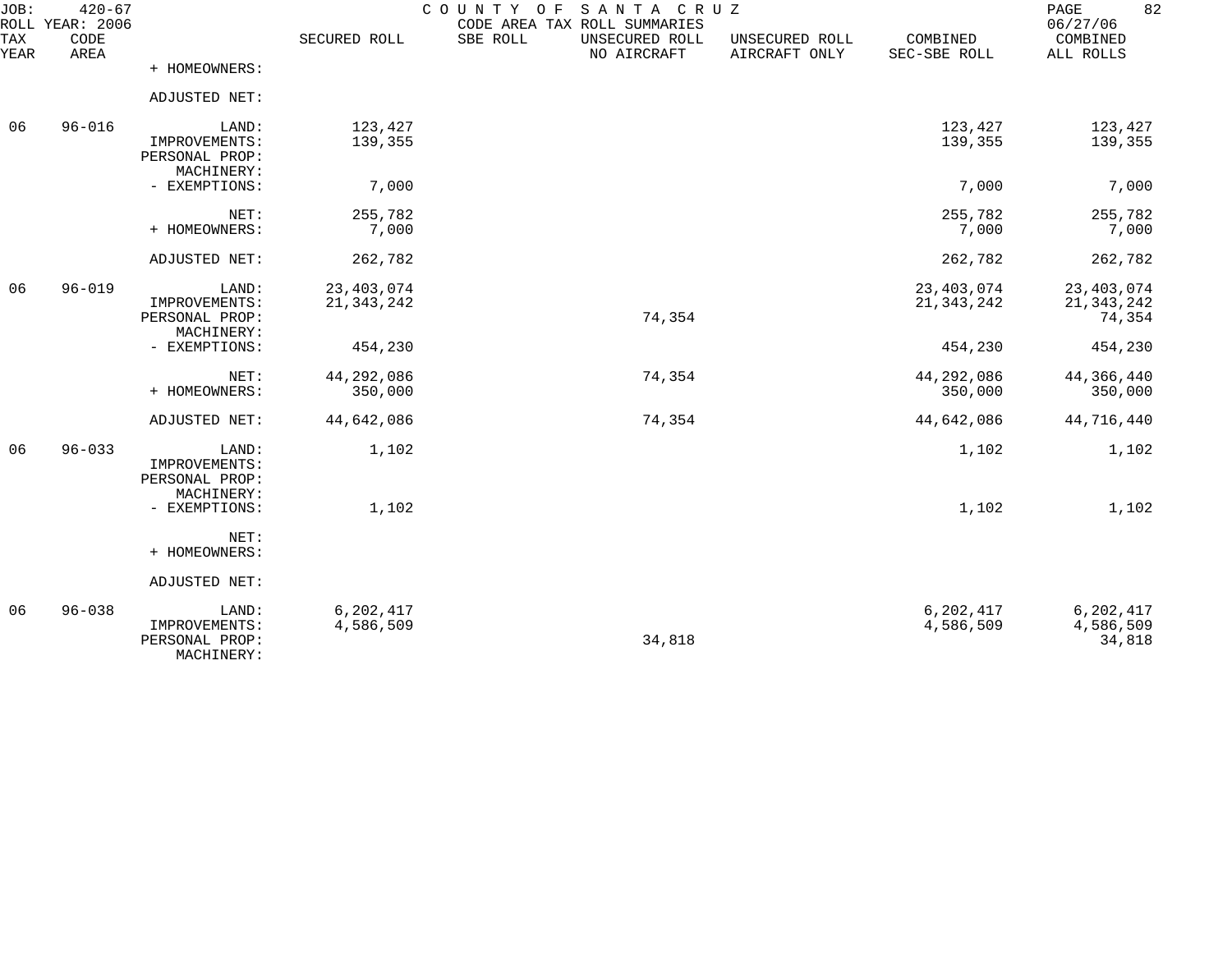JOB: 420-67 COUNTY OF SANTA CRUZ PAGE 82
ROLL YEAR: 2006 CODE AREA TAX ROLL SUMMARIES 06/27/06

| TAX YEAR | CODE AREA | | SECURED ROLL | SBE ROLL | UNSECURED ROLL NO AIRCRAFT | UNSECURED ROLL AIRCRAFT ONLY | COMBINED SEC-SBE ROLL | COMBINED ALL ROLLS |
|---|---|---|---|---|---|---|---|---|
| | | + HOMEOWNERS: | | | | | | |
| | | ADJUSTED NET: | | | | | | |
| 06 | 96-016 | LAND: | 123,427 | | | | 123,427 | 123,427 |
| | | IMPROVEMENTS: | 139,355 | | | | 139,355 | 139,355 |
| | | PERSONAL PROP: | | | | | | |
| | | MACHINERY: | | | | | | |
| | | - EXEMPTIONS: | 7,000 | | | | 7,000 | 7,000 |
| | | NET: | 255,782 | | | | 255,782 | 255,782 |
| | | + HOMEOWNERS: | 7,000 | | | | 7,000 | 7,000 |
| | | ADJUSTED NET: | 262,782 | | | | 262,782 | 262,782 |
| 06 | 96-019 | LAND: | 23,403,074 | | | | 23,403,074 | 23,403,074 |
| | | IMPROVEMENTS: | 21,343,242 | | | | 21,343,242 | 21,343,242 |
| | | PERSONAL PROP: | | | 74,354 | | | 74,354 |
| | | MACHINERY: | | | | | | |
| | | - EXEMPTIONS: | 454,230 | | | | 454,230 | 454,230 |
| | | NET: | 44,292,086 | | 74,354 | | 44,292,086 | 44,366,440 |
| | | + HOMEOWNERS: | 350,000 | | | | 350,000 | 350,000 |
| | | ADJUSTED NET: | 44,642,086 | | 74,354 | | 44,642,086 | 44,716,440 |
| 06 | 96-033 | LAND: | 1,102 | | | | 1,102 | 1,102 |
| | | IMPROVEMENTS: | | | | | | |
| | | PERSONAL PROP: | | | | | | |
| | | MACHINERY: | | | | | | |
| | | - EXEMPTIONS: | 1,102 | | | | 1,102 | 1,102 |
| | | NET: | | | | | | |
| | | + HOMEOWNERS: | | | | | | |
| | | ADJUSTED NET: | | | | | | |
| 06 | 96-038 | LAND: | 6,202,417 | | | | 6,202,417 | 6,202,417 |
| | | IMPROVEMENTS: | 4,586,509 | | | | 4,586,509 | 4,586,509 |
| | | PERSONAL PROP: | | | 34,818 | | | 34,818 |
| | | MACHINERY: | | | | | | |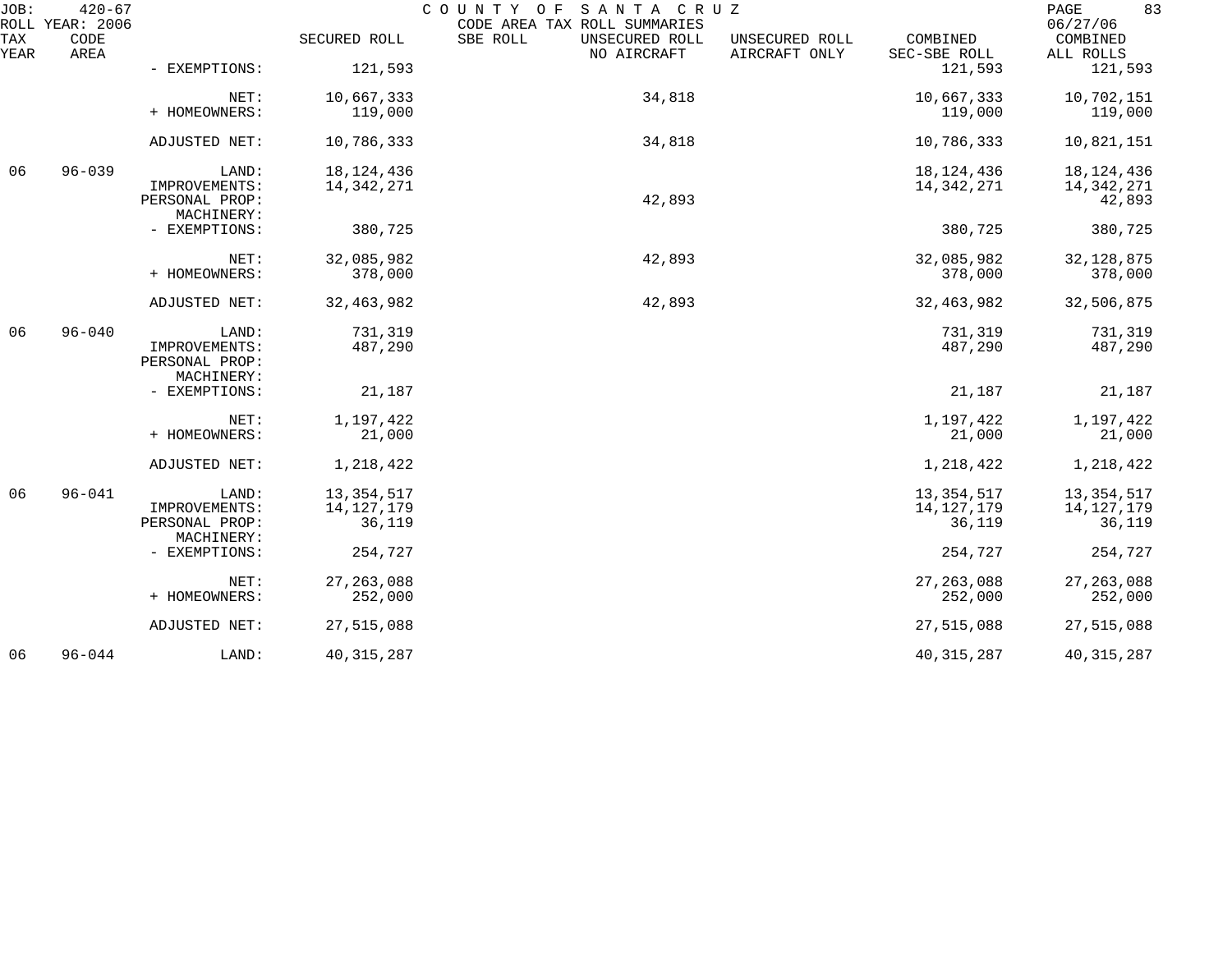JOB: 420-67 COUNTY OF SANTA CRUZ PAGE 83
ROLL YEAR: 2006 CODE AREA TAX ROLL SUMMARIES 06/27/06

| TAX YEAR | CODE AREA | | SECURED ROLL | SBE ROLL | UNSECURED ROLL NO AIRCRAFT | UNSECURED ROLL AIRCRAFT ONLY | COMBINED SEC-SBE ROLL | COMBINED ALL ROLLS |
|---|---|---|---|---|---|---|---|---|
| | | - EXEMPTIONS: | 121,593 | | | | 121,593 | 121,593 |
| | | NET: | 10,667,333 | | 34,818 | | 10,667,333 | 10,702,151 |
| | | + HOMEOWNERS: | 119,000 | | | | 119,000 | 119,000 |
| | | ADJUSTED NET: | 10,786,333 | | 34,818 | | 10,786,333 | 10,821,151 |
| 06 | 96-039 | LAND: | 18,124,436 | | | | 18,124,436 | 18,124,436 |
| | | IMPROVEMENTS: | 14,342,271 | | | | 14,342,271 | 14,342,271 |
| | | PERSONAL PROP: | | | 42,893 | | | 42,893 |
| | | MACHINERY: | | | | | | |
| | | - EXEMPTIONS: | 380,725 | | | | 380,725 | 380,725 |
| | | NET: | 32,085,982 | | 42,893 | | 32,085,982 | 32,128,875 |
| | | + HOMEOWNERS: | 378,000 | | | | 378,000 | 378,000 |
| | | ADJUSTED NET: | 32,463,982 | | 42,893 | | 32,463,982 | 32,506,875 |
| 06 | 96-040 | LAND: | 731,319 | | | | 731,319 | 731,319 |
| | | IMPROVEMENTS: | 487,290 | | | | 487,290 | 487,290 |
| | | PERSONAL PROP: | | | | | | |
| | | MACHINERY: | | | | | | |
| | | - EXEMPTIONS: | 21,187 | | | | 21,187 | 21,187 |
| | | NET: | 1,197,422 | | | | 1,197,422 | 1,197,422 |
| | | + HOMEOWNERS: | 21,000 | | | | 21,000 | 21,000 |
| | | ADJUSTED NET: | 1,218,422 | | | | 1,218,422 | 1,218,422 |
| 06 | 96-041 | LAND: | 13,354,517 | | | | 13,354,517 | 13,354,517 |
| | | IMPROVEMENTS: | 14,127,179 | | | | 14,127,179 | 14,127,179 |
| | | PERSONAL PROP: | 36,119 | | | | 36,119 | 36,119 |
| | | MACHINERY: | | | | | | |
| | | - EXEMPTIONS: | 254,727 | | | | 254,727 | 254,727 |
| | | NET: | 27,263,088 | | | | 27,263,088 | 27,263,088 |
| | | + HOMEOWNERS: | 252,000 | | | | 252,000 | 252,000 |
| | | ADJUSTED NET: | 27,515,088 | | | | 27,515,088 | 27,515,088 |
| 06 | 96-044 | LAND: | 40,315,287 | | | | 40,315,287 | 40,315,287 |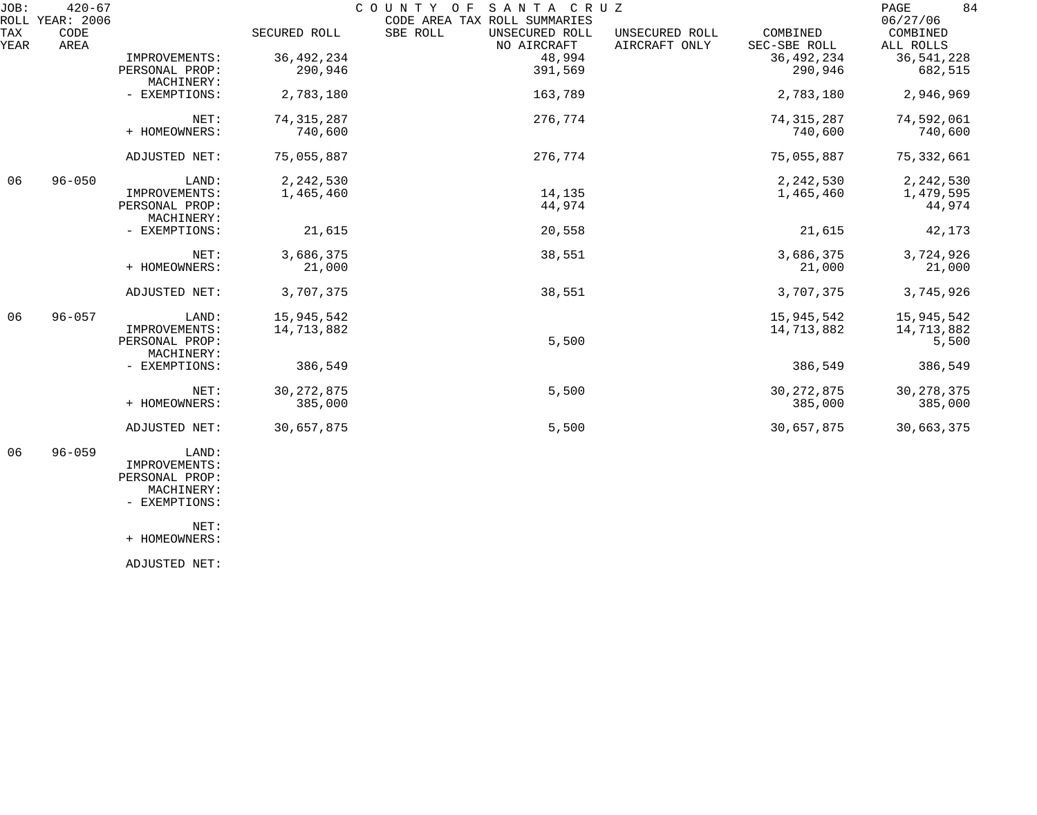JOB: 420-67 COUNTY OF SANTA CRUZ PAGE 84
ROLL YEAR: 2006 CODE AREA TAX ROLL SUMMARIES 06/27/06

| TAX YEAR | CODE AREA | | SECURED ROLL | SBE ROLL | UNSECURED ROLL NO AIRCRAFT | UNSECURED ROLL AIRCRAFT ONLY | COMBINED SEC-SBE ROLL | COMBINED ALL ROLLS |
|---|---|---|---|---|---|---|---|---|
| | | IMPROVEMENTS: | 36,492,234 | | 48,994 | | 36,492,234 | 36,541,228 |
| | | PERSONAL PROP: | 290,946 | | 391,569 | | 290,946 | 682,515 |
| | | MACHINERY: | | | | | | |
| | | - EXEMPTIONS: | 2,783,180 | | 163,789 | | 2,783,180 | 2,946,969 |
| | | NET: | 74,315,287 | | 276,774 | | 74,315,287 | 74,592,061 |
| | | + HOMEOWNERS: | 740,600 | | | | 740,600 | 740,600 |
| | | ADJUSTED NET: | 75,055,887 | | 276,774 | | 75,055,887 | 75,332,661 |
| 06 | 96-050 | LAND: | 2,242,530 | | | | 2,242,530 | 2,242,530 |
| | | IMPROVEMENTS: | 1,465,460 | | 14,135 | | 1,465,460 | 1,479,595 |
| | | PERSONAL PROP: | | | 44,974 | | | 44,974 |
| | | MACHINERY: | | | | | | |
| | | - EXEMPTIONS: | 21,615 | | 20,558 | | 21,615 | 42,173 |
| | | NET: | 3,686,375 | | 38,551 | | 3,686,375 | 3,724,926 |
| | | + HOMEOWNERS: | 21,000 | | | | 21,000 | 21,000 |
| | | ADJUSTED NET: | 3,707,375 | | 38,551 | | 3,707,375 | 3,745,926 |
| 06 | 96-057 | LAND: | 15,945,542 | | | | 15,945,542 | 15,945,542 |
| | | IMPROVEMENTS: | 14,713,882 | | | | 14,713,882 | 14,713,882 |
| | | PERSONAL PROP: | | | 5,500 | | | 5,500 |
| | | MACHINERY: | | | | | | |
| | | - EXEMPTIONS: | 386,549 | | | | 386,549 | 386,549 |
| | | NET: | 30,272,875 | | 5,500 | | 30,272,875 | 30,278,375 |
| | | + HOMEOWNERS: | 385,000 | | | | 385,000 | 385,000 |
| | | ADJUSTED NET: | 30,657,875 | | 5,500 | | 30,657,875 | 30,663,375 |
| 06 | 96-059 | LAND: | | | | | | |
| | | IMPROVEMENTS: | | | | | | |
| | | PERSONAL PROP: | | | | | | |
| | | MACHINERY: | | | | | | |
| | | - EXEMPTIONS: | | | | | | |
| | | NET: | | | | | | |
| | | + HOMEOWNERS: | | | | | | |
| | | ADJUSTED NET: | | | | | | |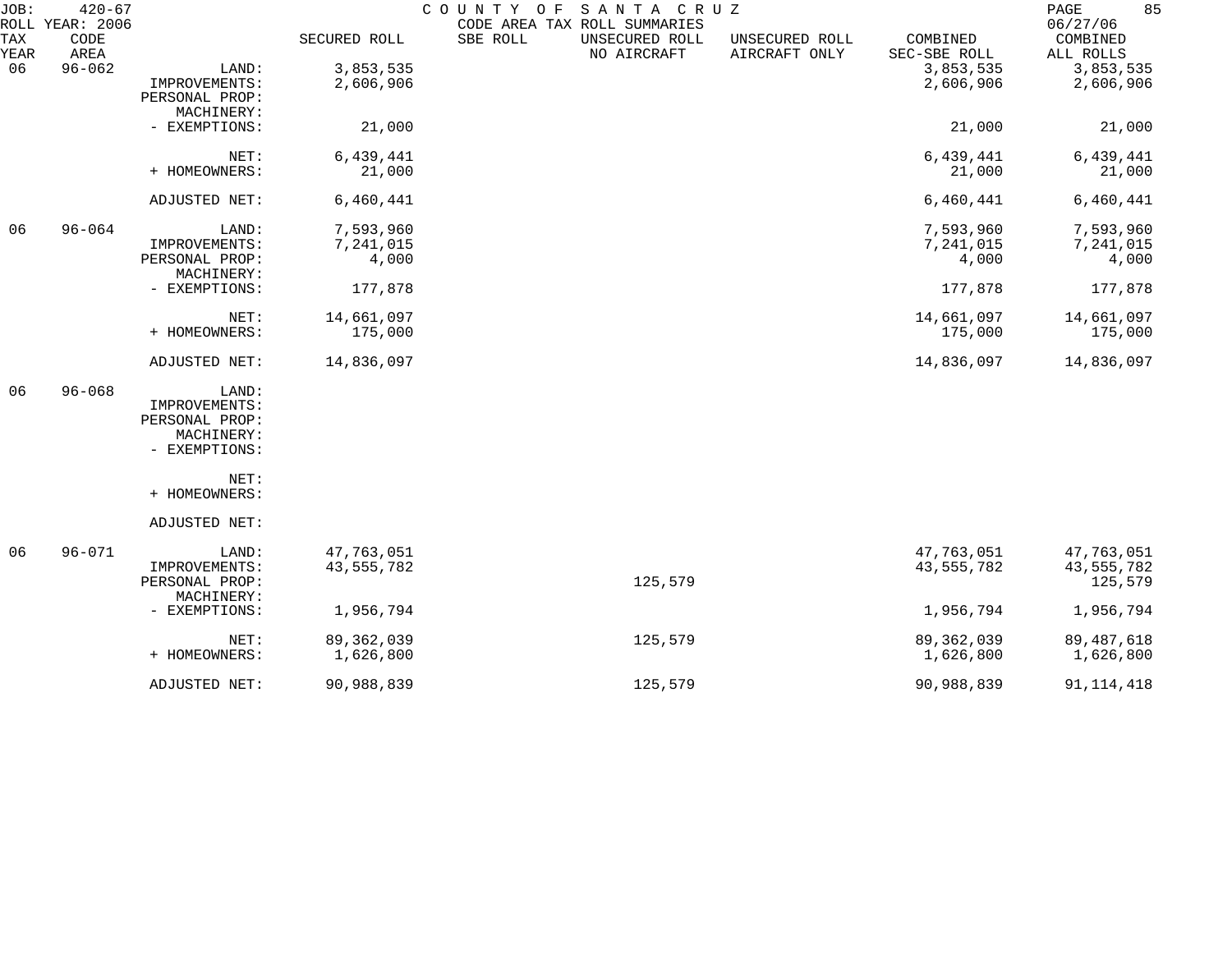JOB: 420-67 COUNTY OF SANTA CRUZ
ROLL YEAR: 2006 CODE AREA TAX ROLL SUMMARIES 06/27/06

| TAX YEAR | CODE AREA | | SECURED ROLL | SBE ROLL | UNSECURED ROLL NO AIRCRAFT | UNSECURED ROLL AIRCRAFT ONLY | COMBINED SEC-SBE ROLL | COMBINED ALL ROLLS |
|---|---|---|---|---|---|---|---|---|
| 06 | 96-062 | LAND: | 3,853,535 | | | | 3,853,535 | 3,853,535 |
| | | IMPROVEMENTS: | 2,606,906 | | | | 2,606,906 | 2,606,906 |
| | | PERSONAL PROP: | | | | | | |
| | | MACHINERY: | | | | | | |
| | | - EXEMPTIONS: | 21,000 | | | | 21,000 | 21,000 |
| | | NET: | 6,439,441 | | | | 6,439,441 | 6,439,441 |
| | | + HOMEOWNERS: | 21,000 | | | | 21,000 | 21,000 |
| | | ADJUSTED NET: | 6,460,441 | | | | 6,460,441 | 6,460,441 |
| 06 | 96-064 | LAND: | 7,593,960 | | | | 7,593,960 | 7,593,960 |
| | | IMPROVEMENTS: | 7,241,015 | | | | 7,241,015 | 7,241,015 |
| | | PERSONAL PROP: | 4,000 | | | | 4,000 | 4,000 |
| | | MACHINERY: | | | | | | |
| | | - EXEMPTIONS: | 177,878 | | | | 177,878 | 177,878 |
| | | NET: | 14,661,097 | | | | 14,661,097 | 14,661,097 |
| | | + HOMEOWNERS: | 175,000 | | | | 175,000 | 175,000 |
| | | ADJUSTED NET: | 14,836,097 | | | | 14,836,097 | 14,836,097 |
| 06 | 96-068 | LAND: | | | | | | |
| | | IMPROVEMENTS: | | | | | | |
| | | PERSONAL PROP: | | | | | | |
| | | MACHINERY: | | | | | | |
| | | - EXEMPTIONS: | | | | | | |
| | | NET: | | | | | | |
| | | + HOMEOWNERS: | | | | | | |
| | | ADJUSTED NET: | | | | | | |
| 06 | 96-071 | LAND: | 47,763,051 | | | | 47,763,051 | 47,763,051 |
| | | IMPROVEMENTS: | 43,555,782 | | | | 43,555,782 | 43,555,782 |
| | | PERSONAL PROP: | | | 125,579 | | | 125,579 |
| | | MACHINERY: | | | | | | |
| | | - EXEMPTIONS: | 1,956,794 | | | | 1,956,794 | 1,956,794 |
| | | NET: | 89,362,039 | | 125,579 | | 89,362,039 | 89,487,618 |
| | | + HOMEOWNERS: | 1,626,800 | | | | 1,626,800 | 1,626,800 |
| | | ADJUSTED NET: | 90,988,839 | | 125,579 | | 90,988,839 | 91,114,418 |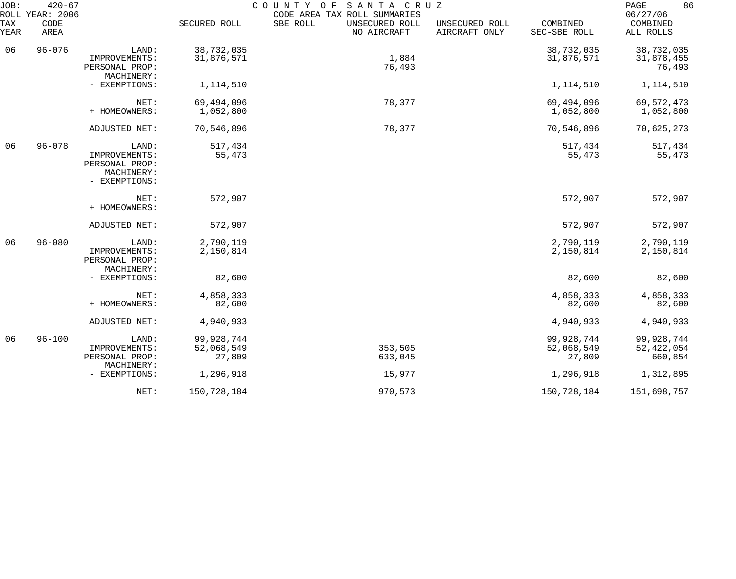JOB: 420-67 COUNTY OF SANTA CRUZ
ROLL YEAR: 2006 CODE AREA TAX ROLL SUMMARIES 06/27/06

| TAX YEAR | CODE AREA | | SECURED ROLL | SBE ROLL | UNSECURED ROLL NO AIRCRAFT | UNSECURED ROLL AIRCRAFT ONLY | COMBINED SEC-SBE ROLL | COMBINED ALL ROLLS |
|---|---|---|---|---|---|---|---|---|
| 06 | 96-076 | LAND: | 38,732,035 | | | | 38,732,035 | 38,732,035 |
| | | IMPROVEMENTS: | 31,876,571 | | 1,884 | | 31,876,571 | 31,878,455 |
| | | PERSONAL PROP: | | | 76,493 | | | 76,493 |
| | | MACHINERY: | | | | | | |
| | | - EXEMPTIONS: | 1,114,510 | | | | 1,114,510 | 1,114,510 |
| | | NET: | 69,494,096 | | 78,377 | | 69,494,096 | 69,572,473 |
| | | + HOMEOWNERS: | 1,052,800 | | | | 1,052,800 | 1,052,800 |
| | | ADJUSTED NET: | 70,546,896 | | 78,377 | | 70,546,896 | 70,625,273 |
| 06 | 96-078 | LAND: | 517,434 | | | | 517,434 | 517,434 |
| | | IMPROVEMENTS: | 55,473 | | | | 55,473 | 55,473 |
| | | PERSONAL PROP: | | | | | | |
| | | MACHINERY: | | | | | | |
| | | - EXEMPTIONS: | | | | | | |
| | | NET: | 572,907 | | | | 572,907 | 572,907 |
| | | + HOMEOWNERS: | | | | | | |
| | | ADJUSTED NET: | 572,907 | | | | 572,907 | 572,907 |
| 06 | 96-080 | LAND: | 2,790,119 | | | | 2,790,119 | 2,790,119 |
| | | IMPROVEMENTS: | 2,150,814 | | | | 2,150,814 | 2,150,814 |
| | | PERSONAL PROP: | | | | | | |
| | | MACHINERY: | | | | | | |
| | | - EXEMPTIONS: | 82,600 | | | | 82,600 | 82,600 |
| | | NET: | 4,858,333 | | | | 4,858,333 | 4,858,333 |
| | | + HOMEOWNERS: | 82,600 | | | | 82,600 | 82,600 |
| | | ADJUSTED NET: | 4,940,933 | | | | 4,940,933 | 4,940,933 |
| 06 | 96-100 | LAND: | 99,928,744 | | | | 99,928,744 | 99,928,744 |
| | | IMPROVEMENTS: | 52,068,549 | | 353,505 | | 52,068,549 | 52,422,054 |
| | | PERSONAL PROP: | 27,809 | | 633,045 | | 27,809 | 660,854 |
| | | MACHINERY: | | | | | | |
| | | - EXEMPTIONS: | 1,296,918 | | 15,977 | | 1,296,918 | 1,312,895 |
| | | NET: | 150,728,184 | | 970,573 | | 150,728,184 | 151,698,757 |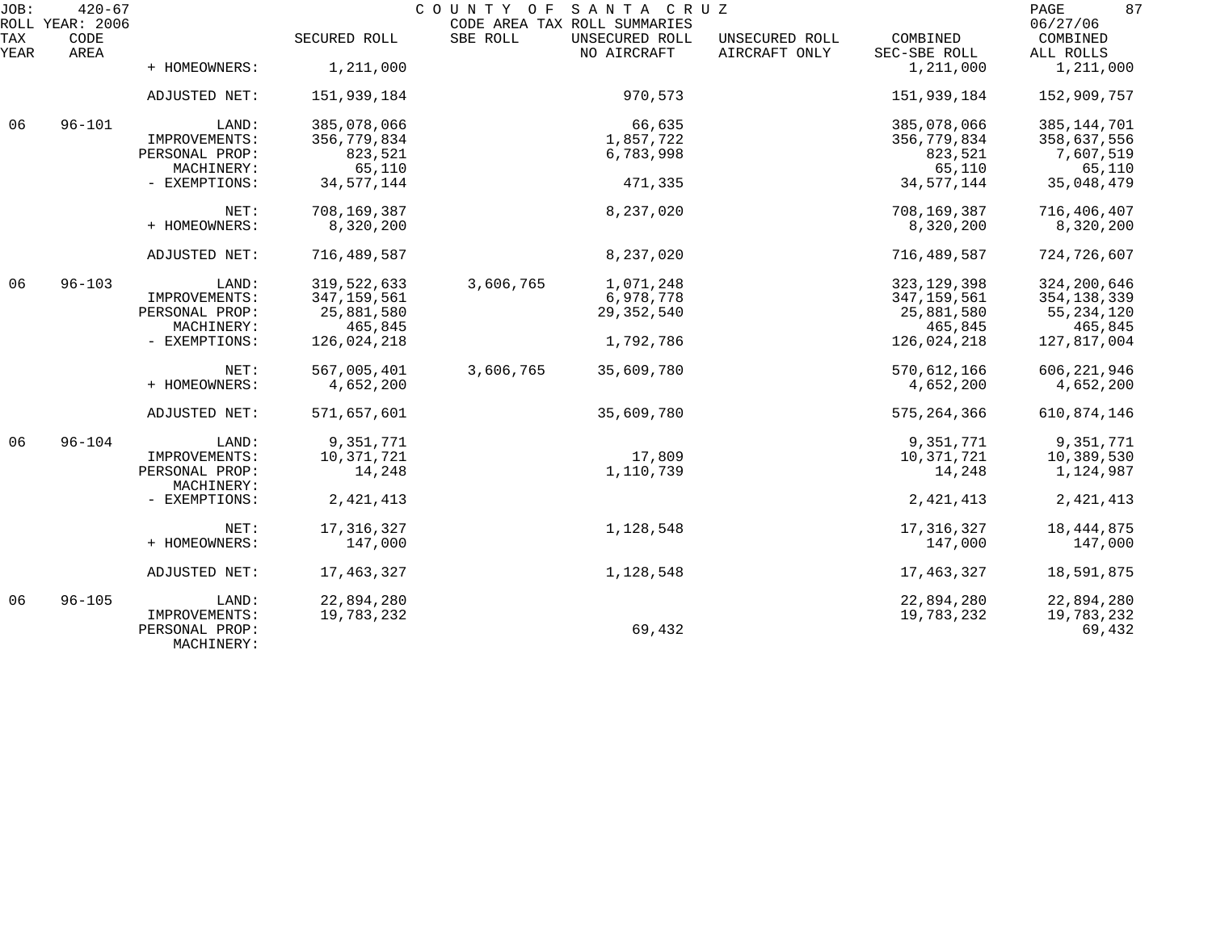COUNTY OF SANTA CRUZ
CODE AREA TAX ROLL SUMMARIES

JOB: 420-67
ROLL YEAR: 2006
06/27/06

| TAX YEAR | CODE AREA | | SECURED ROLL | SBE ROLL | UNSECURED ROLL NO AIRCRAFT | UNSECURED ROLL AIRCRAFT ONLY | COMBINED SEC-SBE ROLL | COMBINED ALL ROLLS |
|---|---|---|---|---|---|---|---|---|
| | | + HOMEOWNERS: | 1,211,000 | | | | 1,211,000 | 1,211,000 |
| | | ADJUSTED NET: | 151,939,184 | | 970,573 | | 151,939,184 | 152,909,757 |
| 06 | 96-101 | LAND: | 385,078,066 | | 66,635 | | 385,078,066 | 385,144,701 |
| | | IMPROVEMENTS: | 356,779,834 | | 1,857,722 | | 356,779,834 | 358,637,556 |
| | | PERSONAL PROP: | 823,521 | | 6,783,998 | | 823,521 | 7,607,519 |
| | | MACHINERY: | 65,110 | | | | 65,110 | 65,110 |
| | | - EXEMPTIONS: | 34,577,144 | | 471,335 | | 34,577,144 | 35,048,479 |
| | | NET: | 708,169,387 | | 8,237,020 | | 708,169,387 | 716,406,407 |
| | | + HOMEOWNERS: | 8,320,200 | | | | 8,320,200 | 8,320,200 |
| | | ADJUSTED NET: | 716,489,587 | | 8,237,020 | | 716,489,587 | 724,726,607 |
| 06 | 96-103 | LAND: | 319,522,633 | 3,606,765 | 1,071,248 | | 323,129,398 | 324,200,646 |
| | | IMPROVEMENTS: | 347,159,561 | | 6,978,778 | | 347,159,561 | 354,138,339 |
| | | PERSONAL PROP: | 25,881,580 | | 29,352,540 | | 25,881,580 | 55,234,120 |
| | | MACHINERY: | 465,845 | | | | 465,845 | 465,845 |
| | | - EXEMPTIONS: | 126,024,218 | | 1,792,786 | | 126,024,218 | 127,817,004 |
| | | NET: | 567,005,401 | 3,606,765 | 35,609,780 | | 570,612,166 | 606,221,946 |
| | | + HOMEOWNERS: | 4,652,200 | | | | 4,652,200 | 4,652,200 |
| | | ADJUSTED NET: | 571,657,601 | | 35,609,780 | | 575,264,366 | 610,874,146 |
| 06 | 96-104 | LAND: | 9,351,771 | | | | 9,351,771 | 9,351,771 |
| | | IMPROVEMENTS: | 10,371,721 | | 17,809 | | 10,371,721 | 10,389,530 |
| | | PERSONAL PROP: | 14,248 | | 1,110,739 | | 14,248 | 1,124,987 |
| | | MACHINERY: | | | | | | |
| | | - EXEMPTIONS: | 2,421,413 | | | | 2,421,413 | 2,421,413 |
| | | NET: | 17,316,327 | | 1,128,548 | | 17,316,327 | 18,444,875 |
| | | + HOMEOWNERS: | 147,000 | | | | 147,000 | 147,000 |
| | | ADJUSTED NET: | 17,463,327 | | 1,128,548 | | 17,463,327 | 18,591,875 |
| 06 | 96-105 | LAND: | 22,894,280 | | | | 22,894,280 | 22,894,280 |
| | | IMPROVEMENTS: | 19,783,232 | | | | 19,783,232 | 19,783,232 |
| | | PERSONAL PROP: | | | 69,432 | | | 69,432 |
| | | MACHINERY: | | | | | | |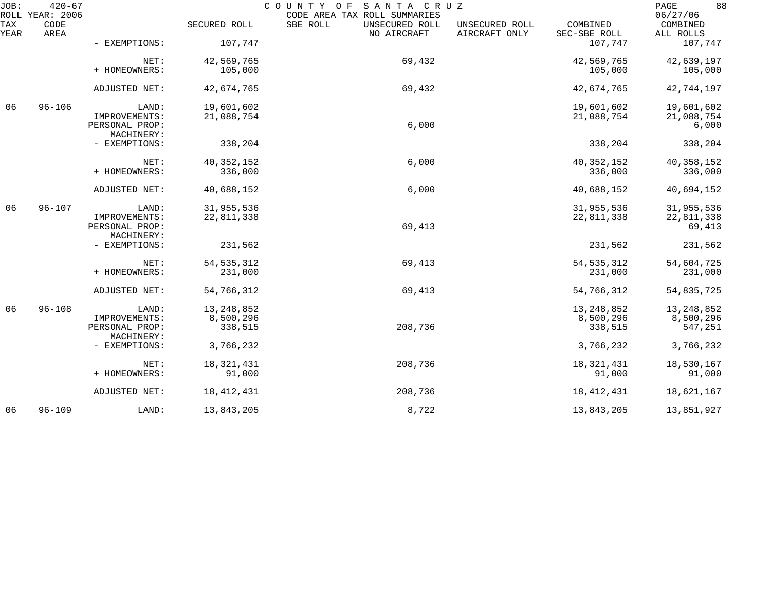JOB: 420-67 COUNTY OF SANTA CRUZ PAGE 88
ROLL YEAR: 2006 CODE AREA TAX ROLL SUMMARIES 06/27/06

| TAX YEAR | CODE AREA | | SECURED ROLL | SBE ROLL | UNSECURED ROLL NO AIRCRAFT | UNSECURED ROLL AIRCRAFT ONLY | COMBINED SEC-SBE ROLL | COMBINED ALL ROLLS |
|---|---|---|---|---|---|---|---|---|
| | | - EXEMPTIONS: | 107,747 | | | | 107,747 | 107,747 |
| | | NET: | 42,569,765 | | 69,432 | | 42,569,765 | 42,639,197 |
| | | + HOMEOWNERS: | 105,000 | | | | 105,000 | 105,000 |
| | | ADJUSTED NET: | 42,674,765 | | 69,432 | | 42,674,765 | 42,744,197 |
| 06 | 96-106 | LAND: | 19,601,602 | | | | 19,601,602 | 19,601,602 |
| | | IMPROVEMENTS: | 21,088,754 | | | | 21,088,754 | 21,088,754 |
| | | PERSONAL PROP: | | | 6,000 | | | 6,000 |
| | | MACHINERY: | | | | | | |
| | | - EXEMPTIONS: | 338,204 | | | | 338,204 | 338,204 |
| | | NET: | 40,352,152 | | 6,000 | | 40,352,152 | 40,358,152 |
| | | + HOMEOWNERS: | 336,000 | | | | 336,000 | 336,000 |
| | | ADJUSTED NET: | 40,688,152 | | 6,000 | | 40,688,152 | 40,694,152 |
| 06 | 96-107 | LAND: | 31,955,536 | | | | 31,955,536 | 31,955,536 |
| | | IMPROVEMENTS: | 22,811,338 | | | | 22,811,338 | 22,811,338 |
| | | PERSONAL PROP: | | | 69,413 | | | 69,413 |
| | | MACHINERY: | | | | | | |
| | | - EXEMPTIONS: | 231,562 | | | | 231,562 | 231,562 |
| | | NET: | 54,535,312 | | 69,413 | | 54,535,312 | 54,604,725 |
| | | + HOMEOWNERS: | 231,000 | | | | 231,000 | 231,000 |
| | | ADJUSTED NET: | 54,766,312 | | 69,413 | | 54,766,312 | 54,835,725 |
| 06 | 96-108 | LAND: | 13,248,852 | | | | 13,248,852 | 13,248,852 |
| | | IMPROVEMENTS: | 8,500,296 | | | | 8,500,296 | 8,500,296 |
| | | PERSONAL PROP: | 338,515 | | 208,736 | | 338,515 | 547,251 |
| | | MACHINERY: | | | | | | |
| | | - EXEMPTIONS: | 3,766,232 | | | | 3,766,232 | 3,766,232 |
| | | NET: | 18,321,431 | | 208,736 | | 18,321,431 | 18,530,167 |
| | | + HOMEOWNERS: | 91,000 | | | | 91,000 | 91,000 |
| | | ADJUSTED NET: | 18,412,431 | | 208,736 | | 18,412,431 | 18,621,167 |
| 06 | 96-109 | LAND: | 13,843,205 | | 8,722 | | 13,843,205 | 13,851,927 |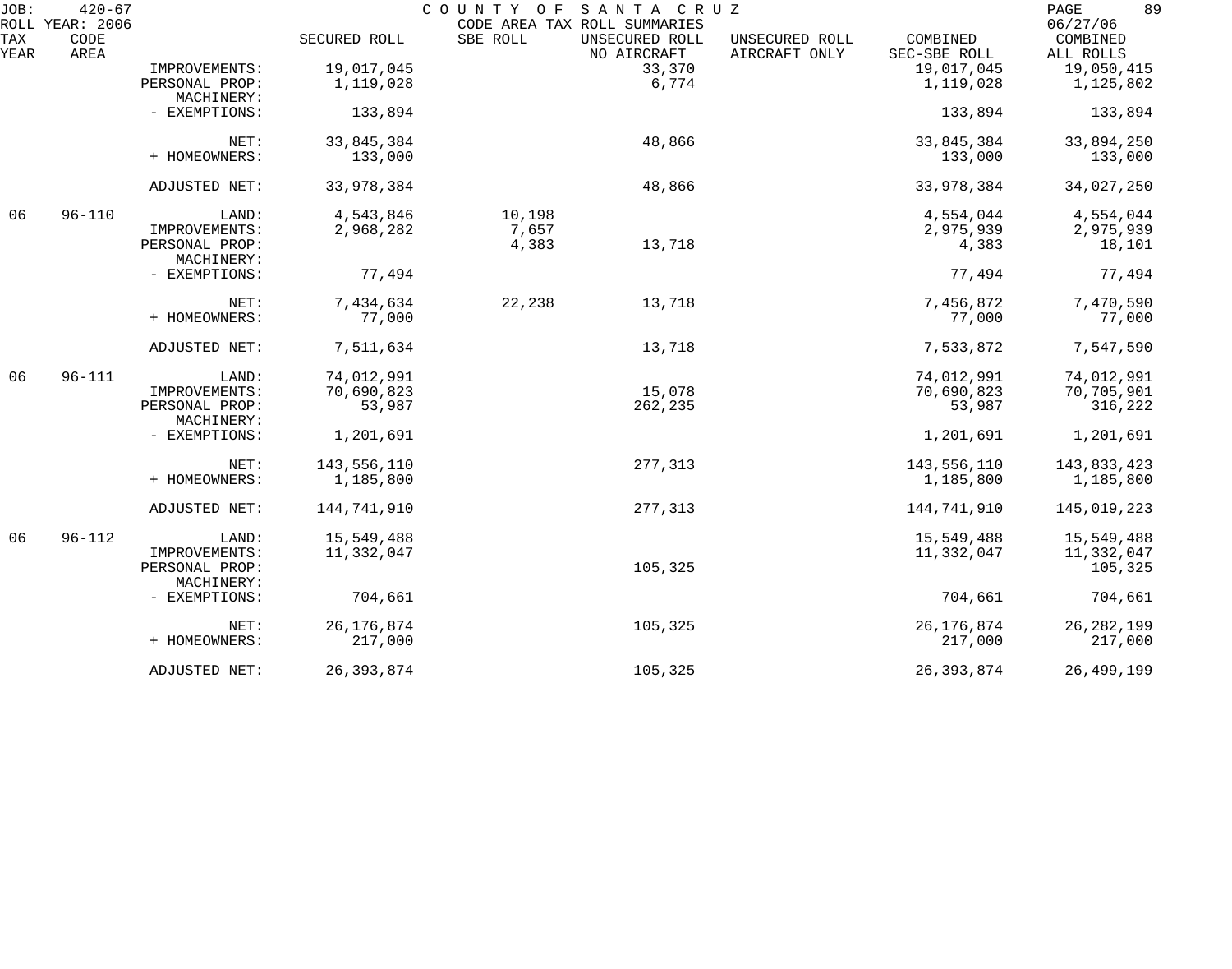JOB: 420-67 COUNTY OF SANTA CRUZ
ROLL YEAR: 2006 CODE AREA TAX ROLL SUMMARIES 06/27/06

| TAX YEAR | CODE AREA | | SECURED ROLL | SBE ROLL | UNSECURED ROLL NO AIRCRAFT | UNSECURED ROLL AIRCRAFT ONLY | COMBINED SEC-SBE ROLL | COMBINED ALL ROLLS |
|---|---|---|---|---|---|---|---|---|
| | | IMPROVEMENTS: | 19,017,045 | | 33,370 | | 19,017,045 | 19,050,415 |
| | | PERSONAL PROP: | 1,119,028 | | 6,774 | | 1,119,028 | 1,125,802 |
| | | MACHINERY: | | | | | | |
| | | - EXEMPTIONS: | 133,894 | | | | 133,894 | 133,894 |
| | | NET: | 33,845,384 | | 48,866 | | 33,845,384 | 33,894,250 |
| | | + HOMEOWNERS: | 133,000 | | | | 133,000 | 133,000 |
| | | ADJUSTED NET: | 33,978,384 | | 48,866 | | 33,978,384 | 34,027,250 |
| 06 | 96-110 | LAND: | 4,543,846 | 10,198 | | | 4,554,044 | 4,554,044 |
| | | IMPROVEMENTS: | 2,968,282 | 7,657 | | | 2,975,939 | 2,975,939 |
| | | PERSONAL PROP: | | 4,383 | 13,718 | | 4,383 | 18,101 |
| | | MACHINERY: | | | | | | |
| | | - EXEMPTIONS: | 77,494 | | | | 77,494 | 77,494 |
| | | NET: | 7,434,634 | 22,238 | 13,718 | | 7,456,872 | 7,470,590 |
| | | + HOMEOWNERS: | 77,000 | | | | 77,000 | 77,000 |
| | | ADJUSTED NET: | 7,511,634 | | 13,718 | | 7,533,872 | 7,547,590 |
| 06 | 96-111 | LAND: | 74,012,991 | | | | 74,012,991 | 74,012,991 |
| | | IMPROVEMENTS: | 70,690,823 | | 15,078 | | 70,690,823 | 70,705,901 |
| | | PERSONAL PROP: | 53,987 | | 262,235 | | 53,987 | 316,222 |
| | | MACHINERY: | | | | | | |
| | | - EXEMPTIONS: | 1,201,691 | | | | 1,201,691 | 1,201,691 |
| | | NET: | 143,556,110 | | 277,313 | | 143,556,110 | 143,833,423 |
| | | + HOMEOWNERS: | 1,185,800 | | | | 1,185,800 | 1,185,800 |
| | | ADJUSTED NET: | 144,741,910 | | 277,313 | | 144,741,910 | 145,019,223 |
| 06 | 96-112 | LAND: | 15,549,488 | | | | 15,549,488 | 15,549,488 |
| | | IMPROVEMENTS: | 11,332,047 | | | | 11,332,047 | 11,332,047 |
| | | PERSONAL PROP: | | | 105,325 | | | 105,325 |
| | | MACHINERY: | | | | | | |
| | | - EXEMPTIONS: | 704,661 | | | | 704,661 | 704,661 |
| | | NET: | 26,176,874 | | 105,325 | | 26,176,874 | 26,282,199 |
| | | + HOMEOWNERS: | 217,000 | | | | 217,000 | 217,000 |
| | | ADJUSTED NET: | 26,393,874 | | 105,325 | | 26,393,874 | 26,499,199 |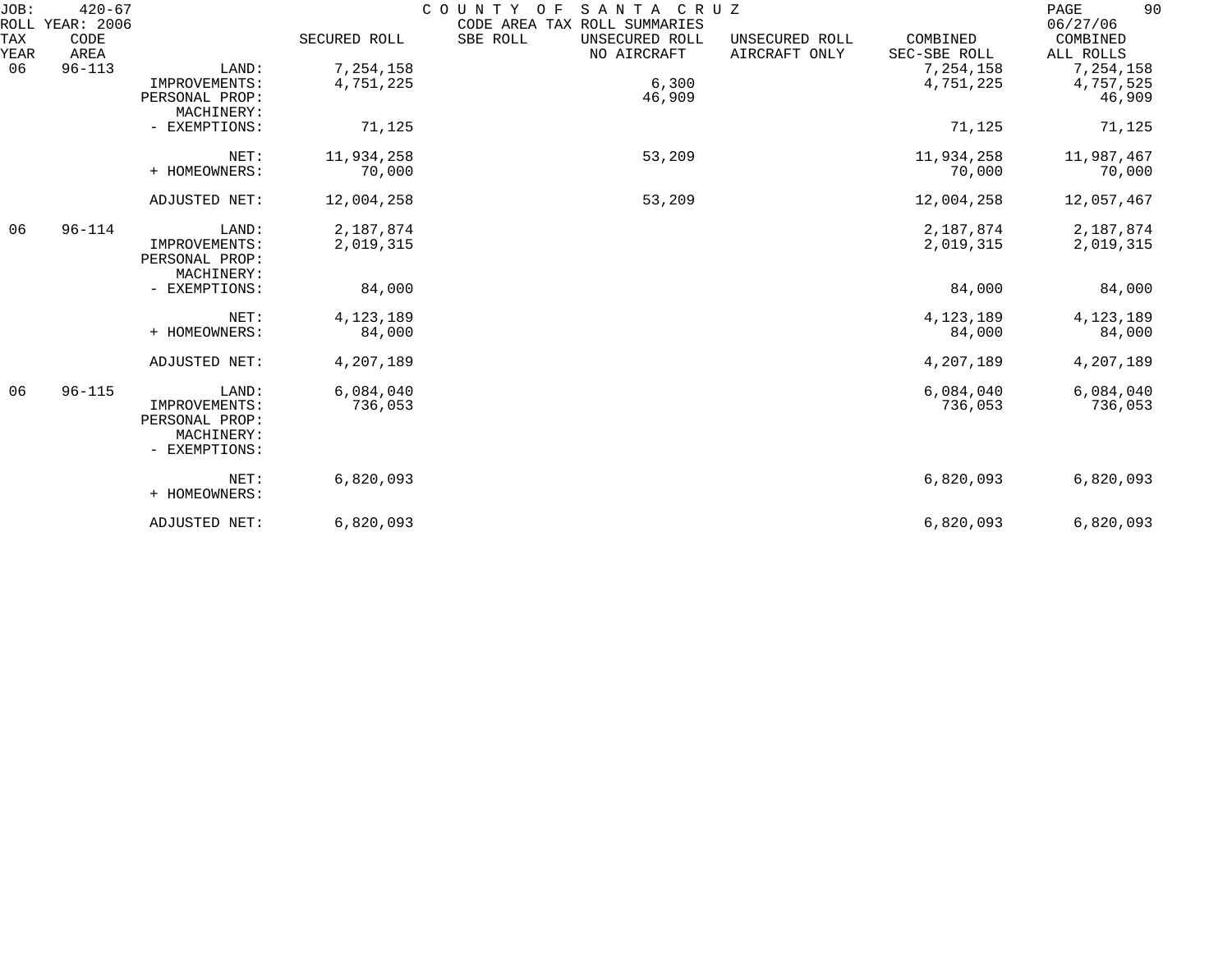JOB: 420-67 COUNTY OF SANTA CRUZ
ROLL YEAR: 2006 CODE AREA TAX ROLL SUMMARIES 06/27/06

| TAX YEAR | CODE AREA | | SECURED ROLL | SBE ROLL | UNSECURED ROLL NO AIRCRAFT | UNSECURED ROLL AIRCRAFT ONLY | COMBINED SEC-SBE ROLL | COMBINED ALL ROLLS |
|---|---|---|---|---|---|---|---|---|
| 06 | 96-113 | LAND: | 7,254,158 | | | | 7,254,158 | 7,254,158 |
| | | IMPROVEMENTS: | 4,751,225 | | 6,300 | | 4,751,225 | 4,757,525 |
| | | PERSONAL PROP: | | | 46,909 | | | 46,909 |
| | | MACHINERY: | | | | | | |
| | | - EXEMPTIONS: | 71,125 | | | | 71,125 | 71,125 |
| | | NET: | 11,934,258 | | 53,209 | | 11,934,258 | 11,987,467 |
| | | + HOMEOWNERS: | 70,000 | | | | 70,000 | 70,000 |
| | | ADJUSTED NET: | 12,004,258 | | 53,209 | | 12,004,258 | 12,057,467 |
| 06 | 96-114 | LAND: | 2,187,874 | | | | 2,187,874 | 2,187,874 |
| | | IMPROVEMENTS: | 2,019,315 | | | | 2,019,315 | 2,019,315 |
| | | PERSONAL PROP: | | | | | | |
| | | MACHINERY: | | | | | | |
| | | - EXEMPTIONS: | 84,000 | | | | 84,000 | 84,000 |
| | | NET: | 4,123,189 | | | | 4,123,189 | 4,123,189 |
| | | + HOMEOWNERS: | 84,000 | | | | 84,000 | 84,000 |
| | | ADJUSTED NET: | 4,207,189 | | | | 4,207,189 | 4,207,189 |
| 06 | 96-115 | LAND: | 6,084,040 | | | | 6,084,040 | 6,084,040 |
| | | IMPROVEMENTS: | 736,053 | | | | 736,053 | 736,053 |
| | | PERSONAL PROP: | | | | | | |
| | | MACHINERY: | | | | | | |
| | | - EXEMPTIONS: | | | | | | |
| | | NET: | 6,820,093 | | | | 6,820,093 | 6,820,093 |
| | | + HOMEOWNERS: | | | | | | |
| | | ADJUSTED NET: | 6,820,093 | | | | 6,820,093 | 6,820,093 |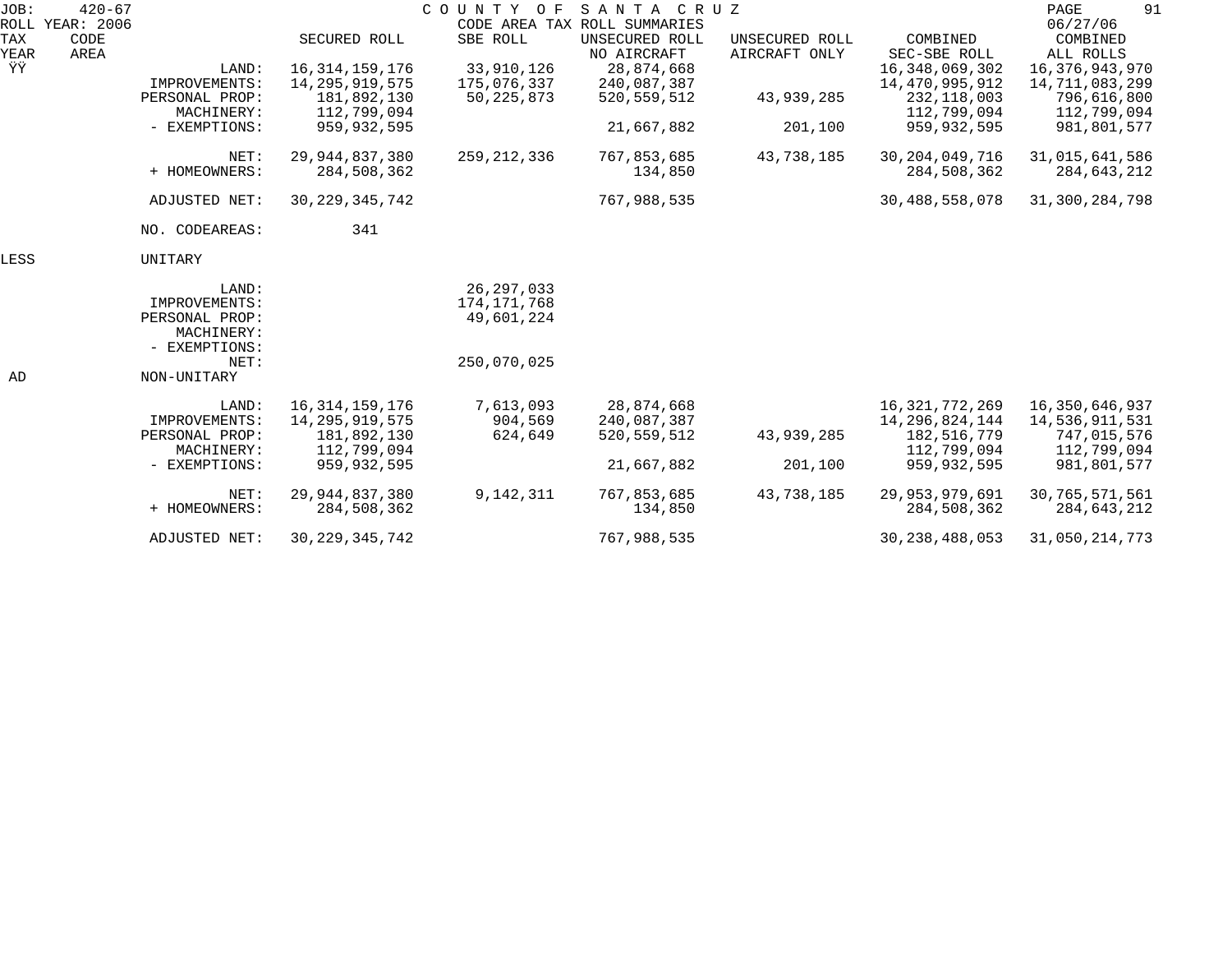JOB: 420-67 COUNTY OF SANTA CRUZ
ROLL YEAR: 2006 CODE AREA TAX ROLL SUMMARIES 06/27/06

| TAX YEAR | CODE AREA | | SECURED ROLL | SBE ROLL | UNSECURED ROLL NO AIRCRAFT | UNSECURED ROLL AIRCRAFT ONLY | COMBINED SEC-SBE ROLL | COMBINED ALL ROLLS |
|---|---|---|---|---|---|---|---|---|
| ŸŸ | | LAND: | 16,314,159,176 | 33,910,126 | 28,874,668 | | 16,348,069,302 | 16,376,943,970 |
| | | IMPROVEMENTS: | 14,295,919,575 | 175,076,337 | 240,087,387 | | 14,470,995,912 | 14,711,083,299 |
| | | PERSONAL PROP: | 181,892,130 | 50,225,873 | 520,559,512 | 43,939,285 | 232,118,003 | 796,616,800 |
| | | MACHINERY: | 112,799,094 | | | | 112,799,094 | 112,799,094 |
| | | - EXEMPTIONS: | 959,932,595 | | 21,667,882 | 201,100 | 959,932,595 | 981,801,577 |
| | | NET: | 29,944,837,380 | 259,212,336 | 767,853,685 | 43,738,185 | 30,204,049,716 | 31,015,641,586 |
| | | + HOMEOWNERS: | 284,508,362 | | 134,850 | | 284,508,362 | 284,643,212 |
| | | ADJUSTED NET: | 30,229,345,742 | | 767,988,535 | | 30,488,558,078 | 31,300,284,798 |
| | | NO. CODEAREAS: | 341 | | | | | |
| LESS | | UNITARY | | | | | | |
| | | LAND: | | 26,297,033 | | | | |
| | | IMPROVEMENTS: | | 174,171,768 | | | | |
| | | PERSONAL PROP: | | 49,601,224 | | | | |
| | | MACHINERY: | | | | | | |
| | | - EXEMPTIONS: | | | | | | |
| | | NET: | | 250,070,025 | | | | |
| AD | | NON-UNITARY | | | | | | |
| | | LAND: | 16,314,159,176 | 7,613,093 | 28,874,668 | | 16,321,772,269 | 16,350,646,937 |
| | | IMPROVEMENTS: | 14,295,919,575 | 904,569 | 240,087,387 | | 14,296,824,144 | 14,536,911,531 |
| | | PERSONAL PROP: | 181,892,130 | 624,649 | 520,559,512 | 43,939,285 | 182,516,779 | 747,015,576 |
| | | MACHINERY: | 112,799,094 | | | | 112,799,094 | 112,799,094 |
| | | - EXEMPTIONS: | 959,932,595 | | 21,667,882 | 201,100 | 959,932,595 | 981,801,577 |
| | | NET: | 29,944,837,380 | 9,142,311 | 767,853,685 | 43,738,185 | 29,953,979,691 | 30,765,571,561 |
| | | + HOMEOWNERS: | 284,508,362 | | 134,850 | | 284,508,362 | 284,643,212 |
| | | ADJUSTED NET: | 30,229,345,742 | | 767,988,535 | | 30,238,488,053 | 31,050,214,773 |